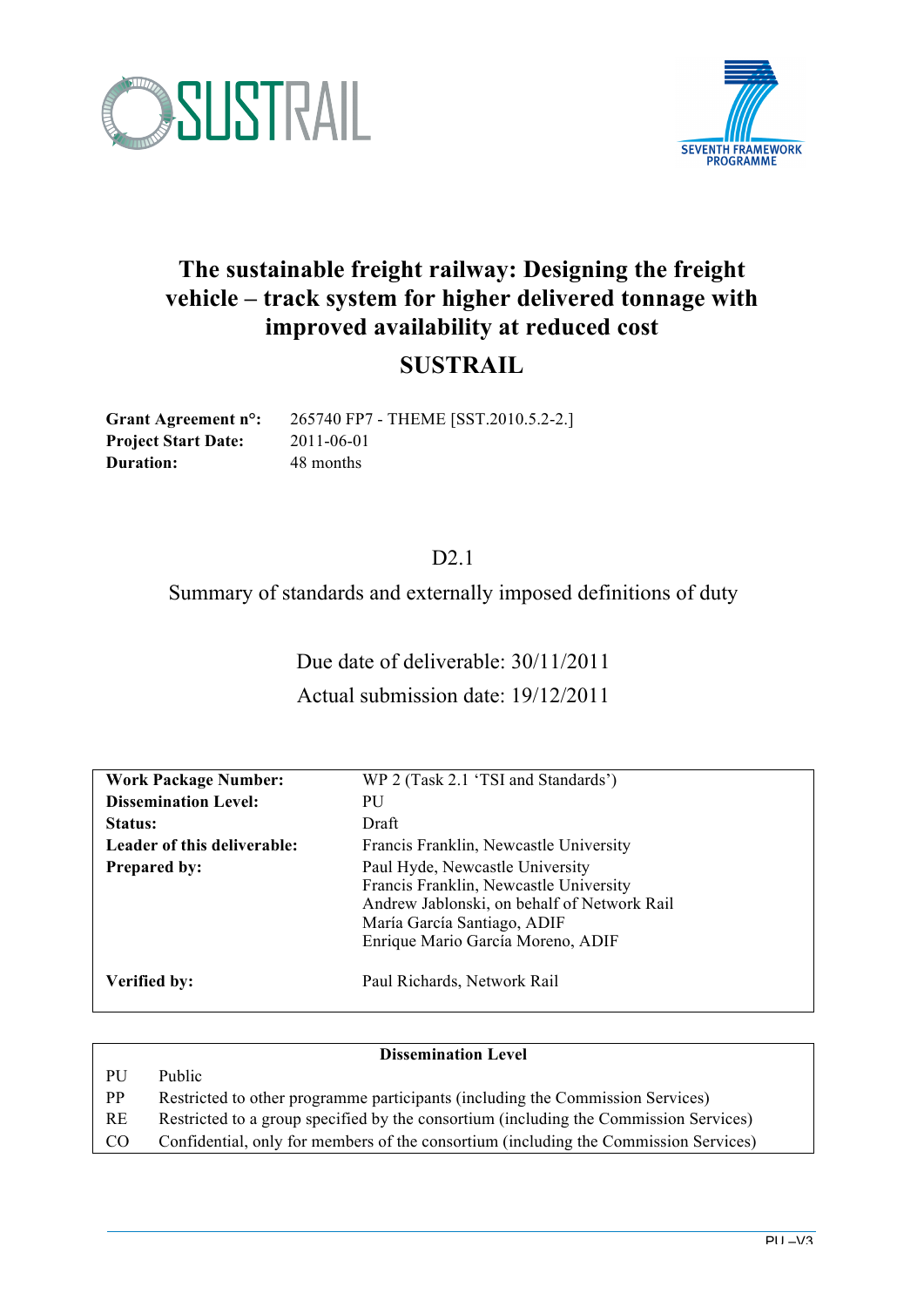SUSTRAIL

SEVENTH FRAMEWORK PROGRAMME

# The sustainable freight railway: Designing the freight vehicle – track system for higher delivered tonnage with improved availability at reduced cost

# SUSTRAIL

**Grant Agreement n°:** 265740 FP7 - THEME [SST.2010.5.2-2.]
**Project Start Date:** 2011-06-01
**Duration:** 48 months

D2.1

Summary of standards and externally imposed definitions of duty

Due date of deliverable: 30/11/2011

Actual submission date: 19/12/2011

| | |
|---|---|
| **Work Package Number:** | WP 2 (Task 2.1 'TSI and Standards') |
| **Dissemination Level:** | PU |
| **Status:** | Draft |
| **Leader of this deliverable:** | Francis Franklin, Newcastle University |
| **Prepared by:** | Paul Hyde, Newcastle University<br>Francis Franklin, Newcastle University<br>Andrew Jablonski, on behalf of Network Rail<br>María García Santiago, ADIF<br>Enrique Mario García Moreno, ADIF |
| **Verified by:** | Paul Richards, Network Rail |

| Dissemination Level | |
|---|---|
| PU | Public |
| PP | Restricted to other programme participants (including the Commission Services) |
| RE | Restricted to a group specified by the consortium (including the Commission Services) |
| CO | Confidential, only for members of the consortium (including the Commission Services) |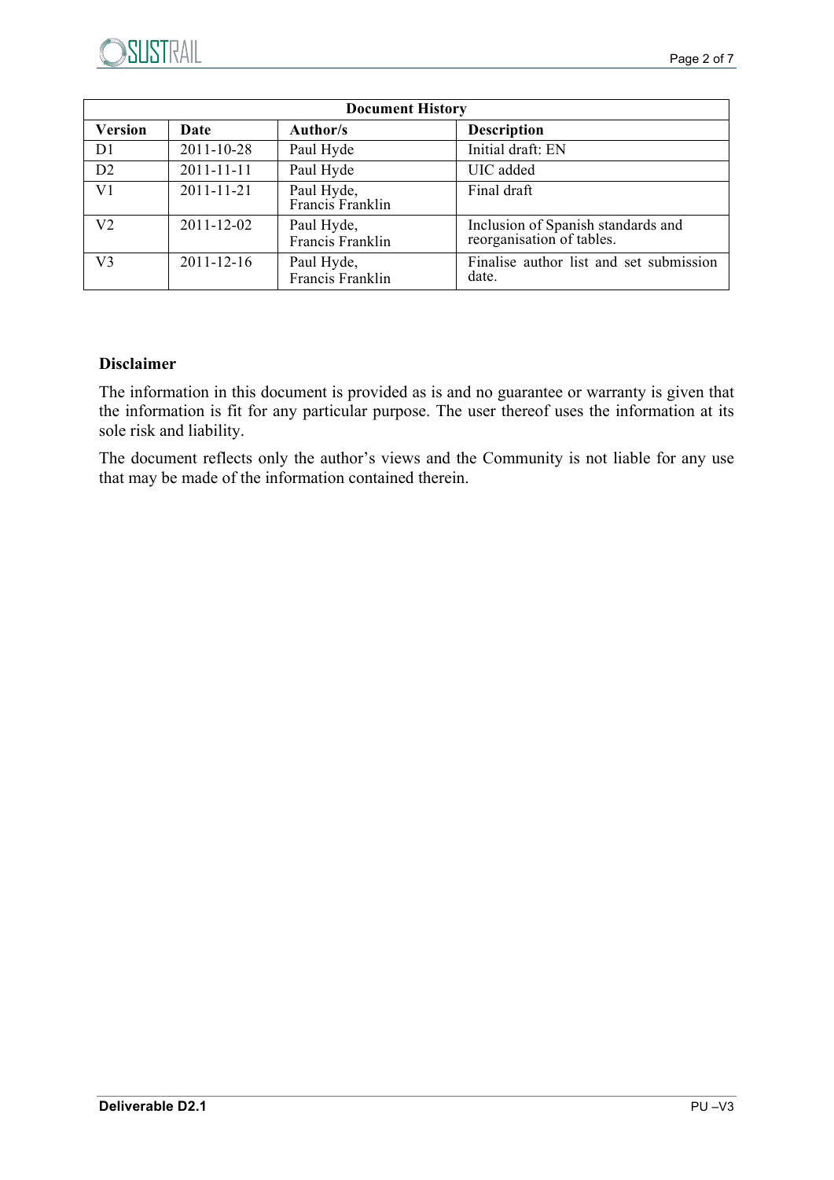| Document History | | | |
|---|---|---|---|
| **Version** | **Date** | **Author/s** | **Description** |
| D1 | 2011-10-28 | Paul Hyde | Initial draft: EN |
| D2 | 2011-11-11 | Paul Hyde | UIC added |
| V1 | 2011-11-21 | Paul Hyde, Francis Franklin | Final draft |
| V2 | 2011-12-02 | Paul Hyde, Francis Franklin | Inclusion of Spanish standards and reorganisation of tables. |
| V3 | 2011-12-16 | Paul Hyde, Francis Franklin | Finalise author list and set submission date. |

**Disclaimer**

The information in this document is provided as is and no guarantee or warranty is given that the information is fit for any particular purpose. The user thereof uses the information at its sole risk and liability.

The document reflects only the author's views and the Community is not liable for any use that may be made of the information contained therein.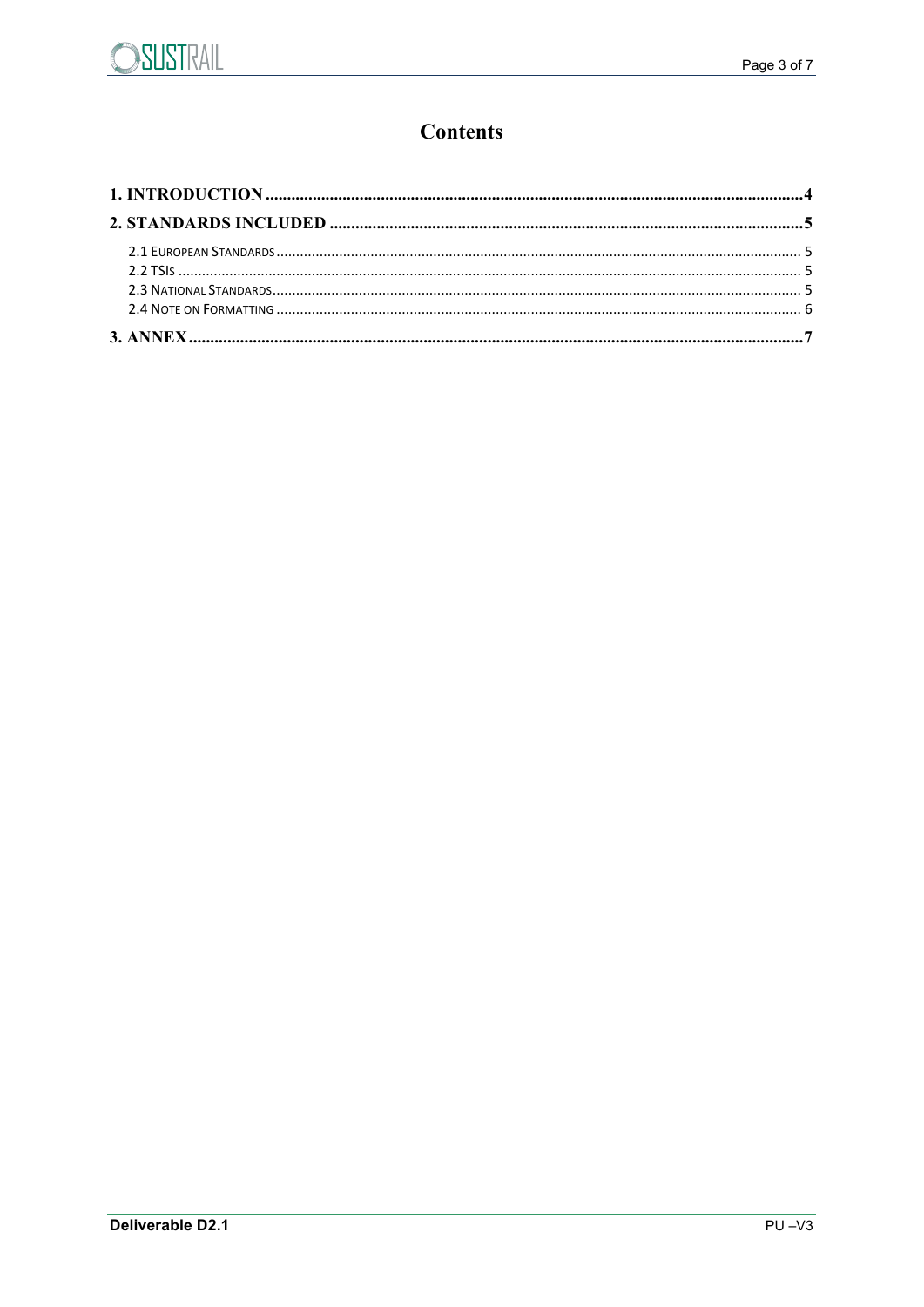# Contents

1. INTRODUCTION ..................................................................................................................... 4

2. STANDARDS INCLUDED ...................................................................................................... 5

- 2.1 EUROPEAN STANDARDS .................................................................................................... 5
- 2.2 TSIS ........................................................................................................................... 5
- 2.3 NATIONAL STANDARDS ..................................................................................................... 5
- 2.4 NOTE ON FORMATTING .................................................................................................... 6

3. ANNEX .................................................................................................................................. 7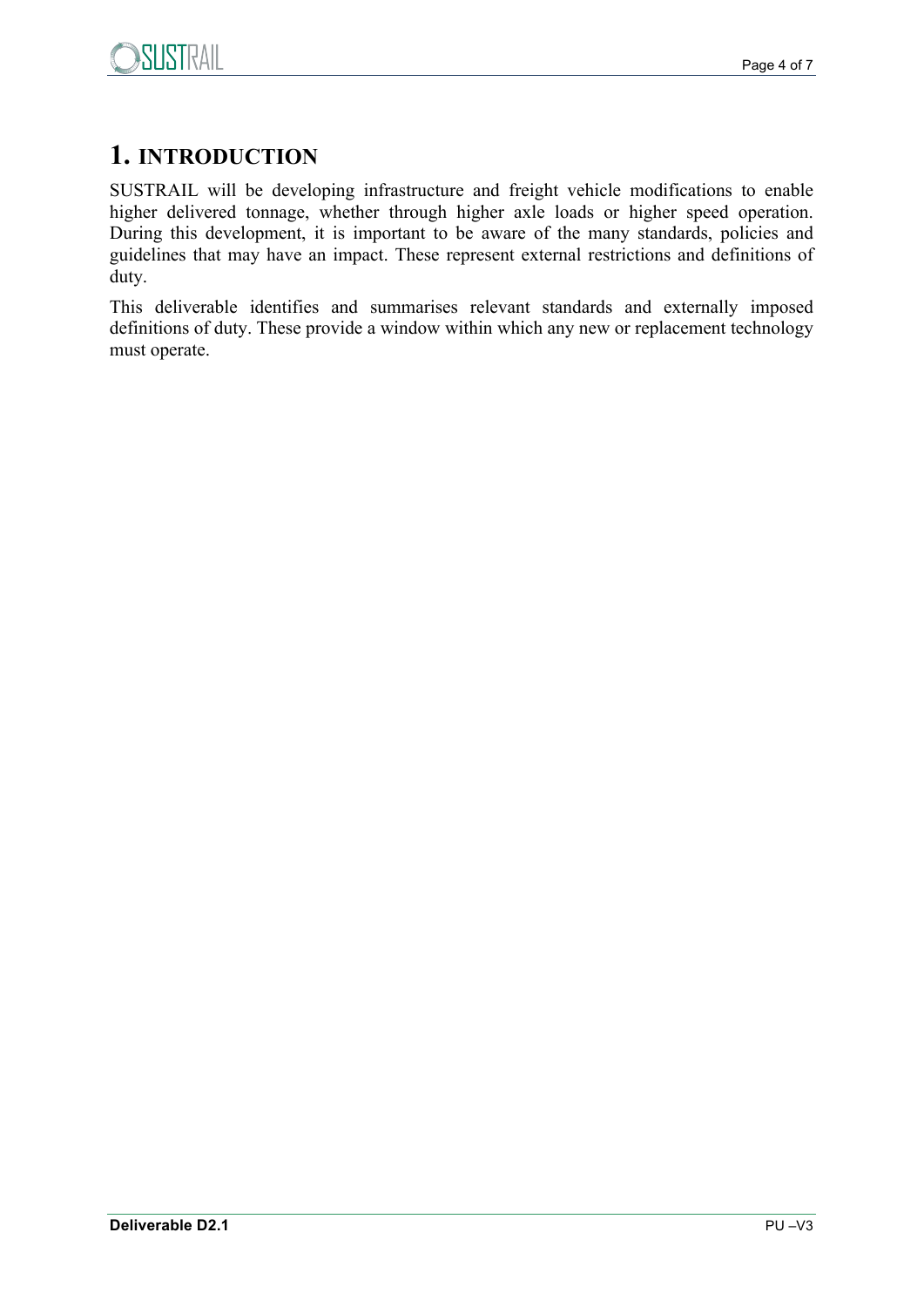# 1. INTRODUCTION

SUSTRAIL will be developing infrastructure and freight vehicle modifications to enable higher delivered tonnage, whether through higher axle loads or higher speed operation. During this development, it is important to be aware of the many standards, policies and guidelines that may have an impact. These represent external restrictions and definitions of duty.

This deliverable identifies and summarises relevant standards and externally imposed definitions of duty. These provide a window within which any new or replacement technology must operate.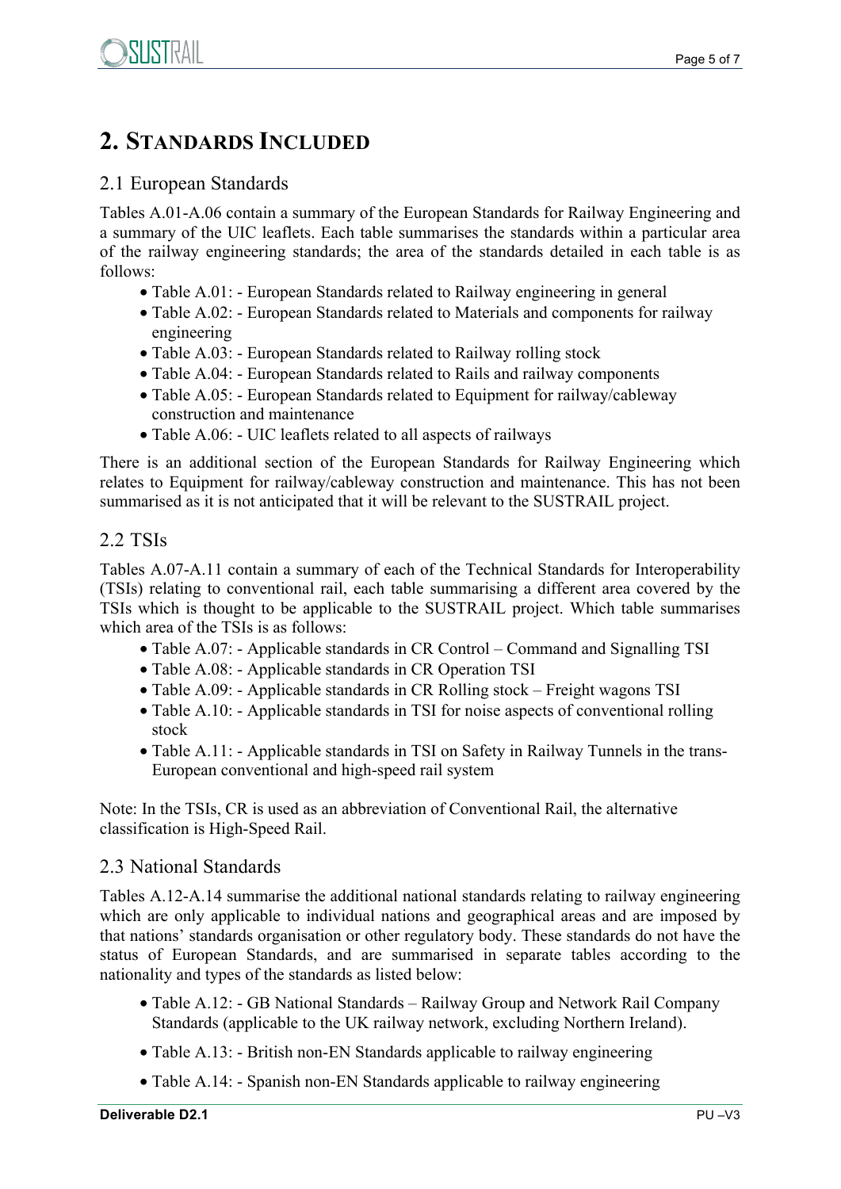# 2. Standards Included

## 2.1 European Standards

Tables A.01-A.06 contain a summary of the European Standards for Railway Engineering and a summary of the UIC leaflets. Each table summarises the standards within a particular area of the railway engineering standards; the area of the standards detailed in each table is as follows:

- Table A.01: - European Standards related to Railway engineering in general
- Table A.02: - European Standards related to Materials and components for railway engineering
- Table A.03: - European Standards related to Railway rolling stock
- Table A.04: - European Standards related to Rails and railway components
- Table A.05: - European Standards related to Equipment for railway/cableway construction and maintenance
- Table A.06: - UIC leaflets related to all aspects of railways

There is an additional section of the European Standards for Railway Engineering which relates to Equipment for railway/cableway construction and maintenance. This has not been summarised as it is not anticipated that it will be relevant to the SUSTRAIL project.

## 2.2 TSIs

Tables A.07-A.11 contain a summary of each of the Technical Standards for Interoperability (TSIs) relating to conventional rail, each table summarising a different area covered by the TSIs which is thought to be applicable to the SUSTRAIL project. Which table summarises which area of the TSIs is as follows:

- Table A.07: - Applicable standards in CR Control – Command and Signalling TSI
- Table A.08: - Applicable standards in CR Operation TSI
- Table A.09: - Applicable standards in CR Rolling stock – Freight wagons TSI
- Table A.10: - Applicable standards in TSI for noise aspects of conventional rolling stock
- Table A.11: - Applicable standards in TSI on Safety in Railway Tunnels in the trans-European conventional and high-speed rail system

Note: In the TSIs, CR is used as an abbreviation of Conventional Rail, the alternative classification is High-Speed Rail.

## 2.3 National Standards

Tables A.12-A.14 summarise the additional national standards relating to railway engineering which are only applicable to individual nations and geographical areas and are imposed by that nations' standards organisation or other regulatory body. These standards do not have the status of European Standards, and are summarised in separate tables according to the nationality and types of the standards as listed below:

- Table A.12: - GB National Standards – Railway Group and Network Rail Company Standards (applicable to the UK railway network, excluding Northern Ireland).
- Table A.13: - British non-EN Standards applicable to railway engineering
- Table A.14: - Spanish non-EN Standards applicable to railway engineering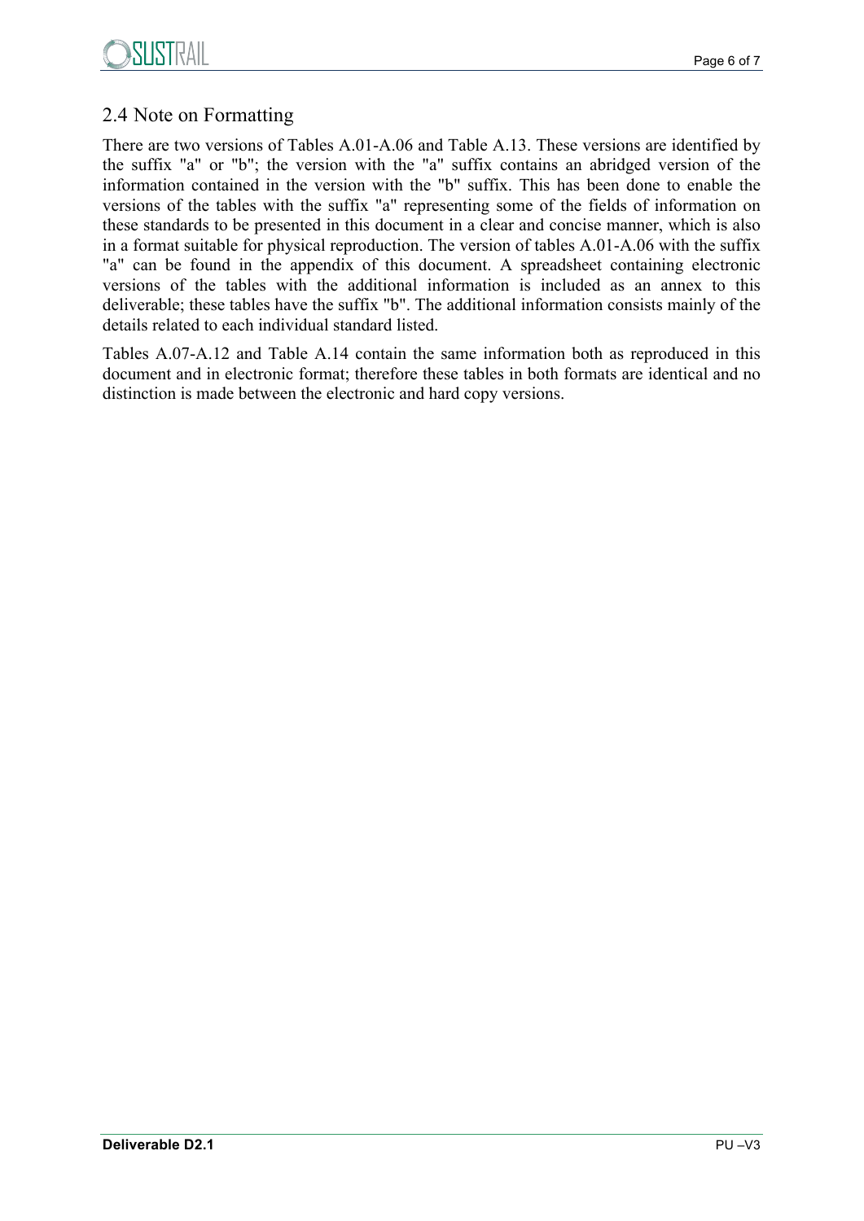## 2.4 Note on Formatting

There are two versions of Tables A.01-A.06 and Table A.13. These versions are identified by the suffix "a" or "b"; the version with the "a" suffix contains an abridged version of the information contained in the version with the "b" suffix. This has been done to enable the versions of the tables with the suffix "a" representing some of the fields of information on these standards to be presented in this document in a clear and concise manner, which is also in a format suitable for physical reproduction. The version of tables A.01-A.06 with the suffix "a" can be found in the appendix of this document. A spreadsheet containing electronic versions of the tables with the additional information is included as an annex to this deliverable; these tables have the suffix "b". The additional information consists mainly of the details related to each individual standard listed.

Tables A.07-A.12 and Table A.14 contain the same information both as reproduced in this document and in electronic format; therefore these tables in both formats are identical and no distinction is made between the electronic and hard copy versions.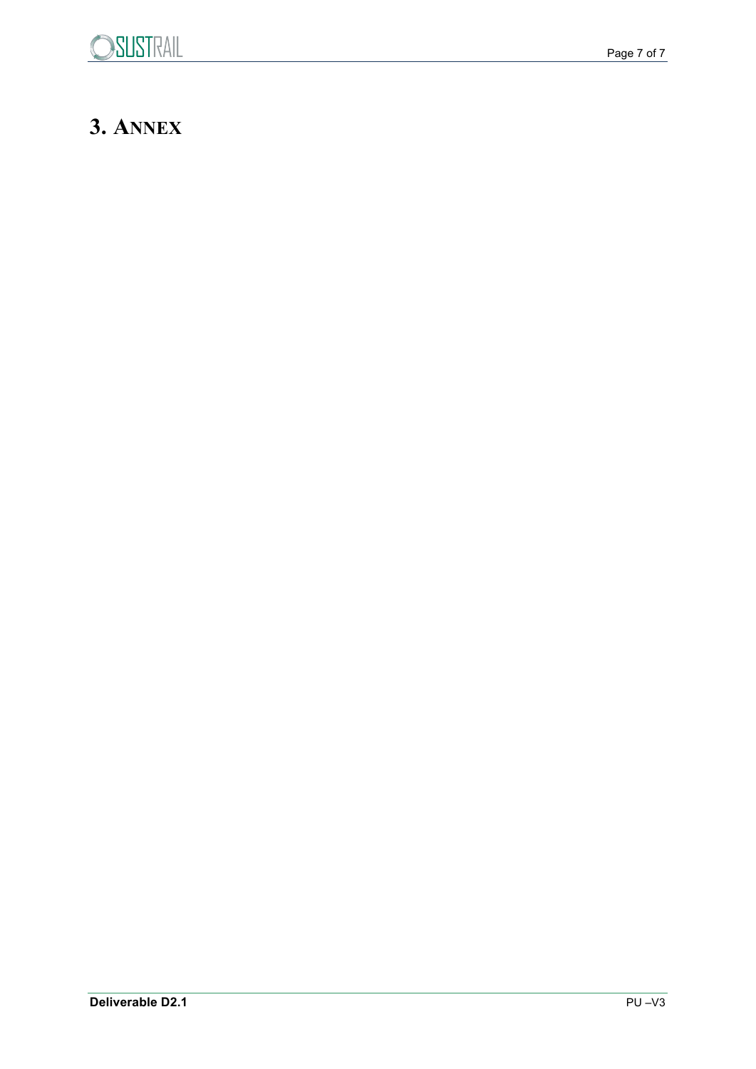# 3. ANNEX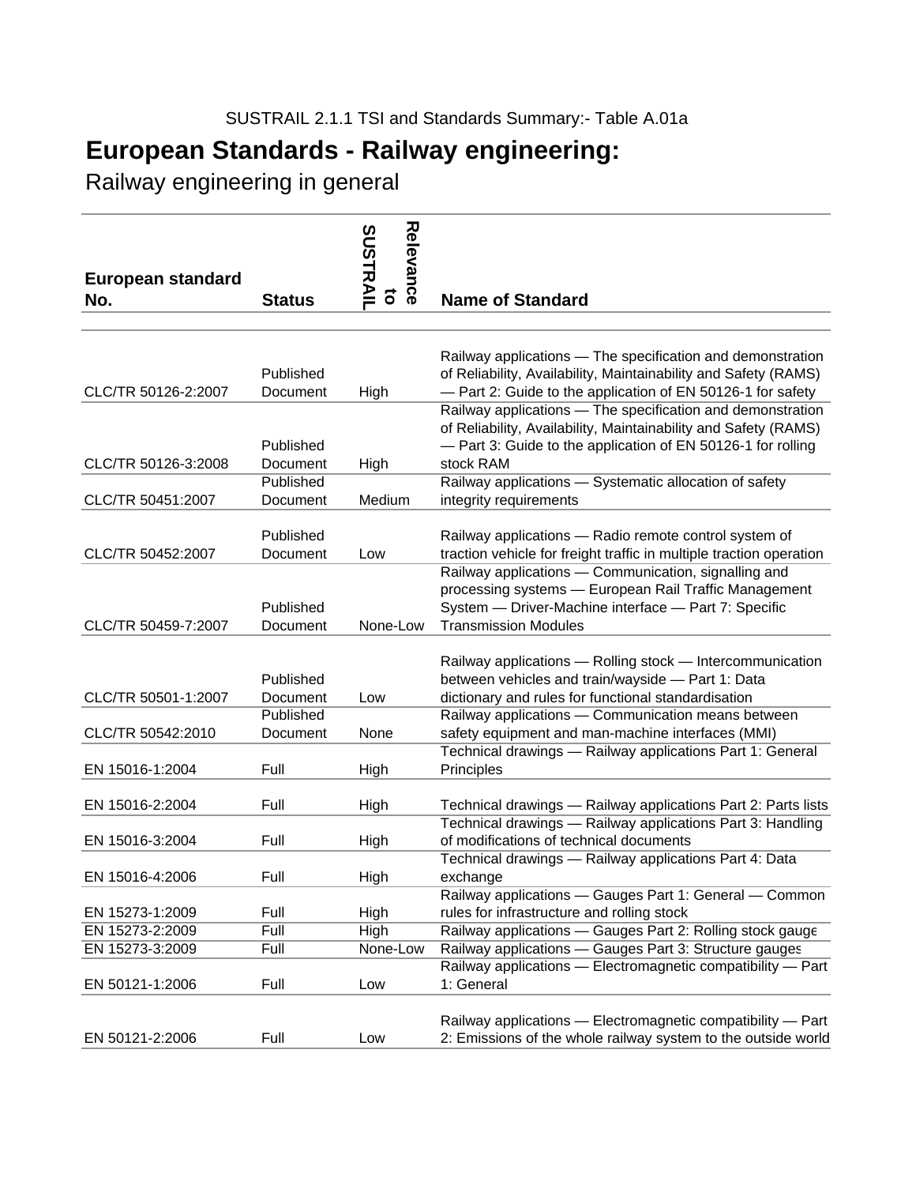SUSTRAIL 2.1.1 TSI and Standards Summary:- Table A.01a

# European Standards - Railway engineering:

Railway engineering in general

| European standard No. | Status | Relevance to SUSTRAIL | Name of Standard |
|---|---|---|---|
| CLC/TR 50126-2:2007 | Published Document | High | Railway applications — The specification and demonstration of Reliability, Availability, Maintainability and Safety (RAMS) — Part 2: Guide to the application of EN 50126-1 for safety |
| CLC/TR 50126-3:2008 | Published Document | High | Railway applications — The specification and demonstration of Reliability, Availability, Maintainability and Safety (RAMS) — Part 3: Guide to the application of EN 50126-1 for rolling stock RAM |
| CLC/TR 50451:2007 | Published Document | Medium | Railway applications — Systematic allocation of safety integrity requirements |
| CLC/TR 50452:2007 | Published Document | Low | Railway applications — Radio remote control system of traction vehicle for freight traffic in multiple traction operation |
| CLC/TR 50459-7:2007 | Published Document | None-Low | Railway applications — Communication, signalling and processing systems — European Rail Traffic Management System — Driver-Machine interface — Part 7: Specific Transmission Modules |
| CLC/TR 50501-1:2007 | Published Document | Low | Railway applications — Rolling stock — Intercommunication between vehicles and train/wayside — Part 1: Data dictionary and rules for functional standardisation |
| CLC/TR 50542:2010 | Published Document | None | Railway applications — Communication means between safety equipment and man-machine interfaces (MMI) |
| EN 15016-1:2004 | Full | High | Technical drawings — Railway applications Part 1: General Principles |
| EN 15016-2:2004 | Full | High | Technical drawings — Railway applications Part 2: Parts lists |
| EN 15016-3:2004 | Full | High | Technical drawings — Railway applications Part 3: Handling of modifications of technical documents |
| EN 15016-4:2006 | Full | High | Technical drawings — Railway applications Part 4: Data exchange |
| EN 15273-1:2009 | Full | High | Railway applications — Gauges Part 1: General — Common rules for infrastructure and rolling stock |
| EN 15273-2:2009 | Full | High | Railway applications — Gauges Part 2: Rolling stock gauge |
| EN 15273-3:2009 | Full | None-Low | Railway applications — Gauges Part 3: Structure gauges |
| EN 50121-1:2006 | Full | Low | Railway applications — Electromagnetic compatibility — Part 1: General |
| EN 50121-2:2006 | Full | Low | Railway applications — Electromagnetic compatibility — Part 2: Emissions of the whole railway system to the outside world |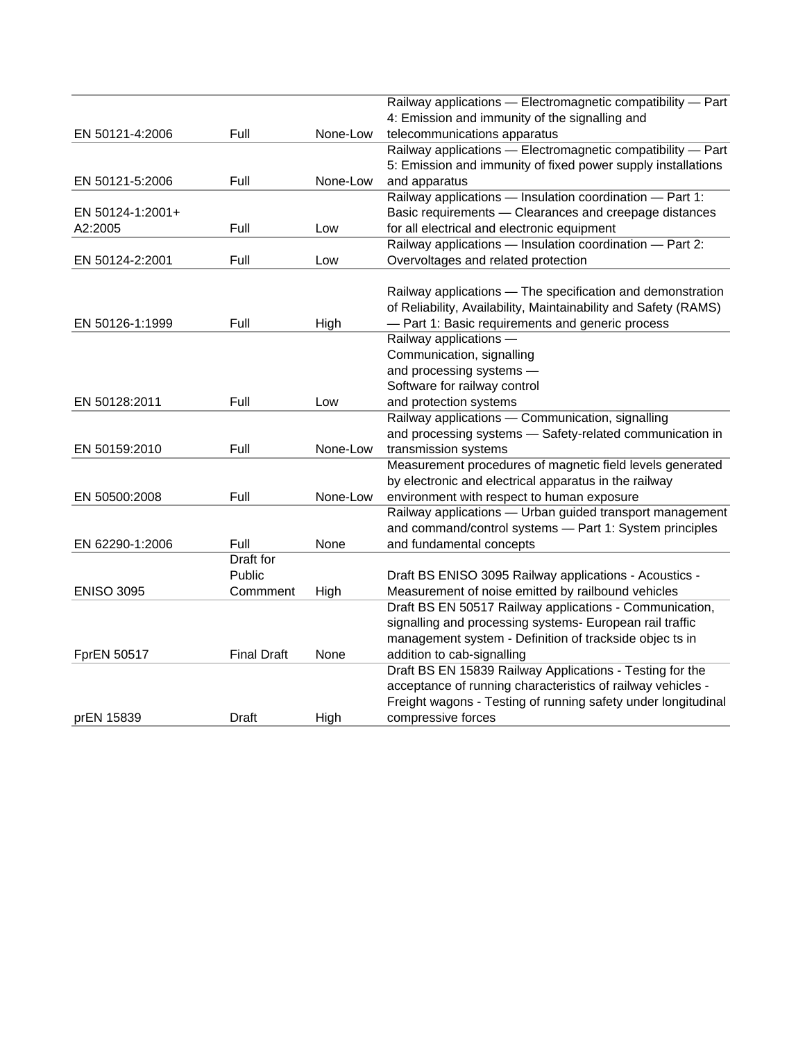| | | | |
|---|---|---|---|
| EN 50121-4:2006 | Full | None-Low | Railway applications — Electromagnetic compatibility — Part 4: Emission and immunity of the signalling and telecommunications apparatus |
| EN 50121-5:2006 | Full | None-Low | Railway applications — Electromagnetic compatibility — Part 5: Emission and immunity of fixed power supply installations and apparatus |
| EN 50124-1:2001+ A2:2005 | Full | Low | Railway applications — Insulation coordination — Part 1: Basic requirements — Clearances and creepage distances for all electrical and electronic equipment |
| EN 50124-2:2001 | Full | Low | Railway applications — Insulation coordination — Part 2: Overvoltages and related protection |
| EN 50126-1:1999 | Full | High | Railway applications — The specification and demonstration of Reliability, Availability, Maintainability and Safety (RAMS) — Part 1: Basic requirements and generic process |
| EN 50128:2011 | Full | Low | Railway applications — Communication, signalling and processing systems — Software for railway control and protection systems |
| EN 50159:2010 | Full | None-Low | Railway applications — Communication, signalling and processing systems — Safety-related communication in transmission systems |
| EN 50500:2008 | Full | None-Low | Measurement procedures of magnetic field levels generated by electronic and electrical apparatus in the railway environment with respect to human exposure |
| EN 62290-1:2006 | Full | None | Railway applications — Urban guided transport management and command/control systems — Part 1: System principles and fundamental concepts |
| ENISO 3095 | Draft for Public Commment | High | Draft BS ENISO 3095 Railway applications - Acoustics - Measurement of noise emitted by railbound vehicles |
| FprEN 50517 | Final Draft | None | Draft BS EN 50517 Railway applications - Communication, signalling and processing systems- European rail traffic management system - Definition of trackside objec ts in addition to cab-signalling |
| prEN 15839 | Draft | High | Draft BS EN 15839 Railway Applications - Testing for the acceptance of running characteristics of railway vehicles - Freight wagons - Testing of running safety under longitudinal compressive forces |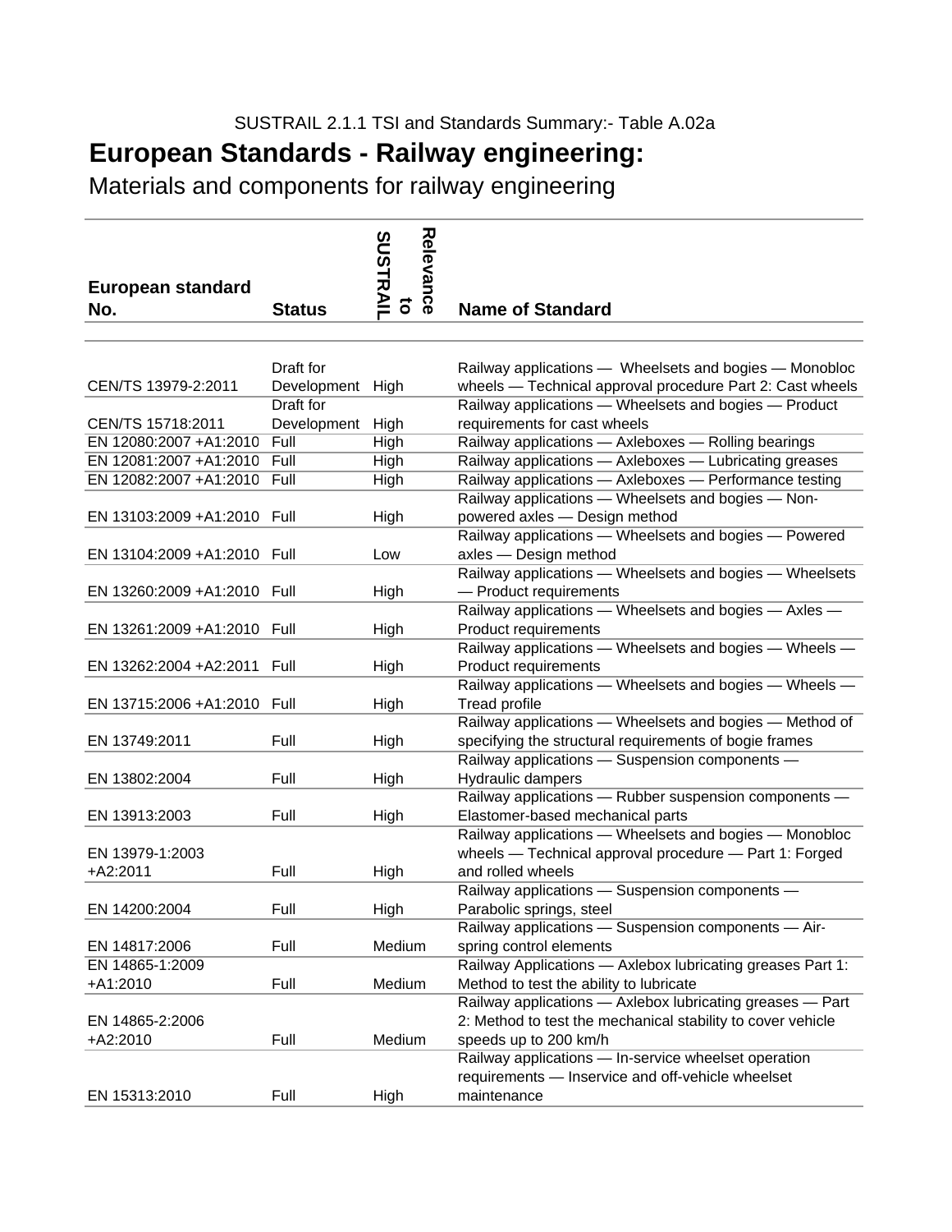SUSTRAIL 2.1.1 TSI and Standards Summary:- Table A.02a

# European Standards - Railway engineering:

## Materials and components for railway engineering

| European standard No. | Status | Relevance to SUSTRAIL | Name of Standard |
|---|---|---|---|
| CEN/TS 13979-2:2011 | Draft for Development | High | Railway applications — Wheelsets and bogies — Monobloc wheels — Technical approval procedure Part 2: Cast wheels |
| CEN/TS 15718:2011 | Draft for Development | High | Railway applications — Wheelsets and bogies — Product requirements for cast wheels |
| EN 12080:2007 +A1:2010 | Full | High | Railway applications — Axleboxes — Rolling bearings |
| EN 12081:2007 +A1:2010 | Full | High | Railway applications — Axleboxes — Lubricating greases |
| EN 12082:2007 +A1:2010 | Full | High | Railway applications — Axleboxes — Performance testing |
| EN 13103:2009 +A1:2010 | Full | High | Railway applications — Wheelsets and bogies — Non-powered axles — Design method |
| EN 13104:2009 +A1:2010 | Full | Low | Railway applications — Wheelsets and bogies — Powered axles — Design method |
| EN 13260:2009 +A1:2010 | Full | High | Railway applications — Wheelsets and bogies — Wheelsets — Product requirements |
| EN 13261:2009 +A1:2010 | Full | High | Railway applications — Wheelsets and bogies — Axles — Product requirements |
| EN 13262:2004 +A2:2011 | Full | High | Railway applications — Wheelsets and bogies — Wheels — Product requirements |
| EN 13715:2006 +A1:2010 | Full | High | Railway applications — Wheelsets and bogies — Wheels — Tread profile |
| EN 13749:2011 | Full | High | Railway applications — Wheelsets and bogies — Method of specifying the structural requirements of bogie frames |
| EN 13802:2004 | Full | High | Railway applications — Suspension components — Hydraulic dampers |
| EN 13913:2003 | Full | High | Railway applications — Rubber suspension components — Elastomer-based mechanical parts |
| EN 13979-1:2003 +A2:2011 | Full | High | Railway applications — Wheelsets and bogies — Monobloc wheels — Technical approval procedure — Part 1: Forged and rolled wheels |
| EN 14200:2004 | Full | High | Railway applications — Suspension components — Parabolic springs, steel |
| EN 14817:2006 | Full | Medium | Railway applications — Suspension components — Air-spring control elements |
| EN 14865-1:2009 +A1:2010 | Full | Medium | Railway Applications — Axlebox lubricating greases Part 1: Method to test the ability to lubricate |
| EN 14865-2:2006 +A2:2010 | Full | Medium | Railway applications — Axlebox lubricating greases — Part 2: Method to test the mechanical stability to cover vehicle speeds up to 200 km/h |
| EN 15313:2010 | Full | High | Railway applications — In-service wheelset operation requirements — Inservice and off-vehicle wheelset maintenance |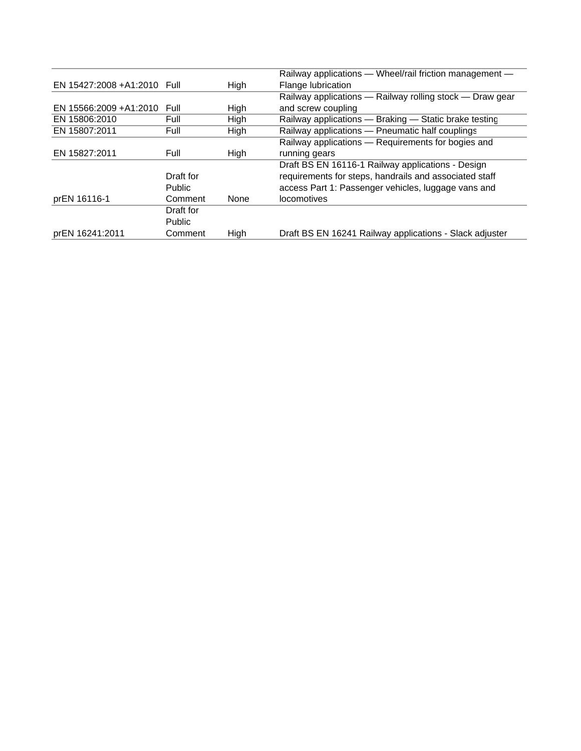| | | | |
|---|---|---|---|
| EN 15427:2008 +A1:2010 | Full | High | Railway applications — Wheel/rail friction management — Flange lubrication |
| EN 15566:2009 +A1:2010 | Full | High | Railway applications — Railway rolling stock — Draw gear and screw coupling |
| EN 15806:2010 | Full | High | Railway applications — Braking — Static brake testing |
| EN 15807:2011 | Full | High | Railway applications — Pneumatic half couplings |
| EN 15827:2011 | Full | High | Railway applications — Requirements for bogies and running gears |
| prEN 16116-1 | Draft for Public Comment | None | Draft BS EN 16116-1 Railway applications - Design requirements for steps, handrails and associated staff access Part 1: Passenger vehicles, luggage vans and locomotives |
| prEN 16241:2011 | Draft for Public Comment | High | Draft BS EN 16241 Railway applications - Slack adjuster |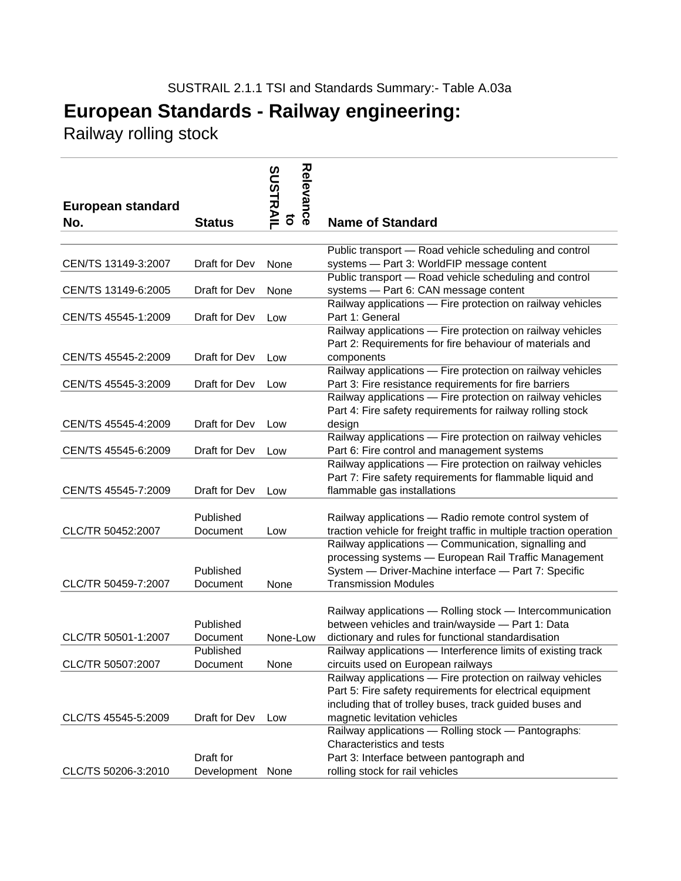SUSTRAIL 2.1.1 TSI and Standards Summary:- Table A.03a

# European Standards - Railway engineering:

Railway rolling stock

| European standard No. | Status | Relevance to SUSTRAIL | Name of Standard |
|---|---|---|---|
| CEN/TS 13149-3:2007 | Draft for Dev | None | Public transport — Road vehicle scheduling and control systems — Part 3: WorldFIP message content |
| CEN/TS 13149-6:2005 | Draft for Dev | None | Public transport — Road vehicle scheduling and control systems — Part 6: CAN message content |
| CEN/TS 45545-1:2009 | Draft for Dev | Low | Railway applications — Fire protection on railway vehicles Part 1: General |
| CEN/TS 45545-2:2009 | Draft for Dev | Low | Railway applications — Fire protection on railway vehicles Part 2: Requirements for fire behaviour of materials and components |
| CEN/TS 45545-3:2009 | Draft for Dev | Low | Railway applications — Fire protection on railway vehicles Part 3: Fire resistance requirements for fire barriers |
| CEN/TS 45545-4:2009 | Draft for Dev | Low | Railway applications — Fire protection on railway vehicles Part 4: Fire safety requirements for railway rolling stock design |
| CEN/TS 45545-6:2009 | Draft for Dev | Low | Railway applications — Fire protection on railway vehicles Part 6: Fire control and management systems |
| CEN/TS 45545-7:2009 | Draft for Dev | Low | Railway applications — Fire protection on railway vehicles Part 7: Fire safety requirements for flammable liquid and flammable gas installations |
| CLC/TR 50452:2007 | Published Document | Low | Railway applications — Radio remote control system of traction vehicle for freight traffic in multiple traction operation |
| CLC/TR 50459-7:2007 | Published Document | None | Railway applications — Communication, signalling and processing systems — European Rail Traffic Management System — Driver-Machine interface — Part 7: Specific Transmission Modules |
| CLC/TR 50501-1:2007 | Published Document | None-Low | Railway applications — Rolling stock — Intercommunication between vehicles and train/wayside — Part 1: Data dictionary and rules for functional standardisation |
| CLC/TR 50507:2007 | Published Document | None | Railway applications — Interference limits of existing track circuits used on European railways |
| CLC/TS 45545-5:2009 | Draft for Dev | Low | Railway applications — Fire protection on railway vehicles Part 5: Fire safety requirements for electrical equipment including that of trolley buses, track guided buses and magnetic levitation vehicles |
| CLC/TS 50206-3:2010 | Draft for Development | None | Railway applications — Rolling stock — Pantographs: Characteristics and tests Part 3: Interface between pantograph and rolling stock for rail vehicles |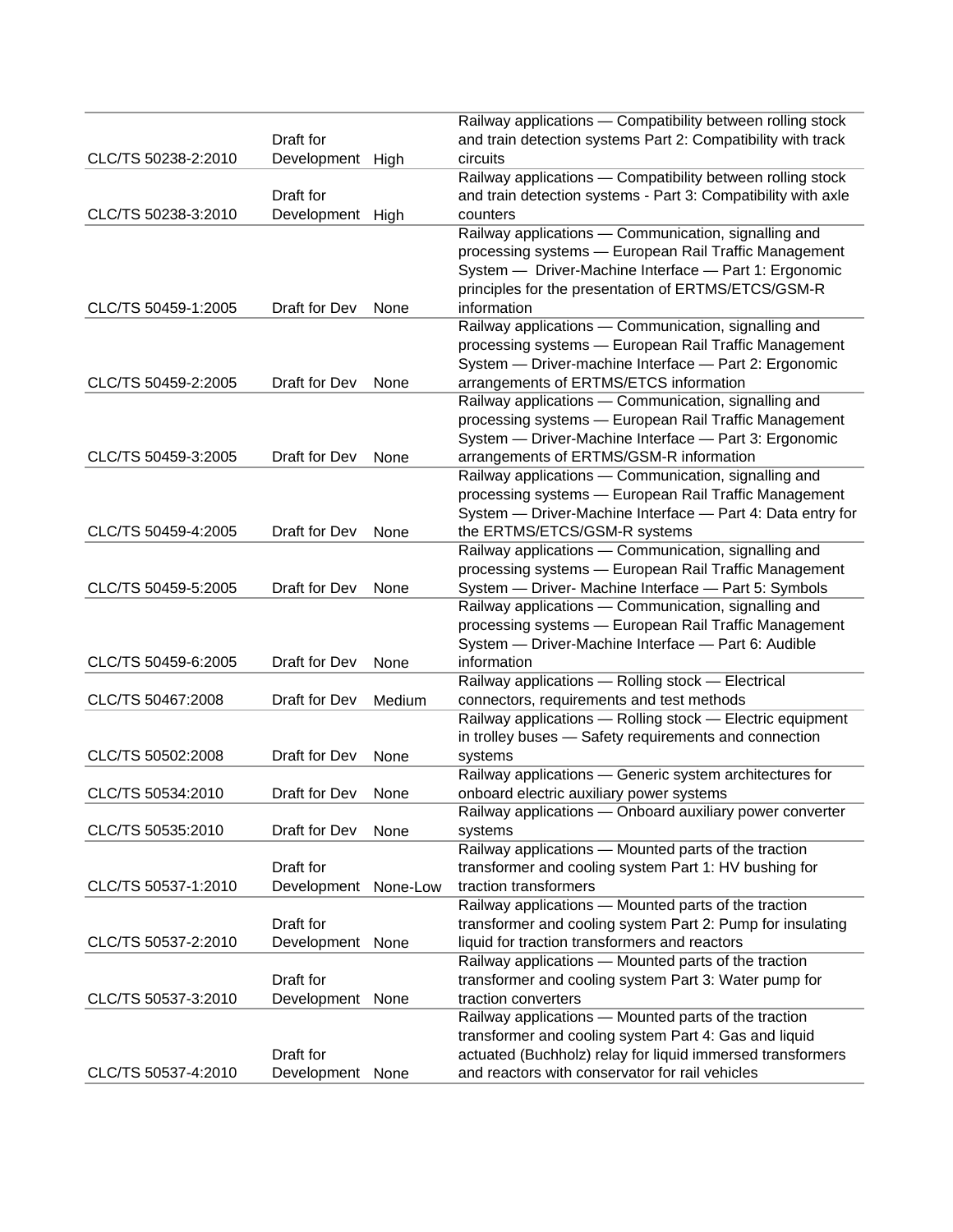| | | | |
|---|---|---|---|
| CLC/TS 50238-2:2010 | Draft for Development | High | Railway applications — Compatibility between rolling stock and train detection systems Part 2: Compatibility with track circuits |
| CLC/TS 50238-3:2010 | Draft for Development | High | Railway applications — Compatibility between rolling stock and train detection systems - Part 3: Compatibility with axle counters |
| CLC/TS 50459-1:2005 | Draft for Dev | None | Railway applications — Communication, signalling and processing systems — European Rail Traffic Management System — Driver-Machine Interface — Part 1: Ergonomic principles for the presentation of ERTMS/ETCS/GSM-R information |
| CLC/TS 50459-2:2005 | Draft for Dev | None | Railway applications — Communication, signalling and processing systems — European Rail Traffic Management System — Driver-machine Interface — Part 2: Ergonomic arrangements of ERTMS/ETCS information |
| CLC/TS 50459-3:2005 | Draft for Dev | None | Railway applications — Communication, signalling and processing systems — European Rail Traffic Management System — Driver-Machine Interface — Part 3: Ergonomic arrangements of ERTMS/GSM-R information |
| CLC/TS 50459-4:2005 | Draft for Dev | None | Railway applications — Communication, signalling and processing systems — European Rail Traffic Management System — Driver-Machine Interface — Part 4: Data entry for the ERTMS/ETCS/GSM-R systems |
| CLC/TS 50459-5:2005 | Draft for Dev | None | Railway applications — Communication, signalling and processing systems — European Rail Traffic Management System — Driver- Machine Interface — Part 5: Symbols |
| CLC/TS 50459-6:2005 | Draft for Dev | None | Railway applications — Communication, signalling and processing systems — European Rail Traffic Management System — Driver-Machine Interface — Part 6: Audible information |
| CLC/TS 50467:2008 | Draft for Dev | Medium | Railway applications — Rolling stock — Electrical connectors, requirements and test methods |
| CLC/TS 50502:2008 | Draft for Dev | None | Railway applications — Rolling stock — Electric equipment in trolley buses — Safety requirements and connection systems |
| CLC/TS 50534:2010 | Draft for Dev | None | Railway applications — Generic system architectures for onboard electric auxiliary power systems |
| CLC/TS 50535:2010 | Draft for Dev | None | Railway applications — Onboard auxiliary power converter systems |
| CLC/TS 50537-1:2010 | Draft for Development | None-Low | Railway applications — Mounted parts of the traction transformer and cooling system Part 1: HV bushing for traction transformers |
| CLC/TS 50537-2:2010 | Draft for Development | None | Railway applications — Mounted parts of the traction transformer and cooling system Part 2: Pump for insulating liquid for traction transformers and reactors |
| CLC/TS 50537-3:2010 | Draft for Development | None | Railway applications — Mounted parts of the traction transformer and cooling system Part 3: Water pump for traction converters |
| CLC/TS 50537-4:2010 | Draft for Development | None | Railway applications — Mounted parts of the traction transformer and cooling system Part 4: Gas and liquid actuated (Buchholz) relay for liquid immersed transformers and reactors with conservator for rail vehicles |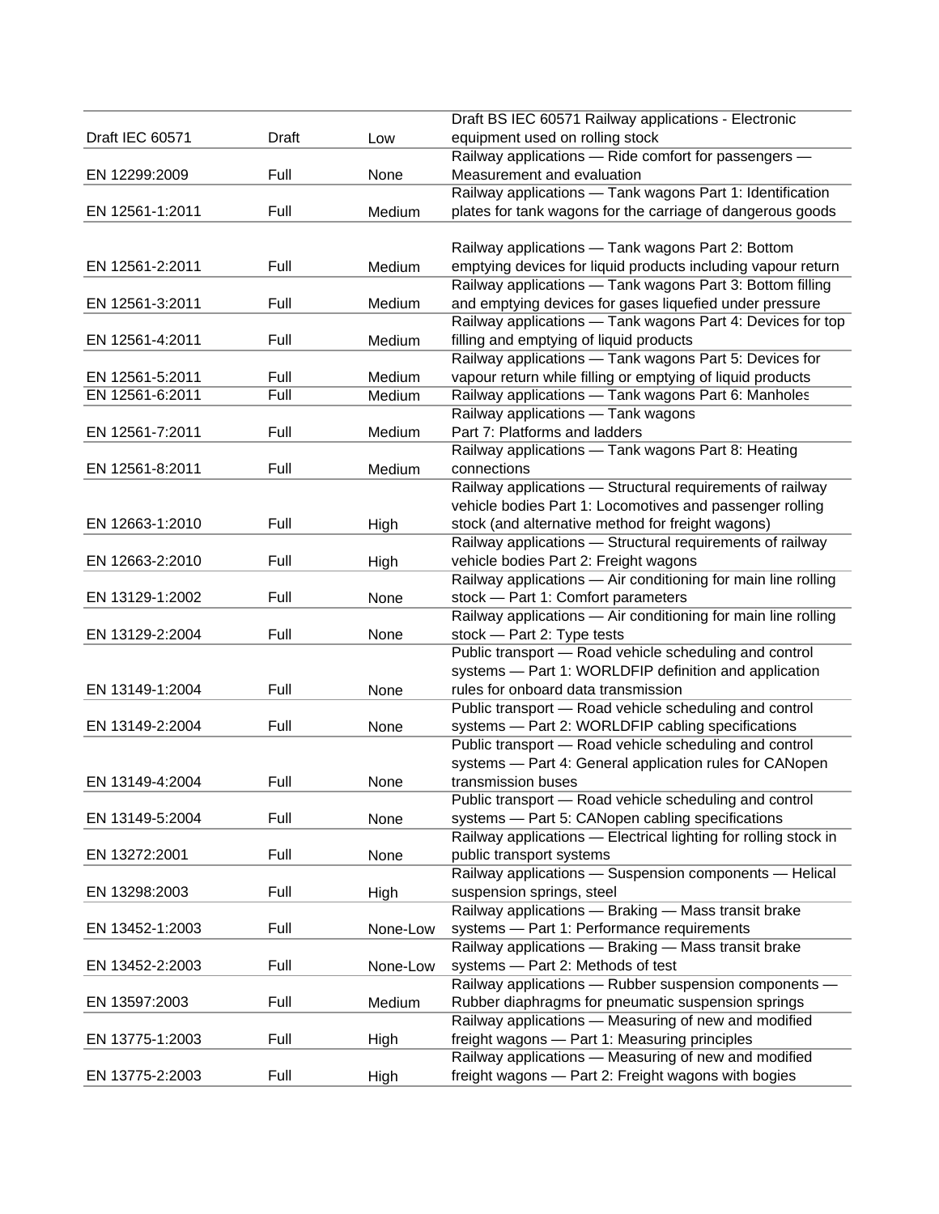| | | | |
|---|---|---|---|
| Draft IEC 60571 | Draft | Low | Draft BS IEC 60571 Railway applications - Electronic equipment used on rolling stock |
| EN 12299:2009 | Full | None | Railway applications — Ride comfort for passengers — Measurement and evaluation |
| EN 12561-1:2011 | Full | Medium | Railway applications — Tank wagons Part 1: Identification plates for tank wagons for the carriage of dangerous goods |
| EN 12561-2:2011 | Full | Medium | Railway applications — Tank wagons Part 2: Bottom emptying devices for liquid products including vapour return |
| EN 12561-3:2011 | Full | Medium | Railway applications — Tank wagons Part 3: Bottom filling and emptying devices for gases liquefied under pressure |
| EN 12561-4:2011 | Full | Medium | Railway applications — Tank wagons Part 4: Devices for top filling and emptying of liquid products |
| EN 12561-5:2011 | Full | Medium | Railway applications — Tank wagons Part 5: Devices for vapour return while filling or emptying of liquid products |
| EN 12561-6:2011 | Full | Medium | Railway applications — Tank wagons Part 6: Manholes |
| EN 12561-7:2011 | Full | Medium | Railway applications — Tank wagons Part 7: Platforms and ladders |
| EN 12561-8:2011 | Full | Medium | Railway applications — Tank wagons Part 8: Heating connections |
| EN 12663-1:2010 | Full | High | Railway applications — Structural requirements of railway vehicle bodies Part 1: Locomotives and passenger rolling stock (and alternative method for freight wagons) |
| EN 12663-2:2010 | Full | High | Railway applications — Structural requirements of railway vehicle bodies Part 2: Freight wagons |
| EN 13129-1:2002 | Full | None | Railway applications — Air conditioning for main line rolling stock — Part 1: Comfort parameters |
| EN 13129-2:2004 | Full | None | Railway applications — Air conditioning for main line rolling stock — Part 2: Type tests |
| EN 13149-1:2004 | Full | None | Public transport — Road vehicle scheduling and control systems — Part 1: WORLDFIP definition and application rules for onboard data transmission |
| EN 13149-2:2004 | Full | None | Public transport — Road vehicle scheduling and control systems — Part 2: WORLDFIP cabling specifications |
| EN 13149-4:2004 | Full | None | Public transport — Road vehicle scheduling and control systems — Part 4: General application rules for CANopen transmission buses |
| EN 13149-5:2004 | Full | None | Public transport — Road vehicle scheduling and control systems — Part 5: CANopen cabling specifications |
| EN 13272:2001 | Full | None | Railway applications — Electrical lighting for rolling stock in public transport systems |
| EN 13298:2003 | Full | High | Railway applications — Suspension components — Helical suspension springs, steel |
| EN 13452-1:2003 | Full | None-Low | Railway applications — Braking — Mass transit brake systems — Part 1: Performance requirements |
| EN 13452-2:2003 | Full | None-Low | Railway applications — Braking — Mass transit brake systems — Part 2: Methods of test |
| EN 13597:2003 | Full | Medium | Railway applications — Rubber suspension components — Rubber diaphragms for pneumatic suspension springs |
| EN 13775-1:2003 | Full | High | Railway applications — Measuring of new and modified freight wagons — Part 1: Measuring principles |
| EN 13775-2:2003 | Full | High | Railway applications — Measuring of new and modified freight wagons — Part 2: Freight wagons with bogies |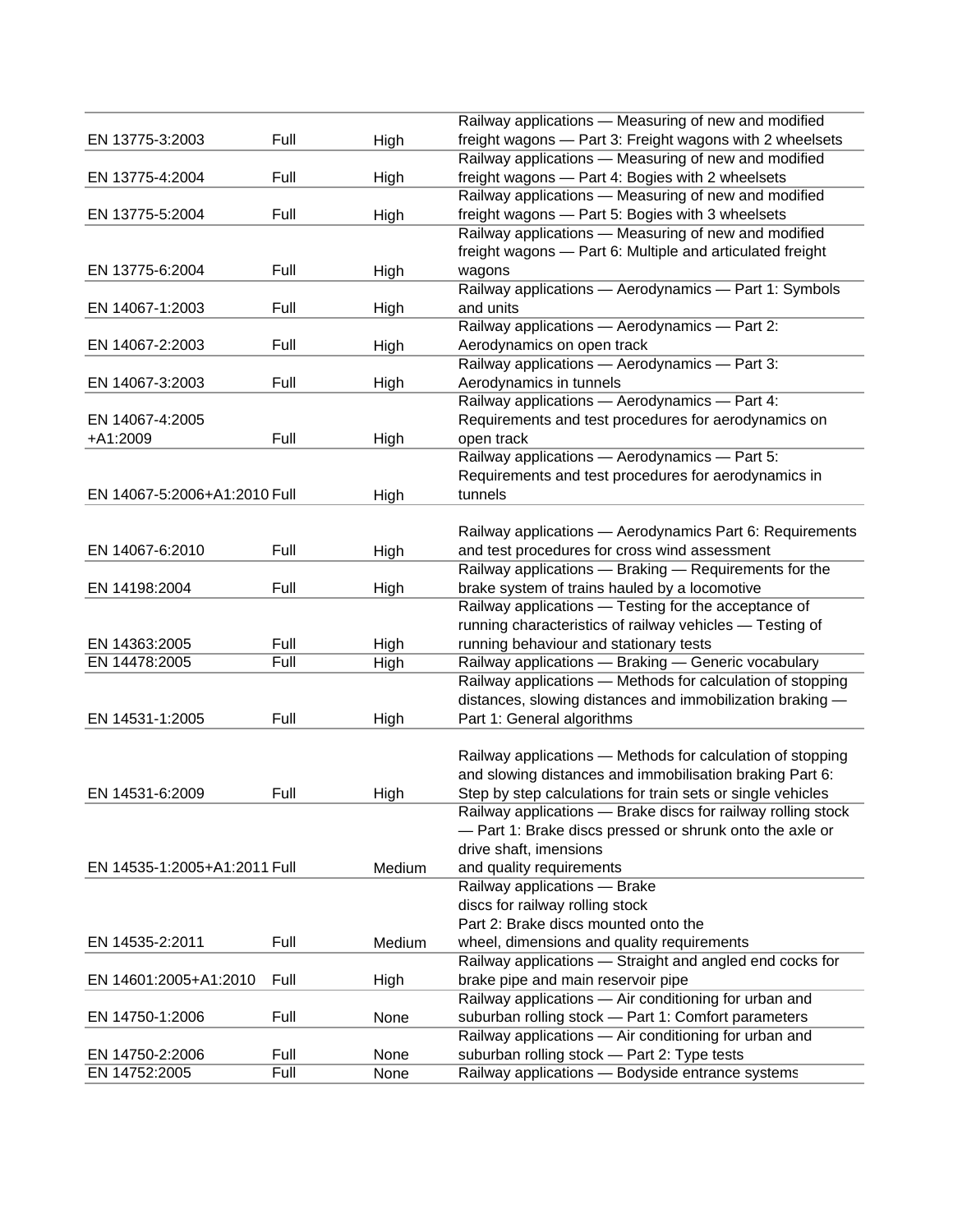| | | | |
|---|---|---|---|
| EN 13775-3:2003 | Full | High | Railway applications — Measuring of new and modified freight wagons — Part 3: Freight wagons with 2 wheelsets |
| EN 13775-4:2004 | Full | High | Railway applications — Measuring of new and modified freight wagons — Part 4: Bogies with 2 wheelsets |
| EN 13775-5:2004 | Full | High | Railway applications — Measuring of new and modified freight wagons — Part 5: Bogies with 3 wheelsets |
| EN 13775-6:2004 | Full | High | Railway applications — Measuring of new and modified freight wagons — Part 6: Multiple and articulated freight wagons |
| EN 14067-1:2003 | Full | High | Railway applications — Aerodynamics — Part 1: Symbols and units |
| EN 14067-2:2003 | Full | High | Railway applications — Aerodynamics — Part 2: Aerodynamics on open track |
| EN 14067-3:2003 | Full | High | Railway applications — Aerodynamics — Part 3: Aerodynamics in tunnels |
| EN 14067-4:2005 +A1:2009 | Full | High | Railway applications — Aerodynamics — Part 4: Requirements and test procedures for aerodynamics on open track |
| EN 14067-5:2006+A1:2010 | Full | High | Railway applications — Aerodynamics — Part 5: Requirements and test procedures for aerodynamics in tunnels |
| EN 14067-6:2010 | Full | High | Railway applications — Aerodynamics Part 6: Requirements and test procedures for cross wind assessment |
| EN 14198:2004 | Full | High | Railway applications — Braking — Requirements for the brake system of trains hauled by a locomotive |
| EN 14363:2005 | Full | High | Railway applications — Testing for the acceptance of running characteristics of railway vehicles — Testing of running behaviour and stationary tests |
| EN 14478:2005 | Full | High | Railway applications — Braking — Generic vocabulary |
| EN 14531-1:2005 | Full | High | Railway applications — Methods for calculation of stopping distances, slowing distances and immobilization braking — Part 1: General algorithms |
| EN 14531-6:2009 | Full | High | Railway applications — Methods for calculation of stopping and slowing distances and immobilisation braking Part 6: Step by step calculations for train sets or single vehicles |
| EN 14535-1:2005+A1:2011 | Full | Medium | Railway applications — Brake discs for railway rolling stock — Part 1: Brake discs pressed or shrunk onto the axle or drive shaft, imensions and quality requirements |
| EN 14535-2:2011 | Full | Medium | Railway applications — Brake discs for railway rolling stock Part 2: Brake discs mounted onto the wheel, dimensions and quality requirements |
| EN 14601:2005+A1:2010 | Full | High | Railway applications — Straight and angled end cocks for brake pipe and main reservoir pipe |
| EN 14750-1:2006 | Full | None | Railway applications — Air conditioning for urban and suburban rolling stock — Part 1: Comfort parameters |
| EN 14750-2:2006 | Full | None | Railway applications — Air conditioning for urban and suburban rolling stock — Part 2: Type tests |
| EN 14752:2005 | Full | None | Railway applications — Bodyside entrance systems |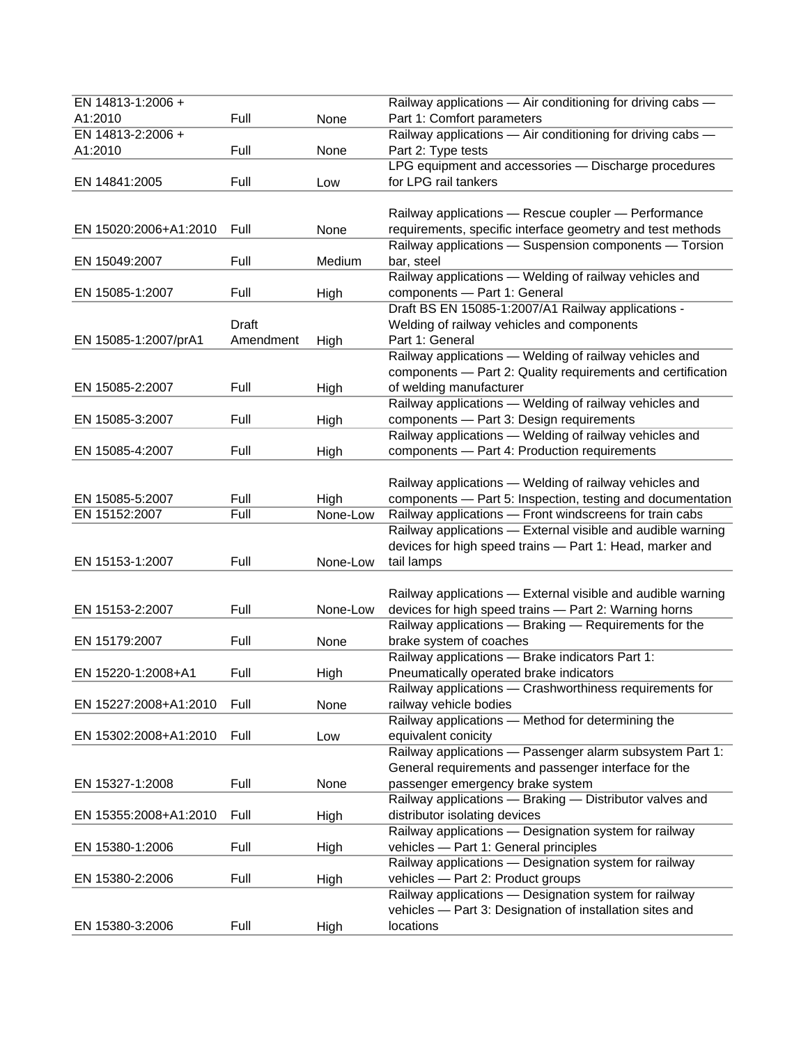| | | | |
|---|---|---|---|
| EN 14813-1:2006 + A1:2010 | Full | None | Railway applications — Air conditioning for driving cabs — Part 1: Comfort parameters |
| EN 14813-2:2006 + A1:2010 | Full | None | Railway applications — Air conditioning for driving cabs — Part 2: Type tests |
| EN 14841:2005 | Full | Low | LPG equipment and accessories — Discharge procedures for LPG rail tankers |
| EN 15020:2006+A1:2010 | Full | None | Railway applications — Rescue coupler — Performance requirements, specific interface geometry and test methods |
| EN 15049:2007 | Full | Medium | Railway applications — Suspension components — Torsion bar, steel |
| EN 15085-1:2007 | Full | High | Railway applications — Welding of railway vehicles and components — Part 1: General |
| EN 15085-1:2007/prA1 | Draft Amendment | High | Draft BS EN 15085-1:2007/A1 Railway applications - Welding of railway vehicles and components Part 1: General |
| EN 15085-2:2007 | Full | High | Railway applications — Welding of railway vehicles and components — Part 2: Quality requirements and certification of welding manufacturer |
| EN 15085-3:2007 | Full | High | Railway applications — Welding of railway vehicles and components — Part 3: Design requirements |
| EN 15085-4:2007 | Full | High | Railway applications — Welding of railway vehicles and components — Part 4: Production requirements |
| EN 15085-5:2007 | Full | High | Railway applications — Welding of railway vehicles and components — Part 5: Inspection, testing and documentation |
| EN 15152:2007 | Full | None-Low | Railway applications — Front windscreens for train cabs |
| EN 15153-1:2007 | Full | None-Low | Railway applications — External visible and audible warning devices for high speed trains — Part 1: Head, marker and tail lamps |
| EN 15153-2:2007 | Full | None-Low | Railway applications — External visible and audible warning devices for high speed trains — Part 2: Warning horns |
| EN 15179:2007 | Full | None | Railway applications — Braking — Requirements for the brake system of coaches |
| EN 15220-1:2008+A1 | Full | High | Railway applications — Brake indicators Part 1: Pneumatically operated brake indicators |
| EN 15227:2008+A1:2010 | Full | None | Railway applications — Crashworthiness requirements for railway vehicle bodies |
| EN 15302:2008+A1:2010 | Full | Low | Railway applications — Method for determining the equivalent conicity |
| EN 15327-1:2008 | Full | None | Railway applications — Passenger alarm subsystem Part 1: General requirements and passenger interface for the passenger emergency brake system |
| EN 15355:2008+A1:2010 | Full | High | Railway applications — Braking — Distributor valves and distributor isolating devices |
| EN 15380-1:2006 | Full | High | Railway applications — Designation system for railway vehicles — Part 1: General principles |
| EN 15380-2:2006 | Full | High | Railway applications — Designation system for railway vehicles — Part 2: Product groups |
| EN 15380-3:2006 | Full | High | Railway applications — Designation system for railway vehicles — Part 3: Designation of installation sites and locations |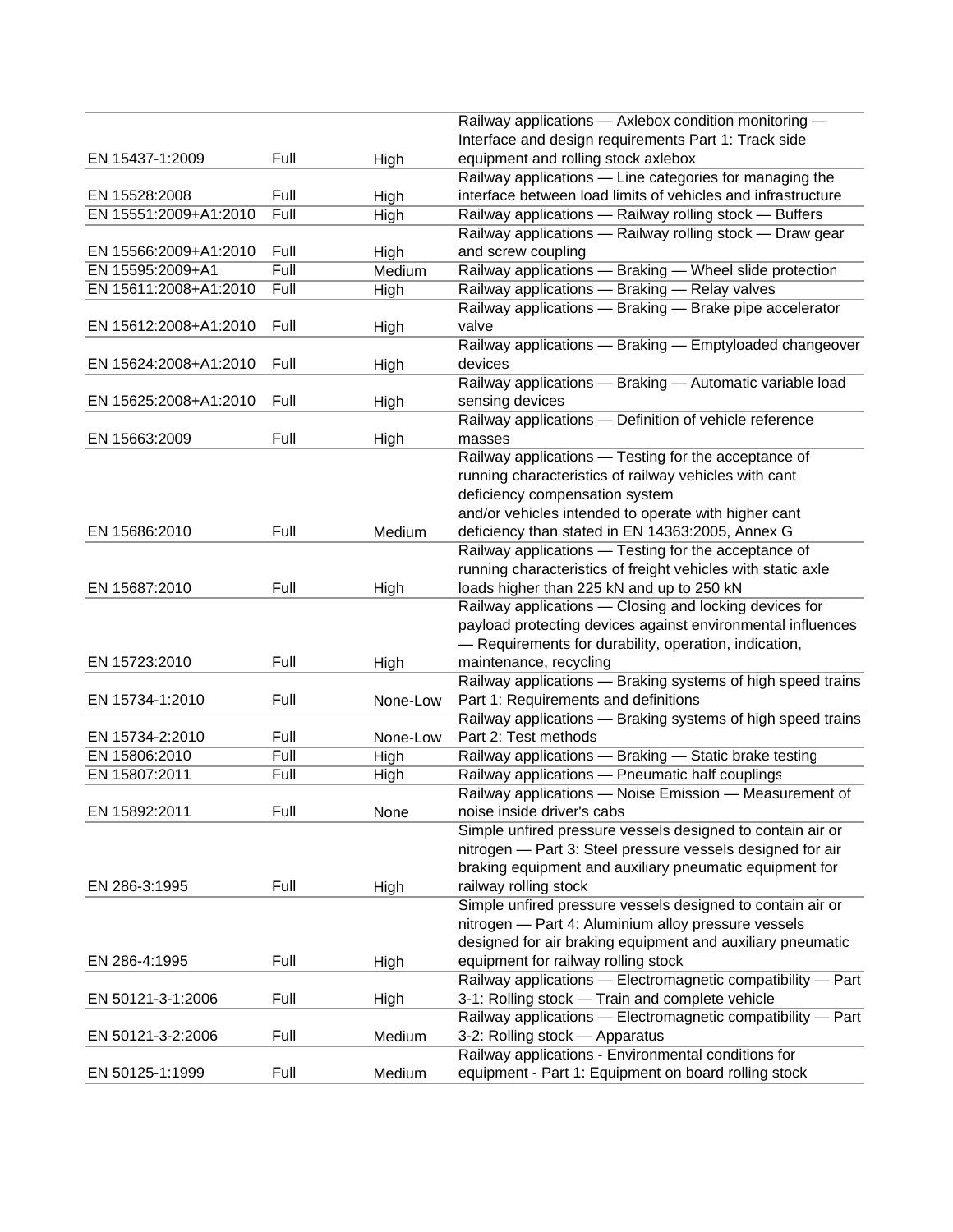| | | | |
|---|---|---|---|
| EN 15437-1:2009 | Full | High | Railway applications — Axlebox condition monitoring — Interface and design requirements Part 1: Track side equipment and rolling stock axlebox |
| EN 15528:2008 | Full | High | Railway applications — Line categories for managing the interface between load limits of vehicles and infrastructure |
| EN 15551:2009+A1:2010 | Full | High | Railway applications — Railway rolling stock — Buffers |
| EN 15566:2009+A1:2010 | Full | High | Railway applications — Railway rolling stock — Draw gear and screw coupling |
| EN 15595:2009+A1 | Full | Medium | Railway applications — Braking — Wheel slide protection |
| EN 15611:2008+A1:2010 | Full | High | Railway applications — Braking — Relay valves |
| EN 15612:2008+A1:2010 | Full | High | Railway applications — Braking — Brake pipe accelerator valve |
| EN 15624:2008+A1:2010 | Full | High | Railway applications — Braking — Emptyloaded changeover devices |
| EN 15625:2008+A1:2010 | Full | High | Railway applications — Braking — Automatic variable load sensing devices |
| EN 15663:2009 | Full | High | Railway applications — Definition of vehicle reference masses |
| EN 15686:2010 | Full | Medium | Railway applications — Testing for the acceptance of running characteristics of railway vehicles with cant deficiency compensation system and/or vehicles intended to operate with higher cant deficiency than stated in EN 14363:2005, Annex G |
| EN 15687:2010 | Full | High | Railway applications — Testing for the acceptance of running characteristics of freight vehicles with static axle loads higher than 225 kN and up to 250 kN |
| EN 15723:2010 | Full | High | Railway applications — Closing and locking devices for payload protecting devices against environmental influences — Requirements for durability, operation, indication, maintenance, recycling |
| EN 15734-1:2010 | Full | None-Low | Railway applications — Braking systems of high speed trains Part 1: Requirements and definitions |
| EN 15734-2:2010 | Full | None-Low | Railway applications — Braking systems of high speed trains Part 2: Test methods |
| EN 15806:2010 | Full | High | Railway applications — Braking — Static brake testing |
| EN 15807:2011 | Full | High | Railway applications — Pneumatic half couplings |
| EN 15892:2011 | Full | None | Railway applications — Noise Emission — Measurement of noise inside driver's cabs |
| EN 286-3:1995 | Full | High | Simple unfired pressure vessels designed to contain air or nitrogen — Part 3: Steel pressure vessels designed for air braking equipment and auxiliary pneumatic equipment for railway rolling stock |
| EN 286-4:1995 | Full | High | Simple unfired pressure vessels designed to contain air or nitrogen — Part 4: Aluminium alloy pressure vessels designed for air braking equipment and auxiliary pneumatic equipment for railway rolling stock |
| EN 50121-3-1:2006 | Full | High | Railway applications — Electromagnetic compatibility — Part 3-1: Rolling stock — Train and complete vehicle |
| EN 50121-3-2:2006 | Full | Medium | Railway applications — Electromagnetic compatibility — Part 3-2: Rolling stock — Apparatus |
| EN 50125-1:1999 | Full | Medium | Railway applications - Environmental conditions for equipment - Part 1: Equipment on board rolling stock |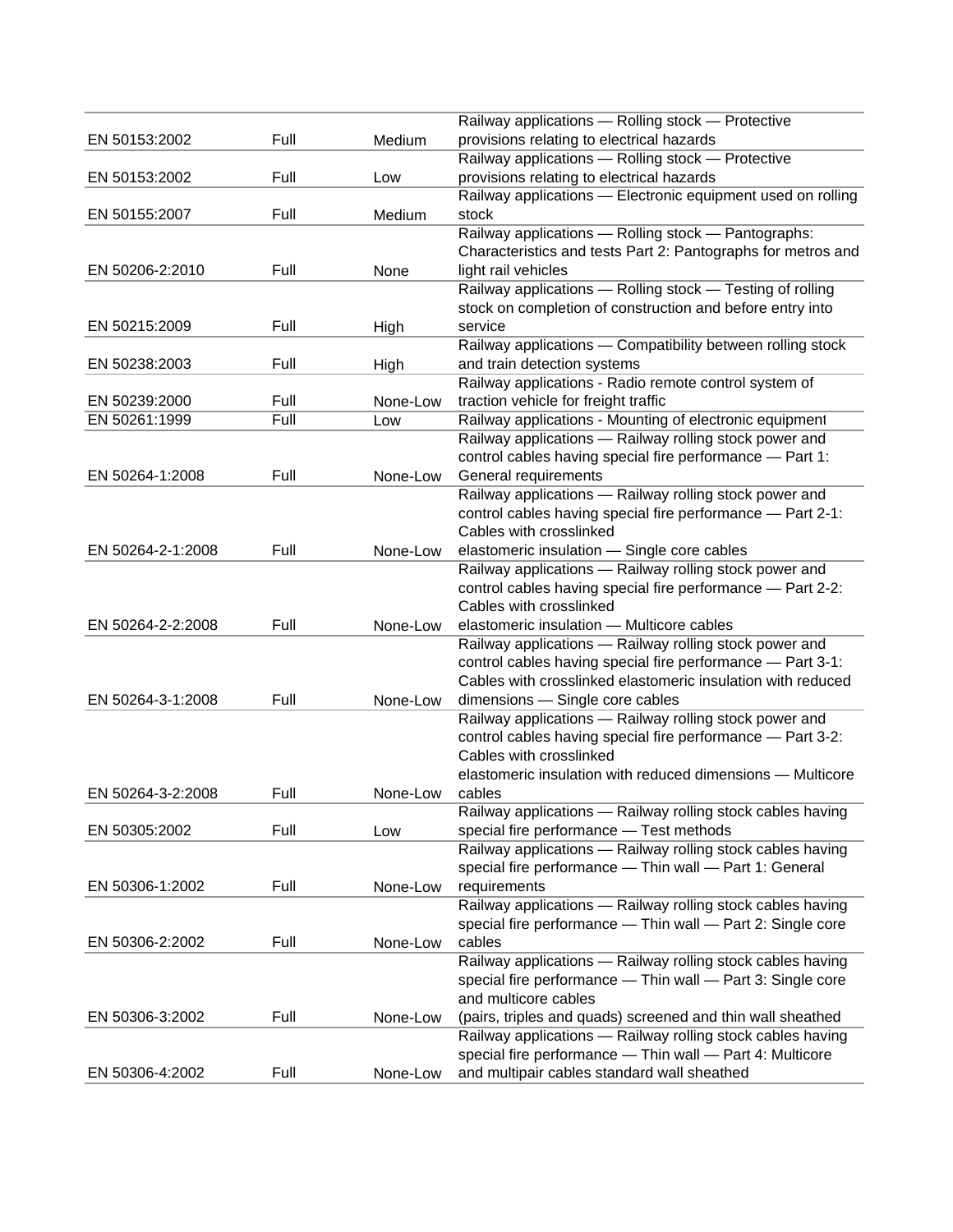| | | | |
|---|---|---|---|
| EN 50153:2002 | Full | Medium | Railway applications — Rolling stock — Protective provisions relating to electrical hazards |
| EN 50153:2002 | Full | Low | Railway applications — Rolling stock — Protective provisions relating to electrical hazards |
| EN 50155:2007 | Full | Medium | Railway applications — Electronic equipment used on rolling stock |
| EN 50206-2:2010 | Full | None | Railway applications — Rolling stock — Pantographs: Characteristics and tests Part 2: Pantographs for metros and light rail vehicles |
| EN 50215:2009 | Full | High | Railway applications — Rolling stock — Testing of rolling stock on completion of construction and before entry into service |
| EN 50238:2003 | Full | High | Railway applications — Compatibility between rolling stock and train detection systems |
| EN 50239:2000 | Full | None-Low | Railway applications - Radio remote control system of traction vehicle for freight traffic |
| EN 50261:1999 | Full | Low | Railway applications - Mounting of electronic equipment |
| EN 50264-1:2008 | Full | None-Low | Railway applications — Railway rolling stock power and control cables having special fire performance — Part 1: General requirements |
| EN 50264-2-1:2008 | Full | None-Low | Railway applications — Railway rolling stock power and control cables having special fire performance — Part 2-1: Cables with crosslinked elastomeric insulation — Single core cables |
| EN 50264-2-2:2008 | Full | None-Low | Railway applications — Railway rolling stock power and control cables having special fire performance — Part 2-2: Cables with crosslinked elastomeric insulation — Multicore cables |
| EN 50264-3-1:2008 | Full | None-Low | Railway applications — Railway rolling stock power and control cables having special fire performance — Part 3-1: Cables with crosslinked elastomeric insulation with reduced dimensions — Single core cables |
| EN 50264-3-2:2008 | Full | None-Low | Railway applications — Railway rolling stock power and control cables having special fire performance — Part 3-2: Cables with crosslinked elastomeric insulation with reduced dimensions — Multicore cables |
| EN 50305:2002 | Full | Low | Railway applications — Railway rolling stock cables having special fire performance — Test methods |
| EN 50306-1:2002 | Full | None-Low | Railway applications — Railway rolling stock cables having special fire performance — Thin wall — Part 1: General requirements |
| EN 50306-2:2002 | Full | None-Low | Railway applications — Railway rolling stock cables having special fire performance — Thin wall — Part 2: Single core cables |
| EN 50306-3:2002 | Full | None-Low | Railway applications — Railway rolling stock cables having special fire performance — Thin wall — Part 3: Single core and multicore cables (pairs, triples and quads) screened and thin wall sheathed |
| EN 50306-4:2002 | Full | None-Low | Railway applications — Railway rolling stock cables having special fire performance — Thin wall — Part 4: Multicore and multipair cables standard wall sheathed |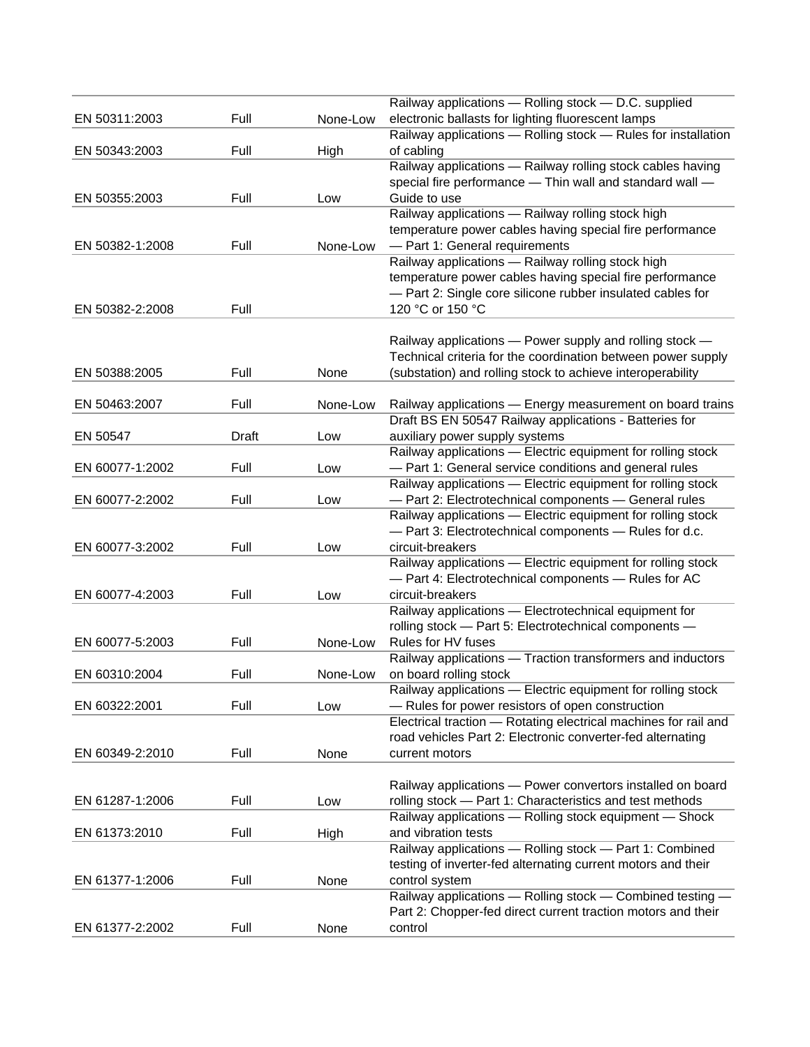| | | | |
|---|---|---|---|
| EN 50311:2003 | Full | None-Low | Railway applications — Rolling stock — D.C. supplied electronic ballasts for lighting fluorescent lamps |
| EN 50343:2003 | Full | High | Railway applications — Rolling stock — Rules for installation of cabling |
| EN 50355:2003 | Full | Low | Railway applications — Railway rolling stock cables having special fire performance — Thin wall and standard wall — Guide to use |
| EN 50382-1:2008 | Full | None-Low | Railway applications — Railway rolling stock high temperature power cables having special fire performance — Part 1: General requirements |
| EN 50382-2:2008 | Full | | Railway applications — Railway rolling stock high temperature power cables having special fire performance — Part 2: Single core silicone rubber insulated cables for 120 °C or 150 °C |
| EN 50388:2005 | Full | None | Railway applications — Power supply and rolling stock — Technical criteria for the coordination between power supply (substation) and rolling stock to achieve interoperability |
| EN 50463:2007 | Full | None-Low | Railway applications — Energy measurement on board trains |
| EN 50547 | Draft | Low | Draft BS EN 50547 Railway applications - Batteries for auxiliary power supply systems |
| EN 60077-1:2002 | Full | Low | Railway applications — Electric equipment for rolling stock — Part 1: General service conditions and general rules |
| EN 60077-2:2002 | Full | Low | Railway applications — Electric equipment for rolling stock — Part 2: Electrotechnical components — General rules |
| EN 60077-3:2002 | Full | Low | Railway applications — Electric equipment for rolling stock — Part 3: Electrotechnical components — Rules for d.c. circuit-breakers |
| EN 60077-4:2003 | Full | Low | Railway applications — Electric equipment for rolling stock — Part 4: Electrotechnical components — Rules for AC circuit-breakers |
| EN 60077-5:2003 | Full | None-Low | Railway applications — Electrotechnical equipment for rolling stock — Part 5: Electrotechnical components — Rules for HV fuses |
| EN 60310:2004 | Full | None-Low | Railway applications — Traction transformers and inductors on board rolling stock |
| EN 60322:2001 | Full | Low | Railway applications — Electric equipment for rolling stock — Rules for power resistors of open construction |
| EN 60349-2:2010 | Full | None | Electrical traction — Rotating electrical machines for rail and road vehicles Part 2: Electronic converter-fed alternating current motors |
| EN 61287-1:2006 | Full | Low | Railway applications — Power convertors installed on board rolling stock — Part 1: Characteristics and test methods |
| EN 61373:2010 | Full | High | Railway applications — Rolling stock equipment — Shock and vibration tests |
| EN 61377-1:2006 | Full | None | Railway applications — Rolling stock — Part 1: Combined testing of inverter-fed alternating current motors and their control system |
| EN 61377-2:2002 | Full | None | Railway applications — Rolling stock — Combined testing — Part 2: Chopper-fed direct current traction motors and their control |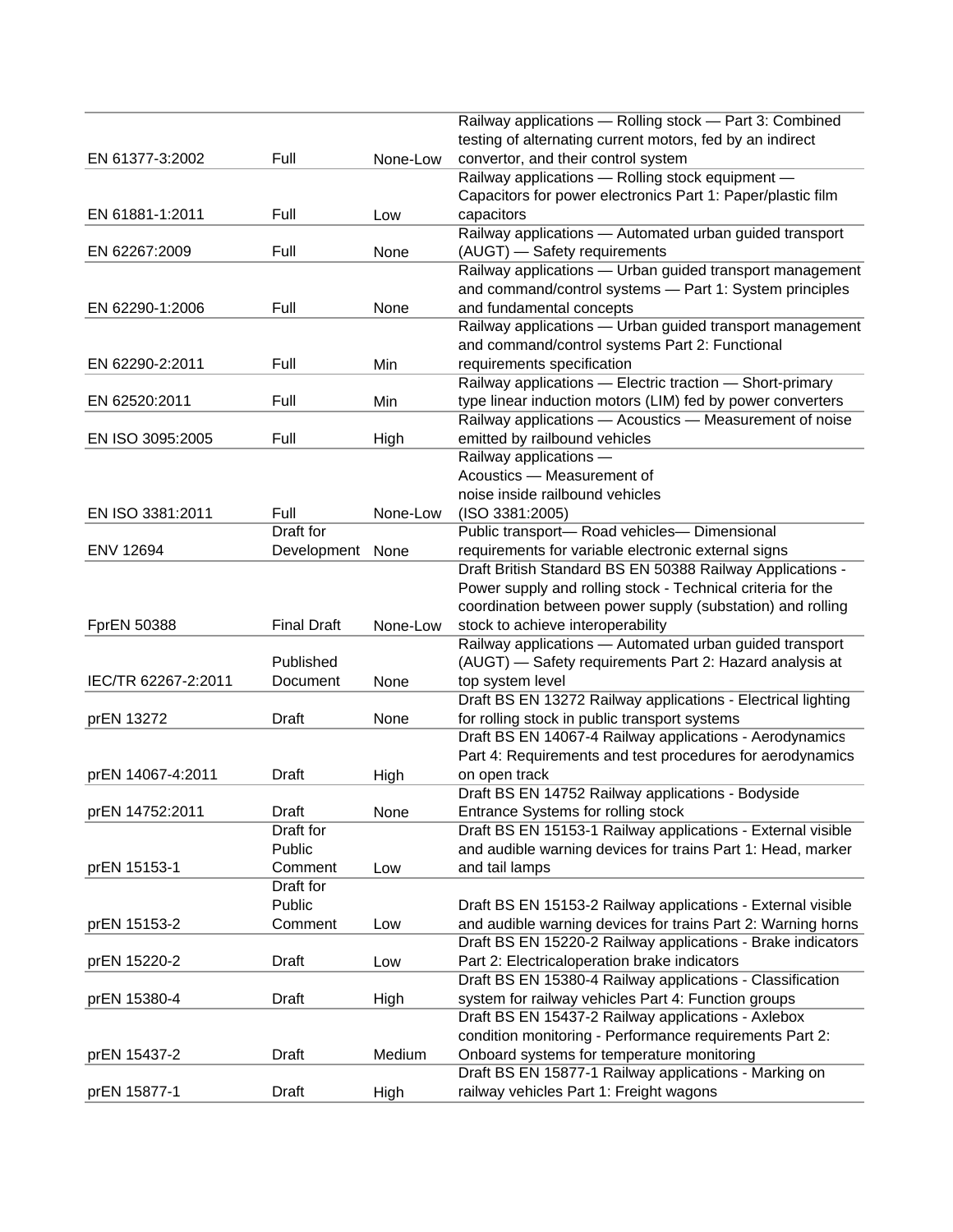| | | | |
|---|---|---|---|
| EN 61377-3:2002 | Full | None-Low | Railway applications — Rolling stock — Part 3: Combined testing of alternating current motors, fed by an indirect convertor, and their control system |
| EN 61881-1:2011 | Full | Low | Railway applications — Rolling stock equipment — Capacitors for power electronics Part 1: Paper/plastic film capacitors |
| EN 62267:2009 | Full | None | Railway applications — Automated urban guided transport (AUGT) — Safety requirements |
| EN 62290-1:2006 | Full | None | Railway applications — Urban guided transport management and command/control systems — Part 1: System principles and fundamental concepts |
| EN 62290-2:2011 | Full | Min | Railway applications — Urban guided transport management and command/control systems Part 2: Functional requirements specification |
| EN 62520:2011 | Full | Min | Railway applications — Electric traction — Short-primary type linear induction motors (LIM) fed by power converters |
| EN ISO 3095:2005 | Full | High | Railway applications — Acoustics — Measurement of noise emitted by railbound vehicles |
| EN ISO 3381:2011 | Full | None-Low | Railway applications — Acoustics — Measurement of noise inside railbound vehicles (ISO 3381:2005) |
| ENV 12694 | Draft for Development | None | Public transport— Road vehicles— Dimensional requirements for variable electronic external signs |
| FprEN 50388 | Final Draft | None-Low | Draft British Standard BS EN 50388 Railway Applications - Power supply and rolling stock - Technical criteria for the coordination between power supply (substation) and rolling stock to achieve interoperability |
| IEC/TR 62267-2:2011 | Published Document | None | Railway applications — Automated urban guided transport (AUGT) — Safety requirements Part 2: Hazard analysis at top system level |
| prEN 13272 | Draft | None | Draft BS EN 13272 Railway applications - Electrical lighting for rolling stock in public transport systems |
| prEN 14067-4:2011 | Draft | High | Draft BS EN 14067-4 Railway applications - Aerodynamics Part 4: Requirements and test procedures for aerodynamics on open track |
| prEN 14752:2011 | Draft | None | Draft BS EN 14752 Railway applications - Bodyside Entrance Systems for rolling stock |
| prEN 15153-1 | Draft for Public Comment | Low | Draft BS EN 15153-1 Railway applications - External visible and audible warning devices for trains Part 1: Head, marker and tail lamps |
| prEN 15153-2 | Draft for Public Comment | Low | Draft BS EN 15153-2 Railway applications - External visible and audible warning devices for trains Part 2: Warning horns |
| prEN 15220-2 | Draft | Low | Draft BS EN 15220-2 Railway applications - Brake indicators Part 2: Electricaloperation brake indicators |
| prEN 15380-4 | Draft | High | Draft BS EN 15380-4 Railway applications - Classification system for railway vehicles Part 4: Function groups |
| prEN 15437-2 | Draft | Medium | Draft BS EN 15437-2 Railway applications - Axlebox condition monitoring - Performance requirements Part 2: Onboard systems for temperature monitoring |
| prEN 15877-1 | Draft | High | Draft BS EN 15877-1 Railway applications - Marking on railway vehicles Part 1: Freight wagons |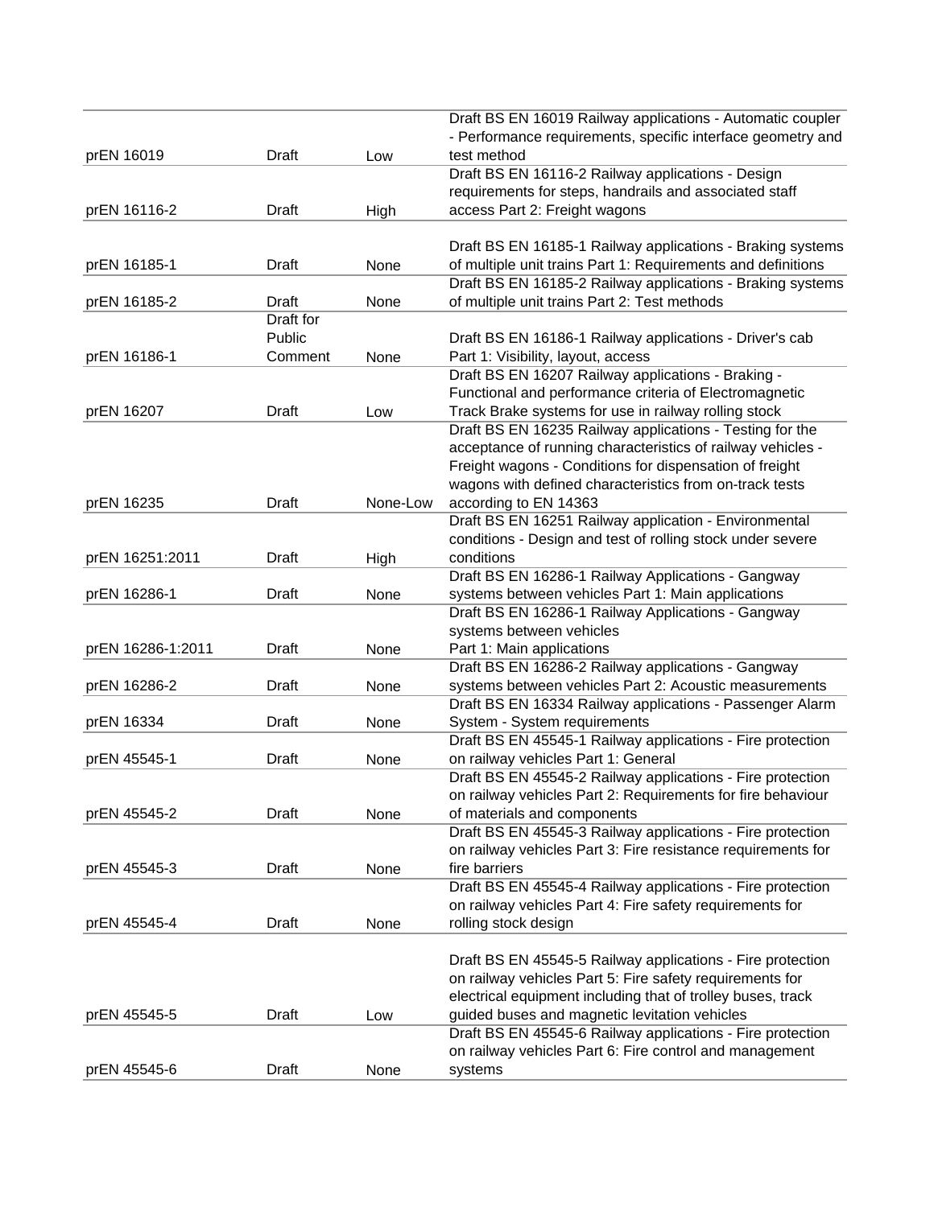| | | | |
|---|---|---|---|
| prEN 16019 | Draft | Low | Draft BS EN 16019 Railway applications - Automatic coupler - Performance requirements, specific interface geometry and test method |
| prEN 16116-2 | Draft | High | Draft BS EN 16116-2 Railway applications - Design requirements for steps, handrails and associated staff access Part 2: Freight wagons |
| prEN 16185-1 | Draft | None | Draft BS EN 16185-1 Railway applications - Braking systems of multiple unit trains Part 1: Requirements and definitions |
| prEN 16185-2 | Draft | None | Draft BS EN 16185-2 Railway applications - Braking systems of multiple unit trains Part 2: Test methods |
| prEN 16186-1 | Draft for Public Comment | None | Draft BS EN 16186-1 Railway applications - Driver's cab Part 1: Visibility, layout, access |
| prEN 16207 | Draft | Low | Draft BS EN 16207 Railway applications - Braking - Functional and performance criteria of Electromagnetic Track Brake systems for use in railway rolling stock |
| prEN 16235 | Draft | None-Low | Draft BS EN 16235 Railway applications - Testing for the acceptance of running characteristics of railway vehicles - Freight wagons - Conditions for dispensation of freight wagons with defined characteristics from on-track tests according to EN 14363 |
| prEN 16251:2011 | Draft | High | Draft BS EN 16251 Railway application - Environmental conditions - Design and test of rolling stock under severe conditions |
| prEN 16286-1 | Draft | None | Draft BS EN 16286-1 Railway Applications - Gangway systems between vehicles Part 1: Main applications |
| prEN 16286-1:2011 | Draft | None | Draft BS EN 16286-1 Railway Applications - Gangway systems between vehicles Part 1: Main applications |
| prEN 16286-2 | Draft | None | Draft BS EN 16286-2 Railway applications - Gangway systems between vehicles Part 2: Acoustic measurements |
| prEN 16334 | Draft | None | Draft BS EN 16334 Railway applications - Passenger Alarm System - System requirements |
| prEN 45545-1 | Draft | None | Draft BS EN 45545-1 Railway applications - Fire protection on railway vehicles Part 1: General |
| prEN 45545-2 | Draft | None | Draft BS EN 45545-2 Railway applications - Fire protection on railway vehicles Part 2: Requirements for fire behaviour of materials and components |
| prEN 45545-3 | Draft | None | Draft BS EN 45545-3 Railway applications - Fire protection on railway vehicles Part 3: Fire resistance requirements for fire barriers |
| prEN 45545-4 | Draft | None | Draft BS EN 45545-4 Railway applications - Fire protection on railway vehicles Part 4: Fire safety requirements for rolling stock design |
| prEN 45545-5 | Draft | Low | Draft BS EN 45545-5 Railway applications - Fire protection on railway vehicles Part 5: Fire safety requirements for electrical equipment including that of trolley buses, track guided buses and magnetic levitation vehicles |
| prEN 45545-6 | Draft | None | Draft BS EN 45545-6 Railway applications - Fire protection on railway vehicles Part 6: Fire control and management systems |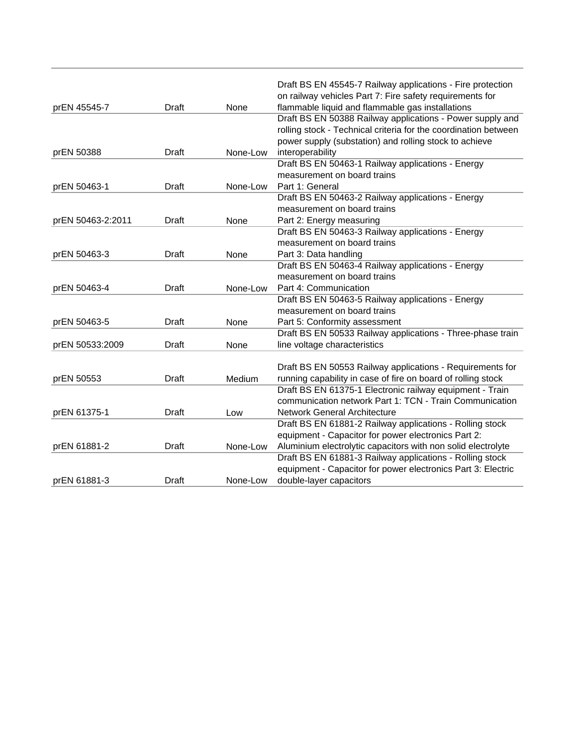| | | | |
|---|---|---|---|
| prEN 45545-7 | Draft | None | Draft BS EN 45545-7 Railway applications - Fire protection on railway vehicles Part 7: Fire safety requirements for flammable liquid and flammable gas installations |
| prEN 50388 | Draft | None-Low | Draft BS EN 50388 Railway applications - Power supply and rolling stock - Technical criteria for the coordination between power supply (substation) and rolling stock to achieve interoperability |
| prEN 50463-1 | Draft | None-Low | Draft BS EN 50463-1 Railway applications - Energy measurement on board trains Part 1: General |
| prEN 50463-2:2011 | Draft | None | Draft BS EN 50463-2 Railway applications - Energy measurement on board trains Part 2: Energy measuring |
| prEN 50463-3 | Draft | None | Draft BS EN 50463-3 Railway applications - Energy measurement on board trains Part 3: Data handling |
| prEN 50463-4 | Draft | None-Low | Draft BS EN 50463-4 Railway applications - Energy measurement on board trains Part 4: Communication |
| prEN 50463-5 | Draft | None | Draft BS EN 50463-5 Railway applications - Energy measurement on board trains Part 5: Conformity assessment |
| prEN 50533:2009 | Draft | None | Draft BS EN 50533 Railway applications - Three-phase train line voltage characteristics |
| prEN 50553 | Draft | Medium | Draft BS EN 50553 Railway applications - Requirements for running capability in case of fire on board of rolling stock |
| prEN 61375-1 | Draft | Low | Draft BS EN 61375-1 Electronic railway equipment - Train communication network Part 1: TCN - Train Communication Network General Architecture |
| prEN 61881-2 | Draft | None-Low | Draft BS EN 61881-2 Railway applications - Rolling stock equipment - Capacitor for power electronics Part 2: Aluminium electrolytic capacitors with non solid electrolyte |
| prEN 61881-3 | Draft | None-Low | Draft BS EN 61881-3 Railway applications - Rolling stock equipment - Capacitor for power electronics Part 3: Electric double-layer capacitors |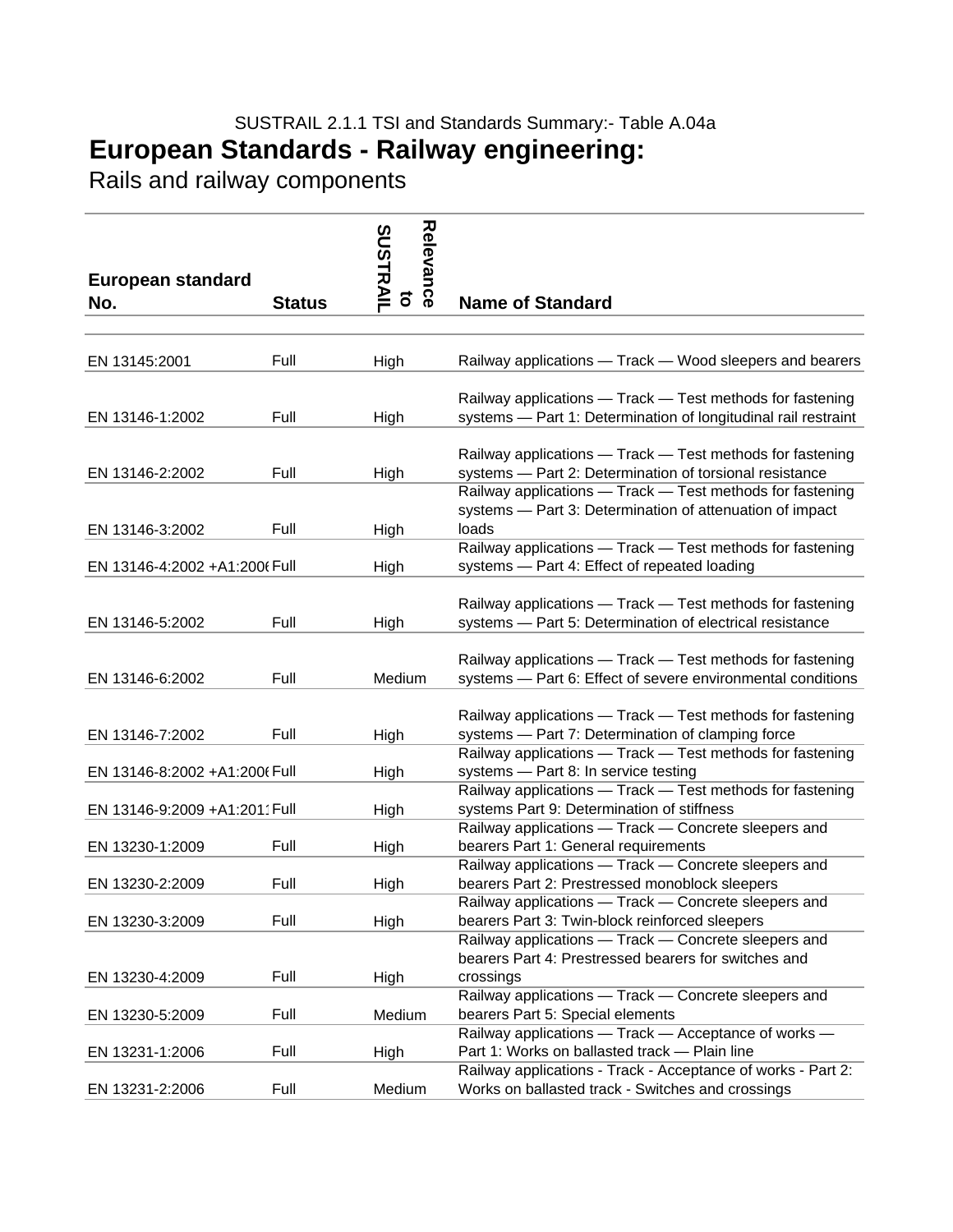SUSTRAIL 2.1.1 TSI and Standards Summary:- Table A.04a

# European Standards - Railway engineering:

## Rails and railway components

| European standard No. | Status | Relevance to SUSTRAIL | Name of Standard |
|---|---|---|---|
| EN 13145:2001 | Full | High | Railway applications — Track — Wood sleepers and bearers |
| EN 13146-1:2002 | Full | High | Railway applications — Track — Test methods for fastening systems — Part 1: Determination of longitudinal rail restraint |
| EN 13146-2:2002 | Full | High | Railway applications — Track — Test methods for fastening systems — Part 2: Determination of torsional resistance |
| EN 13146-3:2002 | Full | High | Railway applications — Track — Test methods for fastening systems — Part 3: Determination of attenuation of impact loads |
| EN 13146-4:2002 +A1:200( | Full | High | Railway applications — Track — Test methods for fastening systems — Part 4: Effect of repeated loading |
| EN 13146-5:2002 | Full | High | Railway applications — Track — Test methods for fastening systems — Part 5: Determination of electrical resistance |
| EN 13146-6:2002 | Full | Medium | Railway applications — Track — Test methods for fastening systems — Part 6: Effect of severe environmental conditions |
| EN 13146-7:2002 | Full | High | Railway applications — Track — Test methods for fastening systems — Part 7: Determination of clamping force |
| EN 13146-8:2002 +A1:200( | Full | High | Railway applications — Track — Test methods for fastening systems — Part 8: In service testing |
| EN 13146-9:2009 +A1:201 | Full | High | Railway applications — Track — Test methods for fastening systems Part 9: Determination of stiffness |
| EN 13230-1:2009 | Full | High | Railway applications — Track — Concrete sleepers and bearers Part 1: General requirements |
| EN 13230-2:2009 | Full | High | Railway applications — Track — Concrete sleepers and bearers Part 2: Prestressed monoblock sleepers |
| EN 13230-3:2009 | Full | High | Railway applications — Track — Concrete sleepers and bearers Part 3: Twin-block reinforced sleepers |
| EN 13230-4:2009 | Full | High | Railway applications — Track — Concrete sleepers and bearers Part 4: Prestressed bearers for switches and crossings |
| EN 13230-5:2009 | Full | Medium | Railway applications — Track — Concrete sleepers and bearers Part 5: Special elements |
| EN 13231-1:2006 | Full | High | Railway applications — Track — Acceptance of works — Part 1: Works on ballasted track — Plain line |
| EN 13231-2:2006 | Full | Medium | Railway applications - Track - Acceptance of works - Part 2: Works on ballasted track - Switches and crossings |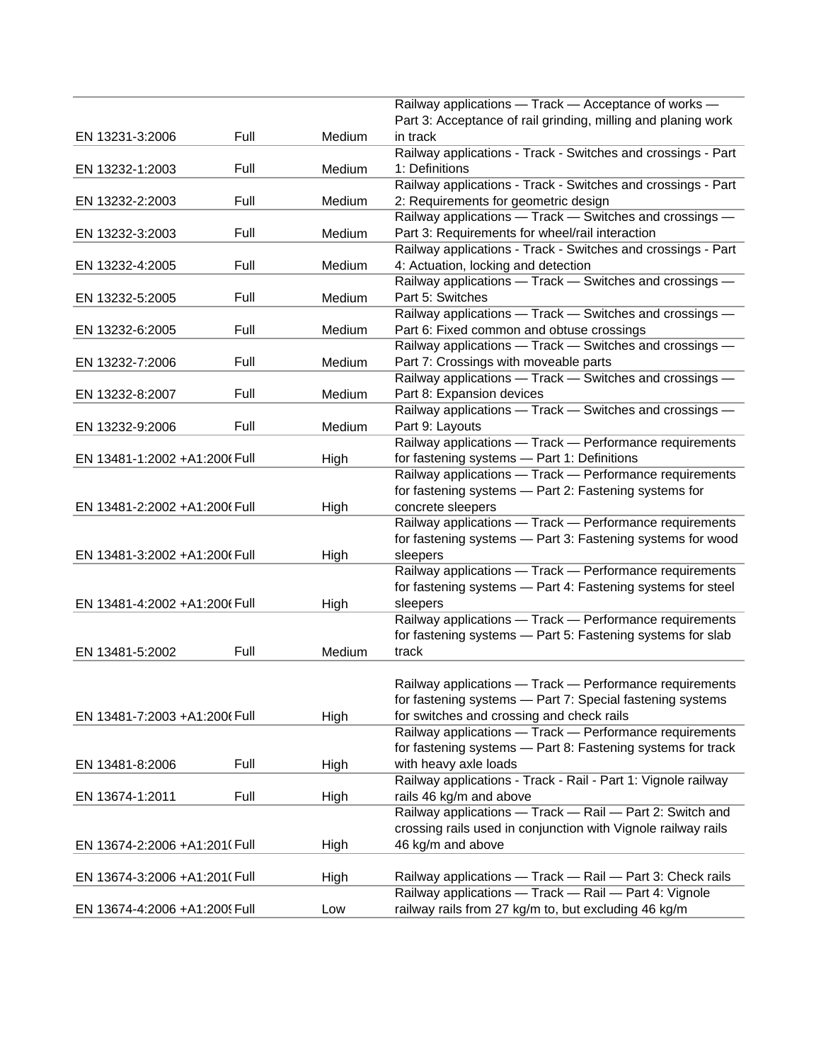| | | | |
|---|---|---|---|
| EN 13231-3:2006 | Full | Medium | Railway applications — Track — Acceptance of works — Part 3: Acceptance of rail grinding, milling and planing work in track |
| EN 13232-1:2003 | Full | Medium | Railway applications - Track - Switches and crossings - Part 1: Definitions |
| EN 13232-2:2003 | Full | Medium | Railway applications - Track - Switches and crossings - Part 2: Requirements for geometric design |
| EN 13232-3:2003 | Full | Medium | Railway applications — Track — Switches and crossings — Part 3: Requirements for wheel/rail interaction |
| EN 13232-4:2005 | Full | Medium | Railway applications - Track - Switches and crossings - Part 4: Actuation, locking and detection |
| EN 13232-5:2005 | Full | Medium | Railway applications — Track — Switches and crossings — Part 5: Switches |
| EN 13232-6:2005 | Full | Medium | Railway applications — Track — Switches and crossings — Part 6: Fixed common and obtuse crossings |
| EN 13232-7:2006 | Full | Medium | Railway applications — Track — Switches and crossings — Part 7: Crossings with moveable parts |
| EN 13232-8:2007 | Full | Medium | Railway applications — Track — Switches and crossings — Part 8: Expansion devices |
| EN 13232-9:2006 | Full | Medium | Railway applications — Track — Switches and crossings — Part 9: Layouts |
| EN 13481-1:2002 +A1:2006 | Full | High | Railway applications — Track — Performance requirements for fastening systems — Part 1: Definitions |
| EN 13481-2:2002 +A1:2006 | Full | High | Railway applications — Track — Performance requirements for fastening systems — Part 2: Fastening systems for concrete sleepers |
| EN 13481-3:2002 +A1:2006 | Full | High | Railway applications — Track — Performance requirements for fastening systems — Part 3: Fastening systems for wood sleepers |
| EN 13481-4:2002 +A1:2006 | Full | High | Railway applications — Track — Performance requirements for fastening systems — Part 4: Fastening systems for steel sleepers |
| EN 13481-5:2002 | Full | Medium | Railway applications — Track — Performance requirements for fastening systems — Part 5: Fastening systems for slab track |
| EN 13481-7:2003 +A1:2006 | Full | High | Railway applications — Track — Performance requirements for fastening systems — Part 7: Special fastening systems for switches and crossing and check rails |
| EN 13481-8:2006 | Full | High | Railway applications — Track — Performance requirements for fastening systems — Part 8: Fastening systems for track with heavy axle loads |
| EN 13674-1:2011 | Full | High | Railway applications - Track - Rail - Part 1: Vignole railway rails 46 kg/m and above |
| EN 13674-2:2006 +A1:2010 | Full | High | Railway applications — Track — Rail — Part 2: Switch and crossing rails used in conjunction with Vignole railway rails 46 kg/m and above |
| EN 13674-3:2006 +A1:2010 | Full | High | Railway applications — Track — Rail — Part 3: Check rails |
| EN 13674-4:2006 +A1:2009 | Full | Low | Railway applications — Track — Rail — Part 4: Vignole railway rails from 27 kg/m to, but excluding 46 kg/m |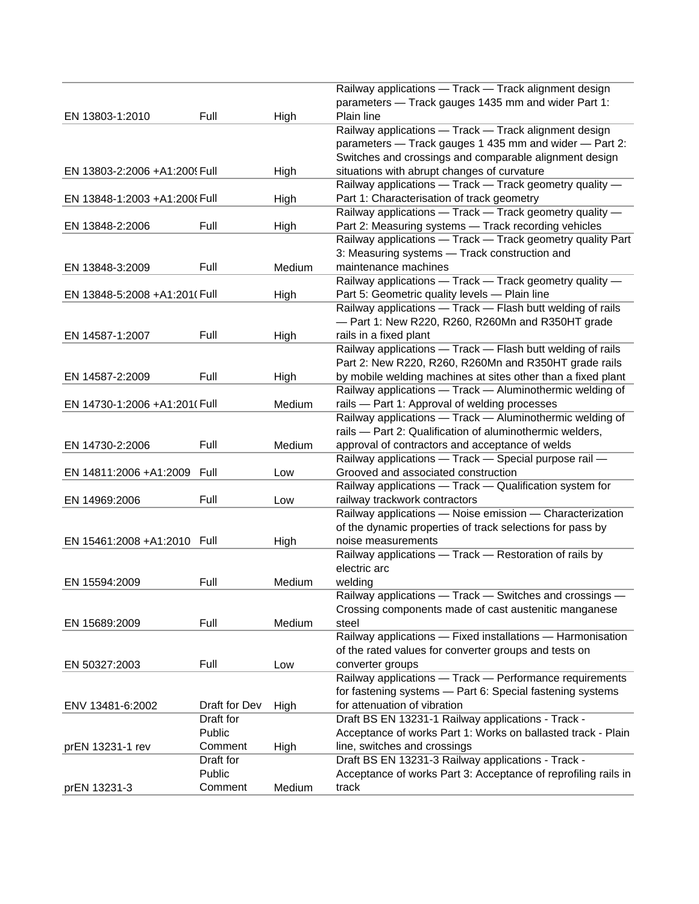| | | | |
|---|---|---|---|
| EN 13803-1:2010 | Full | High | Railway applications — Track — Track alignment design parameters — Track gauges 1435 mm and wider Part 1: Plain line |
| EN 13803-2:2006 +A1:2009 | Full | High | Railway applications — Track — Track alignment design parameters — Track gauges 1 435 mm and wider — Part 2: Switches and crossings and comparable alignment design situations with abrupt changes of curvature |
| EN 13848-1:2003 +A1:2008 | Full | High | Railway applications — Track — Track geometry quality — Part 1: Characterisation of track geometry |
| EN 13848-2:2006 | Full | High | Railway applications — Track — Track geometry quality — Part 2: Measuring systems — Track recording vehicles |
| EN 13848-3:2009 | Full | Medium | Railway applications — Track — Track geometry quality Part 3: Measuring systems — Track construction and maintenance machines |
| EN 13848-5:2008 +A1:2010 | Full | High | Railway applications — Track — Track geometry quality — Part 5: Geometric quality levels — Plain line |
| EN 14587-1:2007 | Full | High | Railway applications — Track — Flash butt welding of rails — Part 1: New R220, R260, R260Mn and R350HT grade rails in a fixed plant |
| EN 14587-2:2009 | Full | High | Railway applications — Track — Flash butt welding of rails Part 2: New R220, R260, R260Mn and R350HT grade rails by mobile welding machines at sites other than a fixed plant |
| EN 14730-1:2006 +A1:2010 | Full | Medium | Railway applications — Track — Aluminothermic welding of rails — Part 1: Approval of welding processes |
| EN 14730-2:2006 | Full | Medium | Railway applications — Track — Aluminothermic welding of rails — Part 2: Qualification of aluminothermic welders, approval of contractors and acceptance of welds |
| EN 14811:2006 +A1:2009 | Full | Low | Railway applications — Track — Special purpose rail — Grooved and associated construction |
| EN 14969:2006 | Full | Low | Railway applications — Track — Qualification system for railway trackwork contractors |
| EN 15461:2008 +A1:2010 | Full | High | Railway applications — Noise emission — Characterization of the dynamic properties of track selections for pass by noise measurements |
| EN 15594:2009 | Full | Medium | Railway applications — Track — Restoration of rails by electric arc welding |
| EN 15689:2009 | Full | Medium | Railway applications — Track — Switches and crossings — Crossing components made of cast austenitic manganese steel |
| EN 50327:2003 | Full | Low | Railway applications — Fixed installations — Harmonisation of the rated values for converter groups and tests on converter groups |
| ENV 13481-6:2002 | Draft for Dev | High | Railway applications — Track — Performance requirements for fastening systems — Part 6: Special fastening systems for attenuation of vibration |
| prEN 13231-1 rev | Draft for Public Comment | High | Draft BS EN 13231-1 Railway applications - Track - Acceptance of works Part 1: Works on ballasted track - Plain line, switches and crossings |
| prEN 13231-3 | Draft for Public Comment | Medium | Draft BS EN 13231-3 Railway applications - Track - Acceptance of works Part 3: Acceptance of reprofiling rails in track |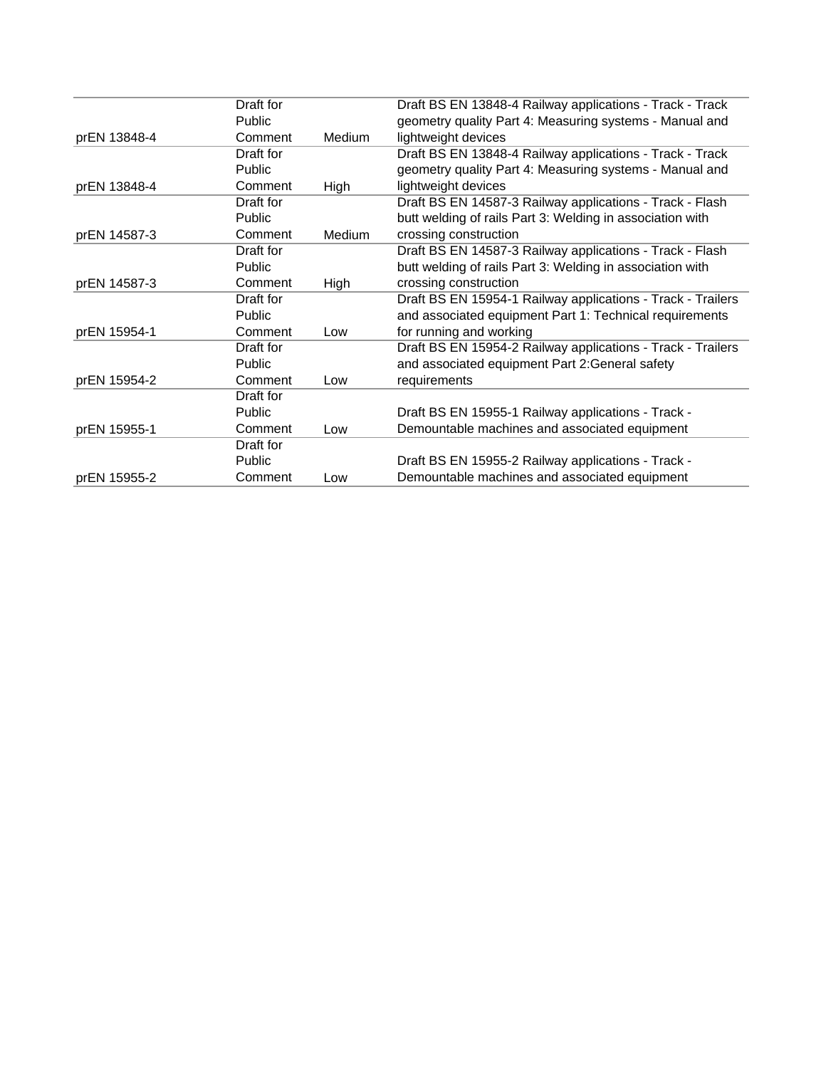| | | | |
|---|---|---|---|
| prEN 13848-4 | Draft for Public Comment | Medium | Draft BS EN 13848-4 Railway applications - Track - Track geometry quality Part 4: Measuring systems - Manual and lightweight devices |
| prEN 13848-4 | Draft for Public Comment | High | Draft BS EN 13848-4 Railway applications - Track - Track geometry quality Part 4: Measuring systems - Manual and lightweight devices |
| prEN 14587-3 | Draft for Public Comment | Medium | Draft BS EN 14587-3 Railway applications - Track - Flash butt welding of rails Part 3: Welding in association with crossing construction |
| prEN 14587-3 | Draft for Public Comment | High | Draft BS EN 14587-3 Railway applications - Track - Flash butt welding of rails Part 3: Welding in association with crossing construction |
| prEN 15954-1 | Draft for Public Comment | Low | Draft BS EN 15954-1 Railway applications - Track - Trailers and associated equipment Part 1: Technical requirements for running and working |
| prEN 15954-2 | Draft for Public Comment | Low | Draft BS EN 15954-2 Railway applications - Track - Trailers and associated equipment Part 2:General safety requirements |
| prEN 15955-1 | Draft for Public Comment | Low | Draft BS EN 15955-1 Railway applications - Track - Demountable machines and associated equipment |
| prEN 15955-2 | Draft for Public Comment | Low | Draft BS EN 15955-2 Railway applications - Track - Demountable machines and associated equipment |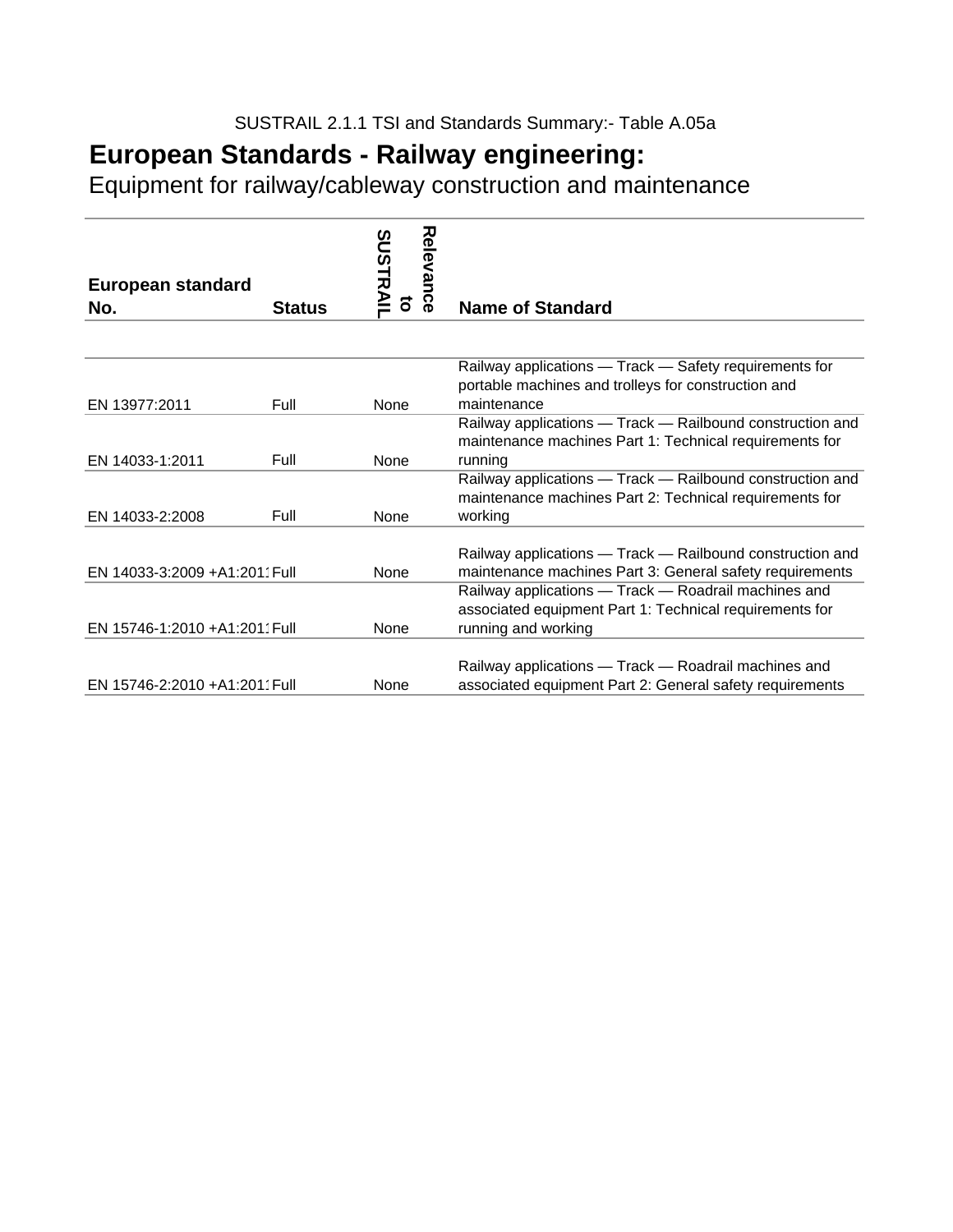SUSTRAIL 2.1.1 TSI and Standards Summary:- Table A.05a

# European Standards - Railway engineering:

Equipment for railway/cableway construction and maintenance

| European standard No. | Status | Relevance to SUSTRAIL | Name of Standard |
| --- | --- | --- | --- |
| EN 13977:2011 | Full | None | Railway applications — Track — Safety requirements for portable machines and trolleys for construction and maintenance |
| EN 14033-1:2011 | Full | None | Railway applications — Track — Railbound construction and maintenance machines Part 1: Technical requirements for running |
| EN 14033-2:2008 | Full | None | Railway applications — Track — Railbound construction and maintenance machines Part 2: Technical requirements for working |
| EN 14033-3:2009 +A1:201 | Full | None | Railway applications — Track — Railbound construction and maintenance machines Part 3: General safety requirements |
| EN 15746-1:2010 +A1:201 | Full | None | Railway applications — Track — Roadrail machines and associated equipment Part 1: Technical requirements for running and working |
| EN 15746-2:2010 +A1:201 | Full | None | Railway applications — Track — Roadrail machines and associated equipment Part 2: General safety requirements |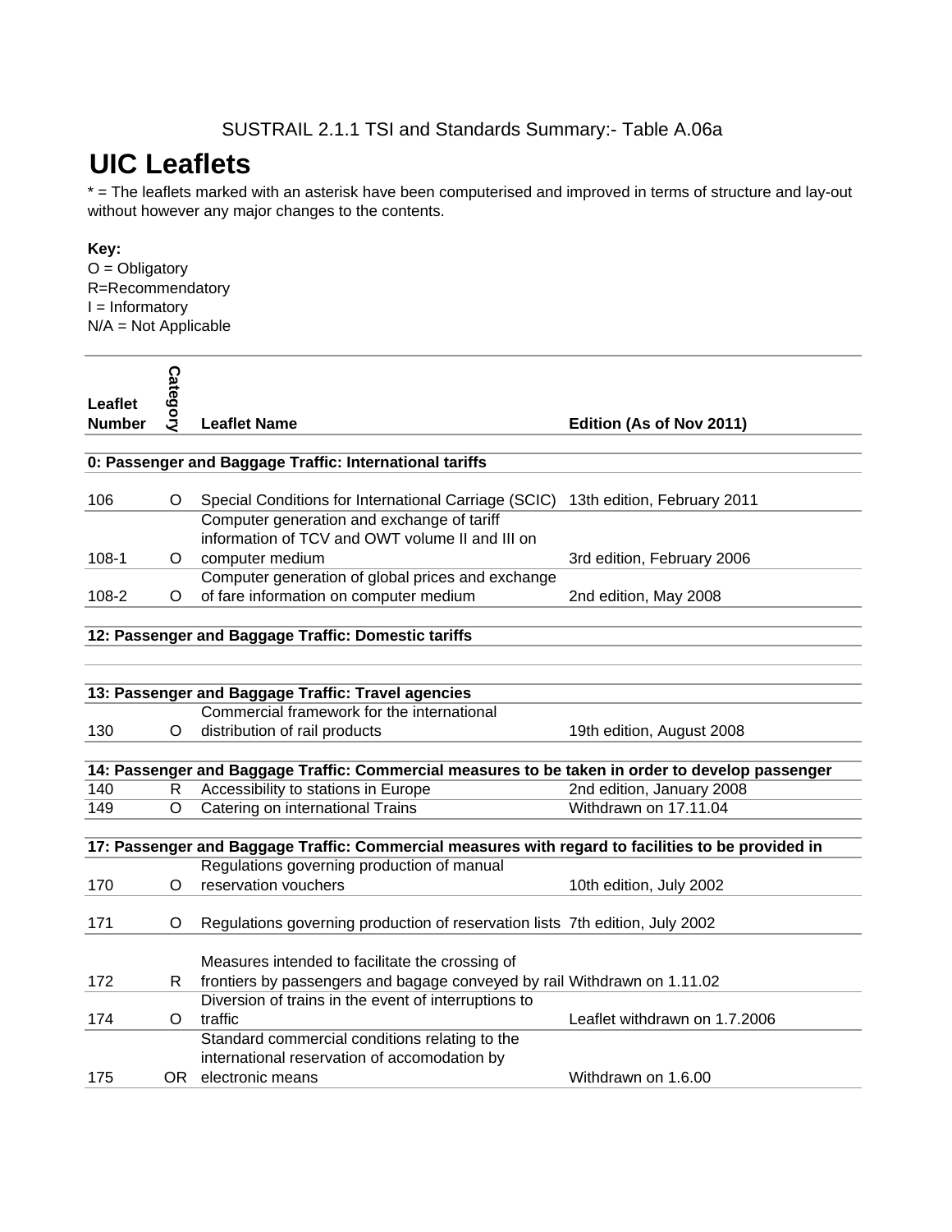SUSTRAIL 2.1.1 TSI and Standards Summary:- Table A.06a

# UIC Leaflets

* = The leaflets marked with an asterisk have been computerised and improved in terms of structure and lay-out without however any major changes to the contents.

**Key:**
O = Obligatory
R=Recommendatory
I = Informatory
N/A = Not Applicable

| Leaflet Number | Category | Leaflet Name | Edition (As of Nov 2011) |
|---|---|---|---|
| **0: Passenger and Baggage Traffic: International tariffs** | | | |
| 106 | O | Special Conditions for International Carriage (SCIC) | 13th edition, February 2011 |
| 108-1 | O | Computer generation and exchange of tariff information of TCV and OWT volume II and III on computer medium | 3rd edition, February 2006 |
| 108-2 | O | Computer generation of global prices and exchange of fare information on computer medium | 2nd edition, May 2008 |
| **12: Passenger and Baggage Traffic: Domestic tariffs** | | | |
| **13: Passenger and Baggage Traffic: Travel agencies** | | | |
| 130 | O | Commercial framework for the international distribution of rail products | 19th edition, August 2008 |
| **14: Passenger and Baggage Traffic: Commercial measures to be taken in order to develop passenger** | | | |
| 140 | R | Accessibility to stations in Europe | 2nd edition, January 2008 |
| 149 | O | Catering on international Trains | Withdrawn on 17.11.04 |
| **17: Passenger and Baggage Traffic: Commercial measures with regard to facilities to be provided in** | | | |
| 170 | O | Regulations governing production of manual reservation vouchers | 10th edition, July 2002 |
| 171 | O | Regulations governing production of reservation lists | 7th edition, July 2002 |
| 172 | R | Measures intended to facilitate the crossing of frontiers by passengers and bagage conveyed by rail | Withdrawn on 1.11.02 |
| 174 | O | Diversion of trains in the event of interruptions to traffic | Leaflet withdrawn on 1.7.2006 |
| 175 | OR | Standard commercial conditions relating to the international reservation of accomodation by electronic means | Withdrawn on 1.6.00 |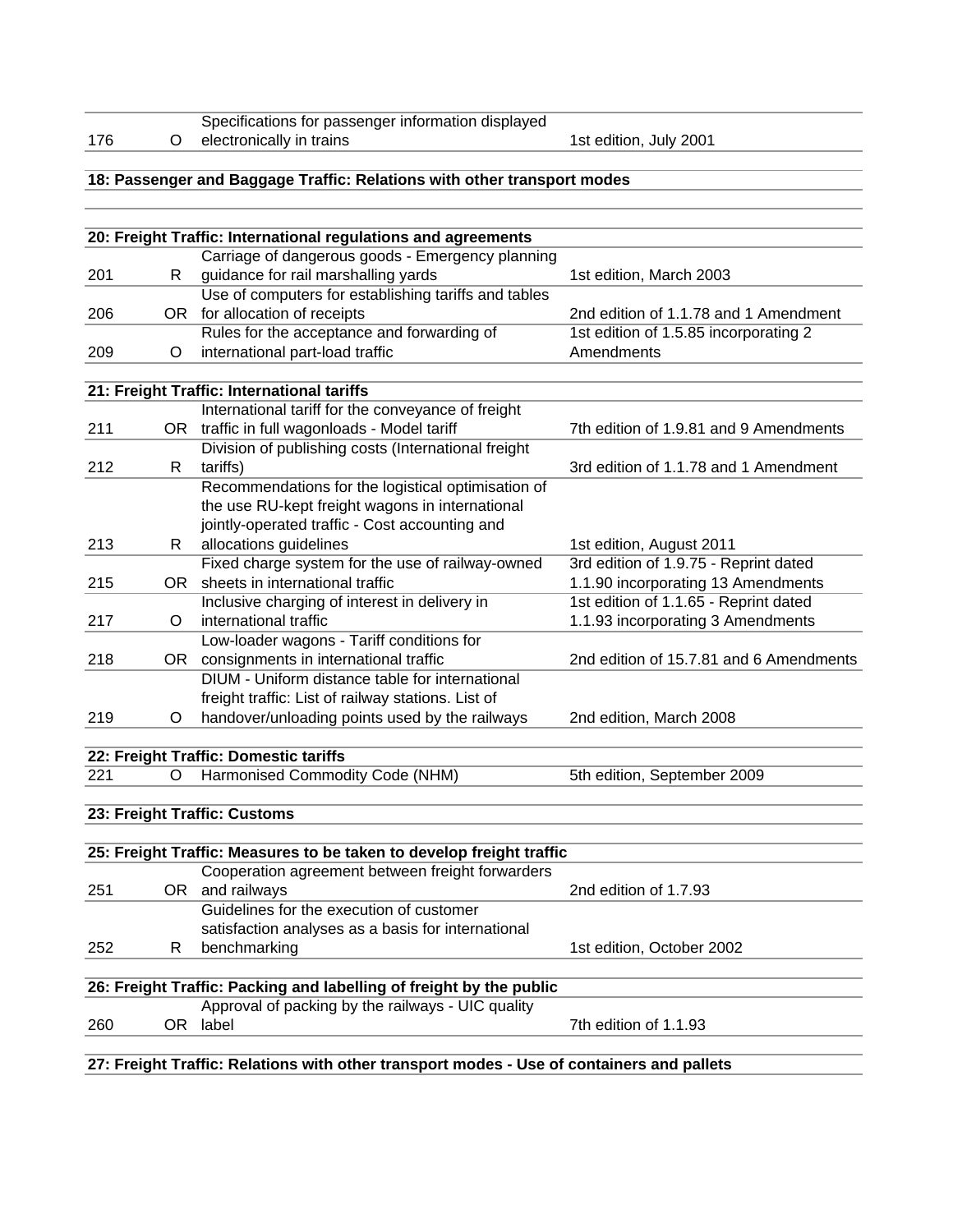| | | | |
|---|---|---|---|
| 176 | O | Specifications for passenger information displayed electronically in trains | 1st edition, July 2001 |

**18: Passenger and Baggage Traffic: Relations with other transport modes**

**20: Freight Traffic: International regulations and agreements**

| | | | |
|---|---|---|---|
| 201 | R | Carriage of dangerous goods - Emergency planning guidance for rail marshalling yards | 1st edition, March 2003 |
| 206 | OR | Use of computers for establishing tariffs and tables for allocation of receipts | 2nd edition of 1.1.78 and 1 Amendment |
| 209 | O | Rules for the acceptance and forwarding of international part-load traffic | 1st edition of 1.5.85 incorporating 2 Amendments |

**21: Freight Traffic: International tariffs**

| | | | |
|---|---|---|---|
| 211 | OR | International tariff for the conveyance of freight traffic in full wagonloads - Model tariff | 7th edition of 1.9.81 and 9 Amendments |
| 212 | R | Division of publishing costs (International freight tariffs) | 3rd edition of 1.1.78 and 1 Amendment |
| 213 | R | Recommendations for the logistical optimisation of the use RU-kept freight wagons in international jointly-operated traffic - Cost accounting and allocations guidelines | 1st edition, August 2011 |
| 215 | OR | Fixed charge system for the use of railway-owned sheets in international traffic | 3rd edition of 1.9.75 - Reprint dated 1.1.90 incorporating 13 Amendments |
| 217 | O | Inclusive charging of interest in delivery in international traffic | 1st edition of 1.1.65 - Reprint dated 1.1.93 incorporating 3 Amendments |
| 218 | OR | Low-loader wagons - Tariff conditions for consignments in international traffic | 2nd edition of 15.7.81 and 6 Amendments |
| 219 | O | DIUM - Uniform distance table for international freight traffic: List of railway stations. List of handover/unloading points used by the railways | 2nd edition, March 2008 |

**22: Freight Traffic: Domestic tariffs**

| | | | |
|---|---|---|---|
| 221 | O | Harmonised Commodity Code (NHM) | 5th edition, September 2009 |

**23: Freight Traffic: Customs**

**25: Freight Traffic: Measures to be taken to develop freight traffic**

| | | | |
|---|---|---|---|
| 251 | OR | Cooperation agreement between freight forwarders and railways | 2nd edition of 1.7.93 |
| 252 | R | Guidelines for the execution of customer satisfaction analyses as a basis for international benchmarking | 1st edition, October 2002 |

**26: Freight Traffic: Packing and labelling of freight by the public**

| | | | |
|---|---|---|---|
| 260 | OR | Approval of packing by the railways - UIC quality label | 7th edition of 1.1.93 |

**27: Freight Traffic: Relations with other transport modes - Use of containers and pallets**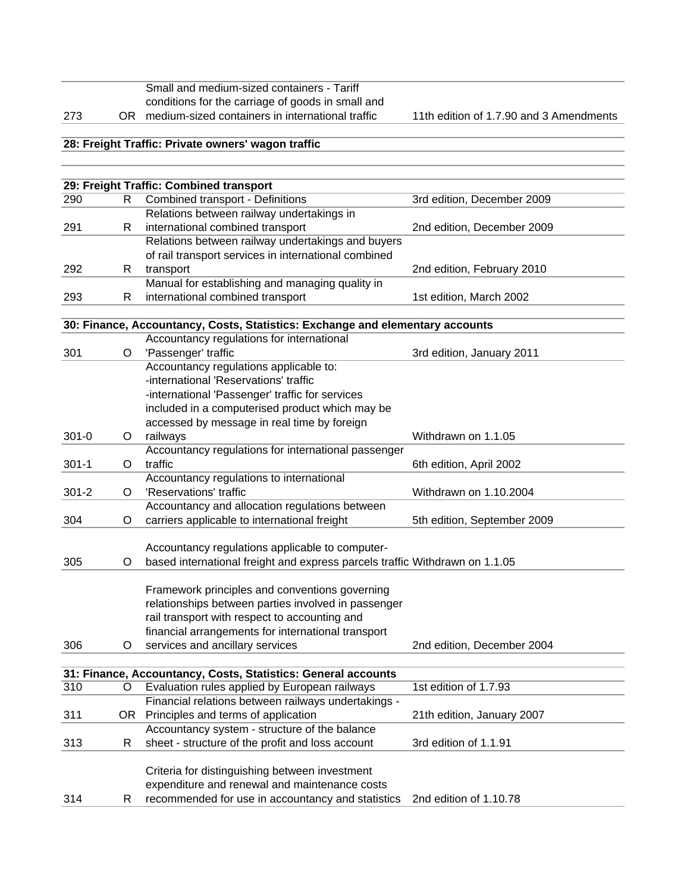| | | | |
|---|---|---|---|
| 273 | OR | Small and medium-sized containers - Tariff conditions for the carriage of goods in small and medium-sized containers in international traffic | 11th edition of 1.7.90 and 3 Amendments |
| **28: Freight Traffic: Private owners' wagon traffic** | | | |
| | | | |
| **29: Freight Traffic: Combined transport** | | | |
| 290 | R | Combined transport - Definitions | 3rd edition, December 2009 |
| 291 | R | Relations between railway undertakings in international combined transport | 2nd edition, December 2009 |
| 292 | R | Relations between railway undertakings and buyers of rail transport services in international combined transport | 2nd edition, February 2010 |
| 293 | R | Manual for establishing and managing quality in international combined transport | 1st edition, March 2002 |
| **30: Finance, Accountancy, Costs, Statistics: Exchange and elementary accounts** | | | |
| 301 | O | Accountancy regulations for international 'Passenger' traffic | 3rd edition, January 2011 |
| 301-0 | O | Accountancy regulations applicable to: -international 'Reservations' traffic -international 'Passenger' traffic for services included in a computerised product which may be accessed by message in real time by foreign railways | Withdrawn on 1.1.05 |
| 301-1 | O | Accountancy regulations for international passenger traffic | 6th edition, April 2002 |
| 301-2 | O | Accountancy regulations to international 'Reservations' traffic | Withdrawn on 1.10.2004 |
| 304 | O | Accountancy and allocation regulations between carriers applicable to international freight | 5th edition, September 2009 |
| 305 | O | Accountancy regulations applicable to computer-based international freight and express parcels traffic | Withdrawn on 1.1.05 |
| 306 | O | Framework principles and conventions governing relationships between parties involved in passenger rail transport with respect to accounting and financial arrangements for international transport services and ancillary services | 2nd edition, December 2004 |
| **31: Finance, Accountancy, Costs, Statistics: General accounts** | | | |
| 310 | O | Evaluation rules applied by European railways | 1st edition of 1.7.93 |
| 311 | OR | Financial relations between railways undertakings - Principles and terms of application | 21th edition, January 2007 |
| 313 | R | Accountancy system - structure of the balance sheet - structure of the profit and loss account | 3rd edition of 1.1.91 |
| 314 | R | Criteria for distinguishing between investment expenditure and renewal and maintenance costs recommended for use in accountancy and statistics | 2nd edition of 1.10.78 |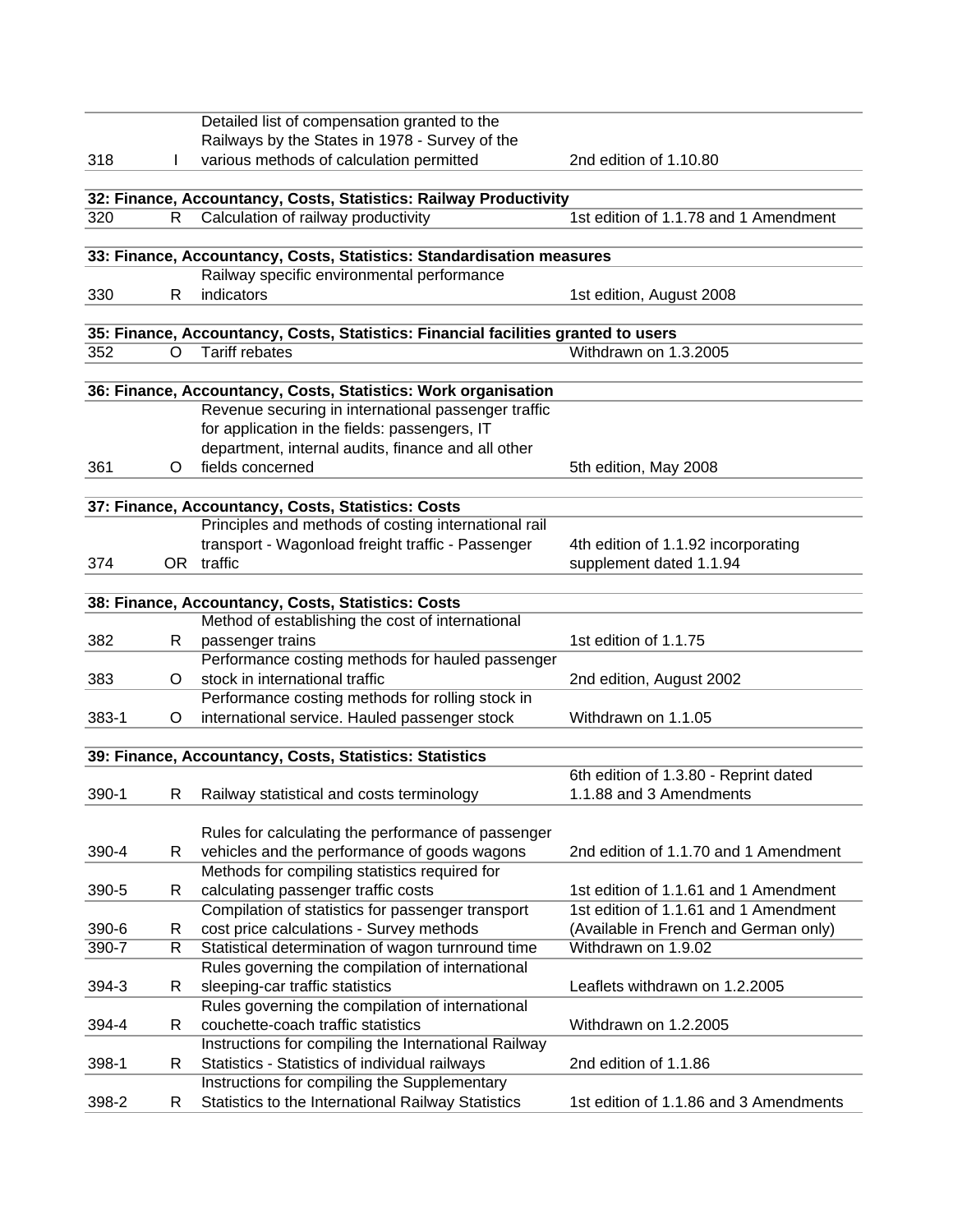| | | | |
|---|---|---|---|
| 318 | I | Detailed list of compensation granted to the Railways by the States in 1978 - Survey of the various methods of calculation permitted | 2nd edition of 1.10.80 |
| **32: Finance, Accountancy, Costs, Statistics: Railway Productivity** | | | |
| 320 | R | Calculation of railway productivity | 1st edition of 1.1.78 and 1 Amendment |
| **33: Finance, Accountancy, Costs, Statistics: Standardisation measures** | | | |
| 330 | R | Railway specific environmental performance indicators | 1st edition, August 2008 |
| **35: Finance, Accountancy, Costs, Statistics: Financial facilities granted to users** | | | |
| 352 | O | Tariff rebates | Withdrawn on 1.3.2005 |
| **36: Finance, Accountancy, Costs, Statistics: Work organisation** | | | |
| 361 | O | Revenue securing in international passenger traffic for application in the fields: passengers, IT department, internal audits, finance and all other fields concerned | 5th edition, May 2008 |
| **37: Finance, Accountancy, Costs, Statistics: Costs** | | | |
| 374 | OR | Principles and methods of costing international rail transport - Wagonload freight traffic - Passenger traffic | 4th edition of 1.1.92 incorporating supplement dated 1.1.94 |
| **38: Finance, Accountancy, Costs, Statistics: Costs** | | | |
| 382 | R | Method of establishing the cost of international passenger trains | 1st edition of 1.1.75 |
| 383 | O | Performance costing methods for hauled passenger stock in international traffic | 2nd edition, August 2002 |
| 383-1 | O | Performance costing methods for rolling stock in international service. Hauled passenger stock | Withdrawn on 1.1.05 |
| **39: Finance, Accountancy, Costs, Statistics: Statistics** | | | |
| 390-1 | R | Railway statistical and costs terminology | 6th edition of 1.3.80 - Reprint dated 1.1.88 and 3 Amendments |
| 390-4 | R | Rules for calculating the performance of passenger vehicles and the performance of goods wagons | 2nd edition of 1.1.70 and 1 Amendment |
| 390-5 | R | Methods for compiling statistics required for calculating passenger traffic costs | 1st edition of 1.1.61 and 1 Amendment |
| 390-6 | R | Compilation of statistics for passenger transport cost price calculations - Survey methods | 1st edition of 1.1.61 and 1 Amendment (Available in French and German only) |
| 390-7 | R | Statistical determination of wagon turnround time | Withdrawn on 1.9.02 |
| 394-3 | R | Rules governing the compilation of international sleeping-car traffic statistics | Leaflets withdrawn on 1.2.2005 |
| 394-4 | R | Rules governing the compilation of international couchette-coach traffic statistics | Withdrawn on 1.2.2005 |
| 398-1 | R | Instructions for compiling the International Railway Statistics - Statistics of individual railways | 2nd edition of 1.1.86 |
| 398-2 | R | Instructions for compiling the Supplementary Statistics to the International Railway Statistics | 1st edition of 1.1.86 and 3 Amendments |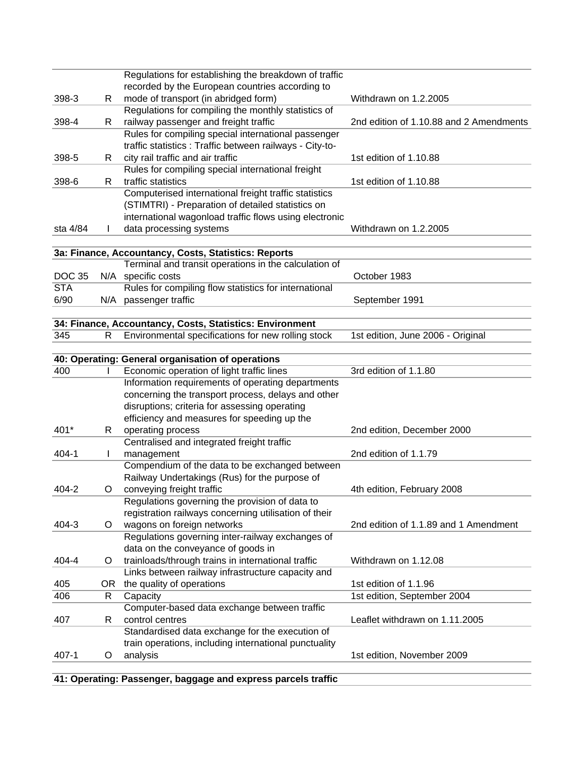| | | | |
|---|---|---|---|
| 398-3 | R | Regulations for establishing the breakdown of traffic recorded by the European countries according to mode of transport (in abridged form) | Withdrawn on 1.2.2005 |
| 398-4 | R | Regulations for compiling the monthly statistics of railway passenger and freight traffic | 2nd edition of 1.10.88 and 2 Amendments |
| 398-5 | R | Rules for compiling special international passenger traffic statistics : Traffic between railways - City-to-city rail traffic and air traffic | 1st edition of 1.10.88 |
| 398-6 | R | Rules for compiling special international freight traffic statistics | 1st edition of 1.10.88 |
| sta 4/84 | I | Computerised international freight traffic statistics (STIMTRI) - Preparation of detailed statistics on international wagonload traffic flows using electronic data processing systems | Withdrawn on 1.2.2005 |

| **3a: Finance, Accountancy, Costs, Statistics: Reports** | | | |
|---|---|---|---|
| DOC 35 | N/A | Terminal and transit operations in the calculation of specific costs | October 1983 |
| STA 6/90 | N/A | Rules for compiling flow statistics for international passenger traffic | September 1991 |

| **34: Finance, Accountancy, Costs, Statistics: Environment** | | | |
|---|---|---|---|
| 345 | R | Environmental specifications for new rolling stock | 1st edition, June 2006 - Original |

| **40: Operating: General organisation of operations** | | | |
|---|---|---|---|
| 400 | I | Economic operation of light traffic lines | 3rd edition of 1.1.80 |
| 401* | R | Information requirements of operating departments concerning the transport process, delays and other disruptions; criteria for assessing operating efficiency and measures for speeding up the operating process | 2nd edition, December 2000 |
| 404-1 | I | Centralised and integrated freight traffic management | 2nd edition of 1.1.79 |
| 404-2 | O | Compendium of the data to be exchanged between Railway Undertakings (Rus) for the purpose of conveying freight traffic | 4th edition, February 2008 |
| 404-3 | O | Regulations governing the provision of data to registration railways concerning utilisation of their wagons on foreign networks | 2nd edition of 1.1.89 and 1 Amendment |
| 404-4 | O | Regulations governing inter-railway exchanges of data on the conveyance of goods in trainloads/through trains in international traffic | Withdrawn on 1.12.08 |
| 405 | OR | Links between railway infrastructure capacity and the quality of operations | 1st edition of 1.1.96 |
| 406 | R | Capacity | 1st edition, September 2004 |
| 407 | R | Computer-based data exchange between traffic control centres | Leaflet withdrawn on 1.11.2005 |
| 407-1 | O | Standardised data exchange for the execution of train operations, including international punctuality analysis | 1st edition, November 2009 |

**41: Operating: Passenger, baggage and express parcels traffic**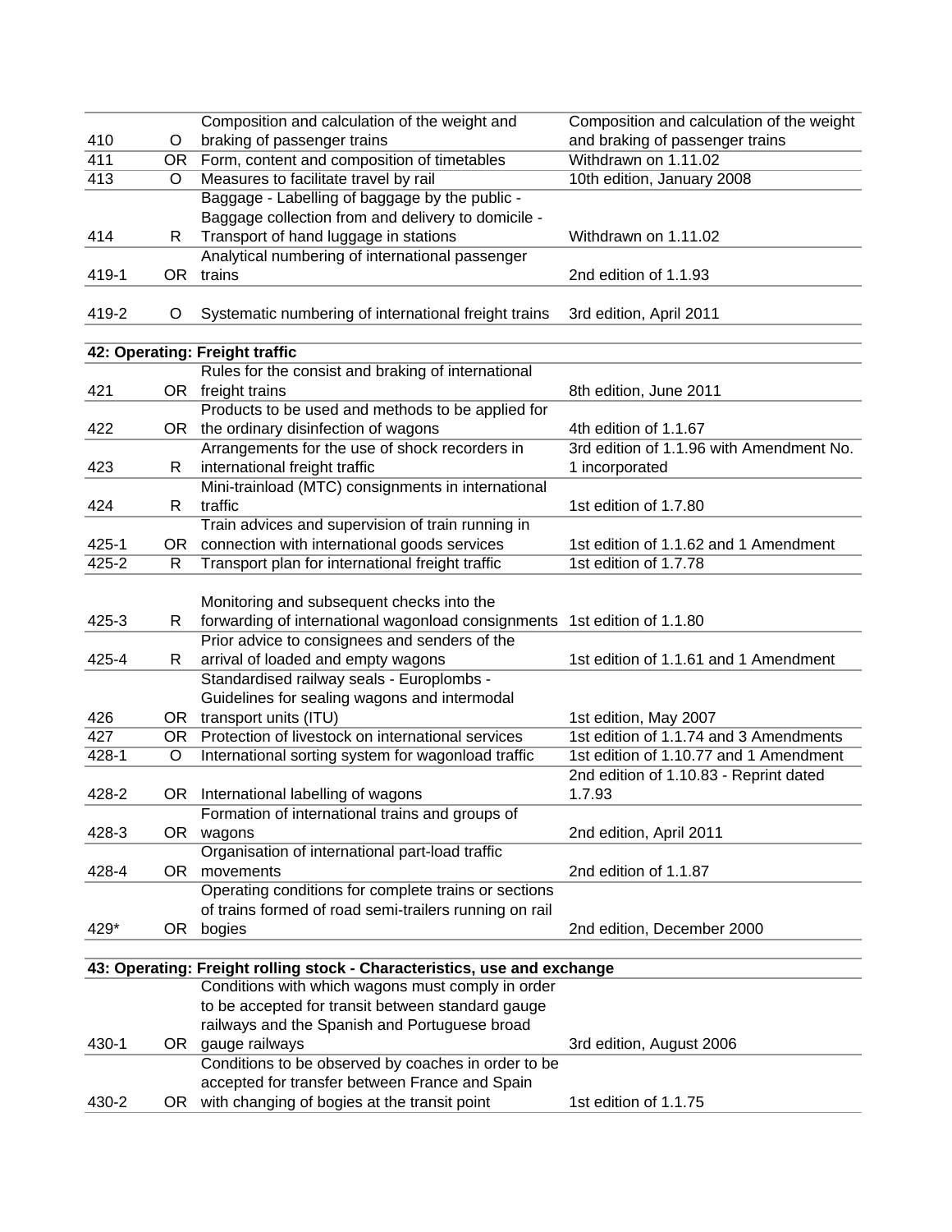| | | | |
|---|---|---|---|
| 410 | O | Composition and calculation of the weight and braking of passenger trains | Composition and calculation of the weight and braking of passenger trains |
| 411 | OR | Form, content and composition of timetables | Withdrawn on 1.11.02 |
| 413 | O | Measures to facilitate travel by rail | 10th edition, January 2008 |
| 414 | R | Baggage - Labelling of baggage by the public - Baggage collection from and delivery to domicile - Transport of hand luggage in stations | Withdrawn on 1.11.02 |
| 419-1 | OR | Analytical numbering of international passenger trains | 2nd edition of 1.1.93 |
| 419-2 | O | Systematic numbering of international freight trains | 3rd edition, April 2011 |
| **42: Operating: Freight traffic** | | | |
| 421 | OR | Rules for the consist and braking of international freight trains | 8th edition, June 2011 |
| 422 | OR | Products to be used and methods to be applied for the ordinary disinfection of wagons | 4th edition of 1.1.67 |
| 423 | R | Arrangements for the use of shock recorders in international freight traffic | 3rd edition of 1.1.96 with Amendment No. 1 incorporated |
| 424 | R | Mini-trainload (MTC) consignments in international traffic | 1st edition of 1.7.80 |
| 425-1 | OR | Train advices and supervision of train running in connection with international goods services | 1st edition of 1.1.62 and 1 Amendment |
| 425-2 | R | Transport plan for international freight traffic | 1st edition of 1.7.78 |
| 425-3 | R | Monitoring and subsequent checks into the forwarding of international wagonload consignments | 1st edition of 1.1.80 |
| 425-4 | R | Prior advice to consignees and senders of the arrival of loaded and empty wagons | 1st edition of 1.1.61 and 1 Amendment |
| 426 | OR | Standardised railway seals - Europlombs - Guidelines for sealing wagons and intermodal transport units (ITU) | 1st edition, May 2007 |
| 427 | OR | Protection of livestock on international services | 1st edition of 1.1.74 and 3 Amendments |
| 428-1 | O | International sorting system for wagonload traffic | 1st edition of 1.10.77 and 1 Amendment |
| 428-2 | OR | International labelling of wagons | 2nd edition of 1.10.83 - Reprint dated 1.7.93 |
| 428-3 | OR | Formation of international trains and groups of wagons | 2nd edition, April 2011 |
| 428-4 | OR | Organisation of international part-load traffic movements | 2nd edition of 1.1.87 |
| 429* | OR | Operating conditions for complete trains or sections of trains formed of road semi-trailers running on rail bogies | 2nd edition, December 2000 |
| **43: Operating: Freight rolling stock - Characteristics, use and exchange** | | | |
| 430-1 | OR | Conditions with which wagons must comply in order to be accepted for transit between standard gauge railways and the Spanish and Portuguese broad gauge railways | 3rd edition, August 2006 |
| 430-2 | OR | Conditions to be observed by coaches in order to be accepted for transfer between France and Spain with changing of bogies at the transit point | 1st edition of 1.1.75 |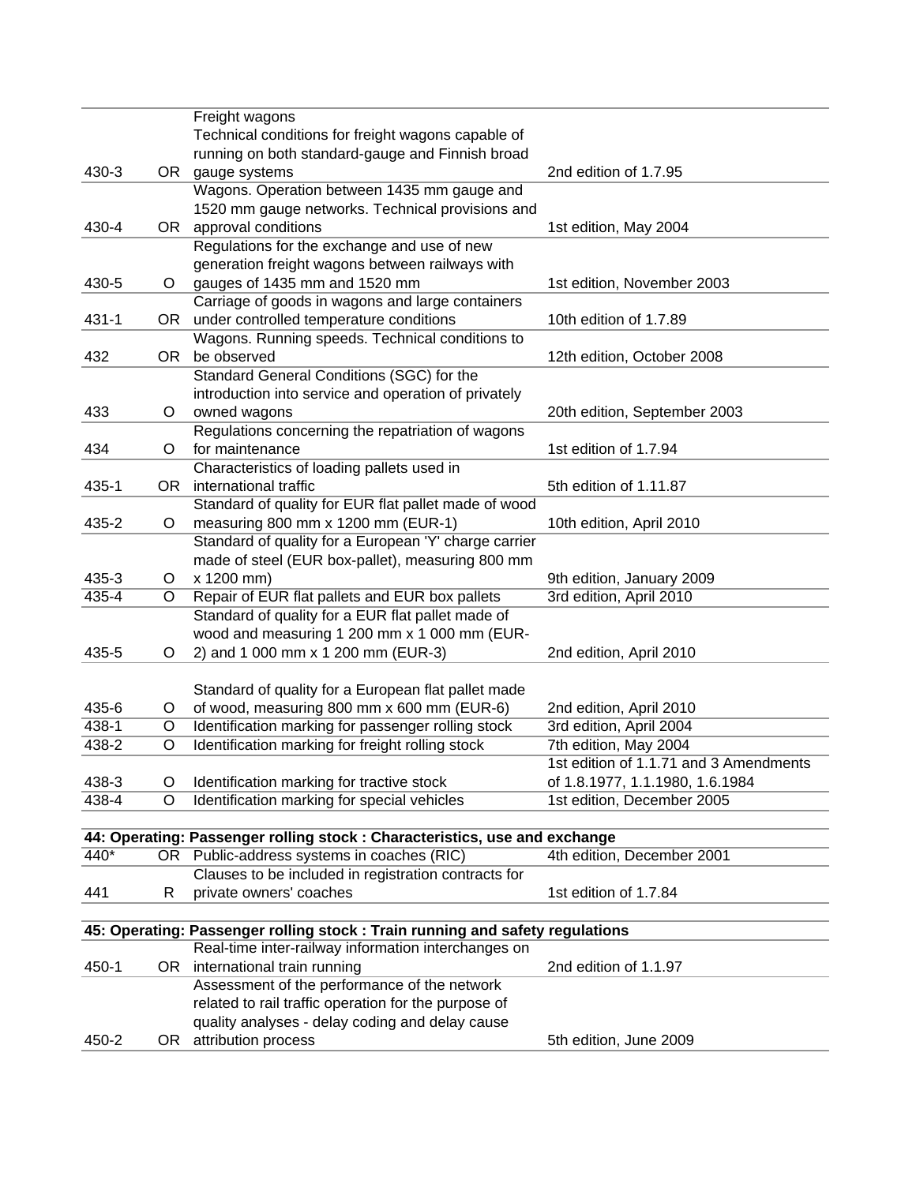| | | | |
|---|---|---|---|
| 430-3 | OR | Freight wagons Technical conditions for freight wagons capable of running on both standard-gauge and Finnish broad gauge systems | 2nd edition of 1.7.95 |
| 430-4 | OR | Wagons. Operation between 1435 mm gauge and 1520 mm gauge networks. Technical provisions and approval conditions | 1st edition, May 2004 |
| 430-5 | O | Regulations for the exchange and use of new generation freight wagons between railways with gauges of 1435 mm and 1520 mm | 1st edition, November 2003 |
| 431-1 | OR | Carriage of goods in wagons and large containers under controlled temperature conditions | 10th edition of 1.7.89 |
| 432 | OR | Wagons. Running speeds. Technical conditions to be observed | 12th edition, October 2008 |
| 433 | O | Standard General Conditions (SGC) for the introduction into service and operation of privately owned wagons | 20th edition, September 2003 |
| 434 | O | Regulations concerning the repatriation of wagons for maintenance | 1st edition of 1.7.94 |
| 435-1 | OR | Characteristics of loading pallets used in international traffic | 5th edition of 1.11.87 |
| 435-2 | O | Standard of quality for EUR flat pallet made of wood measuring 800 mm x 1200 mm (EUR-1) | 10th edition, April 2010 |
| 435-3 | O | Standard of quality for a European 'Y' charge carrier made of steel (EUR box-pallet), measuring 800 mm x 1200 mm) | 9th edition, January 2009 |
| 435-4 | O | Repair of EUR flat pallets and EUR box pallets | 3rd edition, April 2010 |
| 435-5 | O | Standard of quality for a EUR flat pallet made of wood and measuring 1 200 mm x 1 000 mm (EUR-2) and 1 000 mm x 1 200 mm (EUR-3) | 2nd edition, April 2010 |
| 435-6 | O | Standard of quality for a European flat pallet made of wood, measuring 800 mm x 600 mm (EUR-6) | 2nd edition, April 2010 |
| 438-1 | O | Identification marking for passenger rolling stock | 3rd edition, April 2004 |
| 438-2 | O | Identification marking for freight rolling stock | 7th edition, May 2004 |
| 438-3 | O | Identification marking for tractive stock | 1st edition of 1.1.71 and 3 Amendments of 1.8.1977, 1.1.1980, 1.6.1984 |
| 438-4 | O | Identification marking for special vehicles | 1st edition, December 2005 |
| **44: Operating: Passenger rolling stock : Characteristics, use and exchange** | | | |
| 440* | OR | Public-address systems in coaches (RIC) | 4th edition, December 2001 |
| 441 | R | Clauses to be included in registration contracts for private owners' coaches | 1st edition of 1.7.84 |
| **45: Operating: Passenger rolling stock : Train running and safety regulations** | | | |
| 450-1 | OR | Real-time inter-railway information interchanges on international train running | 2nd edition of 1.1.97 |
| 450-2 | OR | Assessment of the performance of the network related to rail traffic operation for the purpose of quality analyses - delay coding and delay cause attribution process | 5th edition, June 2009 |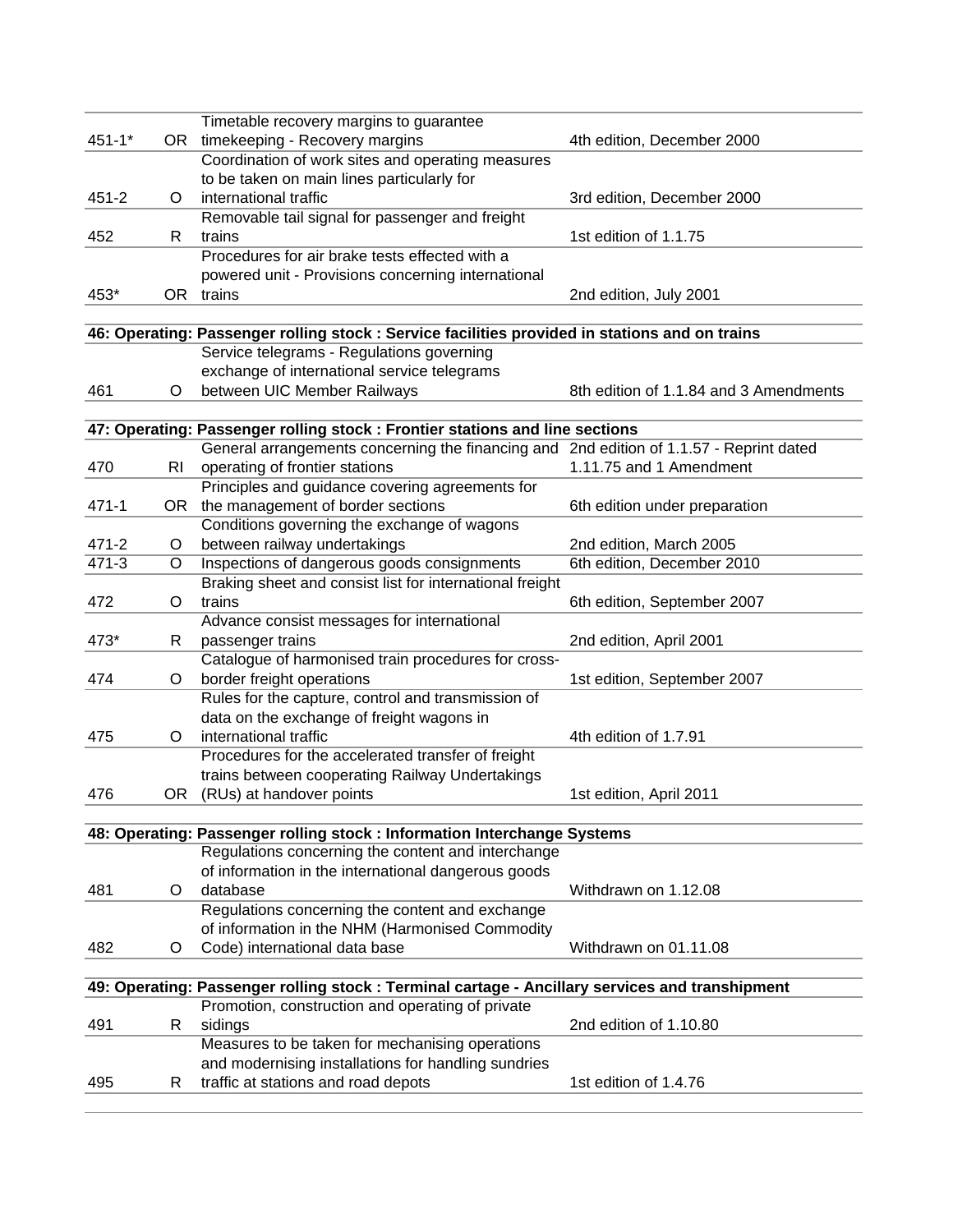| | | | |
|---|---|---|---|
| 451-1* | OR | Timetable recovery margins to guarantee timekeeping - Recovery margins | 4th edition, December 2000 |
| 451-2 | O | Coordination of work sites and operating measures to be taken on main lines particularly for international traffic | 3rd edition, December 2000 |
| 452 | R | Removable tail signal for passenger and freight trains | 1st edition of 1.1.75 |
| 453* | OR | Procedures for air brake tests effected with a powered unit - Provisions concerning international trains | 2nd edition, July 2001 |
| **46: Operating: Passenger rolling stock : Service facilities provided in stations and on trains** | | | |
| 461 | O | Service telegrams - Regulations governing exchange of international service telegrams between UIC Member Railways | 8th edition of 1.1.84 and 3 Amendments |
| **47: Operating: Passenger rolling stock : Frontier stations and line sections** | | | |
| 470 | RI | General arrangements concerning the financing and operating of frontier stations | 2nd edition of 1.1.57 - Reprint dated 1.11.75 and 1 Amendment |
| 471-1 | OR | Principles and guidance covering agreements for the management of border sections | 6th edition under preparation |
| 471-2 | O | Conditions governing the exchange of wagons between railway undertakings | 2nd edition, March 2005 |
| 471-3 | O | Inspections of dangerous goods consignments | 6th edition, December 2010 |
| 472 | O | Braking sheet and consist list for international freight trains | 6th edition, September 2007 |
| 473* | R | Advance consist messages for international passenger trains | 2nd edition, April 2001 |
| 474 | O | Catalogue of harmonised train procedures for cross-border freight operations | 1st edition, September 2007 |
| 475 | O | Rules for the capture, control and transmission of data on the exchange of freight wagons in international traffic | 4th edition of 1.7.91 |
| 476 | OR | Procedures for the accelerated transfer of freight trains between cooperating Railway Undertakings (RUs) at handover points | 1st edition, April 2011 |
| **48: Operating: Passenger rolling stock : Information Interchange Systems** | | | |
| 481 | O | Regulations concerning the content and interchange of information in the international dangerous goods database | Withdrawn on 1.12.08 |
| 482 | O | Regulations concerning the content and exchange of information in the NHM (Harmonised Commodity Code) international data base | Withdrawn on 01.11.08 |
| **49: Operating: Passenger rolling stock : Terminal cartage - Ancillary services and transhipment** | | | |
| 491 | R | Promotion, construction and operating of private sidings | 2nd edition of 1.10.80 |
| 495 | R | Measures to be taken for mechanising operations and modernising installations for handling sundries traffic at stations and road depots | 1st edition of 1.4.76 |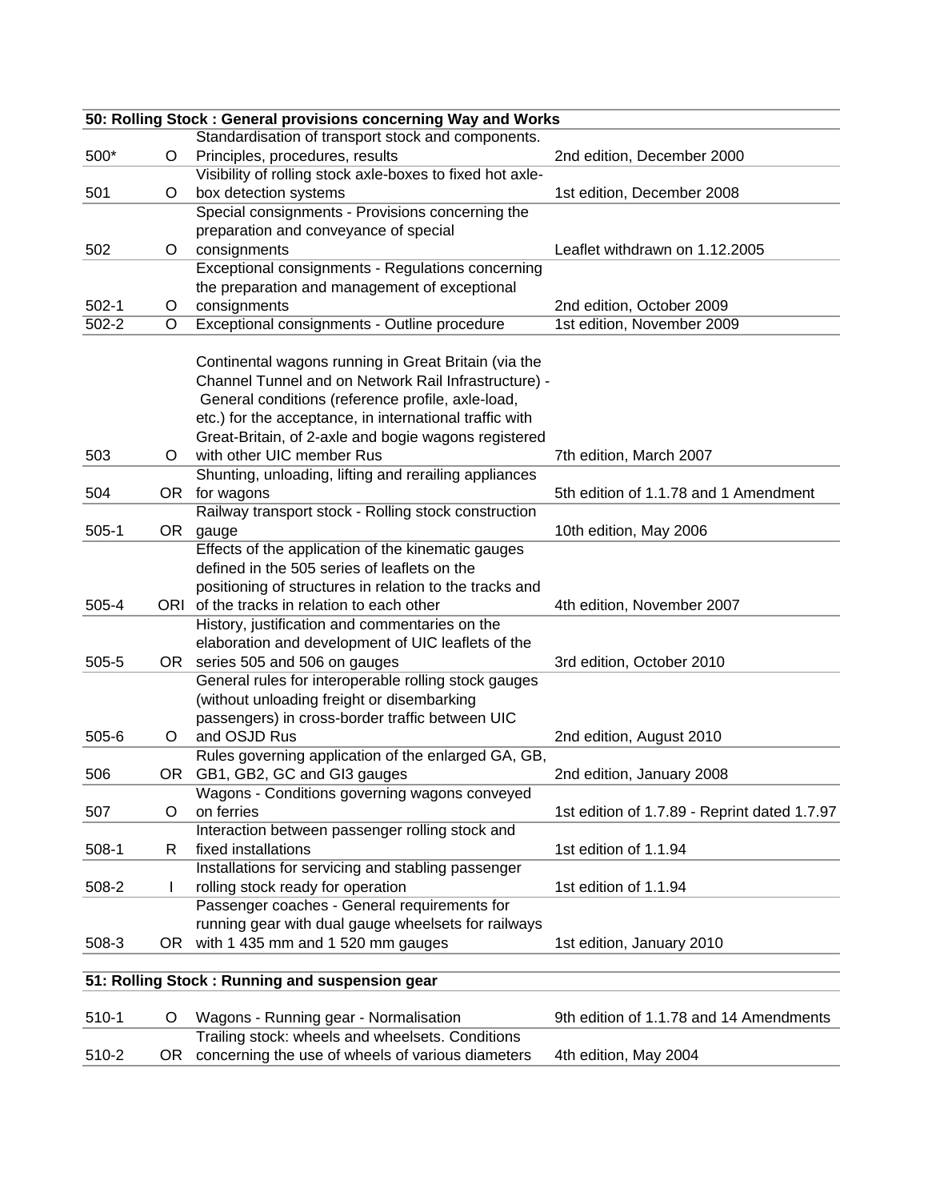| 50: Rolling Stock : General provisions concerning Way and Works | | | |
|---|---|---|---|
| 500* | O | Standardisation of transport stock and components. Principles, procedures, results | 2nd edition, December 2000 |
| 501 | O | Visibility of rolling stock axle-boxes to fixed hot axle-box detection systems | 1st edition, December 2008 |
| 502 | O | Special consignments - Provisions concerning the preparation and conveyance of special consignments | Leaflet withdrawn on 1.12.2005 |
| 502-1 | O | Exceptional consignments - Regulations concerning the preparation and management of exceptional consignments | 2nd edition, October 2009 |
| 502-2 | O | Exceptional consignments - Outline procedure | 1st edition, November 2009 |
| 503 | O | Continental wagons running in Great Britain (via the Channel Tunnel and on Network Rail Infrastructure) - General conditions (reference profile, axle-load, etc.) for the acceptance, in international traffic with Great-Britain, of 2-axle and bogie wagons registered with other UIC member Rus | 7th edition, March 2007 |
| 504 | OR | Shunting, unloading, lifting and rerailing appliances for wagons | 5th edition of 1.1.78 and 1 Amendment |
| 505-1 | OR | Railway transport stock - Rolling stock construction gauge | 10th edition, May 2006 |
| 505-4 | ORI | Effects of the application of the kinematic gauges defined in the 505 series of leaflets on the positioning of structures in relation to the tracks and of the tracks in relation to each other | 4th edition, November 2007 |
| 505-5 | OR | History, justification and commentaries on the elaboration and development of UIC leaflets of the series 505 and 506 on gauges | 3rd edition, October 2010 |
| 505-6 | O | General rules for interoperable rolling stock gauges (without unloading freight or disembarking passengers) in cross-border traffic between UIC and OSJD Rus | 2nd edition, August 2010 |
| 506 | OR | Rules governing application of the enlarged GA, GB, GB1, GB2, GC and GI3 gauges | 2nd edition, January 2008 |
| 507 | O | Wagons - Conditions governing wagons conveyed on ferries | 1st edition of 1.7.89 - Reprint dated 1.7.97 |
| 508-1 | R | Interaction between passenger rolling stock and fixed installations | 1st edition of 1.1.94 |
| 508-2 | I | Installations for servicing and stabling passenger rolling stock ready for operation | 1st edition of 1.1.94 |
| 508-3 | OR | Passenger coaches - General requirements for running gear with dual gauge wheelsets for railways with 1 435 mm and 1 520 mm gauges | 1st edition, January 2010 |

| 51: Rolling Stock : Running and suspension gear | | | |
|---|---|---|---|
| 510-1 | O | Wagons - Running gear - Normalisation | 9th edition of 1.1.78 and 14 Amendments |
| 510-2 | OR | Trailing stock: wheels and wheelsets. Conditions concerning the use of wheels of various diameters | 4th edition, May 2004 |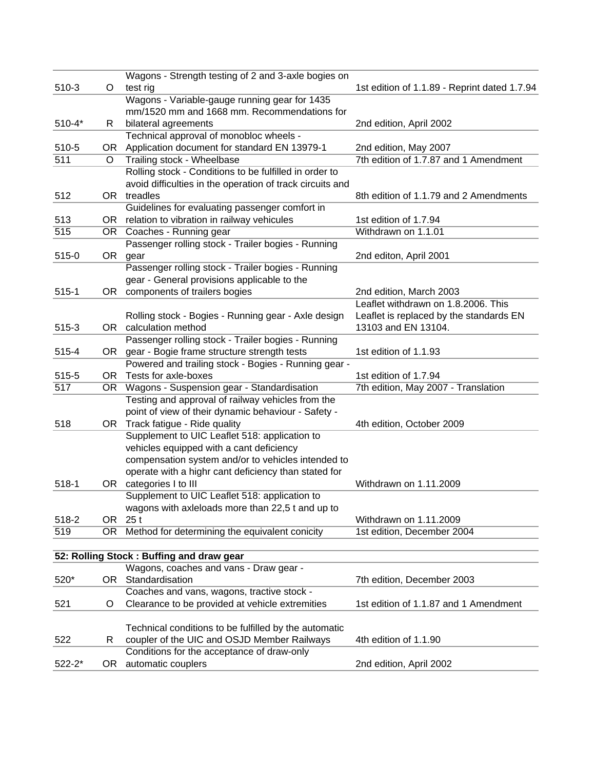| | | | |
|---|---|---|---|
| 510-3 | O | Wagons - Strength testing of 2 and 3-axle bogies on test rig | 1st edition of 1.1.89 - Reprint dated 1.7.94 |
| 510-4* | R | Wagons - Variable-gauge running gear for 1435 mm/1520 mm and 1668 mm. Recommendations for bilateral agreements | 2nd edition, April 2002 |
| 510-5 | OR | Technical approval of monobloc wheels - Application document for standard EN 13979-1 | 2nd edition, May 2007 |
| 511 | O | Trailing stock - Wheelbase | 7th edition of 1.7.87 and 1 Amendment |
| 512 | OR | Rolling stock - Conditions to be fulfilled in order to avoid difficulties in the operation of track circuits and treadles | 8th edition of 1.1.79 and 2 Amendments |
| 513 | OR | Guidelines for evaluating passenger comfort in relation to vibration in railway vehicules | 1st edition of 1.7.94 |
| 515 | OR | Coaches - Running gear | Withdrawn on 1.1.01 |
| 515-0 | OR | Passenger rolling stock - Trailer bogies - Running gear | 2nd editon, April 2001 |
| 515-1 | OR | Passenger rolling stock - Trailer bogies - Running gear - General provisions applicable to the components of trailers bogies | 2nd edition, March 2003 |
| 515-3 | OR | Rolling stock - Bogies - Running gear - Axle design calculation method | Leaflet withdrawn on 1.8.2006. This Leaflet is replaced by the standards EN 13103 and EN 13104. |
| 515-4 | OR | Passenger rolling stock - Trailer bogies - Running gear - Bogie frame structure strength tests | 1st edition of 1.1.93 |
| 515-5 | OR | Powered and trailing stock - Bogies - Running gear - Tests for axle-boxes | 1st edition of 1.7.94 |
| 517 | OR | Wagons - Suspension gear - Standardisation | 7th edition, May 2007 - Translation |
| 518 | OR | Testing and approval of railway vehicles from the point of view of their dynamic behaviour - Safety - Track fatigue - Ride quality | 4th edition, October 2009 |
| 518-1 | OR | Supplement to UIC Leaflet 518: application to vehicles equipped with a cant deficiency compensation system and/or to vehicles intended to operate with a highr cant deficiency than stated for categories I to III | Withdrawn on 1.11.2009 |
| 518-2 | OR | Supplement to UIC Leaflet 518: application to wagons with axleloads more than 22,5 t and up to 25 t | Withdrawn on 1.11.2009 |
| 519 | OR | Method for determining the equivalent conicity | 1st edition, December 2004 |
| | | | |
| **52: Rolling Stock : Buffing and draw gear** | | | |
| 520* | OR | Wagons, coaches and vans - Draw gear - Standardisation | 7th edition, December 2003 |
| 521 | O | Coaches and vans, wagons, tractive stock - Clearance to be provided at vehicle extremities | 1st edition of 1.1.87 and 1 Amendment |
| 522 | R | Technical conditions to be fulfilled by the automatic coupler of the UIC and OSJD Member Railways | 4th edition of 1.1.90 |
| 522-2* | OR | Conditions for the acceptance of draw-only automatic couplers | 2nd edition, April 2002 |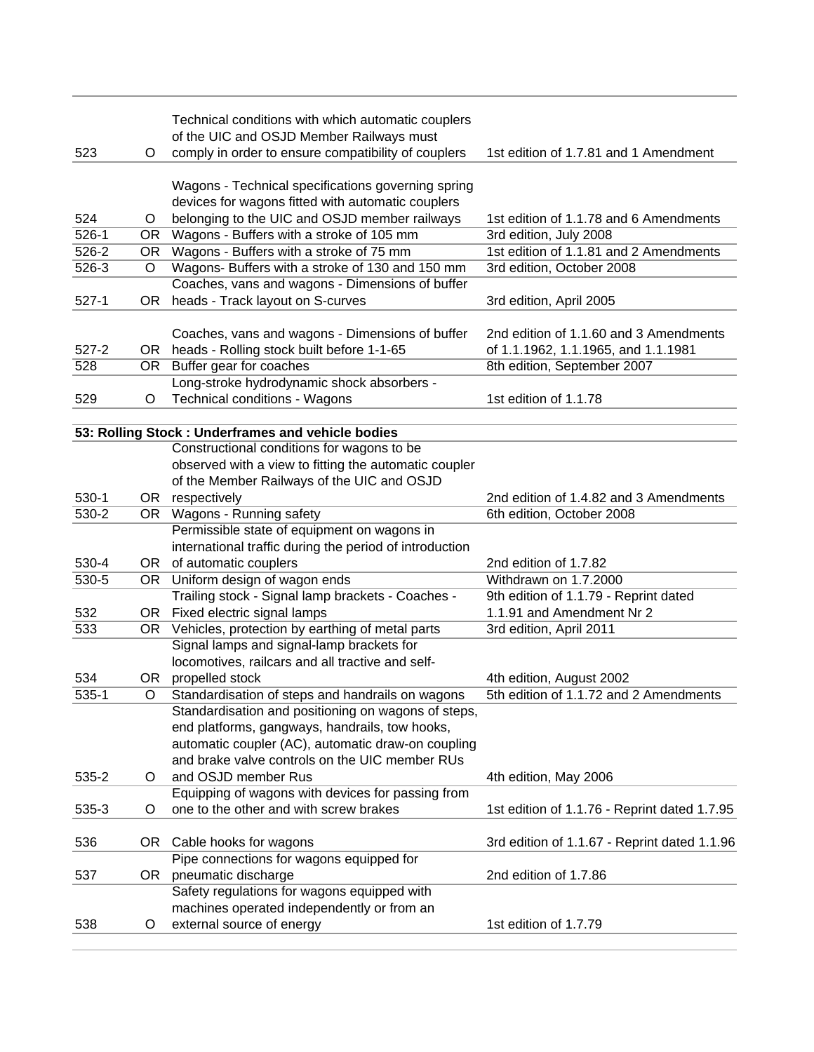| | | | |
|---|---|---|---|
| 523 | O | Technical conditions with which automatic couplers of the UIC and OSJD Member Railways must comply in order to ensure compatibility of couplers | 1st edition of 1.7.81 and 1 Amendment |
| 524 | O | Wagons - Technical specifications governing spring devices for wagons fitted with automatic couplers belonging to the UIC and OSJD member railways | 1st edition of 1.1.78 and 6 Amendments |
| 526-1 | OR | Wagons - Buffers with a stroke of 105 mm | 3rd edition, July 2008 |
| 526-2 | OR | Wagons - Buffers with a stroke of 75 mm | 1st edition of 1.1.81 and 2 Amendments |
| 526-3 | O | Wagons- Buffers with a stroke of 130 and 150 mm | 3rd edition, October 2008 |
| 527-1 | OR | Coaches, vans and wagons - Dimensions of buffer heads - Track layout on S-curves | 3rd edition, April 2005 |
| 527-2 | OR | Coaches, vans and wagons - Dimensions of buffer heads - Rolling stock built before 1-1-65 | 2nd edition of 1.1.60 and 3 Amendments of 1.1.1962, 1.1.1965, and 1.1.1981 |
| 528 | OR | Buffer gear for coaches | 8th edition, September 2007 |
| 529 | O | Long-stroke hydrodynamic shock absorbers - Technical conditions - Wagons | 1st edition of 1.1.78 |
| **53: Rolling Stock : Underframes and vehicle bodies** | | | |
| 530-1 | OR | Constructional conditions for wagons to be observed with a view to fitting the automatic coupler of the Member Railways of the UIC and OSJD respectively | 2nd edition of 1.4.82 and 3 Amendments |
| 530-2 | OR | Wagons - Running safety | 6th edition, October 2008 |
| 530-4 | OR | Permissible state of equipment on wagons in international traffic during the period of introduction of automatic couplers | 2nd edition of 1.7.82 |
| 530-5 | OR | Uniform design of wagon ends | Withdrawn on 1.7.2000 |
| 532 | OR | Trailing stock - Signal lamp brackets - Coaches - Fixed electric signal lamps | 9th edition of 1.1.79 - Reprint dated 1.1.91 and Amendment Nr 2 |
| 533 | OR | Vehicles, protection by earthing of metal parts | 3rd edition, April 2011 |
| 534 | OR | Signal lamps and signal-lamp brackets for locomotives, railcars and all tractive and self-propelled stock | 4th edition, August 2002 |
| 535-1 | O | Standardisation of steps and handrails on wagons | 5th edition of 1.1.72 and 2 Amendments |
| 535-2 | O | Standardisation and positioning on wagons of steps, end platforms, gangways, handrails, tow hooks, automatic coupler (AC), automatic draw-on coupling and brake valve controls on the UIC member RUs and OSJD member Rus | 4th edition, May 2006 |
| 535-3 | O | Equipping of wagons with devices for passing from one to the other and with screw brakes | 1st edition of 1.1.76 - Reprint dated 1.7.95 |
| 536 | OR | Cable hooks for wagons | 3rd edition of 1.1.67 - Reprint dated 1.1.96 |
| 537 | OR | Pipe connections for wagons equipped for pneumatic discharge | 2nd edition of 1.7.86 |
| 538 | O | Safety regulations for wagons equipped with machines operated independently or from an external source of energy | 1st edition of 1.7.79 |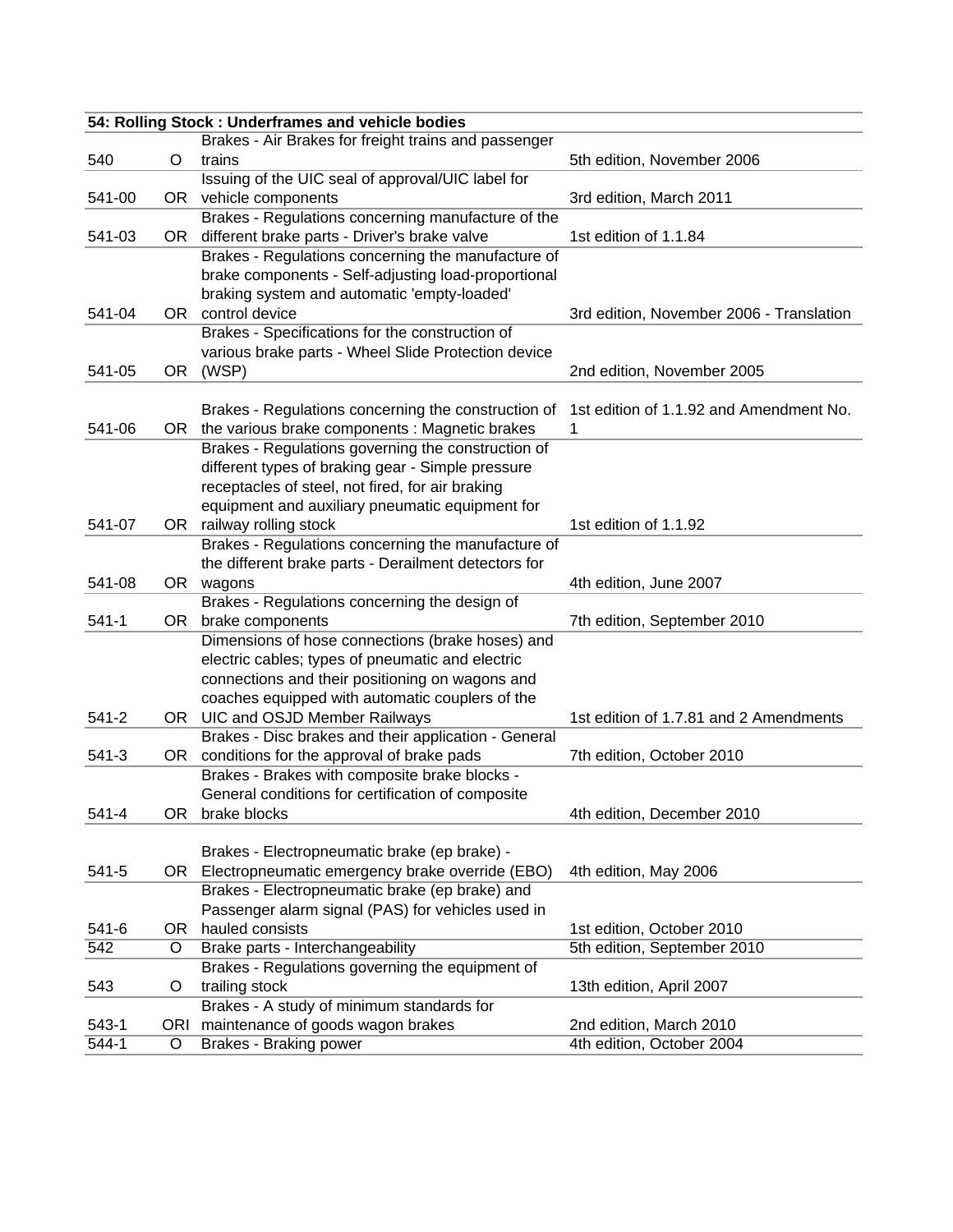| **54: Rolling Stock : Underframes and vehicle bodies** | | | |
|---|---|---|---|
| 540 | O | Brakes - Air Brakes for freight trains and passenger trains | 5th edition, November 2006 |
| 541-00 | OR | Issuing of the UIC seal of approval/UIC label for vehicle components | 3rd edition, March 2011 |
| 541-03 | OR | Brakes - Regulations concerning manufacture of the different brake parts - Driver's brake valve | 1st edition of 1.1.84 |
| 541-04 | OR | Brakes - Regulations concerning the manufacture of brake components - Self-adjusting load-proportional braking system and automatic 'empty-loaded' control device | 3rd edition, November 2006 - Translation |
| 541-05 | OR | Brakes - Specifications for the construction of various brake parts - Wheel Slide Protection device (WSP) | 2nd edition, November 2005 |
| 541-06 | OR | Brakes - Regulations concerning the construction of the various brake components : Magnetic brakes | 1st edition of 1.1.92 and Amendment No. 1 |
| 541-07 | OR | Brakes - Regulations governing the construction of different types of braking gear - Simple pressure receptacles of steel, not fired, for air braking equipment and auxiliary pneumatic equipment for railway rolling stock | 1st edition of 1.1.92 |
| 541-08 | OR | Brakes - Regulations concerning the manufacture of the different brake parts - Derailment detectors for wagons | 4th edition, June 2007 |
| 541-1 | OR | Brakes - Regulations concerning the design of brake components | 7th edition, September 2010 |
| 541-2 | OR | Dimensions of hose connections (brake hoses) and electric cables; types of pneumatic and electric connections and their positioning on wagons and coaches equipped with automatic couplers of the UIC and OSJD Member Railways | 1st edition of 1.7.81 and 2 Amendments |
| 541-3 | OR | Brakes - Disc brakes and their application - General conditions for the approval of brake pads | 7th edition, October 2010 |
| 541-4 | OR | Brakes - Brakes with composite brake blocks - General conditions for certification of composite brake blocks | 4th edition, December 2010 |
| 541-5 | OR | Brakes - Electropneumatic brake (ep brake) - Electropneumatic emergency brake override (EBO) | 4th edition, May 2006 |
| 541-6 | OR | Brakes - Electropneumatic brake (ep brake) and Passenger alarm signal (PAS) for vehicles used in hauled consists | 1st edition, October 2010 |
| 542 | O | Brake parts - Interchangeability | 5th edition, September 2010 |
| 543 | O | Brakes - Regulations governing the equipment of trailing stock | 13th edition, April 2007 |
| 543-1 | ORI | Brakes - A study of minimum standards for maintenance of goods wagon brakes | 2nd edition, March 2010 |
| 544-1 | O | Brakes - Braking power | 4th edition, October 2004 |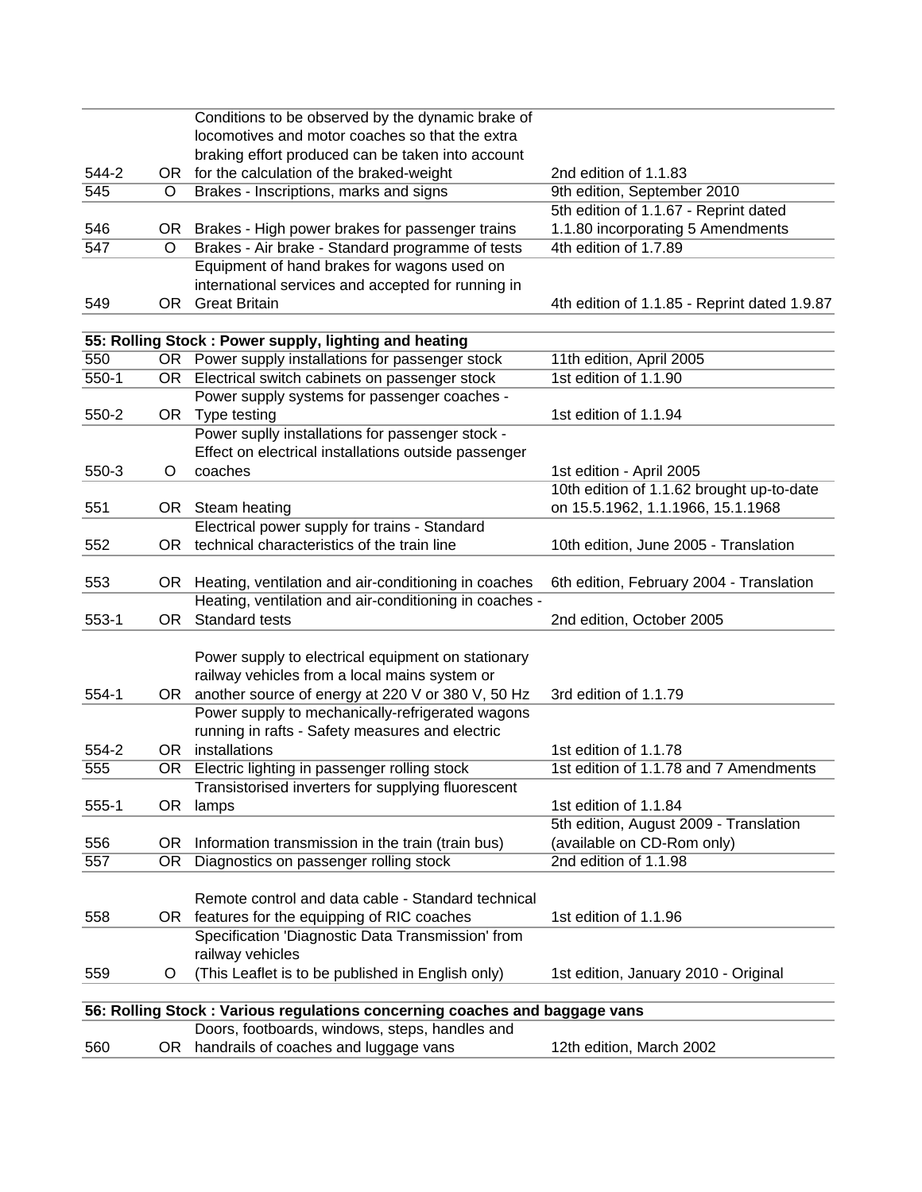| | | | |
|---|---|---|---|
| 544-2 | OR | Conditions to be observed by the dynamic brake of locomotives and motor coaches so that the extra braking effort produced can be taken into account for the calculation of the braked-weight | 2nd edition of 1.1.83 |
| 545 | O | Brakes - Inscriptions, marks and signs | 9th edition, September 2010 |
| 546 | OR | Brakes - High power brakes for passenger trains | 5th edition of 1.1.67 - Reprint dated 1.1.80 incorporating 5 Amendments |
| 547 | O | Brakes - Air brake - Standard programme of tests | 4th edition of 1.7.89 |
| 549 | OR | Equipment of hand brakes for wagons used on international services and accepted for running in Great Britain | 4th edition of 1.1.85 - Reprint dated 1.9.87 |
| **55: Rolling Stock : Power supply, lighting and heating** | | | |
| 550 | OR | Power supply installations for passenger stock | 11th edition, April 2005 |
| 550-1 | OR | Electrical switch cabinets on passenger stock | 1st edition of 1.1.90 |
| 550-2 | OR | Power supply systems for passenger coaches - Type testing | 1st edition of 1.1.94 |
| 550-3 | O | Power suplly installations for passenger stock - Effect on electrical installations outside passenger coaches | 1st edition - April 2005 |
| 551 | OR | Steam heating | 10th edition of 1.1.62 brought up-to-date on 15.5.1962, 1.1.1966, 15.1.1968 |
| 552 | OR | Electrical power supply for trains - Standard technical characteristics of the train line | 10th edition, June 2005 - Translation |
| 553 | OR | Heating, ventilation and air-conditioning in coaches | 6th edition, February 2004 - Translation |
| 553-1 | OR | Heating, ventilation and air-conditioning in coaches - Standard tests | 2nd edition, October 2005 |
| 554-1 | OR | Power supply to electrical equipment on stationary railway vehicles from a local mains system or another source of energy at 220 V or 380 V, 50 Hz | 3rd edition of 1.1.79 |
| 554-2 | OR | Power supply to mechanically-refrigerated wagons running in rafts - Safety measures and electric installations | 1st edition of 1.1.78 |
| 555 | OR | Electric lighting in passenger rolling stock | 1st edition of 1.1.78 and 7 Amendments |
| 555-1 | OR | Transistorised inverters for supplying fluorescent lamps | 1st edition of 1.1.84 |
| 556 | OR | Information transmission in the train (train bus) | 5th edition, August 2009 - Translation (available on CD-Rom only) |
| 557 | OR | Diagnostics on passenger rolling stock | 2nd edition of 1.1.98 |
| 558 | OR | Remote control and data cable - Standard technical features for the equipping of RIC coaches | 1st edition of 1.1.96 |
| 559 | O | Specification 'Diagnostic Data Transmission' from railway vehicles (This Leaflet is to be published in English only) | 1st edition, January 2010 - Original |
| **56: Rolling Stock : Various regulations concerning coaches and baggage vans** | | | |
| 560 | OR | Doors, footboards, windows, steps, handles and handrails of coaches and luggage vans | 12th edition, March 2002 |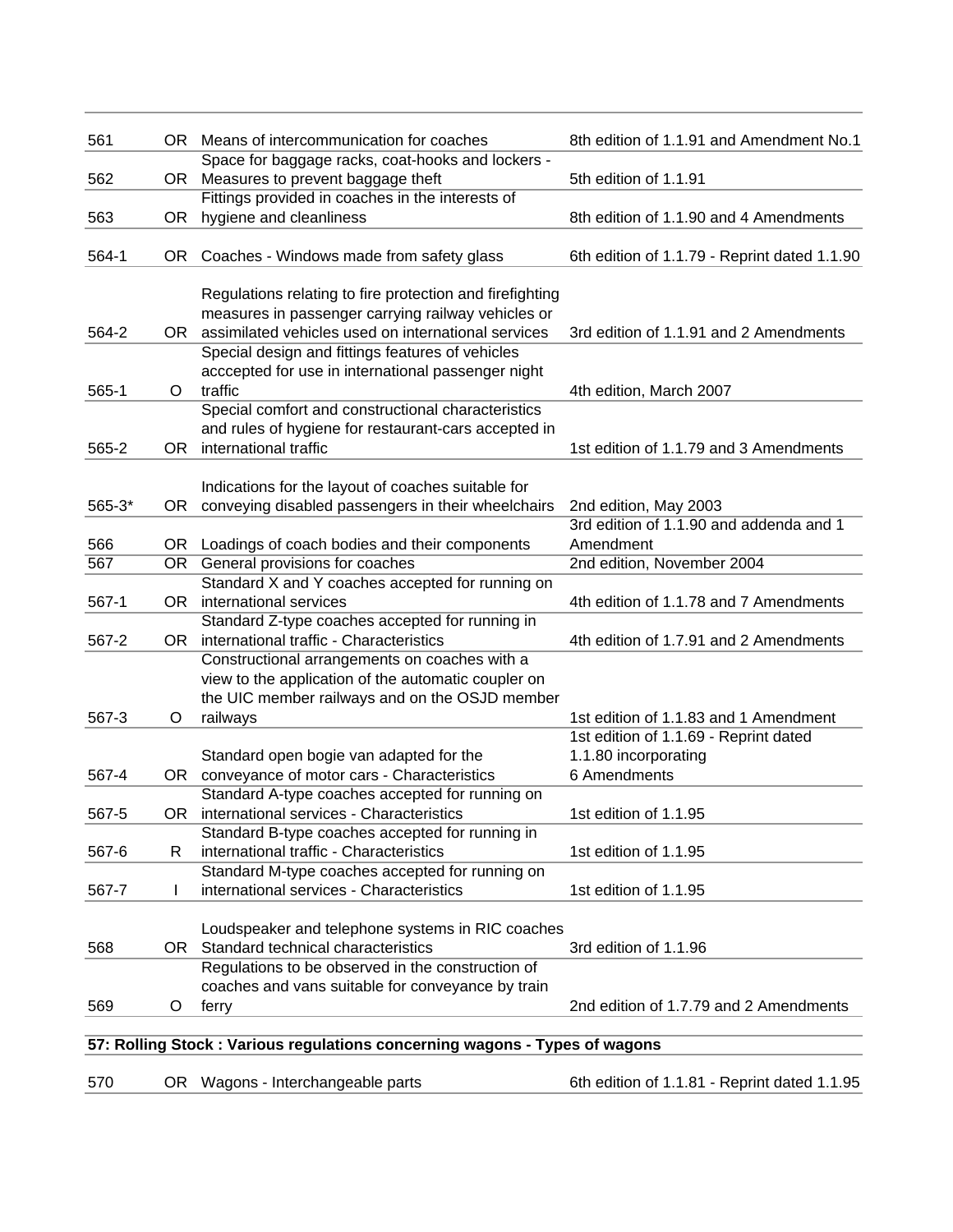| | | | |
|---|---|---|---|
| 561 | OR | Means of intercommunication for coaches | 8th edition of 1.1.91 and Amendment No.1 |
| 562 | OR | Space for baggage racks, coat-hooks and lockers - Measures to prevent baggage theft | 5th edition of 1.1.91 |
| 563 | OR | Fittings provided in coaches in the interests of hygiene and cleanliness | 8th edition of 1.1.90 and 4 Amendments |
| 564-1 | OR | Coaches - Windows made from safety glass | 6th edition of 1.1.79 - Reprint dated 1.1.90 |
| 564-2 | OR | Regulations relating to fire protection and firefighting measures in passenger carrying railway vehicles or assimilated vehicles used on international services | 3rd edition of 1.1.91 and 2 Amendments |
| 565-1 | O | Special design and fittings features of vehicles acccepted for use in international passenger night traffic | 4th edition, March 2007 |
| 565-2 | OR | Special comfort and constructional characteristics and rules of hygiene for restaurant-cars accepted in international traffic | 1st edition of 1.1.79 and 3 Amendments |
| 565-3* | OR | Indications for the layout of coaches suitable for conveying disabled passengers in their wheelchairs | 2nd edition, May 2003 |
| 566 | OR | Loadings of coach bodies and their components | 3rd edition of 1.1.90 and addenda and 1 Amendment |
| 567 | OR | General provisions for coaches | 2nd edition, November 2004 |
| 567-1 | OR | Standard X and Y coaches accepted for running on international services | 4th edition of 1.1.78 and 7 Amendments |
| 567-2 | OR | Standard Z-type coaches accepted for running in international traffic - Characteristics | 4th edition of 1.7.91 and 2 Amendments |
| 567-3 | O | Constructional arrangements on coaches with a view to the application of the automatic coupler on the UIC member railways and on the OSJD member railways | 1st edition of 1.1.83 and 1 Amendment |
| 567-4 | OR | Standard open bogie van adapted for the conveyance of motor cars - Characteristics | 1st edition of 1.1.69 - Reprint dated 1.1.80 incorporating 6 Amendments |
| 567-5 | OR | Standard A-type coaches accepted for running on international services - Characteristics | 1st edition of 1.1.95 |
| 567-6 | R | Standard B-type coaches accepted for running in international traffic - Characteristics | 1st edition of 1.1.95 |
| 567-7 | I | Standard M-type coaches accepted for running on international services - Characteristics | 1st edition of 1.1.95 |
| 568 | OR | Loudspeaker and telephone systems in RIC coaches Standard technical characteristics | 3rd edition of 1.1.96 |
| 569 | O | Regulations to be observed in the construction of coaches and vans suitable for conveyance by train ferry | 2nd edition of 1.7.79 and 2 Amendments |
| **57: Rolling Stock : Various regulations concerning wagons - Types of wagons** | | | |
| 570 | OR | Wagons - Interchangeable parts | 6th edition of 1.1.81 - Reprint dated 1.1.95 |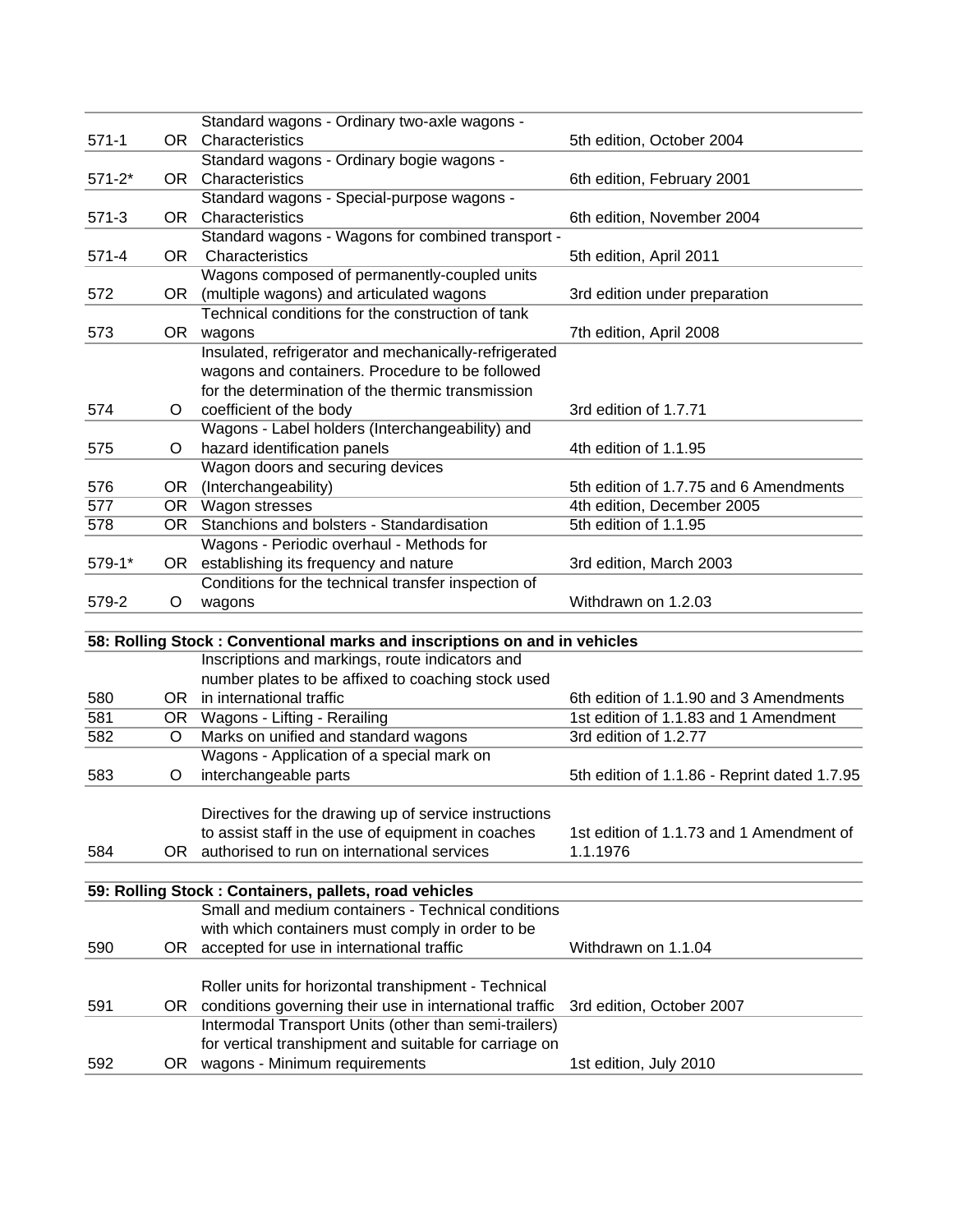| | | | |
|---|---|---|---|
| 571-1 | OR | Standard wagons - Ordinary two-axle wagons - Characteristics | 5th edition, October 2004 |
| 571-2* | OR | Standard wagons - Ordinary bogie wagons - Characteristics | 6th edition, February 2001 |
| 571-3 | OR | Standard wagons - Special-purpose wagons - Characteristics | 6th edition, November 2004 |
| 571-4 | OR | Standard wagons - Wagons for combined transport - Characteristics | 5th edition, April 2011 |
| 572 | OR | Wagons composed of permanently-coupled units (multiple wagons) and articulated wagons | 3rd edition under preparation |
| 573 | OR | Technical conditions for the construction of tank wagons | 7th edition, April 2008 |
| 574 | O | Insulated, refrigerator and mechanically-refrigerated wagons and containers. Procedure to be followed for the determination of the thermic transmission coefficient of the body | 3rd edition of 1.7.71 |
| 575 | O | Wagons - Label holders (Interchangeability) and hazard identification panels | 4th edition of 1.1.95 |
| 576 | OR | Wagon doors and securing devices (Interchangeability) | 5th edition of 1.7.75 and 6 Amendments |
| 577 | OR | Wagon stresses | 4th edition, December 2005 |
| 578 | OR | Stanchions and bolsters - Standardisation | 5th edition of 1.1.95 |
| 579-1* | OR | Wagons - Periodic overhaul - Methods for establishing its frequency and nature | 3rd edition, March 2003 |
| 579-2 | O | Conditions for the technical transfer inspection of wagons | Withdrawn on 1.2.03 |
| **58: Rolling Stock : Conventional marks and inscriptions on and in vehicles** | | | |
| 580 | OR | Inscriptions and markings, route indicators and number plates to be affixed to coaching stock used in international traffic | 6th edition of 1.1.90 and 3 Amendments |
| 581 | OR | Wagons - Lifting - Rerailing | 1st edition of 1.1.83 and 1 Amendment |
| 582 | O | Marks on unified and standard wagons | 3rd edition of 1.2.77 |
| 583 | O | Wagons - Application of a special mark on interchangeable parts | 5th edition of 1.1.86 - Reprint dated 1.7.95 |
| 584 | OR | Directives for the drawing up of service instructions to assist staff in the use of equipment in coaches authorised to run on international services | 1st edition of 1.1.73 and 1 Amendment of 1.1.1976 |
| **59: Rolling Stock : Containers, pallets, road vehicles** | | | |
| 590 | OR | Small and medium containers - Technical conditions with which containers must comply in order to be accepted for use in international traffic | Withdrawn on 1.1.04 |
| 591 | OR | Roller units for horizontal transhipment - Technical conditions governing their use in international traffic | 3rd edition, October 2007 |
| 592 | OR | Intermodal Transport Units (other than semi-trailers) for vertical transhipment and suitable for carriage on wagons - Minimum requirements | 1st edition, July 2010 |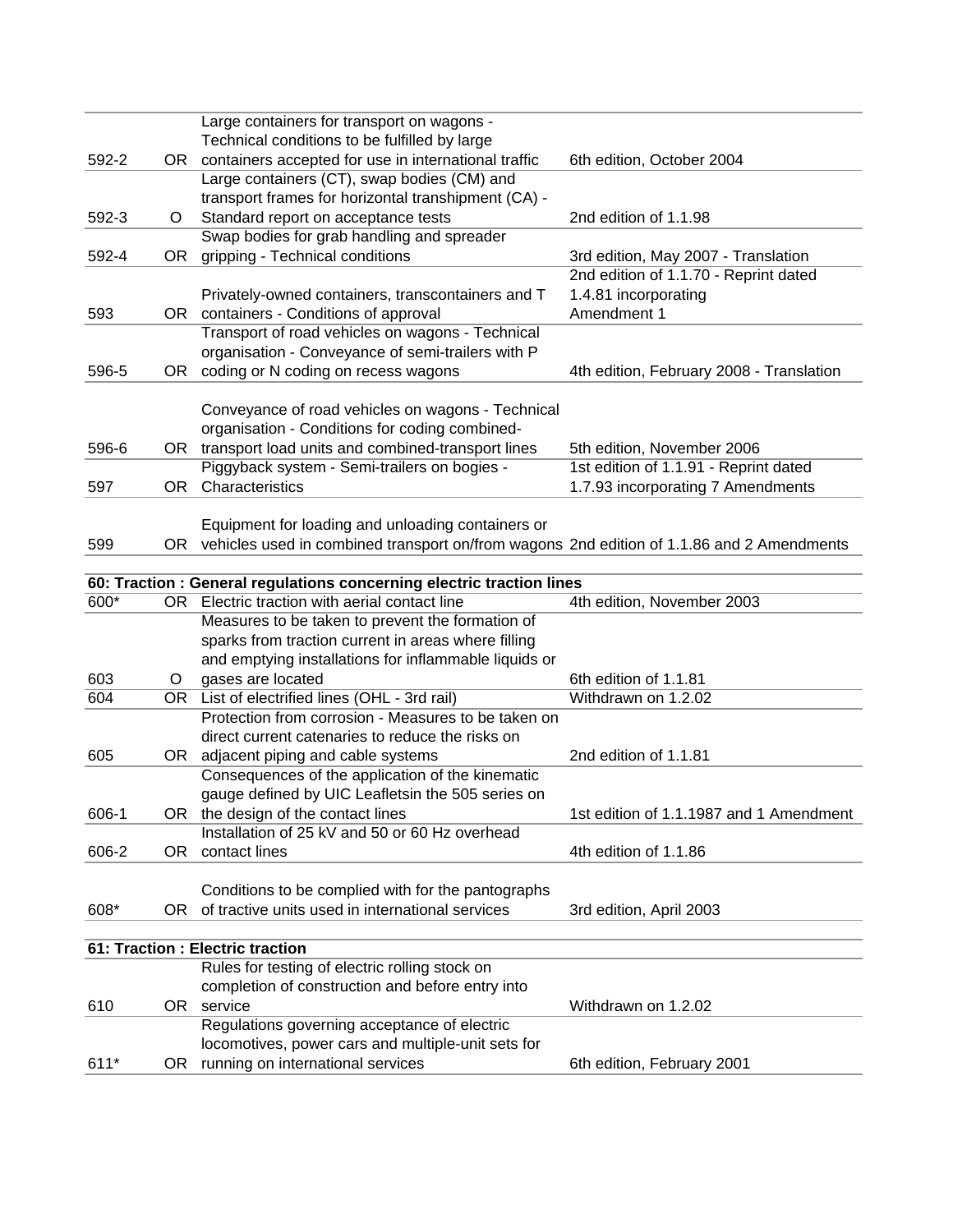| | | | |
|---|---|---|---|
| 592-2 | OR | Large containers for transport on wagons - Technical conditions to be fulfilled by large containers accepted for use in international traffic | 6th edition, October 2004 |
| 592-3 | O | Large containers (CT), swap bodies (CM) and transport frames for horizontal transhipment (CA) - Standard report on acceptance tests | 2nd edition of 1.1.98 |
| 592-4 | OR | Swap bodies for grab handling and spreader gripping - Technical conditions | 3rd edition, May 2007 - Translation |
| 593 | OR | Privately-owned containers, transcontainers and T containers - Conditions of approval | 2nd edition of 1.1.70 - Reprint dated 1.4.81 incorporating Amendment 1 |
| 596-5 | OR | Transport of road vehicles on wagons - Technical organisation - Conveyance of semi-trailers with P coding or N coding on recess wagons | 4th edition, February 2008 - Translation |
| 596-6 | OR | Conveyance of road vehicles on wagons - Technical organisation - Conditions for coding combined-transport load units and combined-transport lines | 5th edition, November 2006 |
| 597 | OR | Piggyback system - Semi-trailers on bogies - Characteristics | 1st edition of 1.1.91 - Reprint dated 1.7.93 incorporating 7 Amendments |
| 599 | OR | Equipment for loading and unloading containers or vehicles used in combined transport on/from wagons | 2nd edition of 1.1.86 and 2 Amendments |
| **60: Traction : General regulations concerning electric traction lines** | | | |
| 600* | OR | Electric traction with aerial contact line | 4th edition, November 2003 |
| 603 | O | Measures to be taken to prevent the formation of sparks from traction current in areas where filling and emptying installations for inflammable liquids or gases are located | 6th edition of 1.1.81 |
| 604 | OR | List of electrified lines (OHL - 3rd rail) | Withdrawn on 1.2.02 |
| 605 | OR | Protection from corrosion - Measures to be taken on direct current catenaries to reduce the risks on adjacent piping and cable systems | 2nd edition of 1.1.81 |
| 606-1 | OR | Consequences of the application of the kinematic gauge defined by UIC Leafletsin the 505 series on the design of the contact lines | 1st edition of 1.1.1987 and 1 Amendment |
| 606-2 | OR | Installation of 25 kV and 50 or 60 Hz overhead contact lines | 4th edition of 1.1.86 |
| 608* | OR | Conditions to be complied with for the pantographs of tractive units used in international services | 3rd edition, April 2003 |
| **61: Traction : Electric traction** | | | |
| 610 | OR | Rules for testing of electric rolling stock on completion of construction and before entry into service | Withdrawn on 1.2.02 |
| 611* | OR | Regulations governing acceptance of electric locomotives, power cars and multiple-unit sets for running on international services | 6th edition, February 2001 |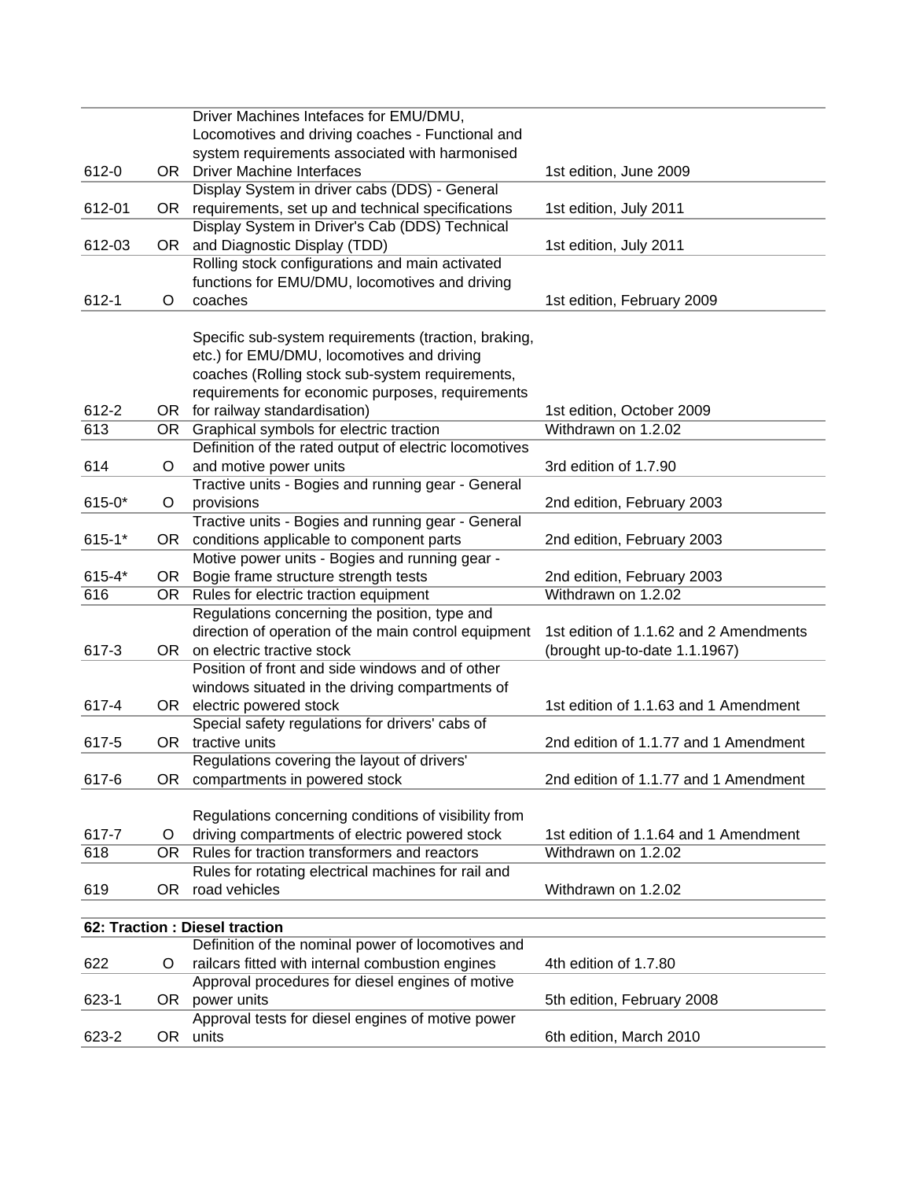| | | | |
|---|---|---|---|
| 612-0 | OR | Driver Machines Intefaces for EMU/DMU, Locomotives and driving coaches - Functional and system requirements associated with harmonised Driver Machine Interfaces | 1st edition, June 2009 |
| 612-01 | OR | Display System in driver cabs (DDS) - General requirements, set up and technical specifications | 1st edition, July 2011 |
| 612-03 | OR | Display System in Driver's Cab (DDS) Technical and Diagnostic Display (TDD) | 1st edition, July 2011 |
| 612-1 | O | Rolling stock configurations and main activated functions for EMU/DMU, locomotives and driving coaches | 1st edition, February 2009 |
| 612-2 | OR | Specific sub-system requirements (traction, braking, etc.) for EMU/DMU, locomotives and driving coaches (Rolling stock sub-system requirements, requirements for economic purposes, requirements for railway standardisation) | 1st edition, October 2009 |
| 613 | OR | Graphical symbols for electric traction | Withdrawn on 1.2.02 |
| 614 | O | Definition of the rated output of electric locomotives and motive power units | 3rd edition of 1.7.90 |
| 615-0* | O | Tractive units - Bogies and running gear - General provisions | 2nd edition, February 2003 |
| 615-1* | OR | Tractive units - Bogies and running gear - General conditions applicable to component parts | 2nd edition, February 2003 |
| 615-4* | OR | Motive power units - Bogies and running gear - Bogie frame structure strength tests | 2nd edition, February 2003 |
| 616 | OR | Rules for electric traction equipment | Withdrawn on 1.2.02 |
| 617-3 | OR | Regulations concerning the position, type and direction of operation of the main control equipment on electric tractive stock | 1st edition of 1.1.62 and 2 Amendments (brought up-to-date 1.1.1967) |
| 617-4 | OR | Position of front and side windows and of other windows situated in the driving compartments of electric powered stock | 1st edition of 1.1.63 and 1 Amendment |
| 617-5 | OR | Special safety regulations for drivers' cabs of tractive units | 2nd edition of 1.1.77 and 1 Amendment |
| 617-6 | OR | Regulations covering the layout of drivers' compartments in powered stock | 2nd edition of 1.1.77 and 1 Amendment |
| 617-7 | O | Regulations concerning conditions of visibility from driving compartments of electric powered stock | 1st edition of 1.1.64 and 1 Amendment |
| 618 | OR | Rules for traction transformers and reactors | Withdrawn on 1.2.02 |
| 619 | OR | Rules for rotating electrical machines for rail and road vehicles | Withdrawn on 1.2.02 |
| **62: Traction : Diesel traction** | | | |
| 622 | O | Definition of the nominal power of locomotives and railcars fitted with internal combustion engines | 4th edition of 1.7.80 |
| 623-1 | OR | Approval procedures for diesel engines of motive power units | 5th edition, February 2008 |
| 623-2 | OR | Approval tests for diesel engines of motive power units | 6th edition, March 2010 |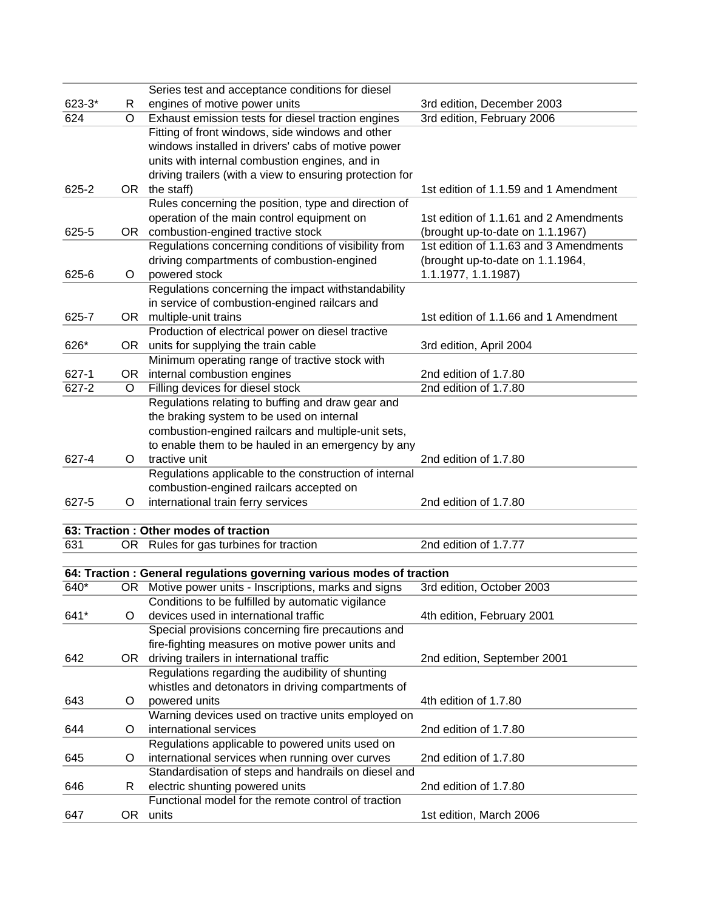| | | | |
|---|---|---|---|
| 623-3* | R | Series test and acceptance conditions for diesel engines of motive power units | 3rd edition, December 2003 |
| 624 | O | Exhaust emission tests for diesel traction engines | 3rd edition, February 2006 |
| 625-2 | OR | Fitting of front windows, side windows and other windows installed in drivers' cabs of motive power units with internal combustion engines, and in driving trailers (with a view to ensuring protection for the staff) | 1st edition of 1.1.59 and 1 Amendment |
| 625-5 | OR | Rules concerning the position, type and direction of operation of the main control equipment on combustion-engined tractive stock | 1st edition of 1.1.61 and 2 Amendments (brought up-to-date on 1.1.1967) |
| 625-6 | O | Regulations concerning conditions of visibility from driving compartments of combustion-engined powered stock | 1st edition of 1.1.63 and 3 Amendments (brought up-to-date on 1.1.1964, 1.1.1977, 1.1.1987) |
| 625-7 | OR | Regulations concerning the impact withstandability in service of combustion-engined railcars and multiple-unit trains | 1st edition of 1.1.66 and 1 Amendment |
| 626* | OR | Production of electrical power on diesel tractive units for supplying the train cable | 3rd edition, April 2004 |
| 627-1 | OR | Minimum operating range of tractive stock with internal combustion engines | 2nd edition of 1.7.80 |
| 627-2 | O | Filling devices for diesel stock | 2nd edition of 1.7.80 |
| 627-4 | O | Regulations relating to buffing and draw gear and the braking system to be used on internal combustion-engined railcars and multiple-unit sets, to enable them to be hauled in an emergency by any tractive unit | 2nd edition of 1.7.80 |
| 627-5 | O | Regulations applicable to the construction of internal combustion-engined railcars accepted on international train ferry services | 2nd edition of 1.7.80 |
| **63: Traction : Other modes of traction** | | | |
| 631 | OR | Rules for gas turbines for traction | 2nd edition of 1.7.77 |
| **64: Traction : General regulations governing various modes of traction** | | | |
| 640* | OR | Motive power units - Inscriptions, marks and signs | 3rd edition, October 2003 |
| 641* | O | Conditions to be fulfilled by automatic vigilance devices used in international traffic | 4th edition, February 2001 |
| 642 | OR | Special provisions concerning fire precautions and fire-fighting measures on motive power units and driving trailers in international traffic | 2nd edition, September 2001 |
| 643 | O | Regulations regarding the audibility of shunting whistles and detonators in driving compartments of powered units | 4th edition of 1.7.80 |
| 644 | O | Warning devices used on tractive units employed on international services | 2nd edition of 1.7.80 |
| 645 | O | Regulations applicable to powered units used on international services when running over curves | 2nd edition of 1.7.80 |
| 646 | R | Standardisation of steps and handrails on diesel and electric shunting powered units | 2nd edition of 1.7.80 |
| 647 | OR | Functional model for the remote control of traction units | 1st edition, March 2006 |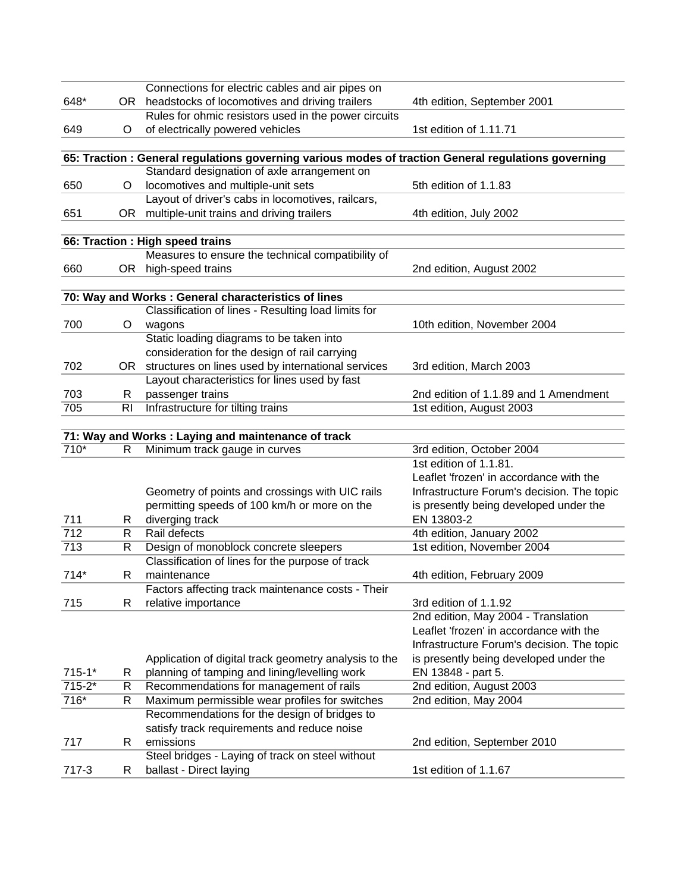| | | | |
|---|---|---|---|
| 648* | OR | Connections for electric cables and air pipes on headstocks of locomotives and driving trailers | 4th edition, September 2001 |
| 649 | O | Rules for ohmic resistors used in the power circuits of electrically powered vehicles | 1st edition of 1.11.71 |
| | | | |
| **65: Traction : General regulations governing various modes of traction General regulations governing** | | | |
| 650 | O | Standard designation of axle arrangement on locomotives and multiple-unit sets | 5th edition of 1.1.83 |
| 651 | OR | Layout of driver's cabs in locomotives, railcars, multiple-unit trains and driving trailers | 4th edition, July 2002 |
| | | | |
| **66: Traction : High speed trains** | | | |
| 660 | OR | Measures to ensure the technical compatibility of high-speed trains | 2nd edition, August 2002 |
| | | | |
| **70: Way and Works : General characteristics of lines** | | | |
| 700 | O | Classification of lines - Resulting load limits for wagons | 10th edition, November 2004 |
| 702 | OR | Static loading diagrams to be taken into consideration for the design of rail carrying structures on lines used by international services | 3rd edition, March 2003 |
| 703 | R | Layout characteristics for lines used by fast passenger trains | 2nd edition of 1.1.89 and 1 Amendment |
| 705 | RI | Infrastructure for tilting trains | 1st edition, August 2003 |
| | | | |
| **71: Way and Works : Laying and maintenance of track** | | | |
| 710* | R | Minimum track gauge in curves | 3rd edition, October 2004 |
| 711 | R | Geometry of points and crossings with UIC rails permitting speeds of 100 km/h or more on the diverging track | 1st edition of 1.1.81. Leaflet 'frozen' in accordance with the Infrastructure Forum's decision. The topic is presently being developed under the EN 13803-2 |
| 712 | R | Rail defects | 4th edition, January 2002 |
| 713 | R | Design of monoblock concrete sleepers | 1st edition, November 2004 |
| 714* | R | Classification of lines for the purpose of track maintenance | 4th edition, February 2009 |
| 715 | R | Factors affecting track maintenance costs - Their relative importance | 3rd edition of 1.1.92 |
| 715-1* | R | Application of digital track geometry analysis to the planning of tamping and lining/levelling work | 2nd edition, May 2004 - Translation Leaflet 'frozen' in accordance with the Infrastructure Forum's decision. The topic is presently being developed under the EN 13848 - part 5. |
| 715-2* | R | Recommendations for management of rails | 2nd edition, August 2003 |
| 716* | R | Maximum permissible wear profiles for switches | 2nd edition, May 2004 |
| 717 | R | Recommendations for the design of bridges to satisfy track requirements and reduce noise emissions | 2nd edition, September 2010 |
| 717-3 | R | Steel bridges - Laying of track on steel without ballast - Direct laying | 1st edition of 1.1.67 |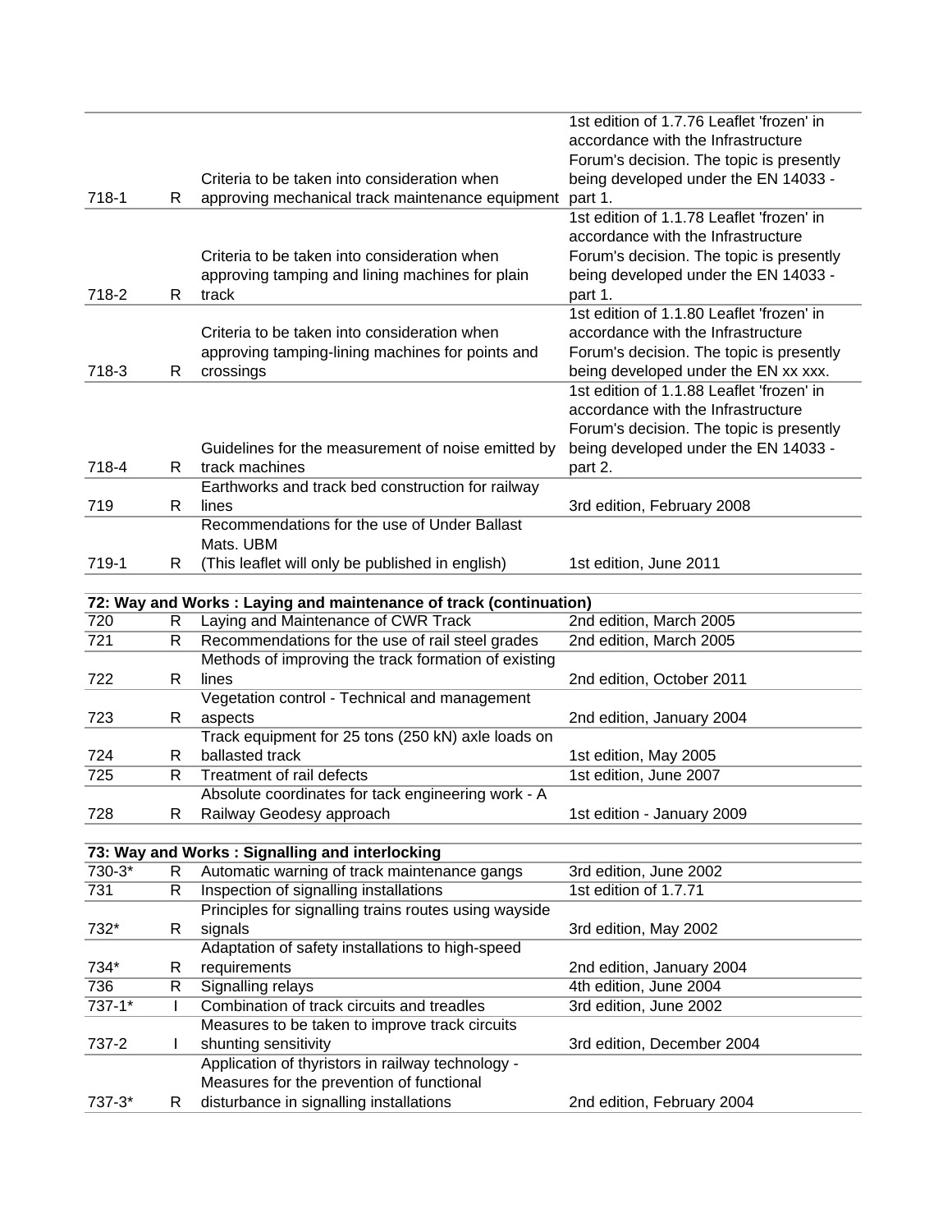| | | | |
|---|---|---|---|
| 718-1 | R | Criteria to be taken into consideration when approving mechanical track maintenance equipment | 1st edition of 1.7.76 Leaflet 'frozen' in accordance with the Infrastructure Forum's decision. The topic is presently being developed under the EN 14033 - part 1. |
| 718-2 | R | Criteria to be taken into consideration when approving tamping and lining machines for plain track | 1st edition of 1.1.78 Leaflet 'frozen' in accordance with the Infrastructure Forum's decision. The topic is presently being developed under the EN 14033 - part 1. |
| 718-3 | R | Criteria to be taken into consideration when approving tamping-lining machines for points and crossings | 1st edition of 1.1.80 Leaflet 'frozen' in accordance with the Infrastructure Forum's decision. The topic is presently being developed under the EN xx xxx. |
| 718-4 | R | Guidelines for the measurement of noise emitted by track machines | 1st edition of 1.1.88 Leaflet 'frozen' in accordance with the Infrastructure Forum's decision. The topic is presently being developed under the EN 14033 - part 2. |
| 719 | R | Earthworks and track bed construction for railway lines | 3rd edition, February 2008 |
| 719-1 | R | Recommendations for the use of Under Ballast Mats. UBM (This leaflet will only be published in english) | 1st edition, June 2011 |

**72: Way and Works : Laying and maintenance of track (continuation)**

| | | | |
|---|---|---|---|
| 720 | R | Laying and Maintenance of CWR Track | 2nd edition, March 2005 |
| 721 | R | Recommendations for the use of rail steel grades | 2nd edition, March 2005 |
| 722 | R | Methods of improving the track formation of existing lines | 2nd edition, October 2011 |
| 723 | R | Vegetation control - Technical and management aspects | 2nd edition, January 2004 |
| 724 | R | Track equipment for 25 tons (250 kN) axle loads on ballasted track | 1st edition, May 2005 |
| 725 | R | Treatment of rail defects | 1st edition, June 2007 |
| 728 | R | Absolute coordinates for tack engineering work - A Railway Geodesy approach | 1st edition - January 2009 |

**73: Way and Works : Signalling and interlocking**

| | | | |
|---|---|---|---|
| 730-3* | R | Automatic warning of track maintenance gangs | 3rd edition, June 2002 |
| 731 | R | Inspection of signalling installations | 1st edition of 1.7.71 |
| 732* | R | Principles for signalling trains routes using wayside signals | 3rd edition, May 2002 |
| 734* | R | Adaptation of safety installations to high-speed requirements | 2nd edition, January 2004 |
| 736 | R | Signalling relays | 4th edition, June 2004 |
| 737-1* | I | Combination of track circuits and treadles | 3rd edition, June 2002 |
| 737-2 | I | Measures to be taken to improve track circuits shunting sensitivity | 3rd edition, December 2004 |
| 737-3* | R | Application of thyristors in railway technology - Measures for the prevention of functional disturbance in signalling installations | 2nd edition, February 2004 |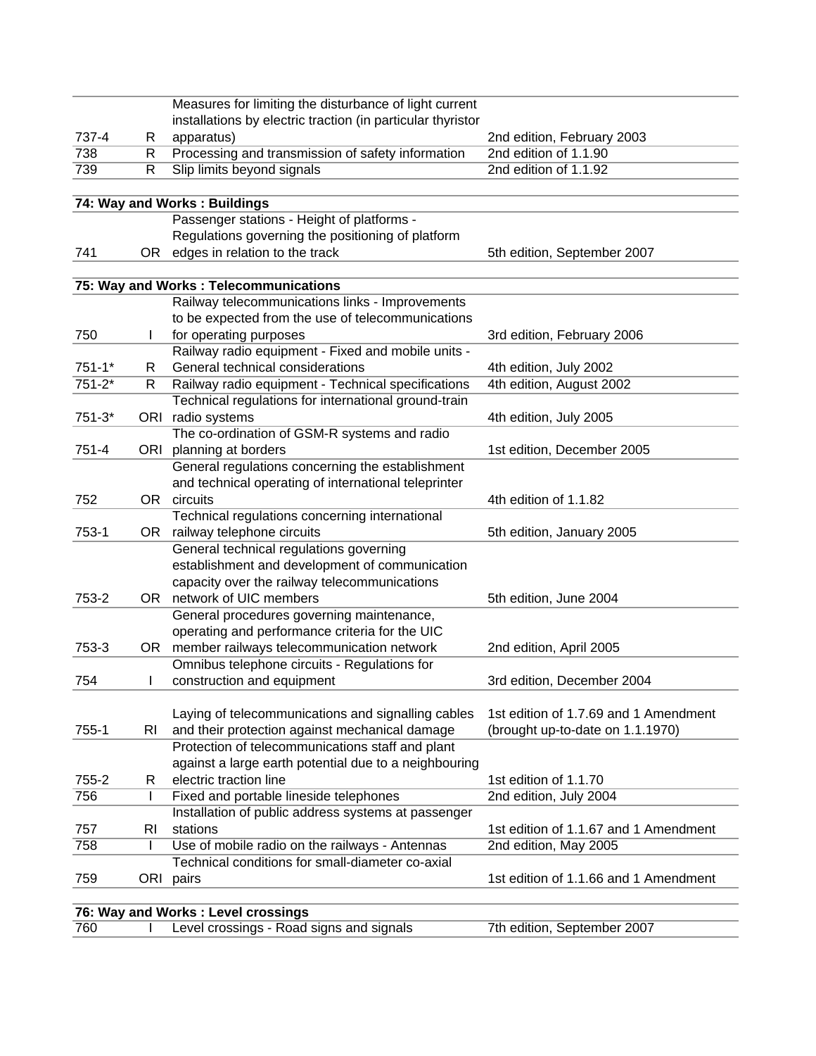| | | | |
|---|---|---|---|
| 737-4 | R | Measures for limiting the disturbance of light current installations by electric traction (in particular thyristor apparatus) | 2nd edition, February 2003 |
| 738 | R | Processing and transmission of safety information | 2nd edition of 1.1.90 |
| 739 | R | Slip limits beyond signals | 2nd edition of 1.1.92 |
| **74: Way and Works : Buildings** | | | |
| 741 | OR | Passenger stations - Height of platforms - Regulations governing the positioning of platform edges in relation to the track | 5th edition, September 2007 |
| **75: Way and Works : Telecommunications** | | | |
| 750 | I | Railway telecommunications links - Improvements to be expected from the use of telecommunications for operating purposes | 3rd edition, February 2006 |
| 751-1* | R | Railway radio equipment - Fixed and mobile units - General technical considerations | 4th edition, July 2002 |
| 751-2* | R | Railway radio equipment - Technical specifications | 4th edition, August 2002 |
| 751-3* | ORI | Technical regulations for international ground-train radio systems | 4th edition, July 2005 |
| 751-4 | ORI | The co-ordination of GSM-R systems and radio planning at borders | 1st edition, December 2005 |
| 752 | OR | General regulations concerning the establishment and technical operating of international teleprinter circuits | 4th edition of 1.1.82 |
| 753-1 | OR | Technical regulations concerning international railway telephone circuits | 5th edition, January 2005 |
| 753-2 | OR | General technical regulations governing establishment and development of communication capacity over the railway telecommunications network of UIC members | 5th edition, June 2004 |
| 753-3 | OR | General procedures governing maintenance, operating and performance criteria for the UIC member railways telecommunication network | 2nd edition, April 2005 |
| 754 | I | Omnibus telephone circuits - Regulations for construction and equipment | 3rd edition, December 2004 |
| 755-1 | RI | Laying of telecommunications and signalling cables and their protection against mechanical damage | 1st edition of 1.7.69 and 1 Amendment (brought up-to-date on 1.1.1970) |
| 755-2 | R | Protection of telecommunications staff and plant against a large earth potential due to a neighbouring electric traction line | 1st edition of 1.1.70 |
| 756 | I | Fixed and portable lineside telephones | 2nd edition, July 2004 |
| 757 | RI | Installation of public address systems at passenger stations | 1st edition of 1.1.67 and 1 Amendment |
| 758 | I | Use of mobile radio on the railways - Antennas | 2nd edition, May 2005 |
| 759 | ORI | Technical conditions for small-diameter co-axial pairs | 1st edition of 1.1.66 and 1 Amendment |
| **76: Way and Works : Level crossings** | | | |
| 760 | I | Level crossings - Road signs and signals | 7th edition, September 2007 |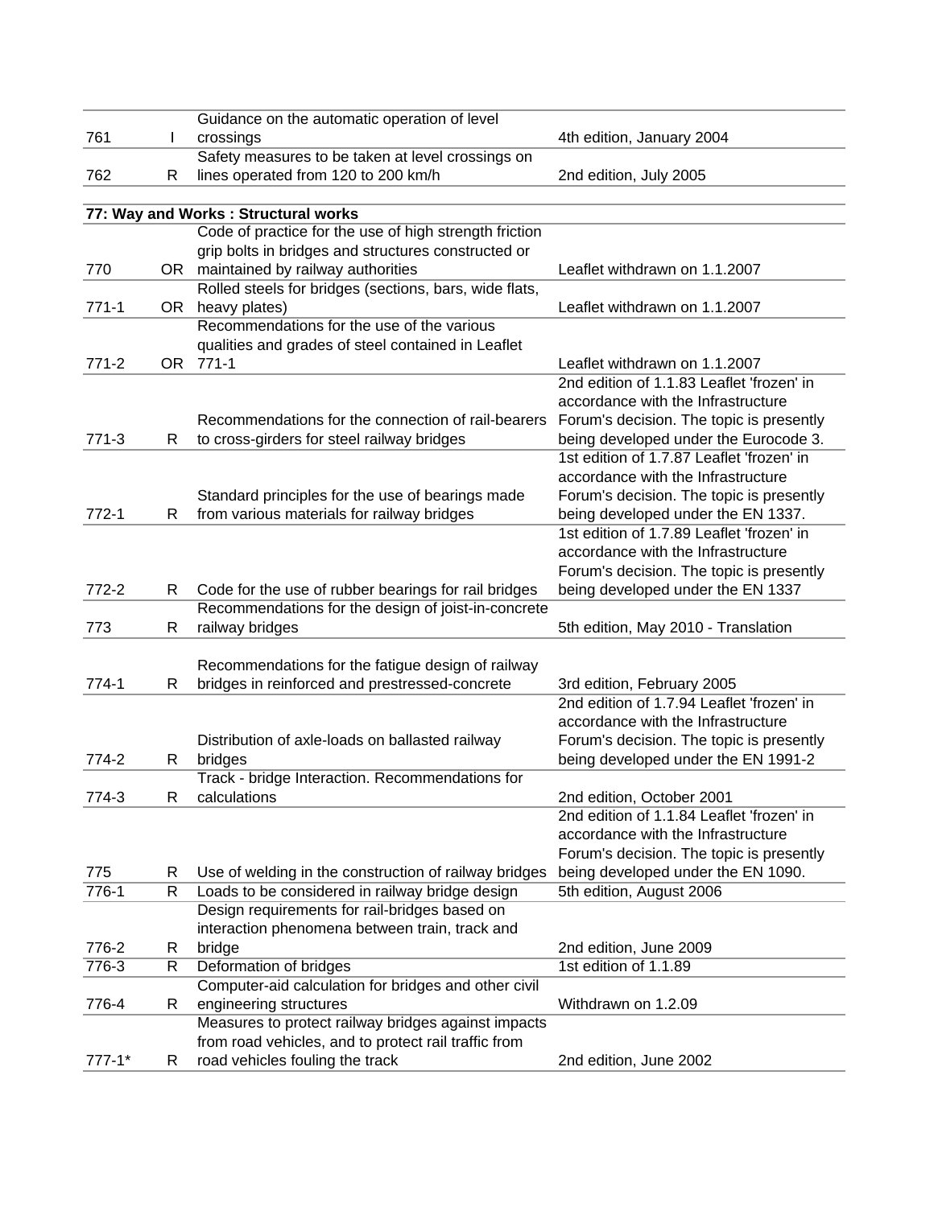| | | | |
|---|---|---|---|
| 761 | I | Guidance on the automatic operation of level crossings | 4th edition, January 2004 |
| 762 | R | Safety measures to be taken at level crossings on lines operated from 120 to 200 km/h | 2nd edition, July 2005 |
| | | | |
| **77: Way and Works : Structural works** | | | |
| 770 | OR | Code of practice for the use of high strength friction grip bolts in bridges and structures constructed or maintained by railway authorities | Leaflet withdrawn on 1.1.2007 |
| 771-1 | OR | Rolled steels for bridges (sections, bars, wide flats, heavy plates) | Leaflet withdrawn on 1.1.2007 |
| 771-2 | OR | Recommendations for the use of the various qualities and grades of steel contained in Leaflet 771-1 | Leaflet withdrawn on 1.1.2007 |
| 771-3 | R | Recommendations for the connection of rail-bearers to cross-girders for steel railway bridges | 2nd edition of 1.1.83 Leaflet 'frozen' in accordance with the Infrastructure Forum's decision. The topic is presently being developed under the Eurocode 3. |
| 772-1 | R | Standard principles for the use of bearings made from various materials for railway bridges | 1st edition of 1.7.87 Leaflet 'frozen' in accordance with the Infrastructure Forum's decision. The topic is presently being developed under the EN 1337. |
| 772-2 | R | Code for the use of rubber bearings for rail bridges | 1st edition of 1.7.89 Leaflet 'frozen' in accordance with the Infrastructure Forum's decision. The topic is presently being developed under the EN 1337 |
| 773 | R | Recommendations for the design of joist-in-concrete railway bridges | 5th edition, May 2010 - Translation |
| 774-1 | R | Recommendations for the fatigue design of railway bridges in reinforced and prestressed-concrete | 3rd edition, February 2005 |
| 774-2 | R | Distribution of axle-loads on ballasted railway bridges | 2nd edition of 1.7.94 Leaflet 'frozen' in accordance with the Infrastructure Forum's decision. The topic is presently being developed under the EN 1991-2 |
| 774-3 | R | Track - bridge Interaction. Recommendations for calculations | 2nd edition, October 2001 |
| 775 | R | Use of welding in the construction of railway bridges | 2nd edition of 1.1.84 Leaflet 'frozen' in accordance with the Infrastructure Forum's decision. The topic is presently being developed under the EN 1090. |
| 776-1 | R | Loads to be considered in railway bridge design | 5th edition, August 2006 |
| 776-2 | R | Design requirements for rail-bridges based on interaction phenomena between train, track and bridge | 2nd edition, June 2009 |
| 776-3 | R | Deformation of bridges | 1st edition of 1.1.89 |
| 776-4 | R | Computer-aid calculation for bridges and other civil engineering structures | Withdrawn on 1.2.09 |
| 777-1* | R | Measures to protect railway bridges against impacts from road vehicles, and to protect rail traffic from road vehicles fouling the track | 2nd edition, June 2002 |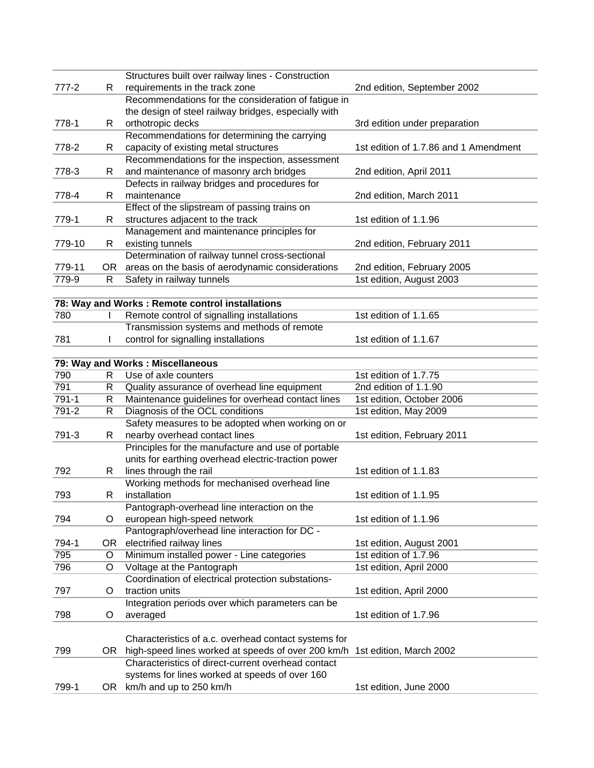| | | | |
|---|---|---|---|
| 777-2 | R | Structures built over railway lines - Construction requirements in the track zone | 2nd edition, September 2002 |
| 778-1 | R | Recommendations for the consideration of fatigue in the design of steel railway bridges, especially with orthotropic decks | 3rd edition under preparation |
| 778-2 | R | Recommendations for determining the carrying capacity of existing metal structures | 1st edition of 1.7.86 and 1 Amendment |
| 778-3 | R | Recommendations for the inspection, assessment and maintenance of masonry arch bridges | 2nd edition, April 2011 |
| 778-4 | R | Defects in railway bridges and procedures for maintenance | 2nd edition, March 2011 |
| 779-1 | R | Effect of the slipstream of passing trains on structures adjacent to the track | 1st edition of 1.1.96 |
| 779-10 | R | Management and maintenance principles for existing tunnels | 2nd edition, February 2011 |
| 779-11 | OR | Determination of railway tunnel cross-sectional areas on the basis of aerodynamic considerations | 2nd edition, February 2005 |
| 779-9 | R | Safety in railway tunnels | 1st edition, August 2003 |
| | | | |
| **78: Way and Works : Remote control installations** | | | |
| 780 | I | Remote control of signalling installations | 1st edition of 1.1.65 |
| 781 | I | Transmission systems and methods of remote control for signalling installations | 1st edition of 1.1.67 |
| | | | |
| **79: Way and Works : Miscellaneous** | | | |
| 790 | R | Use of axle counters | 1st edition of 1.7.75 |
| 791 | R | Quality assurance of overhead line equipment | 2nd edition of 1.1.90 |
| 791-1 | R | Maintenance guidelines for overhead contact lines | 1st edition, October 2006 |
| 791-2 | R | Diagnosis of the OCL conditions | 1st edition, May 2009 |
| 791-3 | R | Safety measures to be adopted when working on or nearby overhead contact lines | 1st edition, February 2011 |
| 792 | R | Principles for the manufacture and use of portable units for earthing overhead electric-traction power lines through the rail | 1st edition of 1.1.83 |
| 793 | R | Working methods for mechanised overhead line installation | 1st edition of 1.1.95 |
| 794 | O | Pantograph-overhead line interaction on the european high-speed network | 1st edition of 1.1.96 |
| 794-1 | OR | Pantograph/overhead line interaction for DC - electrified railway lines | 1st edition, August 2001 |
| 795 | O | Minimum installed power - Line categories | 1st edition of 1.7.96 |
| 796 | O | Voltage at the Pantograph | 1st edition, April 2000 |
| 797 | O | Coordination of electrical protection substations-traction units | 1st edition, April 2000 |
| 798 | O | Integration periods over which parameters can be averaged | 1st edition of 1.7.96 |
| 799 | OR | Characteristics of a.c. overhead contact systems for high-speed lines worked at speeds of over 200 km/h | 1st edition, March 2002 |
| 799-1 | OR | Characteristics of direct-current overhead contact systems for lines worked at speeds of over 160 km/h and up to 250 km/h | 1st edition, June 2000 |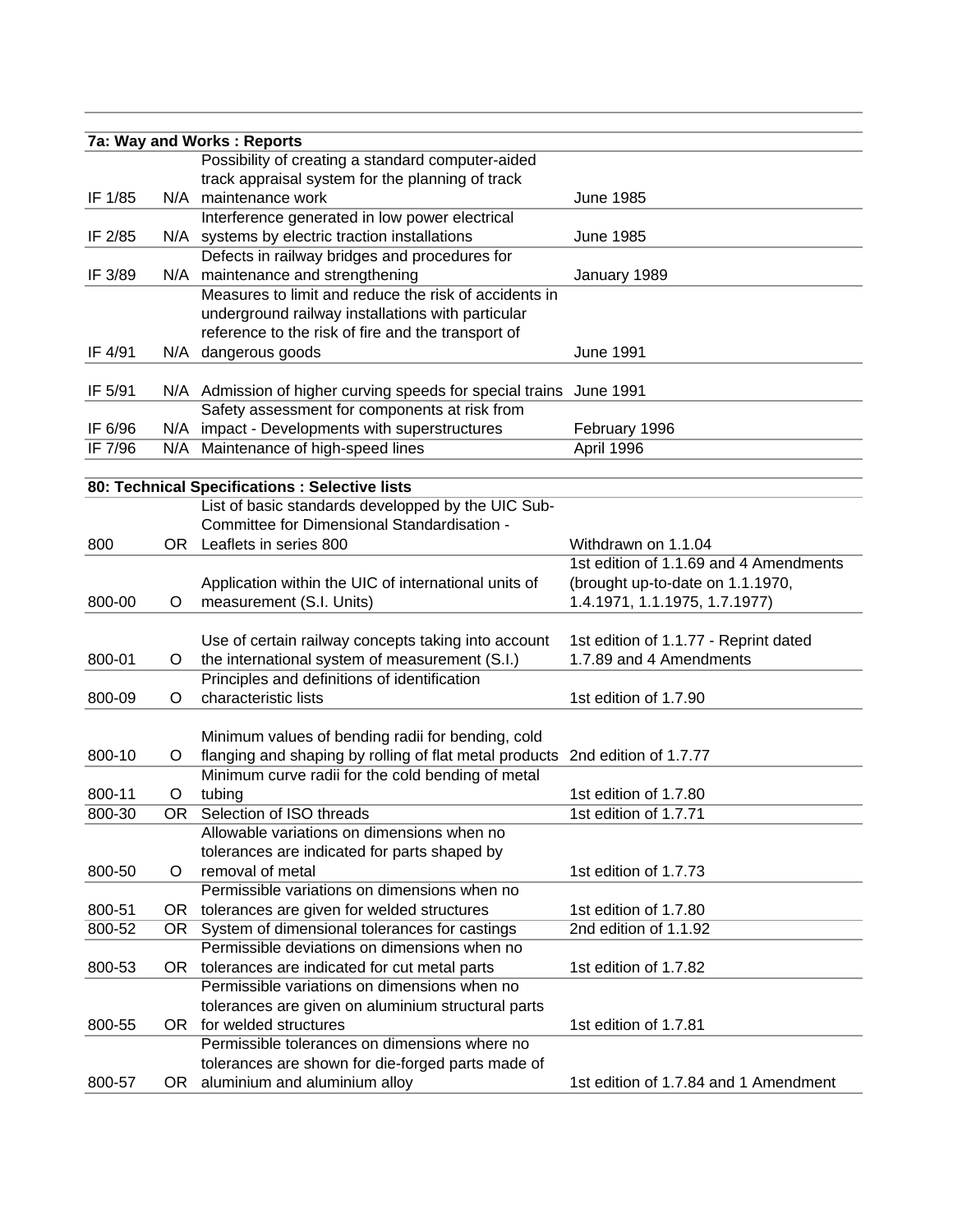| 7a: Way and Works : Reports | | | |
|---|---|---|---|
| IF 1/85 | N/A | Possibility of creating a standard computer-aided track appraisal system for the planning of track maintenance work | June 1985 |
| IF 2/85 | N/A | Interference generated in low power electrical systems by electric traction installations | June 1985 |
| IF 3/89 | N/A | Defects in railway bridges and procedures for maintenance and strengthening | January 1989 |
| IF 4/91 | N/A | Measures to limit and reduce the risk of accidents in underground railway installations with particular reference to the risk of fire and the transport of dangerous goods | June 1991 |
| IF 5/91 | N/A | Admission of higher curving speeds for special trains | June 1991 |
| IF 6/96 | N/A | Safety assessment for components at risk from impact - Developments with superstructures | February 1996 |
| IF 7/96 | N/A | Maintenance of high-speed lines | April 1996 |

| 80: Technical Specifications : Selective lists | | | |
|---|---|---|---|
| 800 | OR | List of basic standards developped by the UIC Sub-Committee for Dimensional Standardisation - Leaflets in series 800 | Withdrawn on 1.1.04 |
| 800-00 | O | Application within the UIC of international units of measurement (S.I. Units) | 1st edition of 1.1.69 and 4 Amendments (brought up-to-date on 1.1.1970, 1.4.1971, 1.1.1975, 1.7.1977) |
| 800-01 | O | Use of certain railway concepts taking into account the international system of measurement (S.I.) | 1st edition of 1.1.77 - Reprint dated 1.7.89 and 4 Amendments |
| 800-09 | O | Principles and definitions of identification characteristic lists | 1st edition of 1.7.90 |
| 800-10 | O | Minimum values of bending radii for bending, cold flanging and shaping by rolling of flat metal products | 2nd edition of 1.7.77 |
| 800-11 | O | Minimum curve radii for the cold bending of metal tubing | 1st edition of 1.7.80 |
| 800-30 | OR | Selection of ISO threads | 1st edition of 1.7.71 |
| 800-50 | O | Allowable variations on dimensions when no tolerances are indicated for parts shaped by removal of metal | 1st edition of 1.7.73 |
| 800-51 | OR | Permissible variations on dimensions when no tolerances are given for welded structures | 1st edition of 1.7.80 |
| 800-52 | OR | System of dimensional tolerances for castings | 2nd edition of 1.1.92 |
| 800-53 | OR | Permissible deviations on dimensions when no tolerances are indicated for cut metal parts | 1st edition of 1.7.82 |
| 800-55 | OR | Permissible variations on dimensions when no tolerances are given on aluminium structural parts for welded structures | 1st edition of 1.7.81 |
| 800-57 | OR | Permissible tolerances on dimensions where no tolerances are shown for die-forged parts made of aluminium and aluminium alloy | 1st edition of 1.7.84 and 1 Amendment |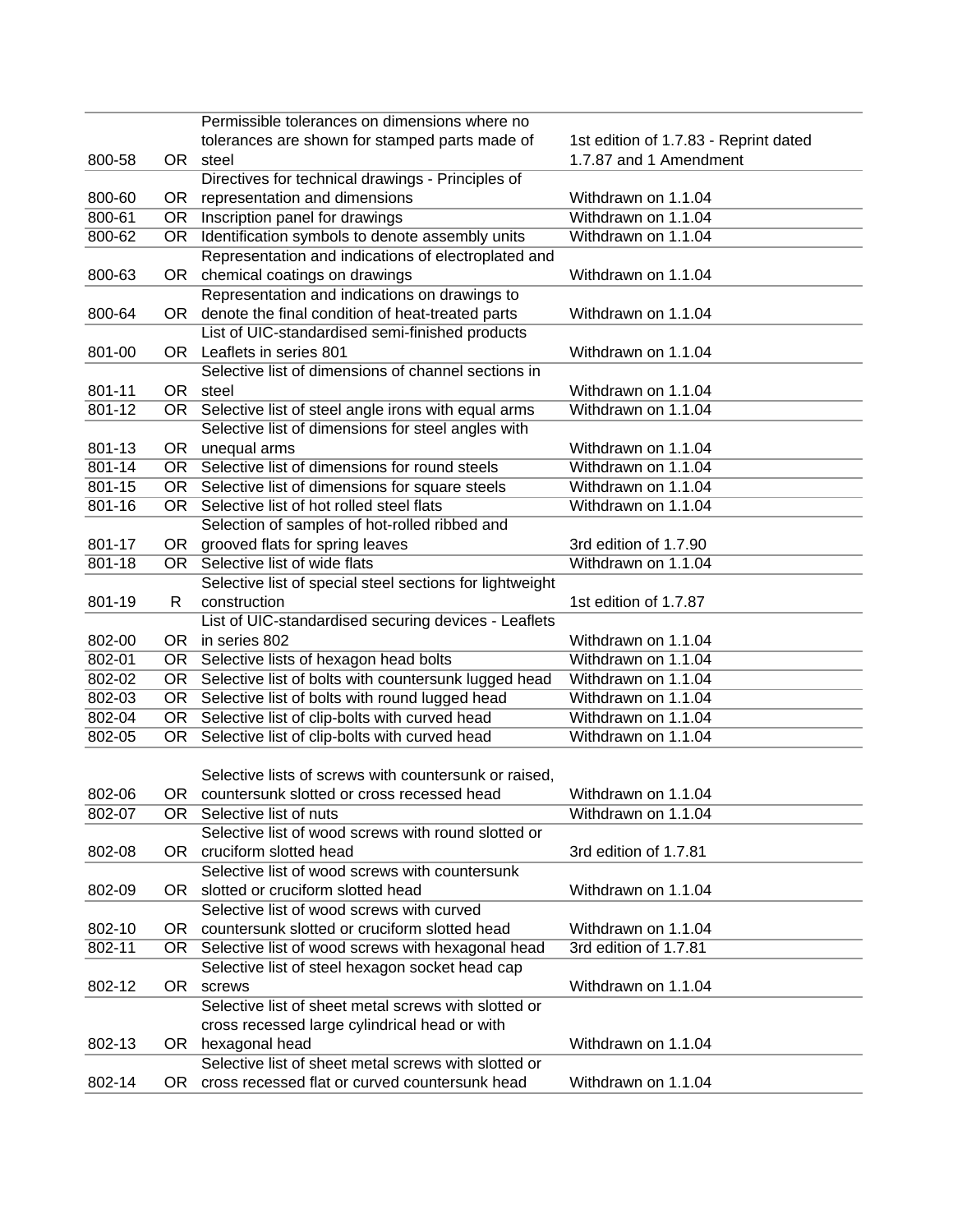| | | | |
|---|---|---|---|
| 800-58 | OR | Permissible tolerances on dimensions where no tolerances are shown for stamped parts made of steel | 1st edition of 1.7.83 - Reprint dated 1.7.87 and 1 Amendment |
| 800-60 | OR | Directives for technical drawings - Principles of representation and dimensions | Withdrawn on 1.1.04 |
| 800-61 | OR | Inscription panel for drawings | Withdrawn on 1.1.04 |
| 800-62 | OR | Identification symbols to denote assembly units | Withdrawn on 1.1.04 |
| 800-63 | OR | Representation and indications of electroplated and chemical coatings on drawings | Withdrawn on 1.1.04 |
| 800-64 | OR | Representation and indications on drawings to denote the final condition of heat-treated parts | Withdrawn on 1.1.04 |
| 801-00 | OR | List of UIC-standardised semi-finished products Leaflets in series 801 | Withdrawn on 1.1.04 |
| 801-11 | OR | Selective list of dimensions of channel sections in steel | Withdrawn on 1.1.04 |
| 801-12 | OR | Selective list of steel angle irons with equal arms | Withdrawn on 1.1.04 |
| 801-13 | OR | Selective list of dimensions for steel angles with unequal arms | Withdrawn on 1.1.04 |
| 801-14 | OR | Selective list of dimensions for round steels | Withdrawn on 1.1.04 |
| 801-15 | OR | Selective list of dimensions for square steels | Withdrawn on 1.1.04 |
| 801-16 | OR | Selective list of hot rolled steel flats | Withdrawn on 1.1.04 |
| 801-17 | OR | Selection of samples of hot-rolled ribbed and grooved flats for spring leaves | 3rd edition of 1.7.90 |
| 801-18 | OR | Selective list of wide flats | Withdrawn on 1.1.04 |
| 801-19 | R | Selective list of special steel sections for lightweight construction | 1st edition of 1.7.87 |
| 802-00 | OR | List of UIC-standardised securing devices - Leaflets in series 802 | Withdrawn on 1.1.04 |
| 802-01 | OR | Selective lists of hexagon head bolts | Withdrawn on 1.1.04 |
| 802-02 | OR | Selective list of bolts with countersunk lugged head | Withdrawn on 1.1.04 |
| 802-03 | OR | Selective list of bolts with round lugged head | Withdrawn on 1.1.04 |
| 802-04 | OR | Selective list of clip-bolts with curved head | Withdrawn on 1.1.04 |
| 802-05 | OR | Selective list of clip-bolts with curved head | Withdrawn on 1.1.04 |
| 802-06 | OR | Selective lists of screws with countersunk or raised, countersunk slotted or cross recessed head | Withdrawn on 1.1.04 |
| 802-07 | OR | Selective list of nuts | Withdrawn on 1.1.04 |
| 802-08 | OR | Selective list of wood screws with round slotted or cruciform slotted head | 3rd edition of 1.7.81 |
| 802-09 | OR | Selective list of wood screws with countersunk slotted or cruciform slotted head | Withdrawn on 1.1.04 |
| 802-10 | OR | Selective list of wood screws with curved countersunk slotted or cruciform slotted head | Withdrawn on 1.1.04 |
| 802-11 | OR | Selective list of wood screws with hexagonal head | 3rd edition of 1.7.81 |
| 802-12 | OR | Selective list of steel hexagon socket head cap screws | Withdrawn on 1.1.04 |
| 802-13 | OR | Selective list of sheet metal screws with slotted or cross recessed large cylindrical head or with hexagonal head | Withdrawn on 1.1.04 |
| 802-14 | OR | Selective list of sheet metal screws with slotted or cross recessed flat or curved countersunk head | Withdrawn on 1.1.04 |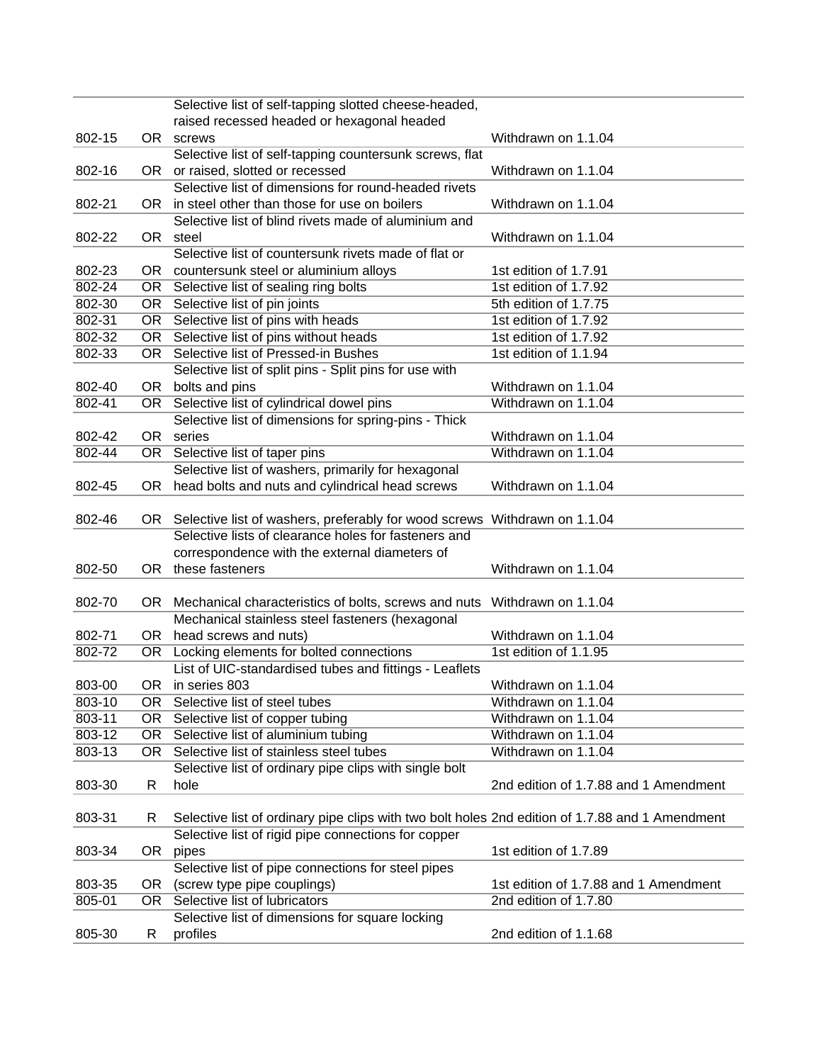| | | | |
|---|---|---|---|
| 802-15 | OR | Selective list of self-tapping slotted cheese-headed, raised recessed headed or hexagonal headed screws | Withdrawn on 1.1.04 |
| 802-16 | OR | Selective list of self-tapping countersunk screws, flat or raised, slotted or recessed | Withdrawn on 1.1.04 |
| 802-21 | OR | Selective list of dimensions for round-headed rivets in steel other than those for use on boilers | Withdrawn on 1.1.04 |
| 802-22 | OR | Selective list of blind rivets made of aluminium and steel | Withdrawn on 1.1.04 |
| 802-23 | OR | Selective list of countersunk rivets made of flat or countersunk steel or aluminium alloys | 1st edition of 1.7.91 |
| 802-24 | OR | Selective list of sealing ring bolts | 1st edition of 1.7.92 |
| 802-30 | OR | Selective list of pin joints | 5th edition of 1.7.75 |
| 802-31 | OR | Selective list of pins with heads | 1st edition of 1.7.92 |
| 802-32 | OR | Selective list of pins without heads | 1st edition of 1.7.92 |
| 802-33 | OR | Selective list of Pressed-in Bushes | 1st edition of 1.1.94 |
| 802-40 | OR | Selective list of split pins - Split pins for use with bolts and pins | Withdrawn on 1.1.04 |
| 802-41 | OR | Selective list of cylindrical dowel pins | Withdrawn on 1.1.04 |
| 802-42 | OR | Selective list of dimensions for spring-pins - Thick series | Withdrawn on 1.1.04 |
| 802-44 | OR | Selective list of taper pins | Withdrawn on 1.1.04 |
| 802-45 | OR | Selective list of washers, primarily for hexagonal head bolts and nuts and cylindrical head screws | Withdrawn on 1.1.04 |
| 802-46 | OR | Selective list of washers, preferably for wood screws | Withdrawn on 1.1.04 |
| 802-50 | OR | Selective lists of clearance holes for fasteners and correspondence with the external diameters of these fasteners | Withdrawn on 1.1.04 |
| 802-70 | OR | Mechanical characteristics of bolts, screws and nuts | Withdrawn on 1.1.04 |
| 802-71 | OR | Mechanical stainless steel fasteners (hexagonal head screws and nuts) | Withdrawn on 1.1.04 |
| 802-72 | OR | Locking elements for bolted connections | 1st edition of 1.1.95 |
| 803-00 | OR | List of UIC-standardised tubes and fittings - Leaflets in series 803 | Withdrawn on 1.1.04 |
| 803-10 | OR | Selective list of steel tubes | Withdrawn on 1.1.04 |
| 803-11 | OR | Selective list of copper tubing | Withdrawn on 1.1.04 |
| 803-12 | OR | Selective list of aluminium tubing | Withdrawn on 1.1.04 |
| 803-13 | OR | Selective list of stainless steel tubes | Withdrawn on 1.1.04 |
| 803-30 | R | Selective list of ordinary pipe clips with single bolt hole | 2nd edition of 1.7.88 and 1 Amendment |
| 803-31 | R | Selective list of ordinary pipe clips with two bolt holes | 2nd edition of 1.7.88 and 1 Amendment |
| 803-34 | OR | Selective list of rigid pipe connections for copper pipes | 1st edition of 1.7.89 |
| 803-35 | OR | Selective list of pipe connections for steel pipes (screw type pipe couplings) | 1st edition of 1.7.88 and 1 Amendment |
| 805-01 | OR | Selective list of lubricators | 2nd edition of 1.7.80 |
| 805-30 | R | Selective list of dimensions for square locking profiles | 2nd edition of 1.1.68 |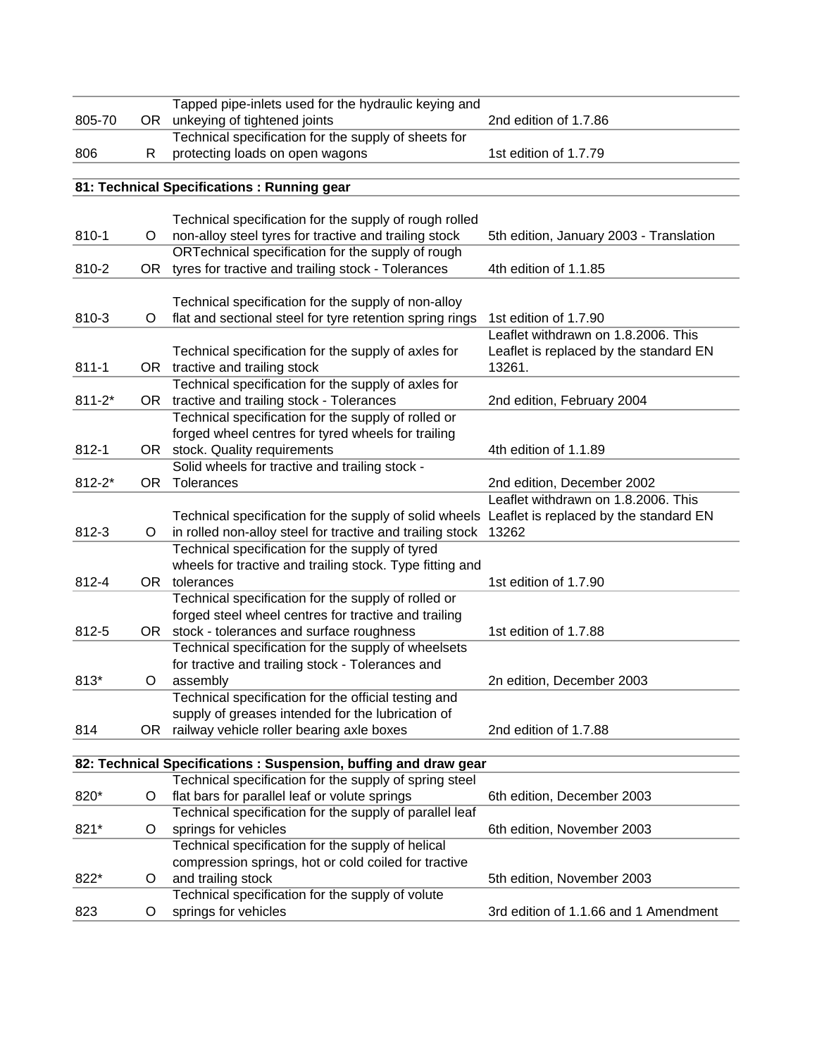| | | | |
|---|---|---|---|
| 805-70 | OR | Tapped pipe-inlets used for the hydraulic keying and unkeying of tightened joints | 2nd edition of 1.7.86 |
| 806 | R | Technical specification for the supply of sheets for protecting loads on open wagons | 1st edition of 1.7.79 |

**81: Technical Specifications : Running gear**

| | | | |
|---|---|---|---|
| 810-1 | O | Technical specification for the supply of rough rolled non-alloy steel tyres for tractive and trailing stock | 5th edition, January 2003 - Translation |
| 810-2 | OR | ORTechnical specification for the supply of rough tyres for tractive and trailing stock - Tolerances | 4th edition of 1.1.85 |
| 810-3 | O | Technical specification for the supply of non-alloy flat and sectional steel for tyre retention spring rings | 1st edition of 1.7.90 |
| 811-1 | OR | Technical specification for the supply of axles for tractive and trailing stock | Leaflet withdrawn on 1.8.2006. This Leaflet is replaced by the standard EN 13261. |
| 811-2* | OR | Technical specification for the supply of axles for tractive and trailing stock - Tolerances | 2nd edition, February 2004 |
| 812-1 | OR | Technical specification for the supply of rolled or forged wheel centres for tyred wheels for trailing stock. Quality requirements | 4th edition of 1.1.89 |
| 812-2* | OR | Solid wheels for tractive and trailing stock - Tolerances | 2nd edition, December 2002 |
| 812-3 | O | Technical specification for the supply of solid wheels in rolled non-alloy steel for tractive and trailing stock | Leaflet withdrawn on 1.8.2006. This Leaflet is replaced by the standard EN 13262 |
| 812-4 | OR | Technical specification for the supply of tyred wheels for tractive and trailing stock. Type fitting and tolerances | 1st edition of 1.7.90 |
| 812-5 | OR | Technical specification for the supply of rolled or forged steel wheel centres for tractive and trailing stock - tolerances and surface roughness | 1st edition of 1.7.88 |
| 813* | O | Technical specification for the supply of wheelsets for tractive and trailing stock - Tolerances and assembly | 2n edition, December 2003 |
| 814 | OR | Technical specification for the official testing and supply of greases intended for the lubrication of railway vehicle roller bearing axle boxes | 2nd edition of 1.7.88 |

**82: Technical Specifications : Suspension, buffing and draw gear**

| | | | |
|---|---|---|---|
| 820* | O | Technical specification for the supply of spring steel flat bars for parallel leaf or volute springs | 6th edition, December 2003 |
| 821* | O | Technical specification for the supply of parallel leaf springs for vehicles | 6th edition, November 2003 |
| 822* | O | Technical specification for the supply of helical compression springs, hot or cold coiled for tractive and trailing stock | 5th edition, November 2003 |
| 823 | O | Technical specification for the supply of volute springs for vehicles | 3rd edition of 1.1.66 and 1 Amendment |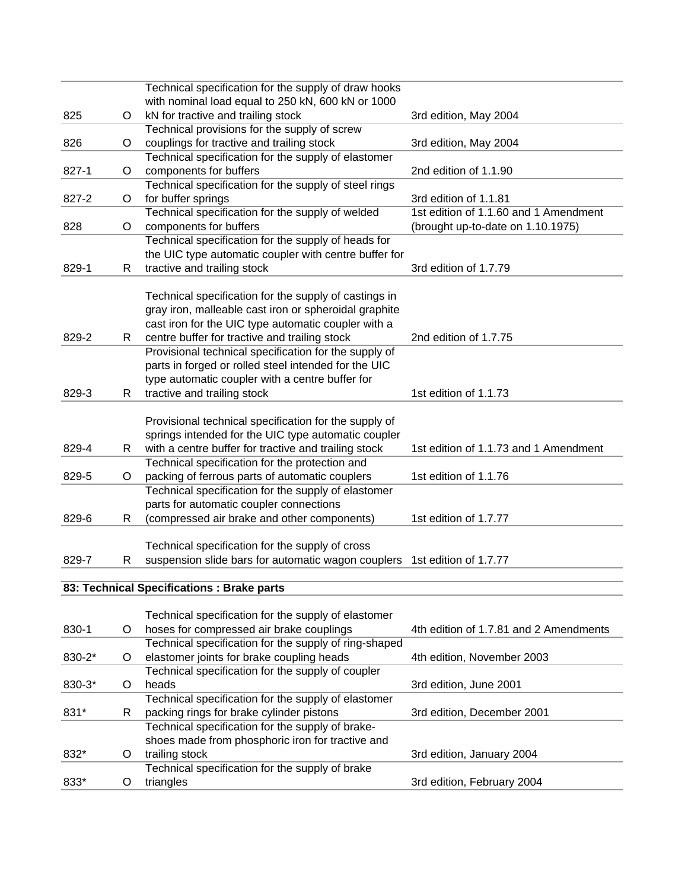| | | | |
|---|---|---|---|
| 825 | O | Technical specification for the supply of draw hooks with nominal load equal to 250 kN, 600 kN or 1000 kN for tractive and trailing stock | 3rd edition, May 2004 |
| 826 | O | Technical provisions for the supply of screw couplings for tractive and trailing stock | 3rd edition, May 2004 |
| 827-1 | O | Technical specification for the supply of elastomer components for buffers | 2nd edition of 1.1.90 |
| 827-2 | O | Technical specification for the supply of steel rings for buffer springs | 3rd edition of 1.1.81 |
| 828 | O | Technical specification for the supply of welded components for buffers | 1st edition of 1.1.60 and 1 Amendment (brought up-to-date on 1.10.1975) |
| 829-1 | R | Technical specification for the supply of heads for the UIC type automatic coupler with centre buffer for tractive and trailing stock | 3rd edition of 1.7.79 |
| 829-2 | R | Technical specification for the supply of castings in gray iron, malleable cast iron or spheroidal graphite cast iron for the UIC type automatic coupler with a centre buffer for tractive and trailing stock | 2nd edition of 1.7.75 |
| 829-3 | R | Provisional technical specification for the supply of parts in forged or rolled steel intended for the UIC type automatic coupler with a centre buffer for tractive and trailing stock | 1st edition of 1.1.73 |
| 829-4 | R | Provisional technical specification for the supply of springs intended for the UIC type automatic coupler with a centre buffer for tractive and trailing stock | 1st edition of 1.1.73 and 1 Amendment |
| 829-5 | O | Technical specification for the protection and packing of ferrous parts of automatic couplers | 1st edition of 1.1.76 |
| 829-6 | R | Technical specification for the supply of elastomer parts for automatic coupler connections (compressed air brake and other components) | 1st edition of 1.7.77 |
| 829-7 | R | Technical specification for the supply of cross suspension slide bars for automatic wagon couplers | 1st edition of 1.7.77 |

**83: Technical Specifications : Brake parts**

| | | | |
|---|---|---|---|
| 830-1 | O | Technical specification for the supply of elastomer hoses for compressed air brake couplings | 4th edition of 1.7.81 and 2 Amendments |
| 830-2* | O | Technical specification for the supply of ring-shaped elastomer joints for brake coupling heads | 4th edition, November 2003 |
| 830-3* | O | Technical specification for the supply of coupler heads | 3rd edition, June 2001 |
| 831* | R | Technical specification for the supply of elastomer packing rings for brake cylinder pistons | 3rd edition, December 2001 |
| 832* | O | Technical specification for the supply of brake-shoes made from phosphoric iron for tractive and trailing stock | 3rd edition, January 2004 |
| 833* | O | Technical specification for the supply of brake triangles | 3rd edition, February 2004 |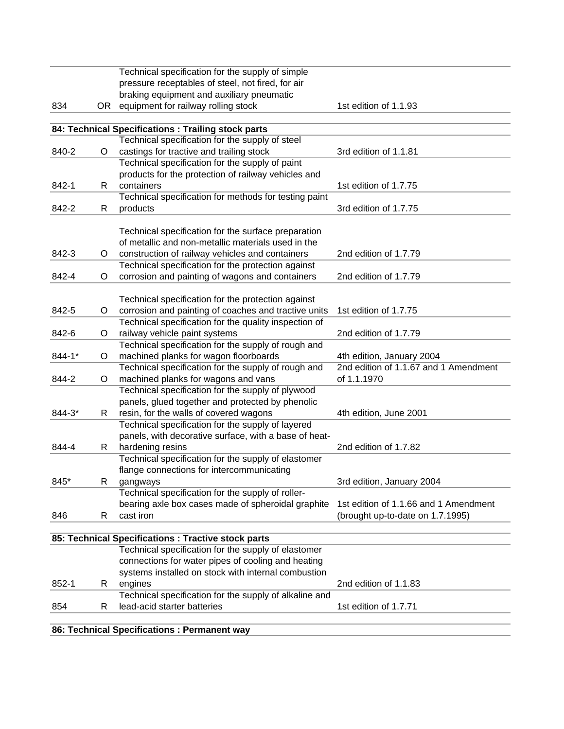| | | | |
|---|---|---|---|
| 834 | OR | Technical specification for the supply of simple pressure receptables of steel, not fired, for air braking equipment and auxiliary pneumatic equipment for railway rolling stock | 1st edition of 1.1.93 |
| **84: Technical Specifications : Trailing stock parts** | | | |
| 840-2 | O | Technical specification for the supply of steel castings for tractive and trailing stock | 3rd edition of 1.1.81 |
| 842-1 | R | Technical specification for the supply of paint products for the protection of railway vehicles and containers | 1st edition of 1.7.75 |
| 842-2 | R | Technical specification for methods for testing paint products | 3rd edition of 1.7.75 |
| 842-3 | O | Technical specification for the surface preparation of metallic and non-metallic materials used in the construction of railway vehicles and containers | 2nd edition of 1.7.79 |
| 842-4 | O | Technical specification for the protection against corrosion and painting of wagons and containers | 2nd edition of 1.7.79 |
| 842-5 | O | Technical specification for the protection against corrosion and painting of coaches and tractive units | 1st edition of 1.7.75 |
| 842-6 | O | Technical specification for the quality inspection of railway vehicle paint systems | 2nd edition of 1.7.79 |
| 844-1* | O | Technical specification for the supply of rough and machined planks for wagon floorboards | 4th edition, January 2004 |
| 844-2 | O | Technical specification for the supply of rough and machined planks for wagons and vans | 2nd edition of 1.1.67 and 1 Amendment of 1.1.1970 |
| 844-3* | R | Technical specification for the supply of plywood panels, glued together and protected by phenolic resin, for the walls of covered wagons | 4th edition, June 2001 |
| 844-4 | R | Technical specification for the supply of layered panels, with decorative surface, with a base of heat-hardening resins | 2nd edition of 1.7.82 |
| 845* | R | Technical specification for the supply of elastomer flange connections for intercommunicating gangways | 3rd edition, January 2004 |
| 846 | R | Technical specification for the supply of roller-bearing axle box cases made of spheroidal graphite cast iron | 1st edition of 1.1.66 and 1 Amendment (brought up-to-date on 1.7.1995) |
| **85: Technical Specifications : Tractive stock parts** | | | |
| 852-1 | R | Technical specification for the supply of elastomer connections for water pipes of cooling and heating systems installed on stock with internal combustion engines | 2nd edition of 1.1.83 |
| 854 | R | Technical specification for the supply of alkaline and lead-acid starter batteries | 1st edition of 1.7.71 |
| **86: Technical Specifications : Permanent way** | | | |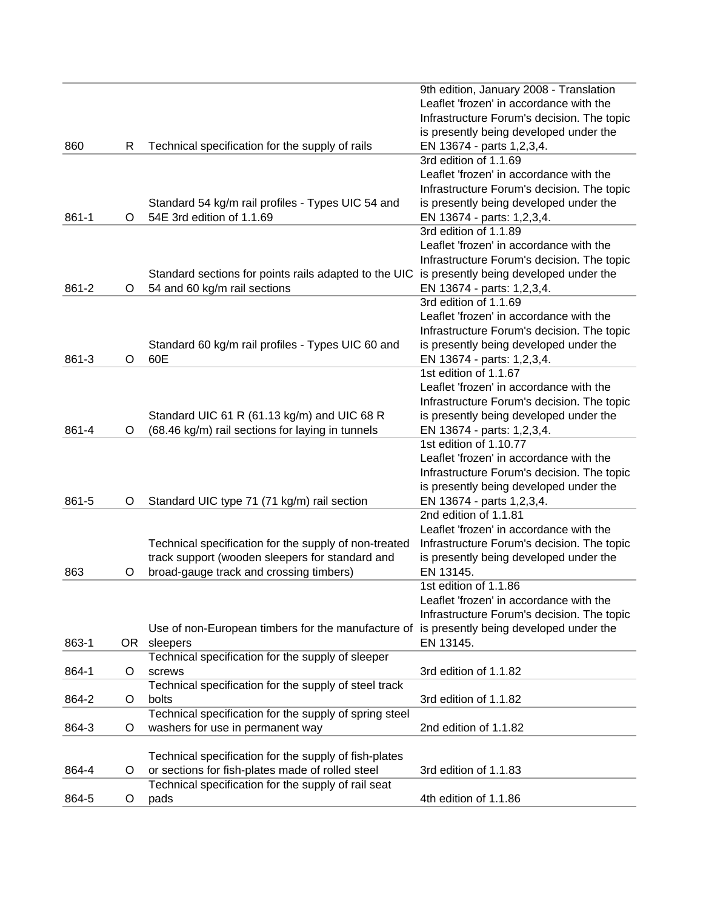| | | | |
|---|---|---|---|
| 860 | R | Technical specification for the supply of rails | 9th edition, January 2008 - Translation Leaflet 'frozen' in accordance with the Infrastructure Forum's decision. The topic is presently being developed under the EN 13674 - parts 1,2,3,4. |
| 861-1 | O | Standard 54 kg/m rail profiles - Types UIC 54 and 54E 3rd edition of 1.1.69 | 3rd edition of 1.1.69 Leaflet 'frozen' in accordance with the Infrastructure Forum's decision. The topic is presently being developed under the EN 13674 - parts: 1,2,3,4. |
| 861-2 | O | Standard sections for points rails adapted to the UIC 54 and 60 kg/m rail sections | 3rd edition of 1.1.89 Leaflet 'frozen' in accordance with the Infrastructure Forum's decision. The topic is presently being developed under the EN 13674 - parts: 1,2,3,4. |
| 861-3 | O | Standard 60 kg/m rail profiles - Types UIC 60 and 60E | 3rd edition of 1.1.69 Leaflet 'frozen' in accordance with the Infrastructure Forum's decision. The topic is presently being developed under the EN 13674 - parts: 1,2,3,4. |
| 861-4 | O | Standard UIC 61 R (61.13 kg/m) and UIC 68 R (68.46 kg/m) rail sections for laying in tunnels | 1st edition of 1.1.67 Leaflet 'frozen' in accordance with the Infrastructure Forum's decision. The topic is presently being developed under the EN 13674 - parts: 1,2,3,4. |
| 861-5 | O | Standard UIC type 71 (71 kg/m) rail section | 1st edition of 1.10.77 Leaflet 'frozen' in accordance with the Infrastructure Forum's decision. The topic is presently being developed under the EN 13674 - parts 1,2,3,4. |
| 863 | O | Technical specification for the supply of non-treated track support (wooden sleepers for standard and broad-gauge track and crossing timbers) | 2nd edition of 1.1.81 Leaflet 'frozen' in accordance with the Infrastructure Forum's decision. The topic is presently being developed under the EN 13145. |
| 863-1 | OR | Use of non-European timbers for the manufacture of sleepers | 1st edition of 1.1.86 Leaflet 'frozen' in accordance with the Infrastructure Forum's decision. The topic is presently being developed under the EN 13145. |
| 864-1 | O | Technical specification for the supply of sleeper screws | 3rd edition of 1.1.82 |
| 864-2 | O | Technical specification for the supply of steel track bolts | 3rd edition of 1.1.82 |
| 864-3 | O | Technical specification for the supply of spring steel washers for use in permanent way | 2nd edition of 1.1.82 |
| 864-4 | O | Technical specification for the supply of fish-plates or sections for fish-plates made of rolled steel | 3rd edition of 1.1.83 |
| 864-5 | O | Technical specification for the supply of rail seat pads | 4th edition of 1.1.86 |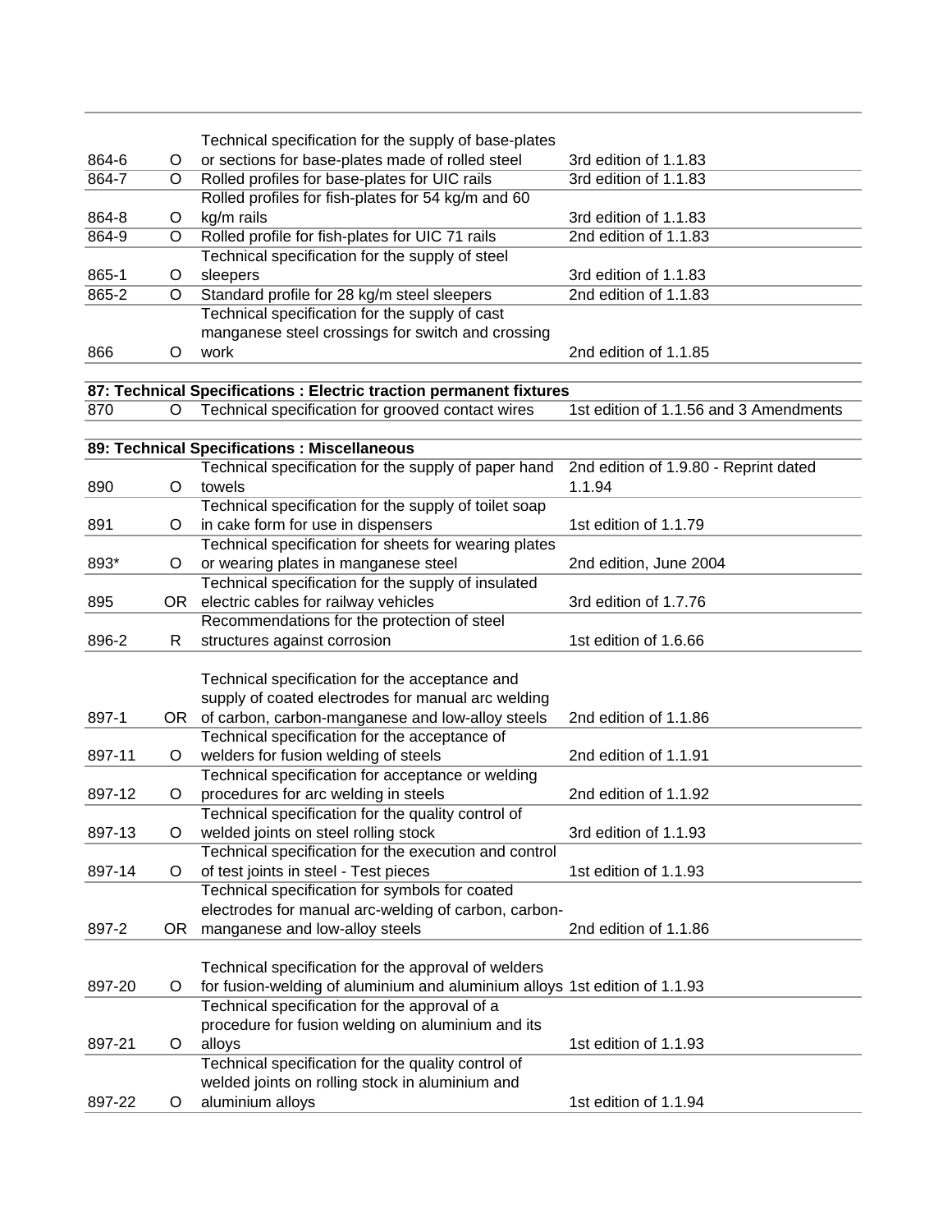| | | | |
|---|---|---|---|
| 864-6 | O | Technical specification for the supply of base-plates or sections for base-plates made of rolled steel | 3rd edition of 1.1.83 |
| 864-7 | O | Rolled profiles for base-plates for UIC rails | 3rd edition of 1.1.83 |
| 864-8 | O | Rolled profiles for fish-plates for 54 kg/m and 60 kg/m rails | 3rd edition of 1.1.83 |
| 864-9 | O | Rolled profile for fish-plates for UIC 71 rails | 2nd edition of 1.1.83 |
| 865-1 | O | Technical specification for the supply of steel sleepers | 3rd edition of 1.1.83 |
| 865-2 | O | Standard profile for 28 kg/m steel sleepers | 2nd edition of 1.1.83 |
| 866 | O | Technical specification for the supply of cast manganese steel crossings for switch and crossing work | 2nd edition of 1.1.85 |
| **87: Technical Specifications : Electric traction permanent fixtures** | | | |
| 870 | O | Technical specification for grooved contact wires | 1st edition of 1.1.56 and 3 Amendments |
| **89: Technical Specifications : Miscellaneous** | | | |
| 890 | O | Technical specification for the supply of paper hand towels | 2nd edition of 1.9.80 - Reprint dated 1.1.94 |
| 891 | O | Technical specification for the supply of toilet soap in cake form for use in dispensers | 1st edition of 1.1.79 |
| 893* | O | Technical specification for sheets for wearing plates or wearing plates in manganese steel | 2nd edition, June 2004 |
| 895 | OR | Technical specification for the supply of insulated electric cables for railway vehicles | 3rd edition of 1.7.76 |
| 896-2 | R | Recommendations for the protection of steel structures against corrosion | 1st edition of 1.6.66 |
| 897-1 | OR | Technical specification for the acceptance and supply of coated electrodes for manual arc welding of carbon, carbon-manganese and low-alloy steels | 2nd edition of 1.1.86 |
| 897-11 | O | Technical specification for the acceptance of welders for fusion welding of steels | 2nd edition of 1.1.91 |
| 897-12 | O | Technical specification for acceptance or welding procedures for arc welding in steels | 2nd edition of 1.1.92 |
| 897-13 | O | Technical specification for the quality control of welded joints on steel rolling stock | 3rd edition of 1.1.93 |
| 897-14 | O | Technical specification for the execution and control of test joints in steel - Test pieces | 1st edition of 1.1.93 |
| 897-2 | OR | Technical specification for symbols for coated electrodes for manual arc-welding of carbon, carbon-manganese and low-alloy steels | 2nd edition of 1.1.86 |
| 897-20 | O | Technical specification for the approval of welders for fusion-welding of aluminium and aluminium alloys | 1st edition of 1.1.93 |
| 897-21 | O | Technical specification for the approval of a procedure for fusion welding on aluminium and its alloys | 1st edition of 1.1.93 |
| 897-22 | O | Technical specification for the quality control of welded joints on rolling stock in aluminium and aluminium alloys | 1st edition of 1.1.94 |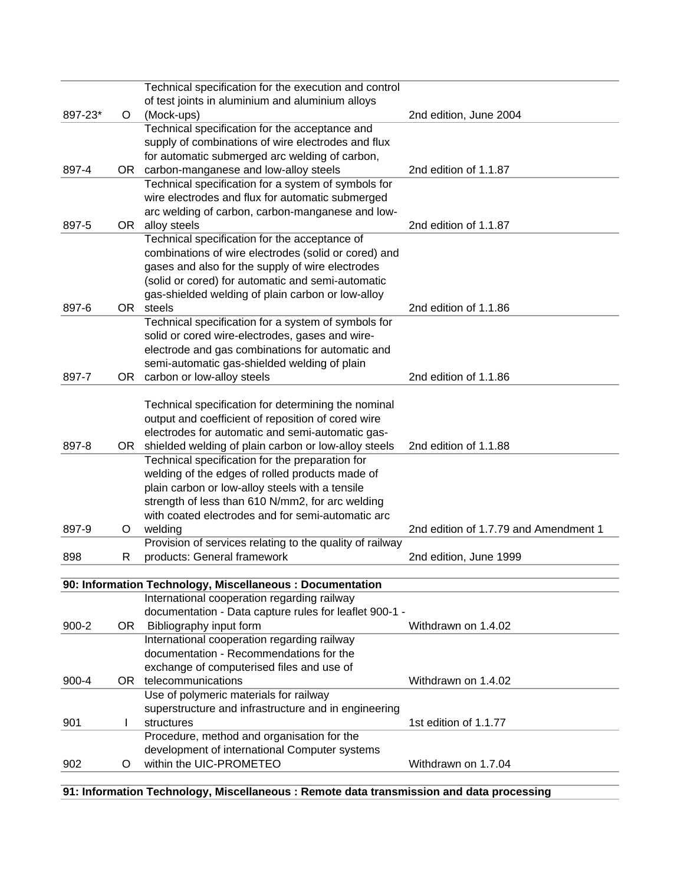| | | | |
|---|---|---|---|
| 897-23* | O | Technical specification for the execution and control of test joints in aluminium and aluminium alloys (Mock-ups) | 2nd edition, June 2004 |
| 897-4 | OR | Technical specification for the acceptance and supply of combinations of wire electrodes and flux for automatic submerged arc welding of carbon, carbon-manganese and low-alloy steels | 2nd edition of 1.1.87 |
| 897-5 | OR | Technical specification for a system of symbols for wire electrodes and flux for automatic submerged arc welding of carbon, carbon-manganese and low-alloy steels | 2nd edition of 1.1.87 |
| 897-6 | OR | Technical specification for the acceptance of combinations of wire electrodes (solid or cored) and gases and also for the supply of wire electrodes (solid or cored) for automatic and semi-automatic gas-shielded welding of plain carbon or low-alloy steels | 2nd edition of 1.1.86 |
| 897-7 | OR | Technical specification for a system of symbols for solid or cored wire-electrodes, gases and wire-electrode and gas combinations for automatic and semi-automatic gas-shielded welding of plain carbon or low-alloy steels | 2nd edition of 1.1.86 |
| 897-8 | OR | Technical specification for determining the nominal output and coefficient of reposition of cored wire electrodes for automatic and semi-automatic gas-shielded welding of plain carbon or low-alloy steels | 2nd edition of 1.1.88 |
| 897-9 | O | Technical specification for the preparation for welding of the edges of rolled products made of plain carbon or low-alloy steels with a tensile strength of less than 610 N/mm2, for arc welding with coated electrodes and for semi-automatic arc welding | 2nd edition of 1.7.79 and Amendment 1 |
| 898 | R | Provision of services relating to the quality of railway products: General framework | 2nd edition, June 1999 |

**90: Information Technology, Miscellaneous : Documentation**

| | | | |
|---|---|---|---|
| 900-2 | OR | International cooperation regarding railway documentation - Data capture rules for leaflet 900-1 - Bibliography input form | Withdrawn on 1.4.02 |
| 900-4 | OR | International cooperation regarding railway documentation - Recommendations for the exchange of computerised files and use of telecommunications | Withdrawn on 1.4.02 |
| 901 | I | Use of polymeric materials for railway superstructure and infrastructure and in engineering structures | 1st edition of 1.1.77 |
| 902 | O | Procedure, method and organisation for the development of international Computer systems within the UIC-PROMETEO | Withdrawn on 1.7.04 |

**91: Information Technology, Miscellaneous : Remote data transmission and data processing**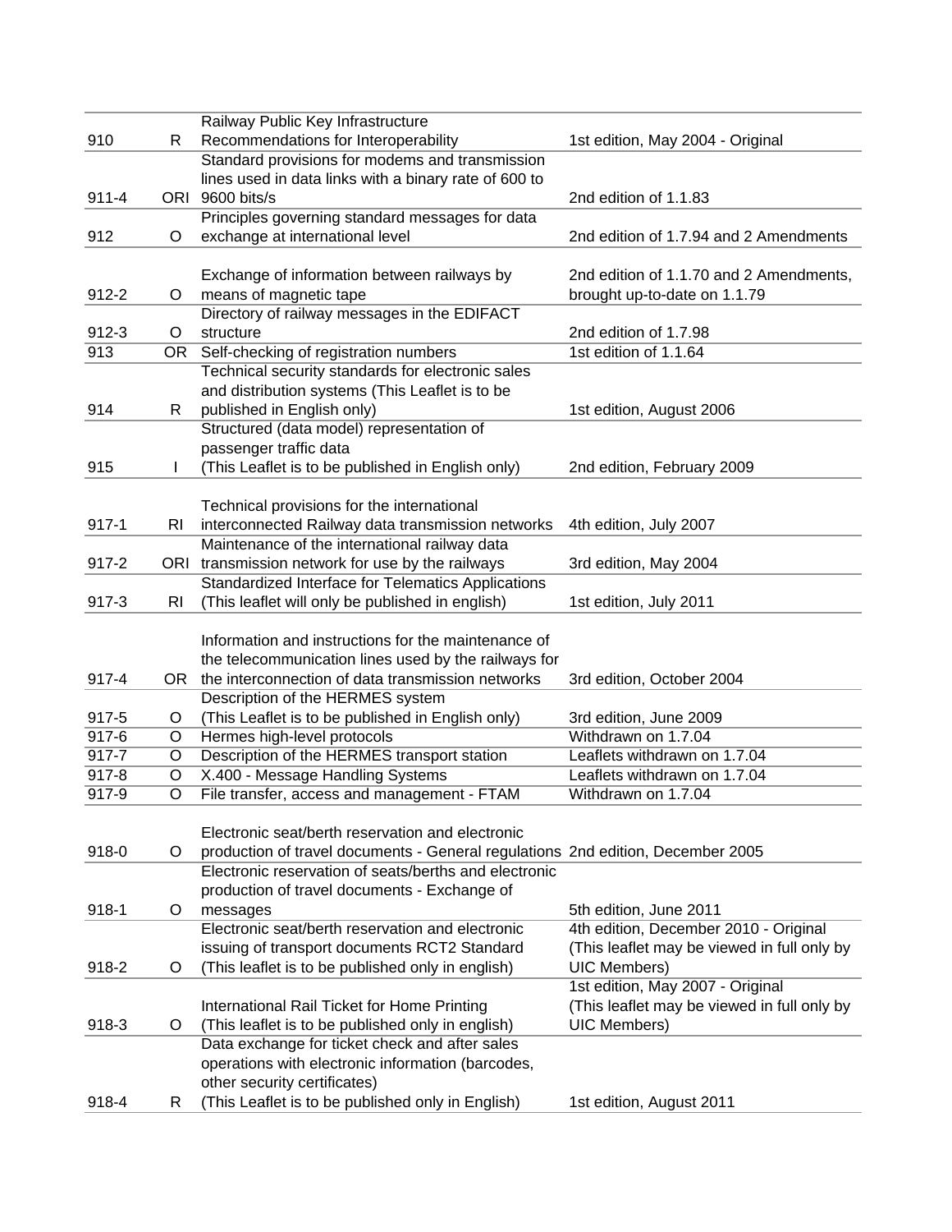| | | | |
|---|---|---|---|
| 910 | R | Railway Public Key Infrastructure Recommendations for Interoperability | 1st edition, May 2004 - Original |
| 911-4 | ORI | Standard provisions for modems and transmission lines used in data links with a binary rate of 600 to 9600 bits/s | 2nd edition of 1.1.83 |
| 912 | O | Principles governing standard messages for data exchange at international level | 2nd edition of 1.7.94 and 2 Amendments |
| 912-2 | O | Exchange of information between railways by means of magnetic tape | 2nd edition of 1.1.70 and 2 Amendments, brought up-to-date on 1.1.79 |
| 912-3 | O | Directory of railway messages in the EDIFACT structure | 2nd edition of 1.7.98 |
| 913 | OR | Self-checking of registration numbers | 1st edition of 1.1.64 |
| 914 | R | Technical security standards for electronic sales and distribution systems (This Leaflet is to be published in English only) | 1st edition, August 2006 |
| 915 | I | Structured (data model) representation of passenger traffic data (This Leaflet is to be published in English only) | 2nd edition, February 2009 |
| 917-1 | RI | Technical provisions for the international interconnected Railway data transmission networks | 4th edition, July 2007 |
| 917-2 | ORI | Maintenance of the international railway data transmission network for use by the railways | 3rd edition, May 2004 |
| 917-3 | RI | Standardized Interface for Telematics Applications (This leaflet will only be published in english) | 1st edition, July 2011 |
| 917-4 | OR | Information and instructions for the maintenance of the telecommunication lines used by the railways for the interconnection of data transmission networks | 3rd edition, October 2004 |
| 917-5 | O | Description of the HERMES system (This Leaflet is to be published in English only) | 3rd edition, June 2009 |
| 917-6 | O | Hermes high-level protocols | Withdrawn on 1.7.04 |
| 917-7 | O | Description of the HERMES transport station | Leaflets withdrawn on 1.7.04 |
| 917-8 | O | X.400 - Message Handling Systems | Leaflets withdrawn on 1.7.04 |
| 917-9 | O | File transfer, access and management - FTAM | Withdrawn on 1.7.04 |
| 918-0 | O | Electronic seat/berth reservation and electronic production of travel documents - General regulations | 2nd edition, December 2005 |
| 918-1 | O | Electronic reservation of seats/berths and electronic production of travel documents - Exchange of messages | 5th edition, June 2011 |
| 918-2 | O | Electronic seat/berth reservation and electronic issuing of transport documents RCT2 Standard (This leaflet is to be published only in english) | 4th edition, December 2010 - Original (This leaflet may be viewed in full only by UIC Members) |
| 918-3 | O | International Rail Ticket for Home Printing (This leaflet is to be published only in english) | 1st edition, May 2007 - Original (This leaflet may be viewed in full only by UIC Members) |
| 918-4 | R | Data exchange for ticket check and after sales operations with electronic information (barcodes, other security certificates) (This Leaflet is to be published only in English) | 1st edition, August 2011 |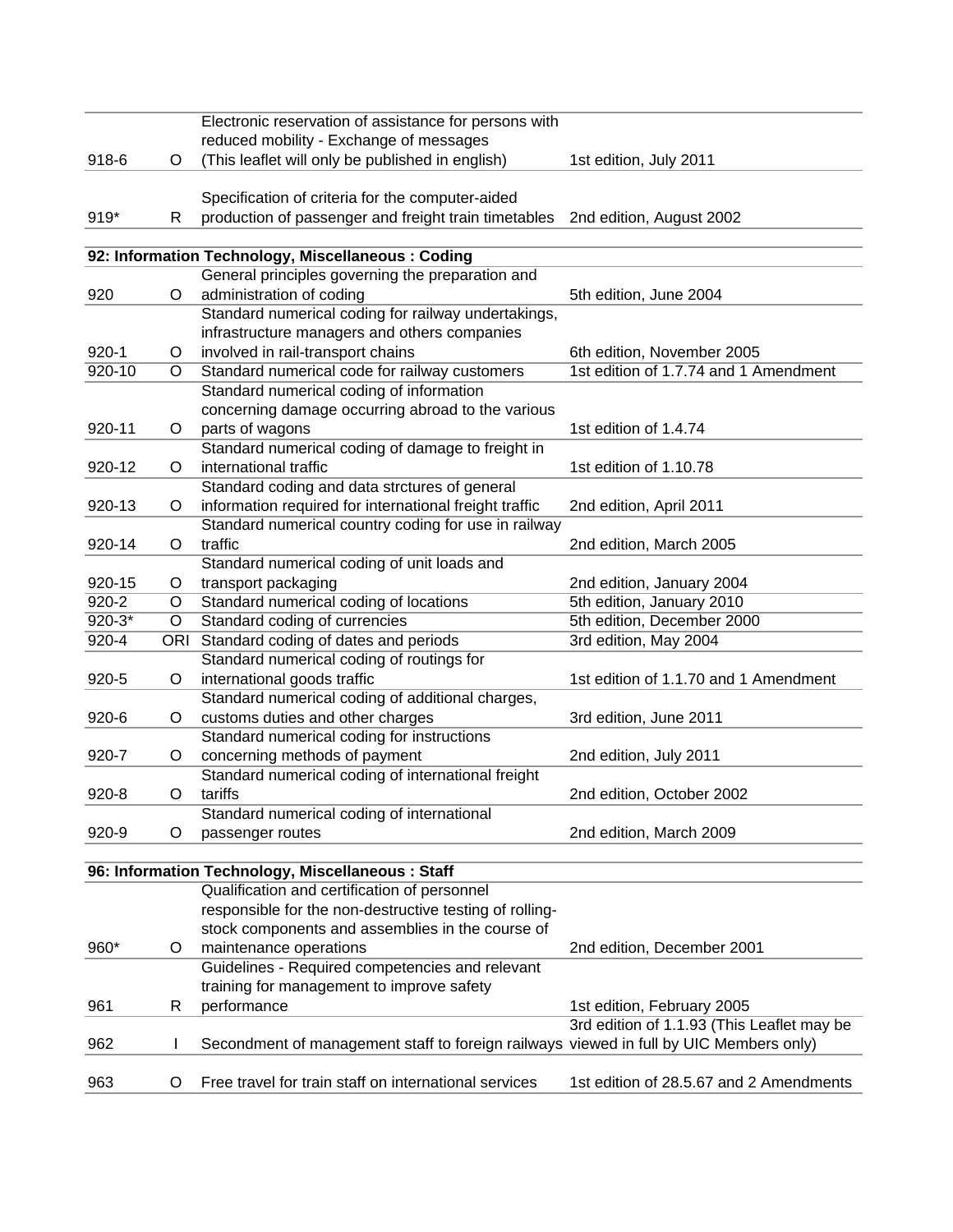| | | | |
|---|---|---|---|
| 918-6 | O | Electronic reservation of assistance for persons with reduced mobility - Exchange of messages (This leaflet will only be published in english) | 1st edition, July 2011 |
| 919* | R | Specification of criteria for the computer-aided production of passenger and freight train timetables | 2nd edition, August 2002 |
| **92: Information Technology, Miscellaneous : Coding** | | | |
| 920 | O | General principles governing the preparation and administration of coding | 5th edition, June 2004 |
| 920-1 | O | Standard numerical coding for railway undertakings, infrastructure managers and others companies involved in rail-transport chains | 6th edition, November 2005 |
| 920-10 | O | Standard numerical code for railway customers | 1st edition of 1.7.74 and 1 Amendment |
| 920-11 | O | Standard numerical coding of information concerning damage occurring abroad to the various parts of wagons | 1st edition of 1.4.74 |
| 920-12 | O | Standard numerical coding of damage to freight in international traffic | 1st edition of 1.10.78 |
| 920-13 | O | Standard coding and data strctures of general information required for international freight traffic | 2nd edition, April 2011 |
| 920-14 | O | Standard numerical country coding for use in railway traffic | 2nd edition, March 2005 |
| 920-15 | O | Standard numerical coding of unit loads and transport packaging | 2nd edition, January 2004 |
| 920-2 | O | Standard numerical coding of locations | 5th edition, January 2010 |
| 920-3* | O | Standard coding of currencies | 5th edition, December 2000 |
| 920-4 | ORI | Standard coding of dates and periods | 3rd edition, May 2004 |
| 920-5 | O | Standard numerical coding of routings for international goods traffic | 1st edition of 1.1.70 and 1 Amendment |
| 920-6 | O | Standard numerical coding of additional charges, customs duties and other charges | 3rd edition, June 2011 |
| 920-7 | O | Standard numerical coding for instructions concerning methods of payment | 2nd edition, July 2011 |
| 920-8 | O | Standard numerical coding of international freight tariffs | 2nd edition, October 2002 |
| 920-9 | O | Standard numerical coding of international passenger routes | 2nd edition, March 2009 |
| **96: Information Technology, Miscellaneous : Staff** | | | |
| 960* | O | Qualification and certification of personnel responsible for the non-destructive testing of rolling-stock components and assemblies in the course of maintenance operations | 2nd edition, December 2001 |
| 961 | R | Guidelines - Required competencies and relevant training for management to improve safety performance | 1st edition, February 2005 |
| 962 | I | Secondment of management staff to foreign railways | 3rd edition of 1.1.93 (This Leaflet may be viewed in full by UIC Members only) |
| 963 | O | Free travel for train staff on international services | 1st edition of 28.5.67 and 2 Amendments |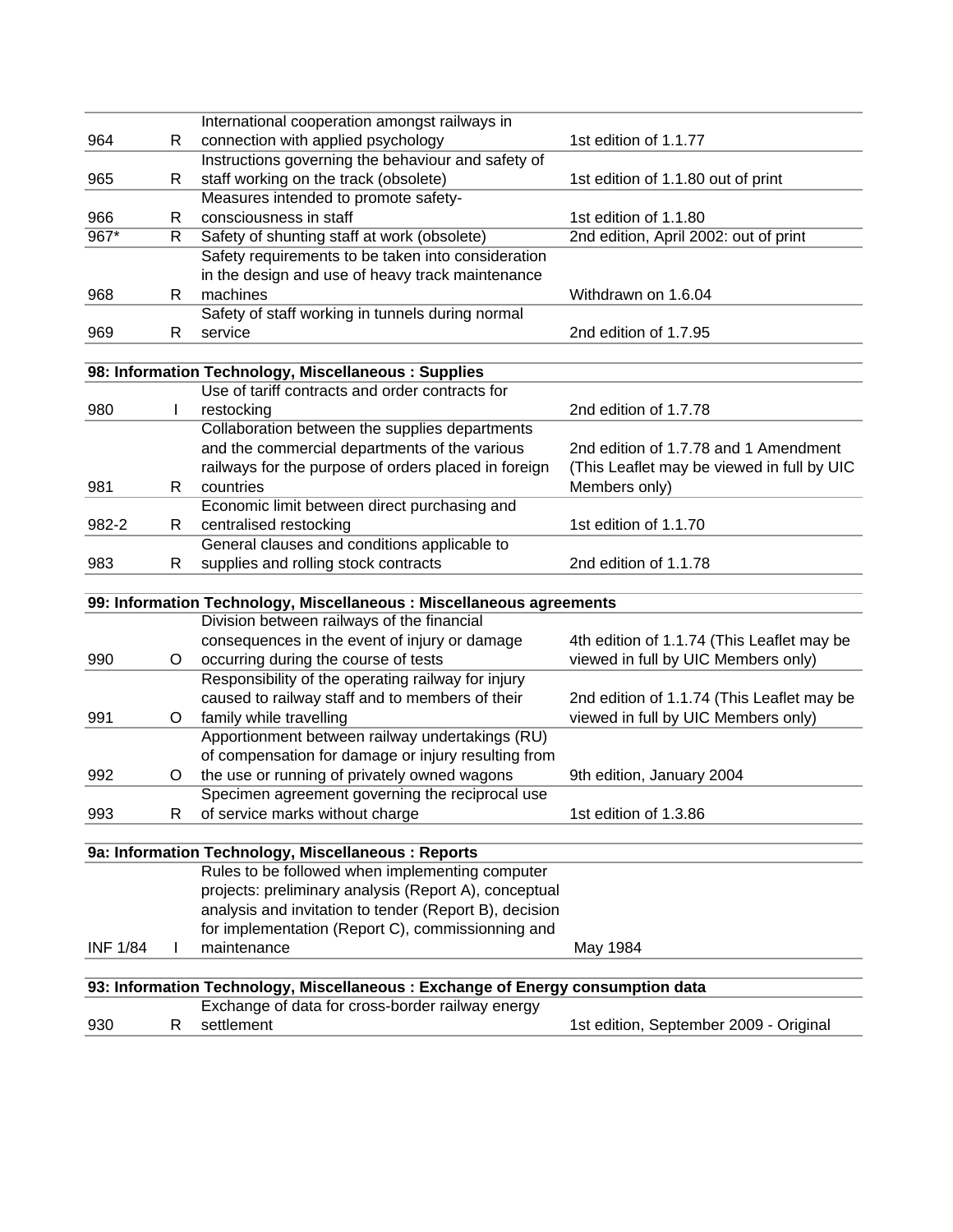| | | | |
|---|---|---|---|
| 964 | R | International cooperation amongst railways in connection with applied psychology | 1st edition of 1.1.77 |
| 965 | R | Instructions governing the behaviour and safety of staff working on the track (obsolete) | 1st edition of 1.1.80 out of print |
| 966 | R | Measures intended to promote safety-consciousness in staff | 1st edition of 1.1.80 |
| 967* | R | Safety of shunting staff at work (obsolete) | 2nd edition, April 2002: out of print |
| 968 | R | Safety requirements to be taken into consideration in the design and use of heavy track maintenance machines | Withdrawn on 1.6.04 |
| 969 | R | Safety of staff working in tunnels during normal service | 2nd edition of 1.7.95 |
| **98: Information Technology, Miscellaneous : Supplies** | | | |
| 980 | I | Use of tariff contracts and order contracts for restocking | 2nd edition of 1.7.78 |
| 981 | R | Collaboration between the supplies departments and the commercial departments of the various railways for the purpose of orders placed in foreign countries | 2nd edition of 1.7.78 and 1 Amendment (This Leaflet may be viewed in full by UIC Members only) |
| 982-2 | R | Economic limit between direct purchasing and centralised restocking | 1st edition of 1.1.70 |
| 983 | R | General clauses and conditions applicable to supplies and rolling stock contracts | 2nd edition of 1.1.78 |
| **99: Information Technology, Miscellaneous : Miscellaneous agreements** | | | |
| 990 | O | Division between railways of the financial consequences in the event of injury or damage occurring during the course of tests | 4th edition of 1.1.74 (This Leaflet may be viewed in full by UIC Members only) |
| 991 | O | Responsibility of the operating railway for injury caused to railway staff and to members of their family while travelling | 2nd edition of 1.1.74 (This Leaflet may be viewed in full by UIC Members only) |
| 992 | O | Apportionment between railway undertakings (RU) of compensation for damage or injury resulting from the use or running of privately owned wagons | 9th edition, January 2004 |
| 993 | R | Specimen agreement governing the reciprocal use of service marks without charge | 1st edition of 1.3.86 |
| **9a: Information Technology, Miscellaneous : Reports** | | | |
| INF 1/84 | I | Rules to be followed when implementing computer projects: preliminary analysis (Report A), conceptual analysis and invitation to tender (Report B), decision for implementation (Report C), commissionning and maintenance | May 1984 |
| **93: Information Technology, Miscellaneous : Exchange of Energy consumption data** | | | |
| 930 | R | Exchange of data for cross-border railway energy settlement | 1st edition, September 2009 - Original |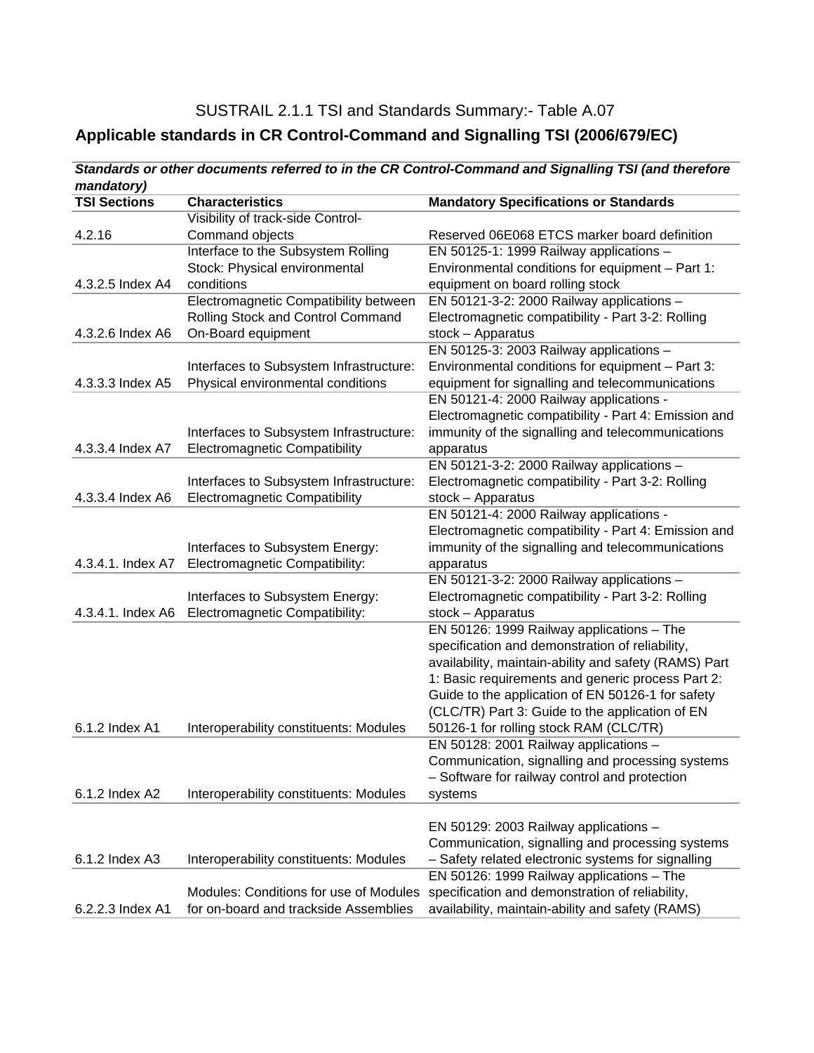SUSTRAIL 2.1.1 TSI and Standards Summary:- Table A.07

## Applicable standards in CR Control-Command and Signalling TSI (2006/679/EC)

***Standards or other documents referred to in the CR Control-Command and Signalling TSI (and therefore mandatory)***

| TSI Sections | Characteristics | Mandatory Specifications or Standards |
|---|---|---|
| 4.2.16 | Visibility of track-side Control-Command objects | Reserved 06E068 ETCS marker board definition |
| 4.3.2.5 Index A4 | Interface to the Subsystem Rolling Stock: Physical environmental conditions | EN 50125-1: 1999 Railway applications – Environmental conditions for equipment – Part 1: equipment on board rolling stock |
| 4.3.2.6 Index A6 | Electromagnetic Compatibility between Rolling Stock and Control Command On-Board equipment | EN 50121-3-2: 2000 Railway applications – Electromagnetic compatibility - Part 3-2: Rolling stock – Apparatus |
| 4.3.3.3 Index A5 | Interfaces to Subsystem Infrastructure: Physical environmental conditions | EN 50125-3: 2003 Railway applications – Environmental conditions for equipment – Part 3: equipment for signalling and telecommunications |
| 4.3.3.4 Index A7 | Interfaces to Subsystem Infrastructure: Electromagnetic Compatibility | EN 50121-4: 2000 Railway applications - Electromagnetic compatibility - Part 4: Emission and immunity of the signalling and telecommunications apparatus |
| 4.3.3.4 Index A6 | Interfaces to Subsystem Infrastructure: Electromagnetic Compatibility | EN 50121-3-2: 2000 Railway applications – Electromagnetic compatibility - Part 3-2: Rolling stock – Apparatus |
| 4.3.4.1. Index A7 | Interfaces to Subsystem Energy: Electromagnetic Compatibility: | EN 50121-4: 2000 Railway applications - Electromagnetic compatibility - Part 4: Emission and immunity of the signalling and telecommunications apparatus |
| 4.3.4.1. Index A6 | Interfaces to Subsystem Energy: Electromagnetic Compatibility: | EN 50121-3-2: 2000 Railway applications – Electromagnetic compatibility - Part 3-2: Rolling stock – Apparatus |
| 6.1.2 Index A1 | Interoperability constituents: Modules | EN 50126: 1999 Railway applications – The specification and demonstration of reliability, availability, maintain-ability and safety (RAMS) Part 1: Basic requirements and generic process Part 2: Guide to the application of EN 50126-1 for safety (CLC/TR) Part 3: Guide to the application of EN 50126-1 for rolling stock RAM (CLC/TR) |
| 6.1.2 Index A2 | Interoperability constituents: Modules | EN 50128: 2001 Railway applications – Communication, signalling and processing systems – Software for railway control and protection systems |
| 6.1.2 Index A3 | Interoperability constituents: Modules | EN 50129: 2003 Railway applications – Communication, signalling and processing systems – Safety related electronic systems for signalling |
| 6.2.2.3 Index A1 | Modules: Conditions for use of Modules for on-board and trackside Assemblies | EN 50126: 1999 Railway applications – The specification and demonstration of reliability, availability, maintain-ability and safety (RAMS) |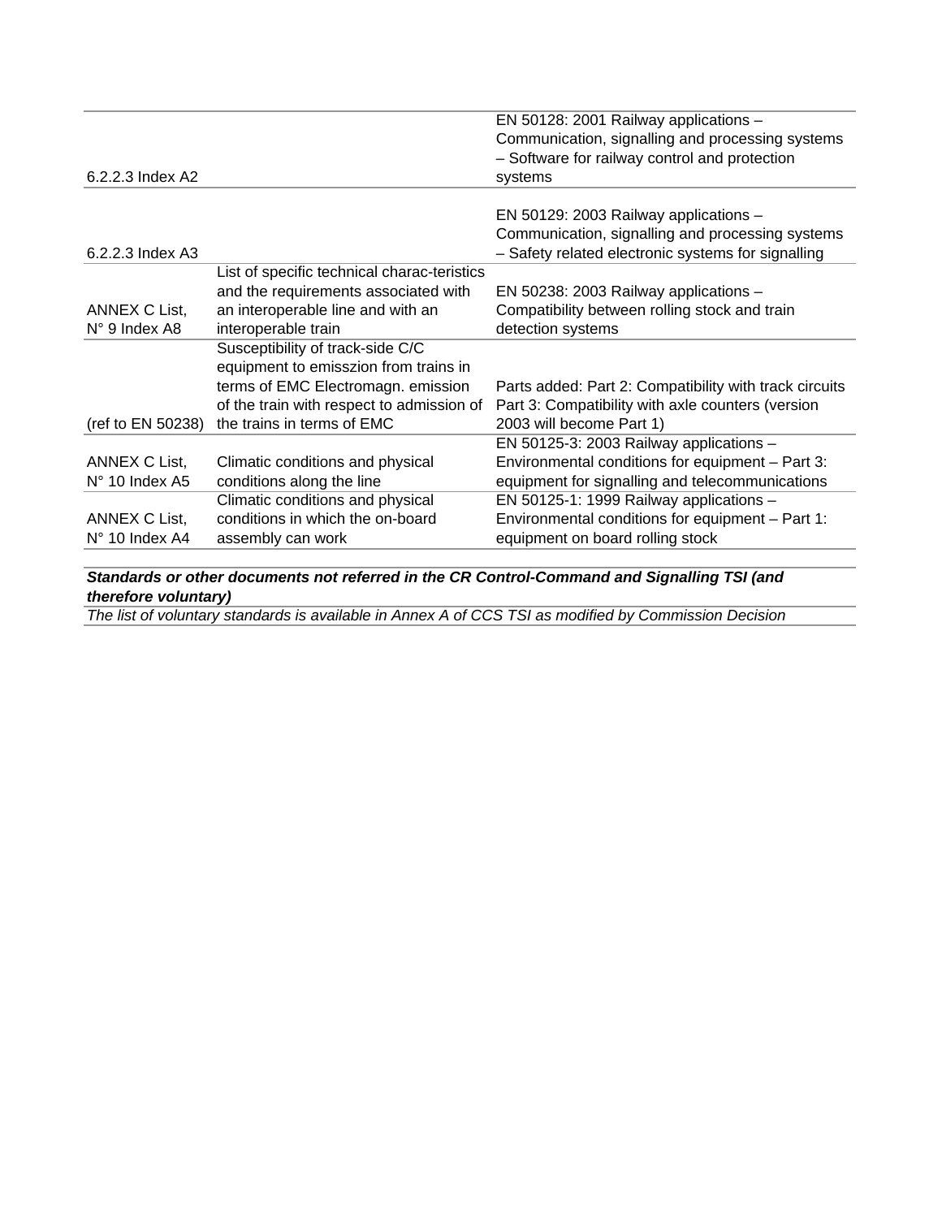| | | |
|---|---|---|
| 6.2.2.3 Index A2 | | EN 50128: 2001 Railway applications – Communication, signalling and processing systems – Software for railway control and protection systems |
| 6.2.2.3 Index A3 | | EN 50129: 2003 Railway applications – Communication, signalling and processing systems – Safety related electronic systems for signalling |
| ANNEX C List, N° 9 Index A8 | List of specific technical charac-teristics and the requirements associated with an interoperable line and with an interoperable train | EN 50238: 2003 Railway applications – Compatibility between rolling stock and train detection systems |
| (ref to EN 50238) | Susceptibility of track-side C/C equipment to emisszion from trains in terms of EMC Electromagn. emission of the train with respect to admission of the trains in terms of EMC | Parts added: Part 2: Compatibility with track circuits Part 3: Compatibility with axle counters (version 2003 will become Part 1) |
| ANNEX C List, N° 10 Index A5 | Climatic conditions and physical conditions along the line | EN 50125-3: 2003 Railway applications – Environmental conditions for equipment – Part 3: equipment for signalling and telecommunications |
| ANNEX C List, N° 10 Index A4 | Climatic conditions and physical conditions in which the on-board assembly can work | EN 50125-1: 1999 Railway applications – Environmental conditions for equipment – Part 1: equipment on board rolling stock |

***Standards or other documents not referred in the CR Control-Command and Signalling TSI (and therefore voluntary)***

*The list of voluntary standards is available in Annex A of CCS TSI as modified by Commission Decision*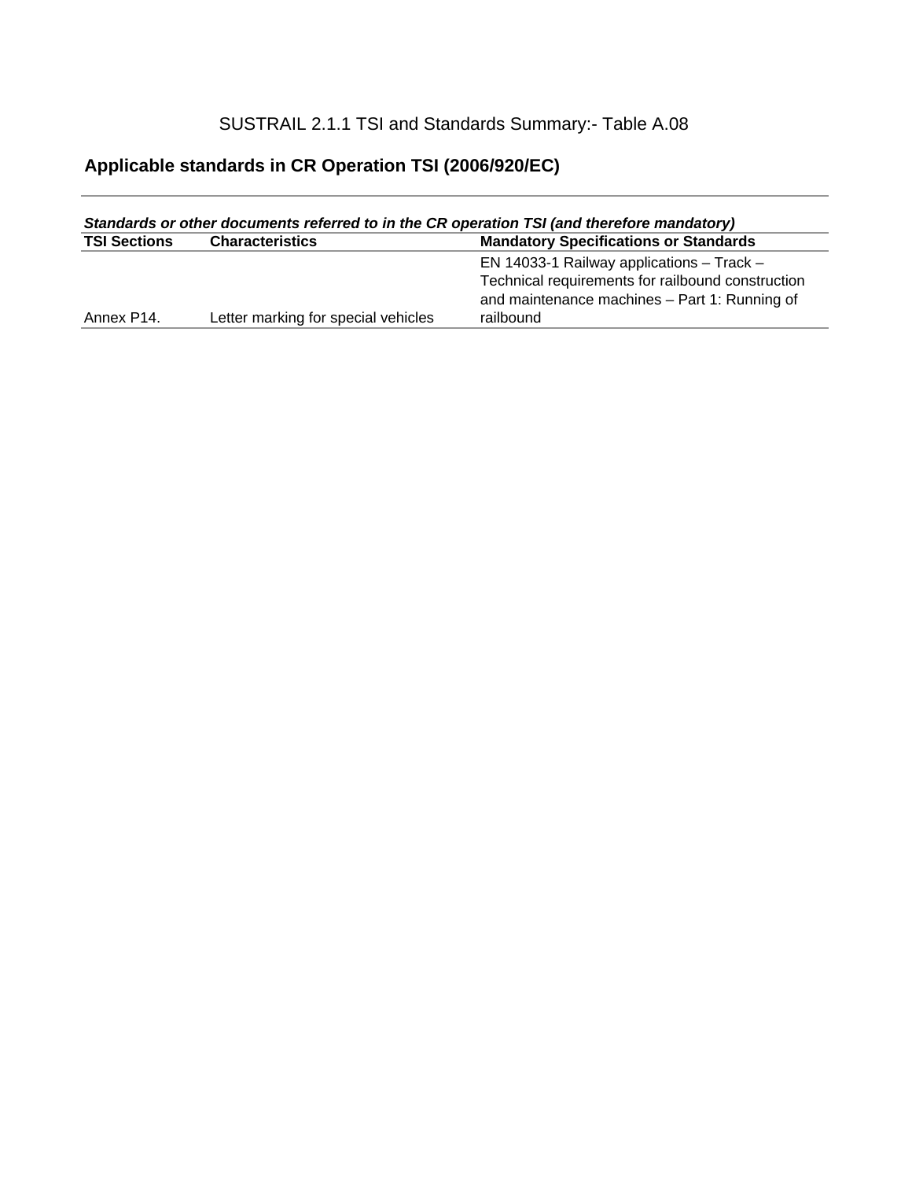SUSTRAIL 2.1.1 TSI and Standards Summary:- Table A.08

## Applicable standards in CR Operation TSI (2006/920/EC)

***Standards or other documents referred to in the CR operation TSI (and therefore mandatory)***

| TSI Sections | Characteristics | Mandatory Specifications or Standards |
|---|---|---|
| Annex P14. | Letter marking for special vehicles | EN 14033-1 Railway applications – Track – Technical requirements for railbound construction and maintenance machines – Part 1: Running of railbound |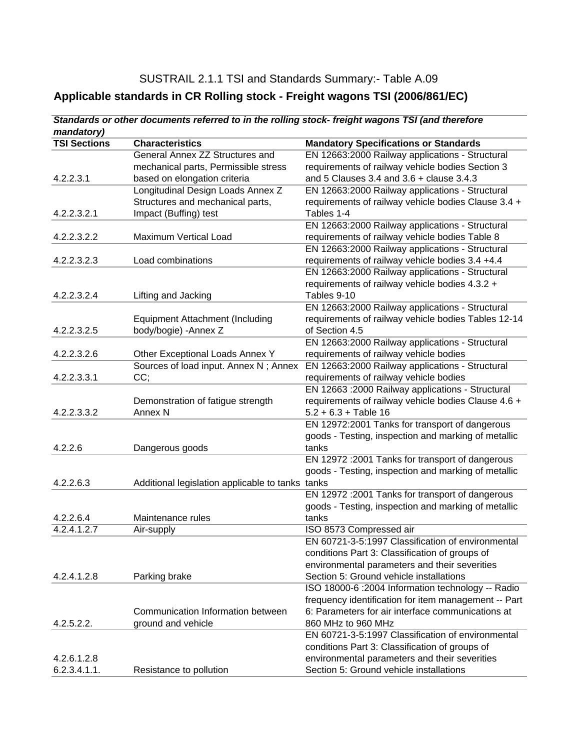SUSTRAIL 2.1.1 TSI and Standards Summary:- Table A.09

## Applicable standards in CR Rolling stock - Freight wagons TSI (2006/861/EC)

***Standards or other documents referred to in the rolling stock- freight wagons TSI (and therefore mandatory)***

| TSI Sections | Characteristics | Mandatory Specifications or Standards |
|---|---|---|
| 4.2.2.3.1 | General Annex ZZ Structures and mechanical parts, Permissible stress based on elongation criteria | EN 12663:2000 Railway applications - Structural requirements of railway vehicle bodies Section 3 and 5 Clauses 3.4 and 3.6 + clause 3.4.3 |
| 4.2.2.3.2.1 | Longitudinal Design Loads Annex Z Structures and mechanical parts, Impact (Buffing) test | EN 12663:2000 Railway applications - Structural requirements of railway vehicle bodies Clause 3.4 + Tables 1-4 |
| 4.2.2.3.2.2 | Maximum Vertical Load | EN 12663:2000 Railway applications - Structural requirements of railway vehicle bodies Table 8 |
| 4.2.2.3.2.3 | Load combinations | EN 12663:2000 Railway applications - Structural requirements of railway vehicle bodies 3.4 +4.4 |
| 4.2.2.3.2.4 | Lifting and Jacking | EN 12663:2000 Railway applications - Structural requirements of railway vehicle bodies 4.3.2 + Tables 9-10 |
| 4.2.2.3.2.5 | Equipment Attachment (Including body/bogie) -Annex Z | EN 12663:2000 Railway applications - Structural requirements of railway vehicle bodies Tables 12-14 of Section 4.5 |
| 4.2.2.3.2.6 | Other Exceptional Loads Annex Y | EN 12663:2000 Railway applications - Structural requirements of railway vehicle bodies |
| 4.2.2.3.3.1 | Sources of load input. Annex N ; Annex CC; | EN 12663:2000 Railway applications - Structural requirements of railway vehicle bodies |
| 4.2.2.3.3.2 | Demonstration of fatigue strength Annex N | EN 12663 :2000 Railway applications - Structural requirements of railway vehicle bodies Clause 4.6 + 5.2 + 6.3 + Table 16 |
| 4.2.2.6 | Dangerous goods | EN 12972:2001 Tanks for transport of dangerous goods - Testing, inspection and marking of metallic tanks |
| 4.2.2.6.3 | Additional legislation applicable to tanks | EN 12972 :2001 Tanks for transport of dangerous goods - Testing, inspection and marking of metallic tanks |
| 4.2.2.6.4 | Maintenance rules | EN 12972 :2001 Tanks for transport of dangerous goods - Testing, inspection and marking of metallic tanks |
| 4.2.4.1.2.7 | Air-supply | ISO 8573 Compressed air |
| 4.2.4.1.2.8 | Parking brake | EN 60721-3-5:1997 Classification of environmental conditions Part 3: Classification of groups of environmental parameters and their severities Section 5: Ground vehicle installations |
| 4.2.5.2.2. | Communication Information between ground and vehicle | ISO 18000-6 :2004 Information technology -- Radio frequency identification for item management -- Part 6: Parameters for air interface communications at 860 MHz to 960 MHz |
| 4.2.6.1.2.8 6.2.3.4.1.1. | Resistance to pollution | EN 60721-3-5:1997 Classification of environmental conditions Part 3: Classification of groups of environmental parameters and their severities Section 5: Ground vehicle installations |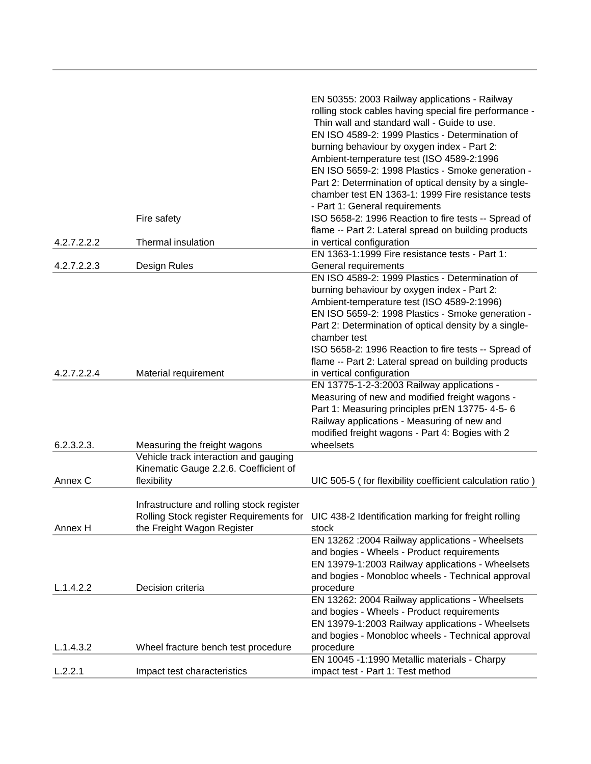| | | |
|---|---|---|
| 4.2.7.2.2.2 | Fire safety<br>Thermal insulation | EN 50355: 2003 Railway applications - Railway rolling stock cables having special fire performance - Thin wall and standard wall - Guide to use.<br>EN ISO 4589-2: 1999 Plastics - Determination of burning behaviour by oxygen index - Part 2: Ambient-temperature test (ISO 4589-2:1996<br>EN ISO 5659-2: 1998 Plastics - Smoke generation - Part 2: Determination of optical density by a single-chamber test EN 1363-1: 1999 Fire resistance tests - Part 1: General requirements<br>ISO 5658-2: 1996 Reaction to fire tests -- Spread of flame -- Part 2: Lateral spread on building products in vertical configuration |
| 4.2.7.2.2.3 | Design Rules | EN 1363-1:1999 Fire resistance tests - Part 1: General requirements |
| 4.2.7.2.2.4 | Material requirement | EN ISO 4589-2: 1999 Plastics - Determination of burning behaviour by oxygen index - Part 2: Ambient-temperature test (ISO 4589-2:1996)<br>EN ISO 5659-2: 1998 Plastics - Smoke generation - Part 2: Determination of optical density by a single-chamber test<br>ISO 5658-2: 1996 Reaction to fire tests -- Spread of flame -- Part 2: Lateral spread on building products in vertical configuration |
| 6.2.3.2.3. | Measuring the freight wagons | EN 13775-1-2-3:2003 Railway applications - Measuring of new and modified freight wagons - Part 1: Measuring principles prEN 13775- 4-5- 6 Railway applications - Measuring of new and modified freight wagons - Part 4: Bogies with 2 wheelsets |
| Annex C | Vehicle track interaction and gauging Kinematic Gauge 2.2.6. Coefficient of flexibility | UIC 505-5 ( for flexibility coefficient calculation ratio ) |
| Annex H | Infrastructure and rolling stock register Rolling Stock register Requirements for the Freight Wagon Register | UIC 438-2 Identification marking for freight rolling stock |
| L.1.4.2.2 | Decision criteria | EN 13262 :2004 Railway applications - Wheelsets and bogies - Wheels - Product requirements<br>EN 13979-1:2003 Railway applications - Wheelsets and bogies - Monobloc wheels - Technical approval procedure |
| L.1.4.3.2 | Wheel fracture bench test procedure | EN 13262: 2004 Railway applications - Wheelsets and bogies - Wheels - Product requirements<br>EN 13979-1:2003 Railway applications - Wheelsets and bogies - Monobloc wheels - Technical approval procedure |
| L.2.2.1 | Impact test characteristics | EN 10045 -1:1990 Metallic materials - Charpy impact test - Part 1: Test method |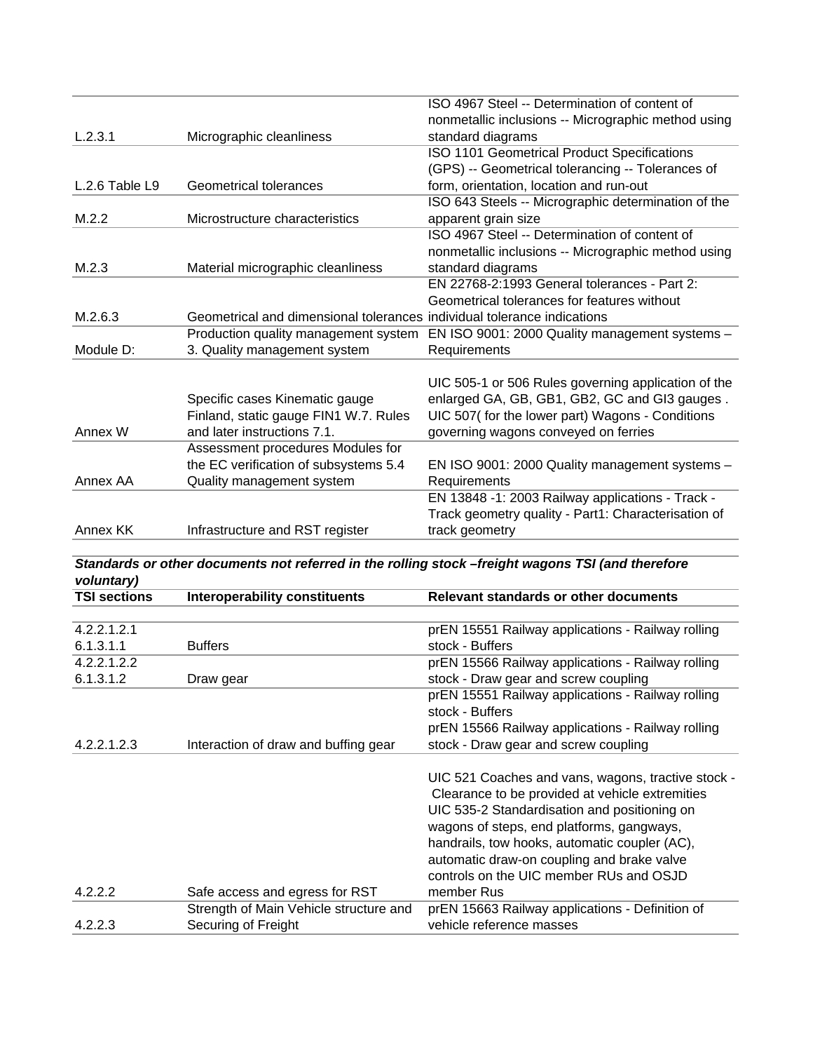| | | |
|---|---|---|
| L.2.3.1 | Micrographic cleanliness | ISO 4967 Steel -- Determination of content of nonmetallic inclusions -- Micrographic method using standard diagrams |
| L.2.6 Table L9 | Geometrical tolerances | ISO 1101 Geometrical Product Specifications (GPS) -- Geometrical tolerancing -- Tolerances of form, orientation, location and run-out |
| M.2.2 | Microstructure characteristics | ISO 643 Steels -- Micrographic determination of the apparent grain size |
| M.2.3 | Material micrographic cleanliness | ISO 4967 Steel -- Determination of content of nonmetallic inclusions -- Micrographic method using standard diagrams |
| M.2.6.3 | Geometrical and dimensional tolerances | EN 22768-2:1993 General tolerances - Part 2: Geometrical tolerances for features without individual tolerance indications |
| Module D: | Production quality management system 3. Quality management system | EN ISO 9001: 2000 Quality management systems – Requirements |
| Annex W | Specific cases Kinematic gauge Finland, static gauge FIN1 W.7. Rules and later instructions 7.1. | UIC 505-1 or 506 Rules governing application of the enlarged GA, GB, GB1, GB2, GC and GI3 gauges . UIC 507( for the lower part) Wagons - Conditions governing wagons conveyed on ferries |
| Annex AA | Assessment procedures Modules for the EC verification of subsystems 5.4 Quality management system | EN ISO 9001: 2000 Quality management systems – Requirements |
| Annex KK | Infrastructure and RST register | EN 13848 -1: 2003 Railway applications - Track - Track geometry quality - Part1: Characterisation of track geometry |

***Standards or other documents not referred in the rolling stock –freight wagons TSI (and therefore voluntary)***

| TSI sections | Interoperability constituents | Relevant standards or other documents |
|---|---|---|
| 4.2.2.1.2.1 6.1.3.1.1 | Buffers | prEN 15551 Railway applications - Railway rolling stock - Buffers |
| 4.2.2.1.2.2 6.1.3.1.2 | Draw gear | prEN 15566 Railway applications - Railway rolling stock - Draw gear and screw coupling |
| 4.2.2.1.2.3 | Interaction of draw and buffing gear | prEN 15551 Railway applications - Railway rolling stock - Buffers prEN 15566 Railway applications - Railway rolling stock - Draw gear and screw coupling |
| 4.2.2.2 | Safe access and egress for RST | UIC 521 Coaches and vans, wagons, tractive stock - Clearance to be provided at vehicle extremities UIC 535-2 Standardisation and positioning on wagons of steps, end platforms, gangways, handrails, tow hooks, automatic coupler (AC), automatic draw-on coupling and brake valve controls on the UIC member RUs and OSJD member Rus |
| 4.2.2.3 | Strength of Main Vehicle structure and Securing of Freight | prEN 15663 Railway applications - Definition of vehicle reference masses |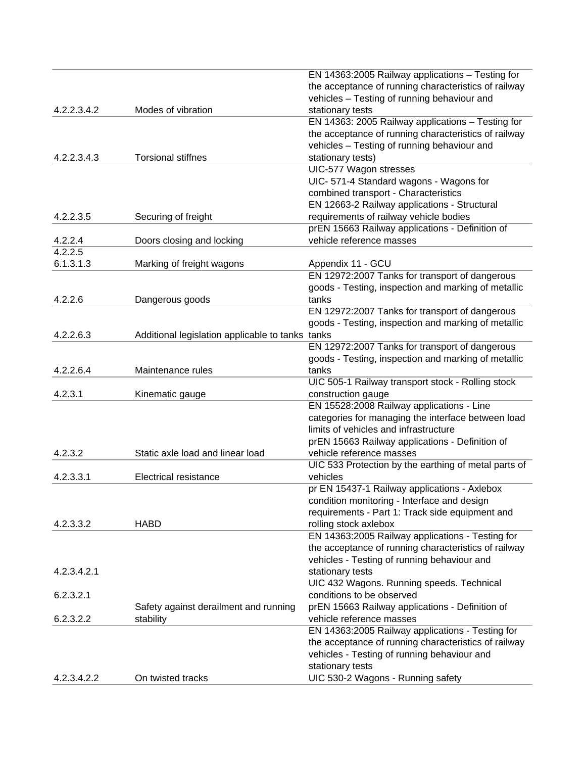| | | |
|---|---|---|
| 4.2.2.3.4.2 | Modes of vibration | EN 14363:2005 Railway applications – Testing for the acceptance of running characteristics of railway vehicles – Testing of running behaviour and stationary tests |
| 4.2.2.3.4.3 | Torsional stiffnes | EN 14363: 2005 Railway applications – Testing for the acceptance of running characteristics of railway vehicles – Testing of running behaviour and stationary tests) |
| 4.2.2.3.5 | Securing of freight | UIC-577 Wagon stresses<br>UIC- 571-4 Standard wagons - Wagons for combined transport - Characteristics<br>EN 12663-2 Railway applications - Structural requirements of railway vehicle bodies |
| 4.2.2.4 | Doors closing and locking | prEN 15663 Railway applications - Definition of vehicle reference masses |
| 4.2.2.5<br>6.1.3.1.3 | Marking of freight wagons | Appendix 11 - GCU |
| 4.2.2.6 | Dangerous goods | EN 12972:2007 Tanks for transport of dangerous goods - Testing, inspection and marking of metallic tanks |
| 4.2.2.6.3 | Additional legislation applicable to tanks | EN 12972:2007 Tanks for transport of dangerous goods - Testing, inspection and marking of metallic tanks |
| 4.2.2.6.4 | Maintenance rules | EN 12972:2007 Tanks for transport of dangerous goods - Testing, inspection and marking of metallic tanks |
| 4.2.3.1 | Kinematic gauge | UIC 505-1 Railway transport stock - Rolling stock construction gauge |
| 4.2.3.2 | Static axle load and linear load | EN 15528:2008 Railway applications - Line categories for managing the interface between load limits of vehicles and infrastructure<br>prEN 15663 Railway applications - Definition of vehicle reference masses |
| 4.2.3.3.1 | Electrical resistance | UIC 533 Protection by the earthing of metal parts of vehicles |
| 4.2.3.3.2 | HABD | pr EN 15437-1 Railway applications - Axlebox condition monitoring - Interface and design requirements - Part 1: Track side equipment and rolling stock axlebox |
| 4.2.3.4.2.1<br>6.2.3.2.1<br>6.2.3.2.2 | Safety against derailment and running stability | EN 14363:2005 Railway applications - Testing for the acceptance of running characteristics of railway vehicles - Testing of running behaviour and stationary tests<br>UIC 432 Wagons. Running speeds. Technical conditions to be observed<br>prEN 15663 Railway applications - Definition of vehicle reference masses |
| 4.2.3.4.2.2 | On twisted tracks | EN 14363:2005 Railway applications - Testing for the acceptance of running characteristics of railway vehicles - Testing of running behaviour and stationary tests<br>UIC 530-2 Wagons - Running safety |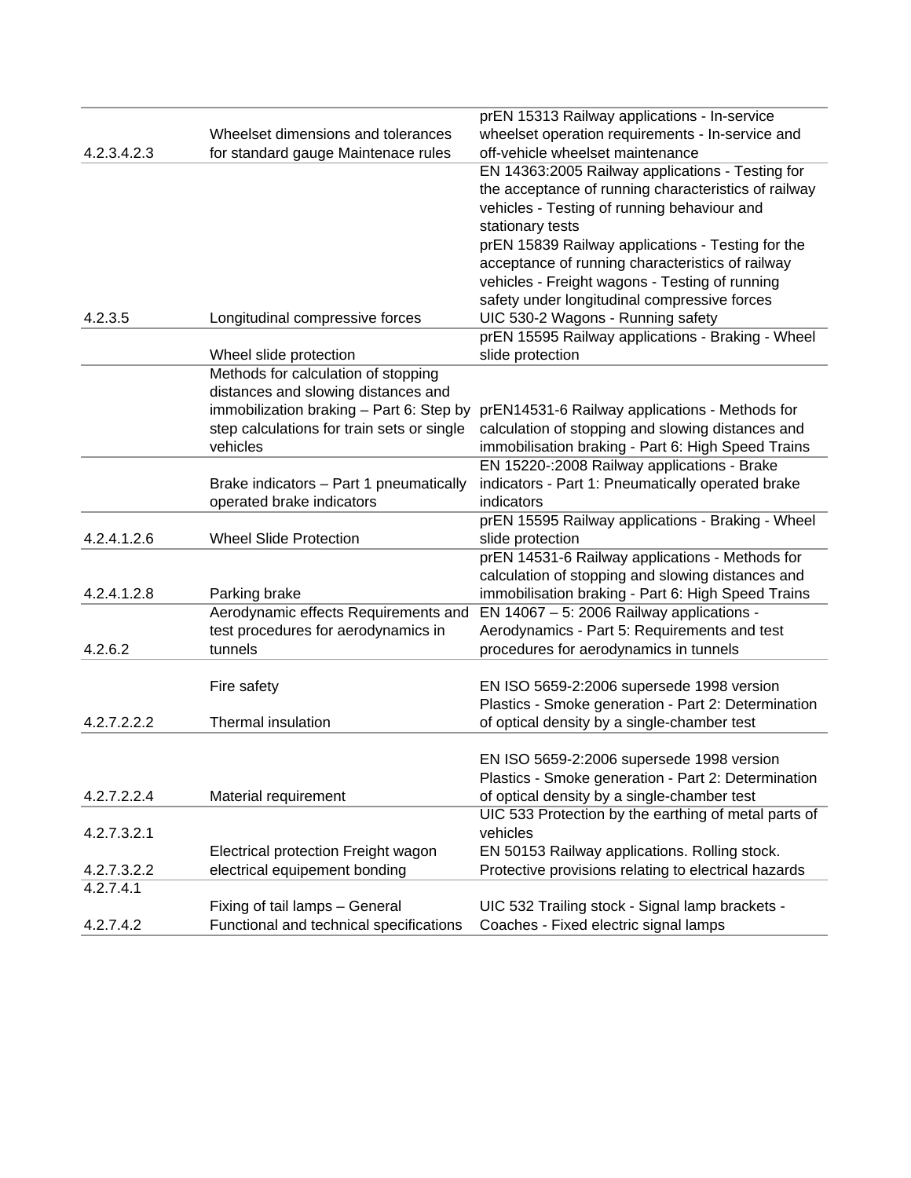| | | |
|---|---|---|
| 4.2.3.4.2.3 | Wheelset dimensions and tolerances for standard gauge Maintenace rules | prEN 15313 Railway applications - In-service wheelset operation requirements - In-service and off-vehicle wheelset maintenance |
| 4.2.3.5 | Longitudinal compressive forces | EN 14363:2005 Railway applications - Testing for the acceptance of running characteristics of railway vehicles - Testing of running behaviour and stationary tests<br>prEN 15839 Railway applications - Testing for the acceptance of running characteristics of railway vehicles - Freight wagons - Testing of running safety under longitudinal compressive forces<br>UIC 530-2 Wagons - Running safety |
| | Wheel slide protection | prEN 15595 Railway applications - Braking - Wheel slide protection |
| | Methods for calculation of stopping distances and slowing distances and immobilization braking – Part 6: Step by step calculations for train sets or single vehicles | prEN14531-6 Railway applications - Methods for calculation of stopping and slowing distances and immobilisation braking - Part 6: High Speed Trains |
| | Brake indicators – Part 1 pneumatically operated brake indicators | EN 15220-:2008 Railway applications - Brake indicators - Part 1: Pneumatically operated brake indicators |
| 4.2.4.1.2.6 | Wheel Slide Protection | prEN 15595 Railway applications - Braking - Wheel slide protection |
| 4.2.4.1.2.8 | Parking brake | prEN 14531-6 Railway applications - Methods for calculation of stopping and slowing distances and immobilisation braking - Part 6: High Speed Trains |
| 4.2.6.2 | Aerodynamic effects Requirements and test procedures for aerodynamics in tunnels | EN 14067 – 5: 2006 Railway applications - Aerodynamics - Part 5: Requirements and test procedures for aerodynamics in tunnels |
| 4.2.7.2.2.2 | Fire safety<br>Thermal insulation | EN ISO 5659-2:2006 supersede 1998 version Plastics - Smoke generation - Part 2: Determination of optical density by a single-chamber test |
| 4.2.7.2.2.4 | Material requirement | EN ISO 5659-2:2006 supersede 1998 version Plastics - Smoke generation - Part 2: Determination of optical density by a single-chamber test |
| 4.2.7.3.2.1<br>4.2.7.3.2.2 | Electrical protection Freight wagon electrical equipement bonding | UIC 533 Protection by the earthing of metal parts of vehicles<br>EN 50153 Railway applications. Rolling stock. Protective provisions relating to electrical hazards |
| 4.2.7.4.1<br>4.2.7.4.2 | Fixing of tail lamps – General Functional and technical specifications | UIC 532 Trailing stock - Signal lamp brackets - Coaches - Fixed electric signal lamps |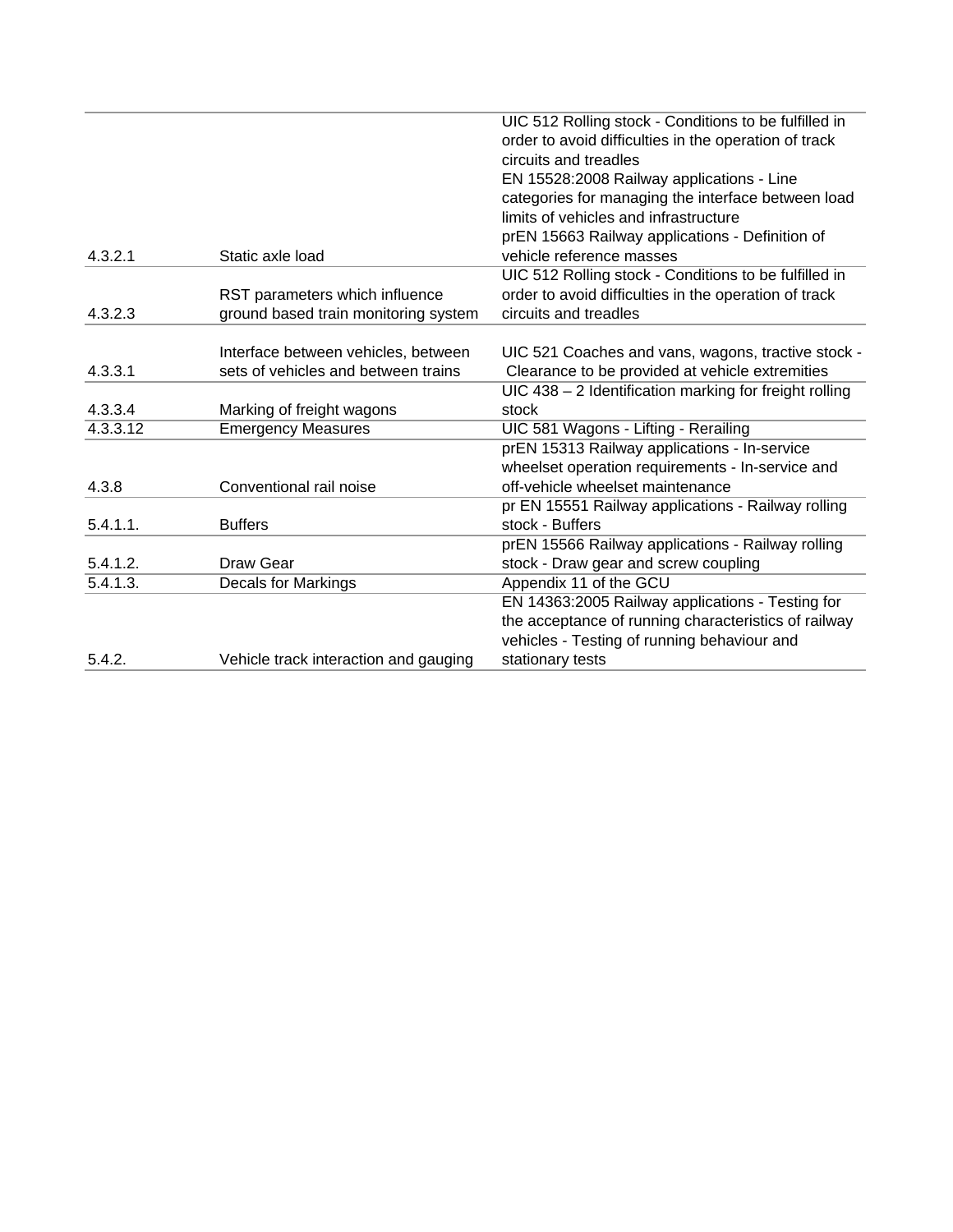| | | |
|---|---|---|
| 4.3.2.1 | Static axle load | UIC 512 Rolling stock - Conditions to be fulfilled in order to avoid difficulties in the operation of track circuits and treadles<br>EN 15528:2008 Railway applications - Line categories for managing the interface between load limits of vehicles and infrastructure<br>prEN 15663 Railway applications - Definition of vehicle reference masses |
| 4.3.2.3 | RST parameters which influence ground based train monitoring system | UIC 512 Rolling stock - Conditions to be fulfilled in order to avoid difficulties in the operation of track circuits and treadles |
| 4.3.3.1 | Interface between vehicles, between sets of vehicles and between trains | UIC 521 Coaches and vans, wagons, tractive stock - Clearance to be provided at vehicle extremities |
| 4.3.3.4 | Marking of freight wagons | UIC 438 – 2 Identification marking for freight rolling stock |
| 4.3.3.12 | Emergency Measures | UIC 581 Wagons - Lifting - Rerailing |
| 4.3.8 | Conventional rail noise | prEN 15313 Railway applications - In-service wheelset operation requirements - In-service and off-vehicle wheelset maintenance |
| 5.4.1.1. | Buffers | pr EN 15551 Railway applications - Railway rolling stock - Buffers |
| 5.4.1.2. | Draw Gear | prEN 15566 Railway applications - Railway rolling stock - Draw gear and screw coupling |
| 5.4.1.3. | Decals for Markings | Appendix 11 of the GCU |
| 5.4.2. | Vehicle track interaction and gauging | EN 14363:2005 Railway applications - Testing for the acceptance of running characteristics of railway vehicles - Testing of running behaviour and stationary tests |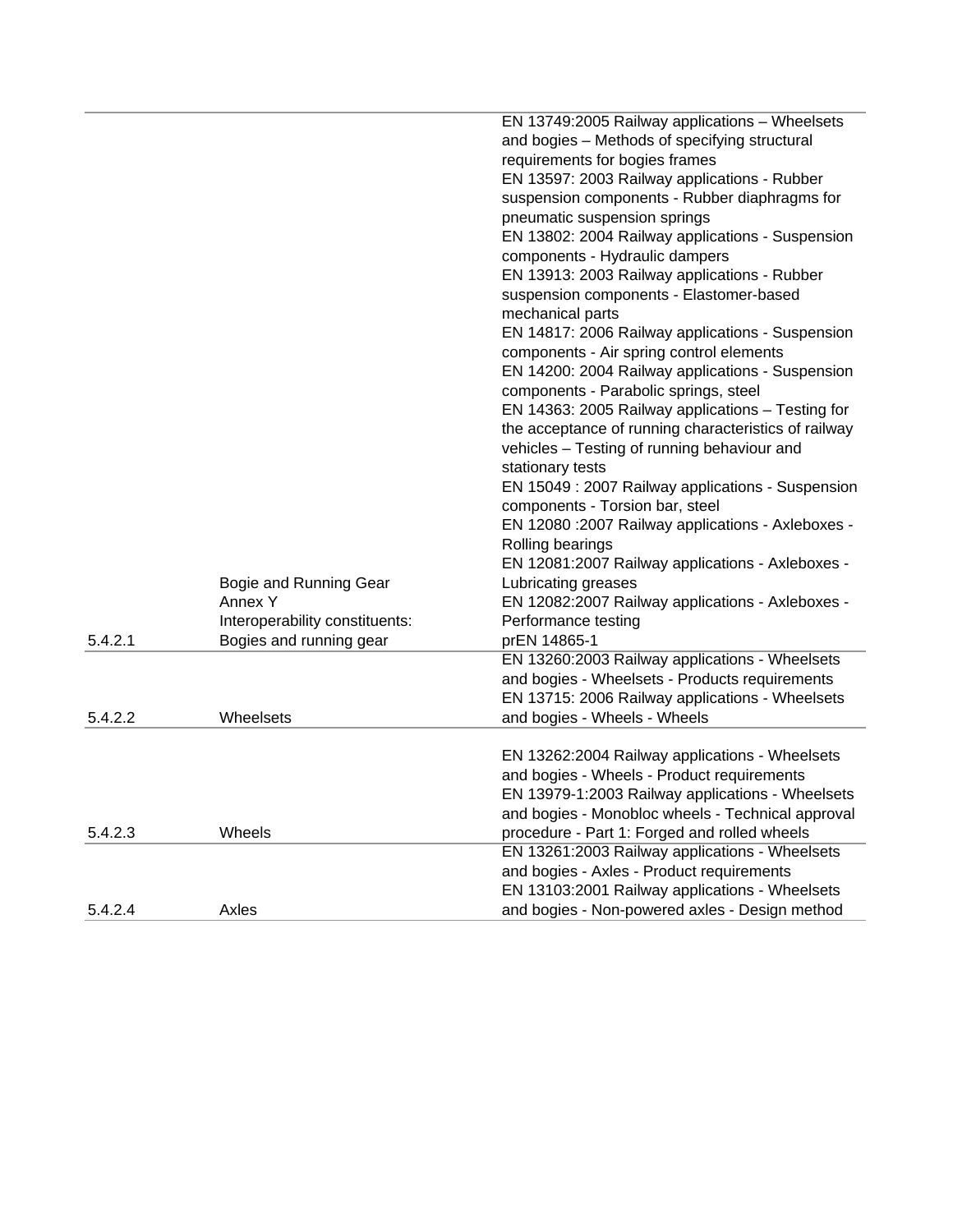| | | |
|---|---|---|
| 5.4.2.1 | Bogie and Running Gear<br>Annex Y<br>Interoperability constituents:<br>Bogies and running gear | EN 13749:2005 Railway applications – Wheelsets and bogies – Methods of specifying structural requirements for bogies frames<br>EN 13597: 2003 Railway applications - Rubber suspension components - Rubber diaphragms for pneumatic suspension springs<br>EN 13802: 2004 Railway applications - Suspension components - Hydraulic dampers<br>EN 13913: 2003 Railway applications - Rubber suspension components - Elastomer-based mechanical parts<br>EN 14817: 2006 Railway applications - Suspension components - Air spring control elements<br>EN 14200: 2004 Railway applications - Suspension components - Parabolic springs, steel<br>EN 14363: 2005 Railway applications – Testing for the acceptance of running characteristics of railway vehicles – Testing of running behaviour and stationary tests<br>EN 15049 : 2007 Railway applications - Suspension components - Torsion bar, steel<br>EN 12080 :2007 Railway applications - Axleboxes - Rolling bearings<br>EN 12081:2007 Railway applications - Axleboxes - Lubricating greases<br>EN 12082:2007 Railway applications - Axleboxes - Performance testing<br>prEN 14865-1 |
| 5.4.2.2 | Wheelsets | EN 13260:2003 Railway applications - Wheelsets and bogies - Wheelsets - Products requirements<br>EN 13715: 2006 Railway applications - Wheelsets and bogies - Wheels - Wheels |
| 5.4.2.3 | Wheels | EN 13262:2004 Railway applications - Wheelsets and bogies - Wheels - Product requirements<br>EN 13979-1:2003 Railway applications - Wheelsets and bogies - Monobloc wheels - Technical approval procedure - Part 1: Forged and rolled wheels |
| 5.4.2.4 | Axles | EN 13261:2003 Railway applications - Wheelsets and bogies - Axles - Product requirements<br>EN 13103:2001 Railway applications - Wheelsets and bogies - Non-powered axles - Design method |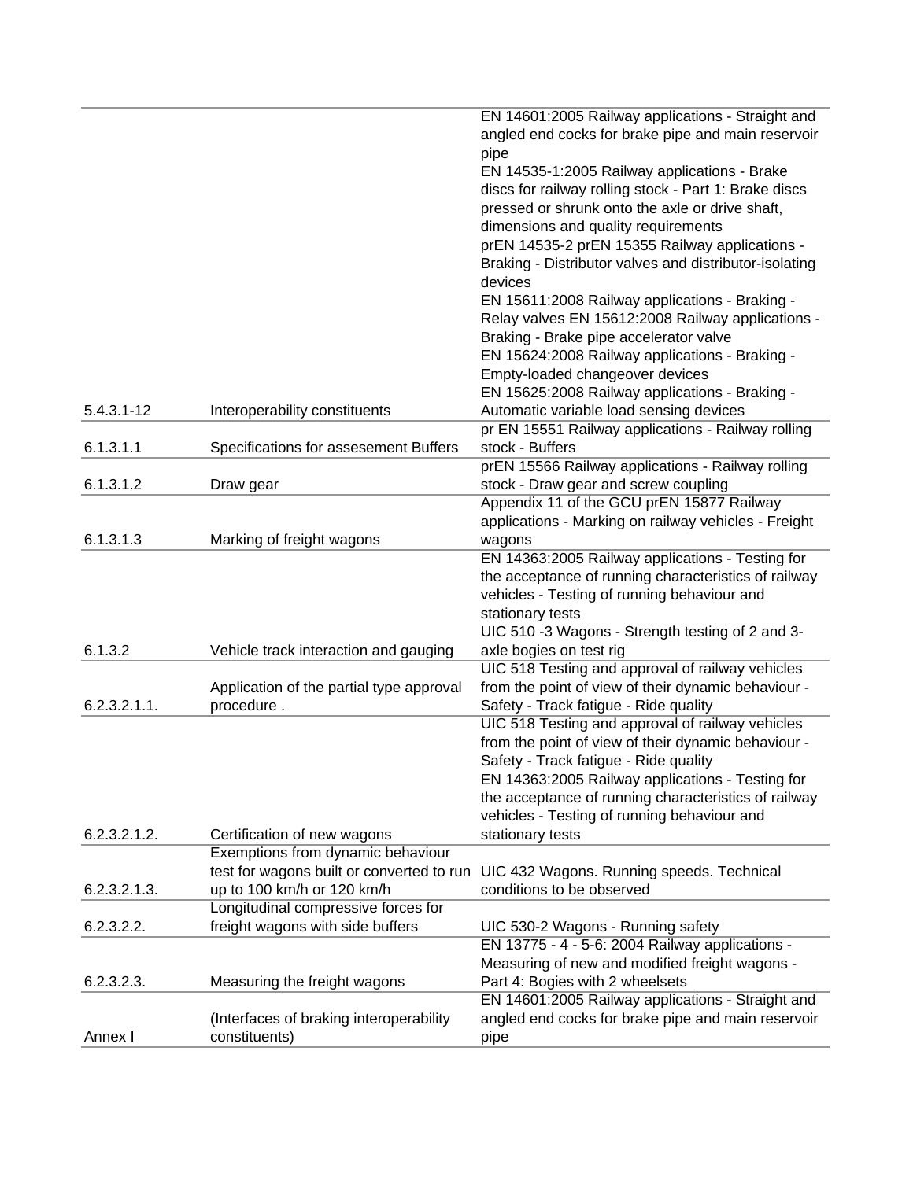| | | |
|---|---|---|
| 5.4.3.1-12 | Interoperability constituents | EN 14601:2005 Railway applications - Straight and angled end cocks for brake pipe and main reservoir pipe EN 14535-1:2005 Railway applications - Brake discs for railway rolling stock - Part 1: Brake discs pressed or shrunk onto the axle or drive shaft, dimensions and quality requirements prEN 14535-2 prEN 15355 Railway applications - Braking - Distributor valves and distributor-isolating devices EN 15611:2008 Railway applications - Braking - Relay valves EN 15612:2008 Railway applications - Braking - Brake pipe accelerator valve EN 15624:2008 Railway applications - Braking - Empty-loaded changeover devices EN 15625:2008 Railway applications - Braking - Automatic variable load sensing devices |
| 6.1.3.1.1 | Specifications for assesement Buffers | pr EN 15551 Railway applications - Railway rolling stock - Buffers |
| 6.1.3.1.2 | Draw gear | prEN 15566 Railway applications - Railway rolling stock - Draw gear and screw coupling |
| 6.1.3.1.3 | Marking of freight wagons | Appendix 11 of the GCU prEN 15877 Railway applications - Marking on railway vehicles - Freight wagons |
| 6.1.3.2 | Vehicle track interaction and gauging | EN 14363:2005 Railway applications - Testing for the acceptance of running characteristics of railway vehicles - Testing of running behaviour and stationary tests UIC 510 -3 Wagons - Strength testing of 2 and 3-axle bogies on test rig |
| 6.2.3.2.1.1. | Application of the partial type approval procedure . | UIC 518 Testing and approval of railway vehicles from the point of view of their dynamic behaviour - Safety - Track fatigue - Ride quality |
| 6.2.3.2.1.2. | Certification of new wagons | UIC 518 Testing and approval of railway vehicles from the point of view of their dynamic behaviour - Safety - Track fatigue - Ride quality EN 14363:2005 Railway applications - Testing for the acceptance of running characteristics of railway vehicles - Testing of running behaviour and stationary tests |
| 6.2.3.2.1.3. | Exemptions from dynamic behaviour test for wagons built or converted to run up to 100 km/h or 120 km/h | UIC 432 Wagons. Running speeds. Technical conditions to be observed |
| 6.2.3.2.2. | Longitudinal compressive forces for freight wagons with side buffers | UIC 530-2 Wagons - Running safety |
| 6.2.3.2.3. | Measuring the freight wagons | EN 13775 - 4 - 5-6: 2004 Railway applications - Measuring of new and modified freight wagons - Part 4: Bogies with 2 wheelsets |
| Annex I | (Interfaces of braking interoperability constituents) | EN 14601:2005 Railway applications - Straight and angled end cocks for brake pipe and main reservoir pipe |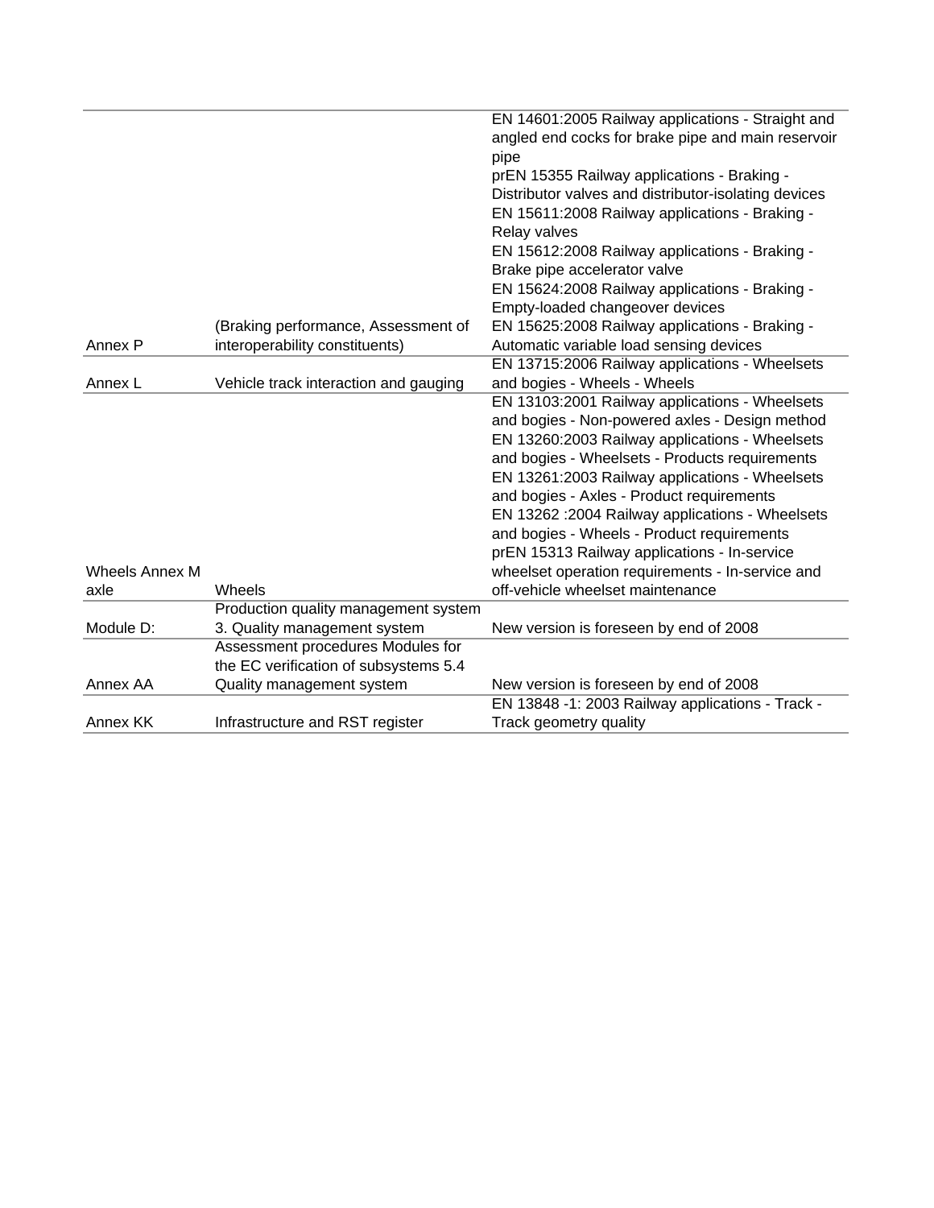| | | |
|---|---|---|
| Annex P | (Braking performance, Assessment of interoperability constituents) | EN 14601:2005 Railway applications - Straight and angled end cocks for brake pipe and main reservoir pipe<br>prEN 15355 Railway applications - Braking - Distributor valves and distributor-isolating devices<br>EN 15611:2008 Railway applications - Braking - Relay valves<br>EN 15612:2008 Railway applications - Braking - Brake pipe accelerator valve<br>EN 15624:2008 Railway applications - Braking - Empty-loaded changeover devices<br>EN 15625:2008 Railway applications - Braking - Automatic variable load sensing devices |
| Annex L | Vehicle track interaction and gauging | EN 13715:2006 Railway applications - Wheelsets and bogies - Wheels - Wheels |
| Wheels Annex M axle | Wheels | EN 13103:2001 Railway applications - Wheelsets and bogies - Non-powered axles - Design method<br>EN 13260:2003 Railway applications - Wheelsets and bogies - Wheelsets - Products requirements<br>EN 13261:2003 Railway applications - Wheelsets and bogies - Axles - Product requirements<br>EN 13262 :2004 Railway applications - Wheelsets and bogies - Wheels - Product requirements<br>prEN 15313 Railway applications - In-service wheelset operation requirements - In-service and off-vehicle wheelset maintenance |
| Module D: | Production quality management system 3. Quality management system | New version is foreseen by end of 2008 |
| Annex AA | Assessment procedures Modules for the EC verification of subsystems 5.4 Quality management system | New version is foreseen by end of 2008 |
| Annex KK | Infrastructure and RST register | EN 13848 -1: 2003 Railway applications - Track - Track geometry quality |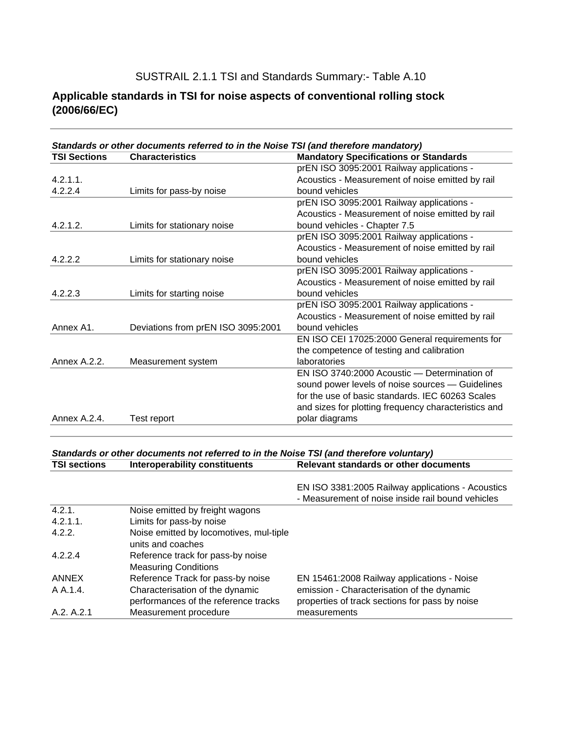SUSTRAIL 2.1.1 TSI and Standards Summary:- Table A.10

## Applicable standards in TSI for noise aspects of conventional rolling stock (2006/66/EC)

***Standards or other documents referred to in the Noise TSI (and therefore mandatory)***

| TSI Sections | Characteristics | Mandatory Specifications or Standards |
|---|---|---|
| 4.2.1.1. 4.2.2.4 | Limits for pass-by noise | prEN ISO 3095:2001 Railway applications - Acoustics - Measurement of noise emitted by rail bound vehicles |
| 4.2.1.2. | Limits for stationary noise | prEN ISO 3095:2001 Railway applications - Acoustics - Measurement of noise emitted by rail bound vehicles - Chapter 7.5 |
| 4.2.2.2 | Limits for stationary noise | prEN ISO 3095:2001 Railway applications - Acoustics - Measurement of noise emitted by rail bound vehicles |
| 4.2.2.3 | Limits for starting noise | prEN ISO 3095:2001 Railway applications - Acoustics - Measurement of noise emitted by rail bound vehicles |
| Annex A1. | Deviations from prEN ISO 3095:2001 | prEN ISO 3095:2001 Railway applications - Acoustics - Measurement of noise emitted by rail bound vehicles |
| Annex A.2.2. | Measurement system | EN ISO CEI 17025:2000 General requirements for the competence of testing and calibration laboratories |
| Annex A.2.4. | Test report | EN ISO 3740:2000 Acoustic — Determination of sound power levels of noise sources — Guidelines for the use of basic standards. IEC 60263 Scales and sizes for plotting frequency characteristics and polar diagrams |

***Standards or other documents not referred to in the Noise TSI (and therefore voluntary)***

| TSI sections | Interoperability constituents | Relevant standards or other documents |
|---|---|---|
| | | EN ISO 3381:2005 Railway applications - Acoustics - Measurement of noise inside rail bound vehicles |
| 4.2.1.<br>4.2.1.1.<br>4.2.2.<br>4.2.2.4<br>ANNEX<br>A A.1.4.<br>A.2. A.2.1 | Noise emitted by freight wagons<br>Limits for pass-by noise<br>Noise emitted by locomotives, mul-tiple units and coaches<br>Reference track for pass-by noise Measuring Conditions<br>Reference Track for pass-by noise<br>Characterisation of the dynamic performances of the reference tracks<br>Measurement procedure | EN 15461:2008 Railway applications - Noise emission - Characterisation of the dynamic properties of track sections for pass by noise measurements |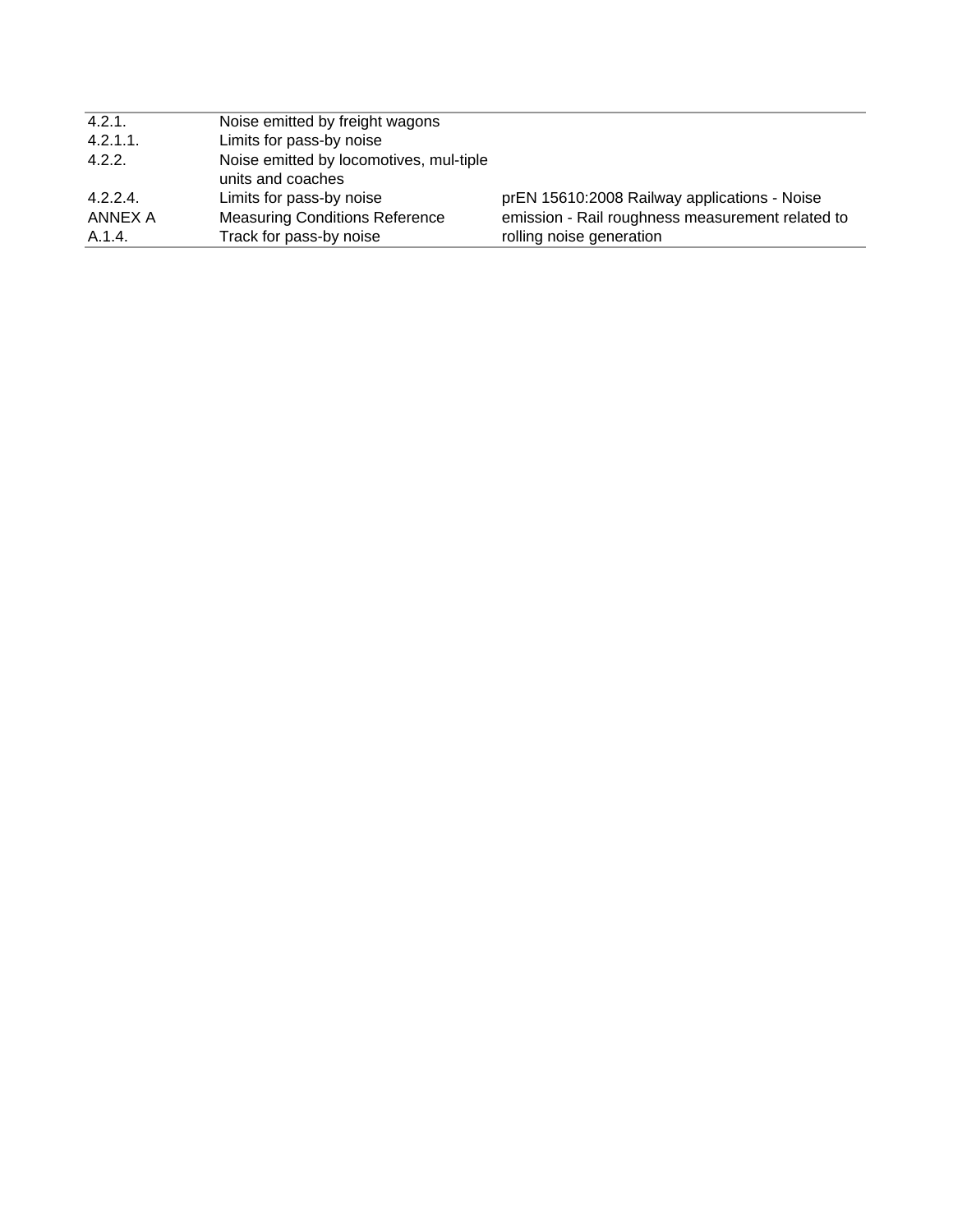| | | |
|---|---|---|
| 4.2.1. | Noise emitted by freight wagons | |
| 4.2.1.1. | Limits for pass-by noise | |
| 4.2.2. | Noise emitted by locomotives, mul-tiple units and coaches | |
| 4.2.2.4. | Limits for pass-by noise | prEN 15610:2008 Railway applications - Noise emission - Rail roughness measurement related to rolling noise generation |
| ANNEX A | Measuring Conditions Reference | |
| A.1.4. | Track for pass-by noise | |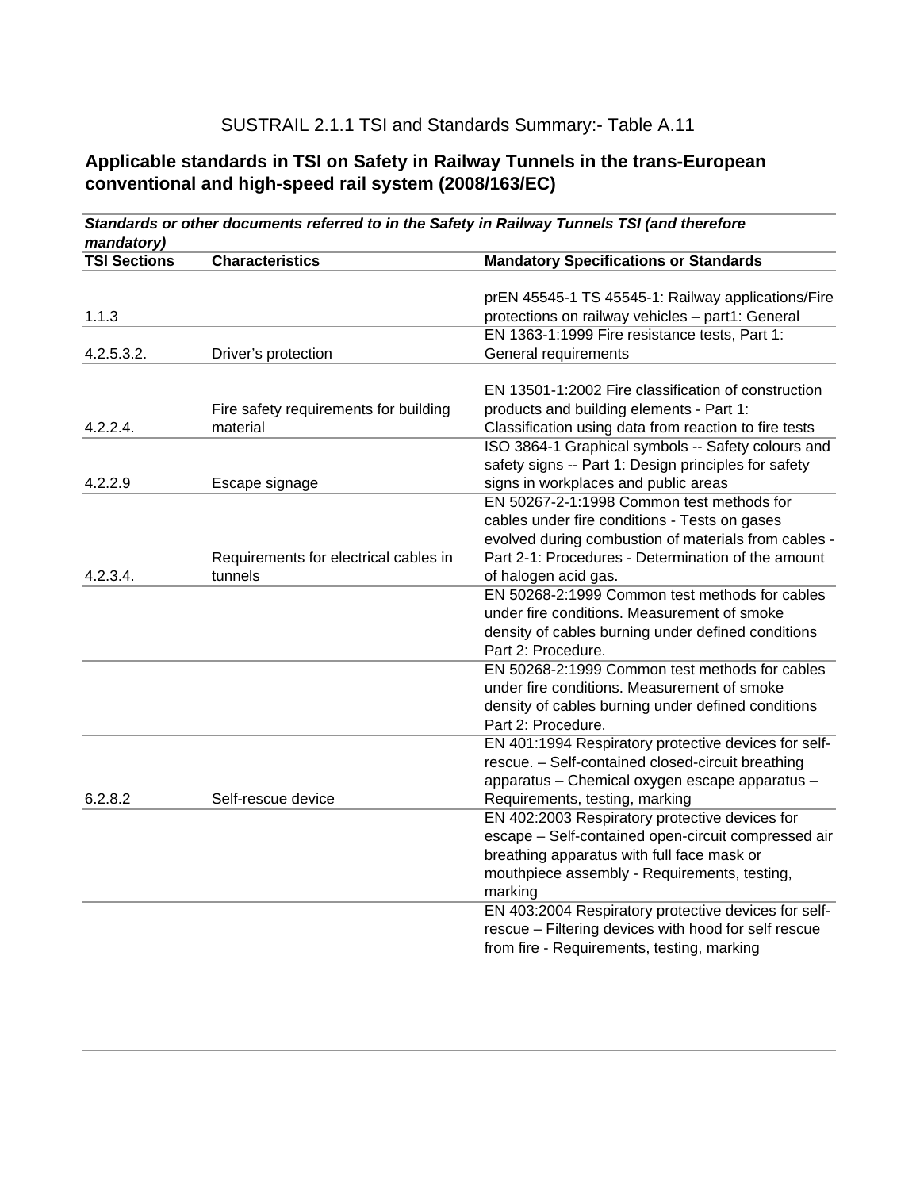SUSTRAIL 2.1.1 TSI and Standards Summary:- Table A.11

## Applicable standards in TSI on Safety in Railway Tunnels in the trans-European conventional and high-speed rail system (2008/163/EC)

***Standards or other documents referred to in the Safety in Railway Tunnels TSI (and therefore mandatory)***

| TSI Sections | Characteristics | Mandatory Specifications or Standards |
|---|---|---|
| 1.1.3 | | prEN 45545-1 TS 45545-1: Railway applications/Fire protections on railway vehicles – part1: General |
| 4.2.5.3.2. | Driver's protection | EN 1363-1:1999 Fire resistance tests, Part 1: General requirements |
| 4.2.2.4. | Fire safety requirements for building material | EN 13501-1:2002 Fire classification of construction products and building elements - Part 1: Classification using data from reaction to fire tests |
| 4.2.2.9 | Escape signage | ISO 3864-1 Graphical symbols -- Safety colours and safety signs -- Part 1: Design principles for safety signs in workplaces and public areas |
| 4.2.3.4. | Requirements for electrical cables in tunnels | EN 50267-2-1:1998 Common test methods for cables under fire conditions - Tests on gases evolved during combustion of materials from cables - Part 2-1: Procedures - Determination of the amount of halogen acid gas. |
| | | EN 50268-2:1999 Common test methods for cables under fire conditions. Measurement of smoke density of cables burning under defined conditions Part 2: Procedure. |
| | | EN 50268-2:1999 Common test methods for cables under fire conditions. Measurement of smoke density of cables burning under defined conditions Part 2: Procedure. |
| 6.2.8.2 | Self-rescue device | EN 401:1994 Respiratory protective devices for self-rescue. – Self-contained closed-circuit breathing apparatus – Chemical oxygen escape apparatus – Requirements, testing, marking |
| | | EN 402:2003 Respiratory protective devices for escape – Self-contained open-circuit compressed air breathing apparatus with full face mask or mouthpiece assembly - Requirements, testing, marking |
| | | EN 403:2004 Respiratory protective devices for self-rescue – Filtering devices with hood for self rescue from fire - Requirements, testing, marking |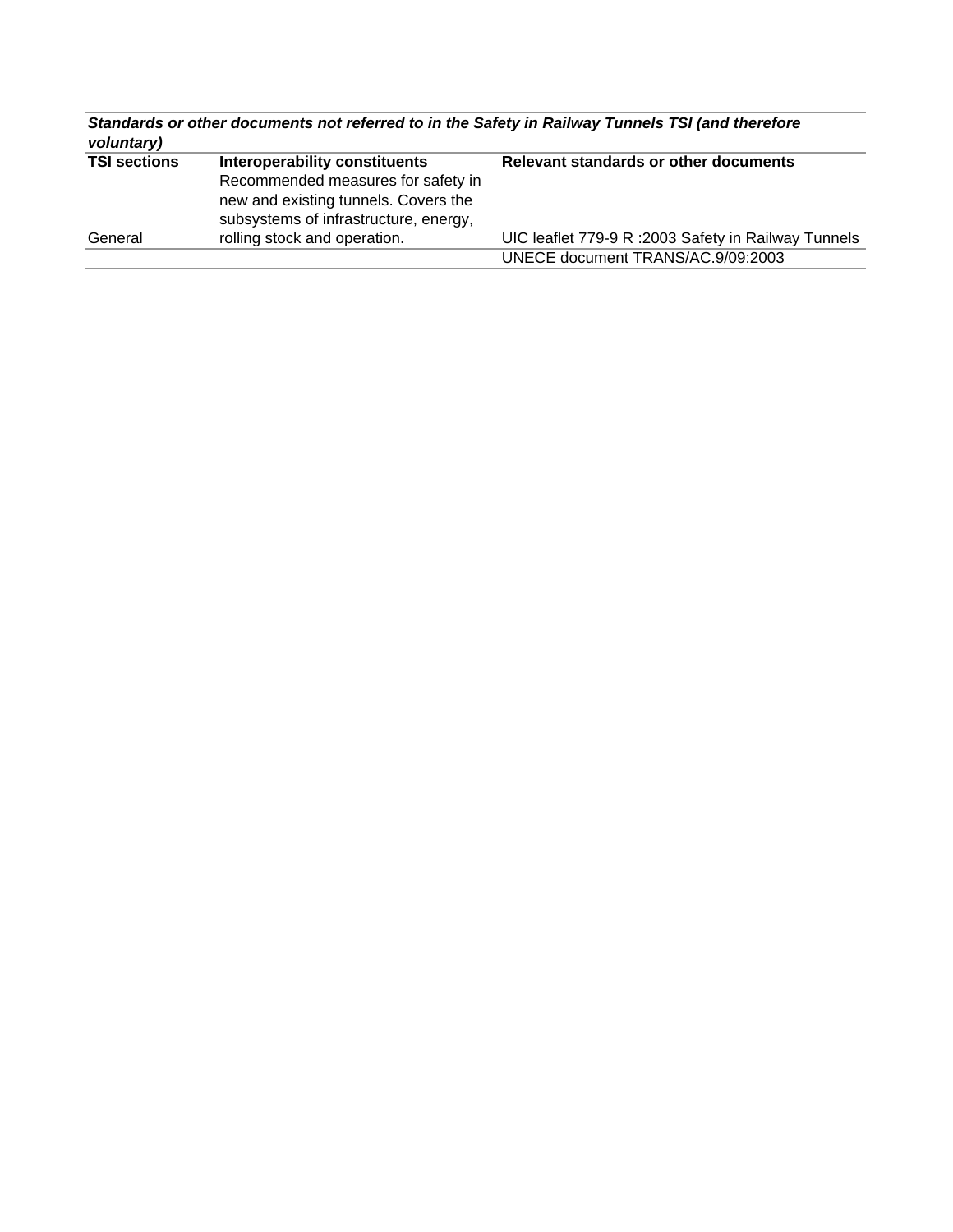***Standards or other documents not referred to in the Safety in Railway Tunnels TSI (and therefore voluntary)***

| TSI sections | Interoperability constituents | Relevant standards or other documents |
|---|---|---|
| General | Recommended measures for safety in new and existing tunnels. Covers the subsystems of infrastructure, energy, rolling stock and operation. | UIC leaflet 779-9 R :2003 Safety in Railway Tunnels |
| | | UNECE document TRANS/AC.9/09:2003 |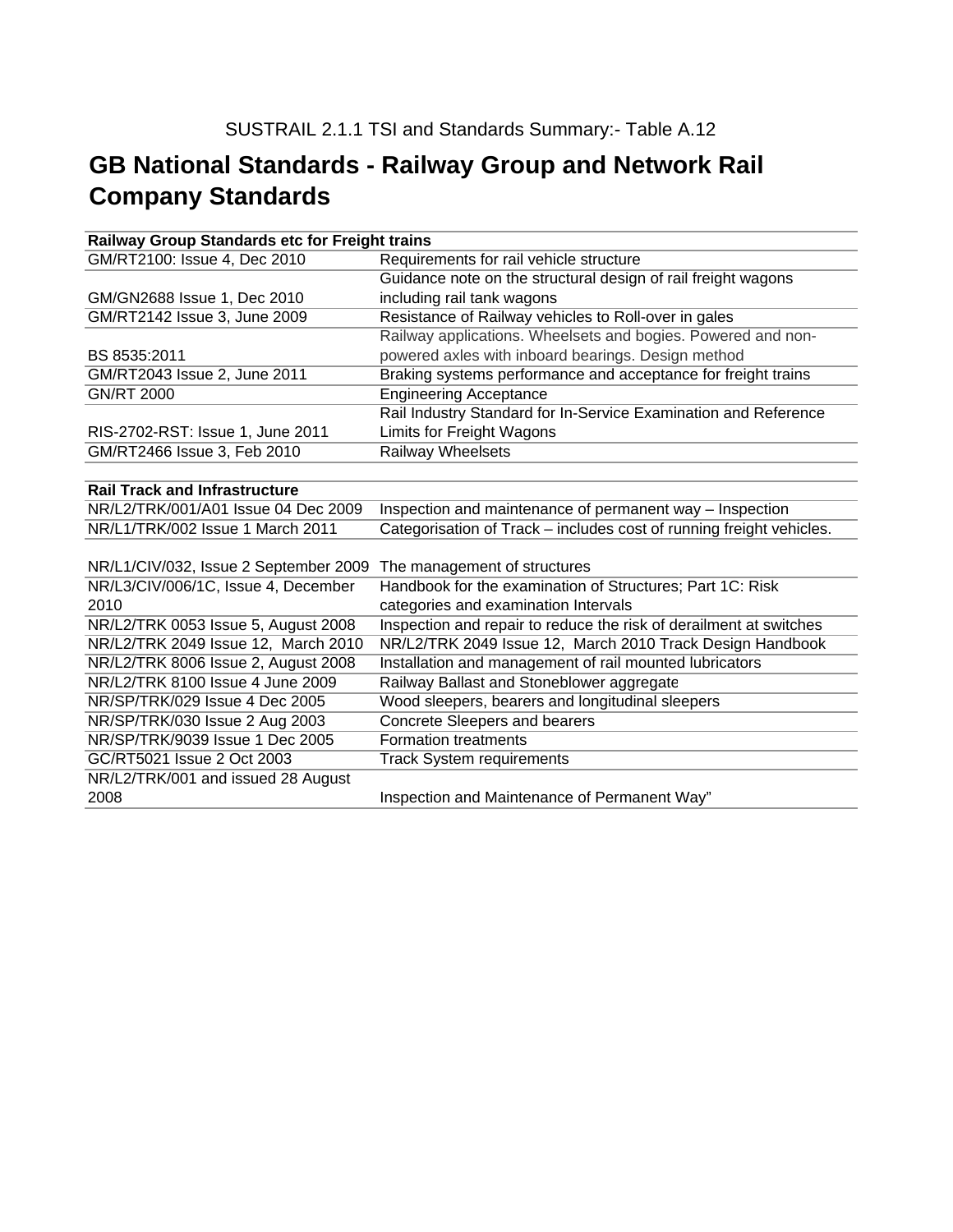SUSTRAIL 2.1.1 TSI and Standards Summary:- Table A.12

# GB National Standards - Railway Group and Network Rail Company Standards

| **Railway Group Standards etc for Freight trains** | |
|---|---|
| GM/RT2100: Issue 4, Dec 2010 | Requirements for rail vehicle structure |
| GM/GN2688 Issue 1, Dec 2010 | Guidance note on the structural design of rail freight wagons including rail tank wagons |
| GM/RT2142 Issue 3, June 2009 | Resistance of Railway vehicles to Roll-over in gales |
| BS 8535:2011 | Railway applications. Wheelsets and bogies. Powered and non-powered axles with inboard bearings. Design method |
| GM/RT2043 Issue 2, June 2011 | Braking systems performance and acceptance for freight trains |
| GN/RT 2000 | Engineering Acceptance |
| RIS-2702-RST: Issue 1, June 2011 | Rail Industry Standard for In-Service Examination and Reference Limits for Freight Wagons |
| GM/RT2466 Issue 3, Feb 2010 | Railway Wheelsets |
| | |
| **Rail Track and Infrastructure** | |
| NR/L2/TRK/001/A01 Issue 04 Dec 2009 | Inspection and maintenance of permanent way – Inspection |
| NR/L1/TRK/002 Issue 1 March 2011 | Categorisation of Track – includes cost of running freight vehicles. |
| | |
| NR/L1/CIV/032, Issue 2 September 2009 | The management of structures |
| NR/L3/CIV/006/1C, Issue 4, December 2010 | Handbook for the examination of Structures; Part 1C: Risk categories and examination Intervals |
| NR/L2/TRK 0053 Issue 5, August 2008 | Inspection and repair to reduce the risk of derailment at switches |
| NR/L2/TRK 2049 Issue 12, March 2010 | NR/L2/TRK 2049 Issue 12, March 2010 Track Design Handbook |
| NR/L2/TRK 8006 Issue 2, August 2008 | Installation and management of rail mounted lubricators |
| NR/L2/TRK 8100 Issue 4 June 2009 | Railway Ballast and Stoneblower aggregate |
| NR/SP/TRK/029 Issue 4 Dec 2005 | Wood sleepers, bearers and longitudinal sleepers |
| NR/SP/TRK/030 Issue 2 Aug 2003 | Concrete Sleepers and bearers |
| NR/SP/TRK/9039 Issue 1 Dec 2005 | Formation treatments |
| GC/RT5021 Issue 2 Oct 2003 | Track System requirements |
| NR/L2/TRK/001 and issued 28 August 2008 | Inspection and Maintenance of Permanent Way" |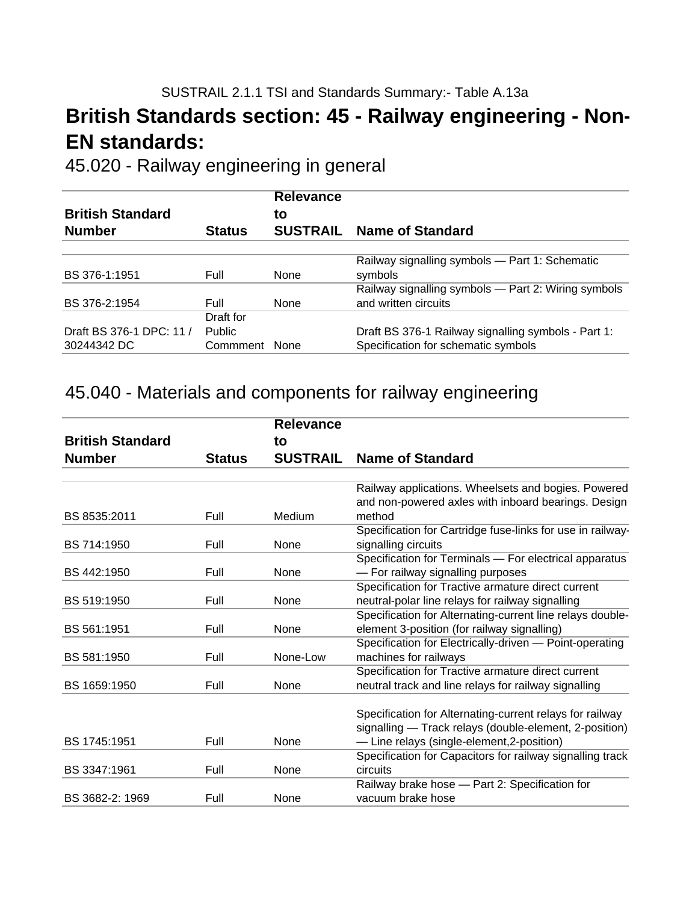SUSTRAIL 2.1.1 TSI and Standards Summary:- Table A.13a

# British Standards section: 45 - Railway engineering - Non-EN standards:

## 45.020 - Railway engineering in general

| British Standard Number | Status | Relevance to SUSTRAIL | Name of Standard |
|---|---|---|---|
| BS 376-1:1951 | Full | None | Railway signalling symbols — Part 1: Schematic symbols |
| BS 376-2:1954 | Full | None | Railway signalling symbols — Part 2: Wiring symbols and written circuits |
| Draft BS 376-1 DPC: 11 / 30244342 DC | Draft for Public Commment | None | Draft BS 376-1 Railway signalling symbols - Part 1: Specification for schematic symbols |

## 45.040 - Materials and components for railway engineering

| British Standard Number | Status | Relevance to SUSTRAIL | Name of Standard |
|---|---|---|---|
| BS 8535:2011 | Full | Medium | Railway applications. Wheelsets and bogies. Powered and non-powered axles with inboard bearings. Design method |
| BS 714:1950 | Full | None | Specification for Cartridge fuse-links for use in railway-signalling circuits |
| BS 442:1950 | Full | None | Specification for Terminals — For electrical apparatus — For railway signalling purposes |
| BS 519:1950 | Full | None | Specification for Tractive armature direct current neutral-polar line relays for railway signalling |
| BS 561:1951 | Full | None | Specification for Alternating-current line relays double-element 3-position (for railway signalling) |
| BS 581:1950 | Full | None-Low | Specification for Electrically-driven — Point-operating machines for railways |
| BS 1659:1950 | Full | None | Specification for Tractive armature direct current neutral track and line relays for railway signalling |
| BS 1745:1951 | Full | None | Specification for Alternating-current relays for railway signalling — Track relays (double-element, 2-position) — Line relays (single-element,2-position) |
| BS 3347:1961 | Full | None | Specification for Capacitors for railway signalling track circuits |
| BS 3682-2: 1969 | Full | None | Railway brake hose — Part 2: Specification for vacuum brake hose |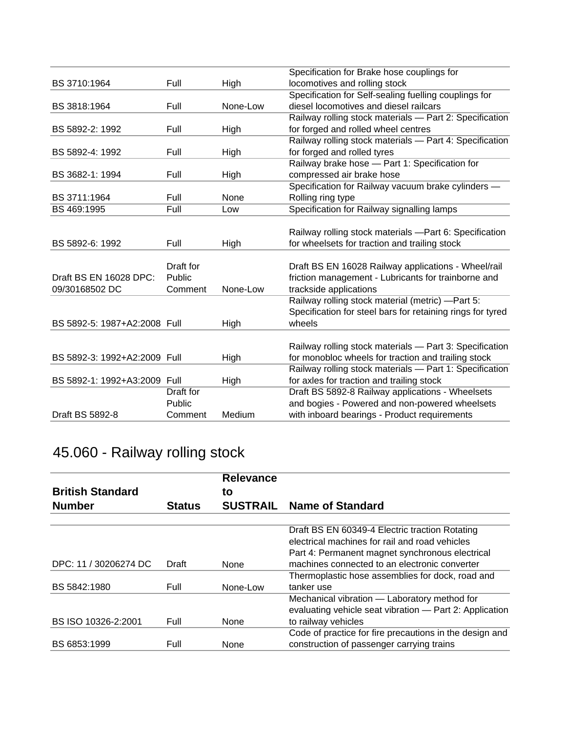| | | | |
|---|---|---|---|
| BS 3710:1964 | Full | High | Specification for Brake hose couplings for locomotives and rolling stock |
| BS 3818:1964 | Full | None-Low | Specification for Self-sealing fuelling couplings for diesel locomotives and diesel railcars |
| BS 5892-2: 1992 | Full | High | Railway rolling stock materials — Part 2: Specification for forged and rolled wheel centres |
| BS 5892-4: 1992 | Full | High | Railway rolling stock materials — Part 4: Specification for forged and rolled tyres |
| BS 3682-1: 1994 | Full | High | Railway brake hose — Part 1: Specification for compressed air brake hose |
| BS 3711:1964 | Full | None | Specification for Railway vacuum brake cylinders — Rolling ring type |
| BS 469:1995 | Full | Low | Specification for Railway signalling lamps |
| BS 5892-6: 1992 | Full | High | Railway rolling stock materials —Part 6: Specification for wheelsets for traction and trailing stock |
| Draft BS EN 16028 DPC: 09/30168502 DC | Draft for Public Comment | None-Low | Draft BS EN 16028 Railway applications - Wheel/rail friction management - Lubricants for trainborne and trackside applications |
| BS 5892-5: 1987+A2:2008 | Full | High | Railway rolling stock material (metric) —Part 5: Specification for steel bars for retaining rings for tyred wheels |
| BS 5892-3: 1992+A2:2009 | Full | High | Railway rolling stock materials — Part 3: Specification for monobloc wheels for traction and trailing stock |
| BS 5892-1: 1992+A3:2009 | Full | High | Railway rolling stock materials — Part 1: Specification for axles for traction and trailing stock |
| Draft BS 5892-8 | Draft for Public Comment | Medium | Draft BS 5892-8 Railway applications - Wheelsets and bogies - Powered and non-powered wheelsets with inboard bearings - Product requirements |

# 45.060 - Railway rolling stock

| British Standard Number | Status | Relevance to SUSTRAIL | Name of Standard |
|---|---|---|---|
| DPC: 11 / 30206274 DC | Draft | None | Draft BS EN 60349-4 Electric traction Rotating electrical machines for rail and road vehicles Part 4: Permanent magnet synchronous electrical machines connected to an electronic converter |
| BS 5842:1980 | Full | None-Low | Thermoplastic hose assemblies for dock, road and tanker use |
| BS ISO 10326-2:2001 | Full | None | Mechanical vibration — Laboratory method for evaluating vehicle seat vibration — Part 2: Application to railway vehicles |
| BS 6853:1999 | Full | None | Code of practice for fire precautions in the design and construction of passenger carrying trains |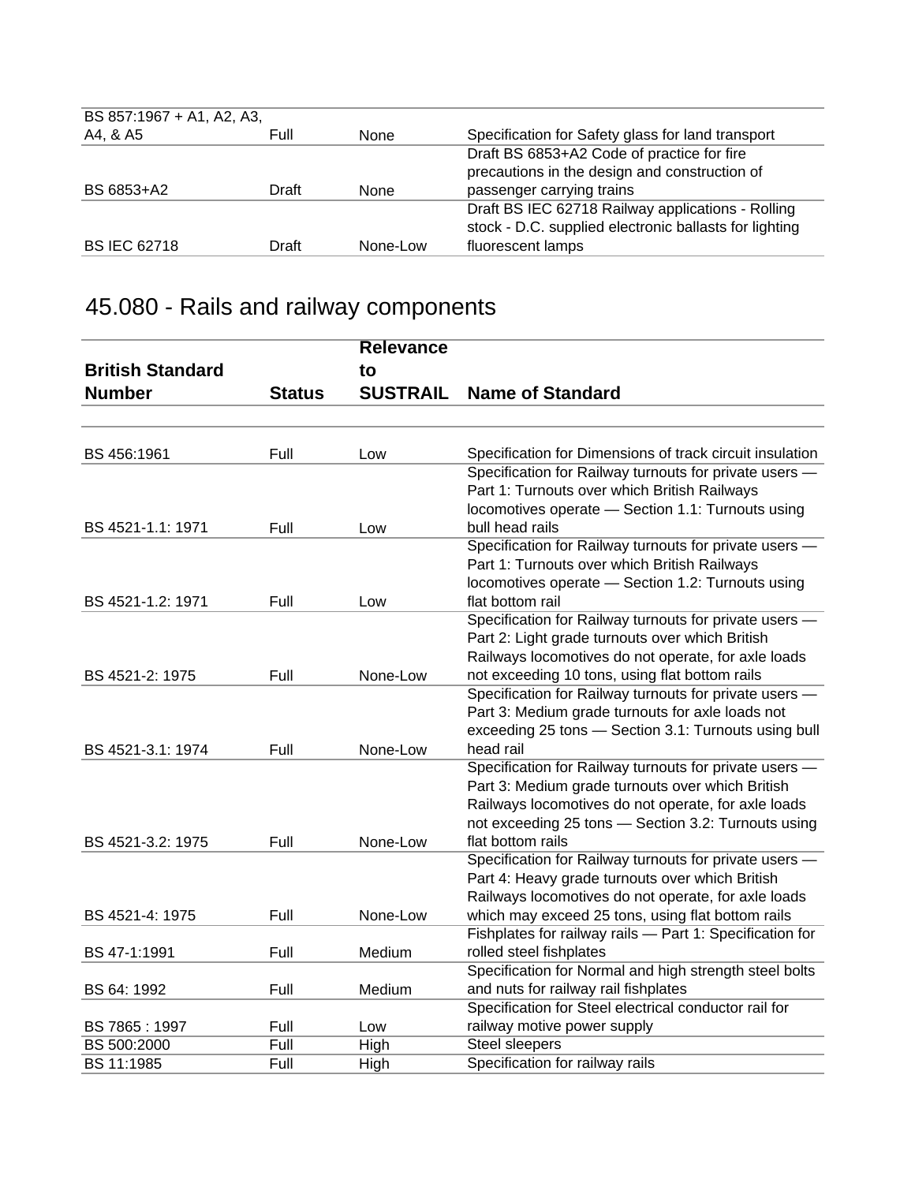| | | | |
|---|---|---|---|
| BS 857:1967 + A1, A2, A3, A4, & A5 | Full | None | Specification for Safety glass for land transport |
| BS 6853+A2 | Draft | None | Draft BS 6853+A2 Code of practice for fire precautions in the design and construction of passenger carrying trains |
| BS IEC 62718 | Draft | None-Low | Draft BS IEC 62718 Railway applications - Rolling stock - D.C. supplied electronic ballasts for lighting fluorescent lamps |

# 45.080 - Rails and railway components

| British Standard Number | Status | Relevance to SUSTRAIL | Name of Standard |
|---|---|---|---|
| BS 456:1961 | Full | Low | Specification for Dimensions of track circuit insulation |
| BS 4521-1.1: 1971 | Full | Low | Specification for Railway turnouts for private users — Part 1: Turnouts over which British Railways locomotives operate — Section 1.1: Turnouts using bull head rails |
| BS 4521-1.2: 1971 | Full | Low | Specification for Railway turnouts for private users — Part 1: Turnouts over which British Railways locomotives operate — Section 1.2: Turnouts using flat bottom rail |
| BS 4521-2: 1975 | Full | None-Low | Specification for Railway turnouts for private users — Part 2: Light grade turnouts over which British Railways locomotives do not operate, for axle loads not exceeding 10 tons, using flat bottom rails |
| BS 4521-3.1: 1974 | Full | None-Low | Specification for Railway turnouts for private users — Part 3: Medium grade turnouts for axle loads not exceeding 25 tons — Section 3.1: Turnouts using bull head rail |
| BS 4521-3.2: 1975 | Full | None-Low | Specification for Railway turnouts for private users — Part 3: Medium grade turnouts over which British Railways locomotives do not operate, for axle loads not exceeding 25 tons — Section 3.2: Turnouts using flat bottom rails |
| BS 4521-4: 1975 | Full | None-Low | Specification for Railway turnouts for private users — Part 4: Heavy grade turnouts over which British Railways locomotives do not operate, for axle loads which may exceed 25 tons, using flat bottom rails |
| BS 47-1:1991 | Full | Medium | Fishplates for railway rails — Part 1: Specification for rolled steel fishplates |
| BS 64: 1992 | Full | Medium | Specification for Normal and high strength steel bolts and nuts for railway rail fishplates |
| BS 7865 : 1997 | Full | Low | Specification for Steel electrical conductor rail for railway motive power supply |
| BS 500:2000 | Full | High | Steel sleepers |
| BS 11:1985 | Full | High | Specification for railway rails |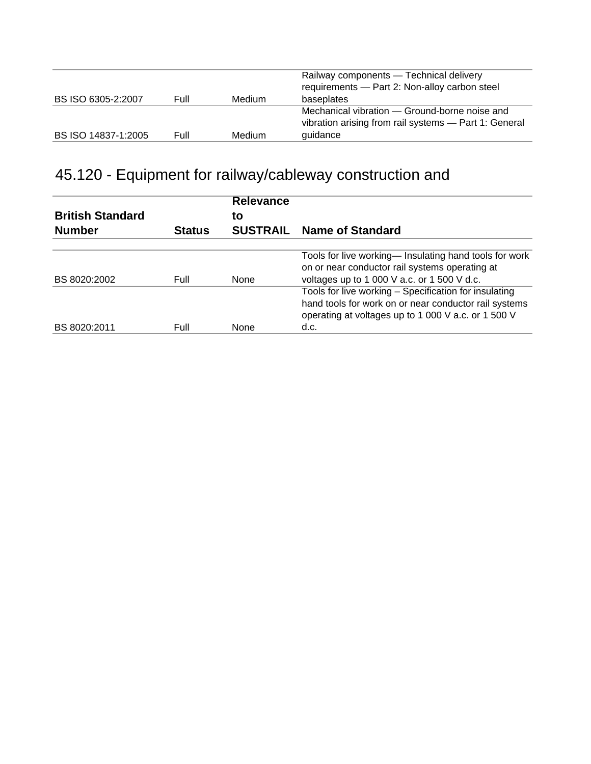| | | | |
|---|---|---|---|
| BS ISO 6305-2:2007 | Full | Medium | Railway components — Technical delivery requirements — Part 2: Non-alloy carbon steel baseplates |
| BS ISO 14837-1:2005 | Full | Medium | Mechanical vibration — Ground-borne noise and vibration arising from rail systems — Part 1: General guidance |

## 45.120 - Equipment for railway/cableway construction and

| British Standard Number | Status | Relevance to SUSTRAIL | Name of Standard |
|---|---|---|---|
| | | | |
| BS 8020:2002 | Full | None | Tools for live working— Insulating hand tools for work on or near conductor rail systems operating at voltages up to 1 000 V a.c. or 1 500 V d.c. |
| BS 8020:2011 | Full | None | Tools for live working – Specification for insulating hand tools for work on or near conductor rail systems operating at voltages up to 1 000 V a.c. or 1 500 V d.c. |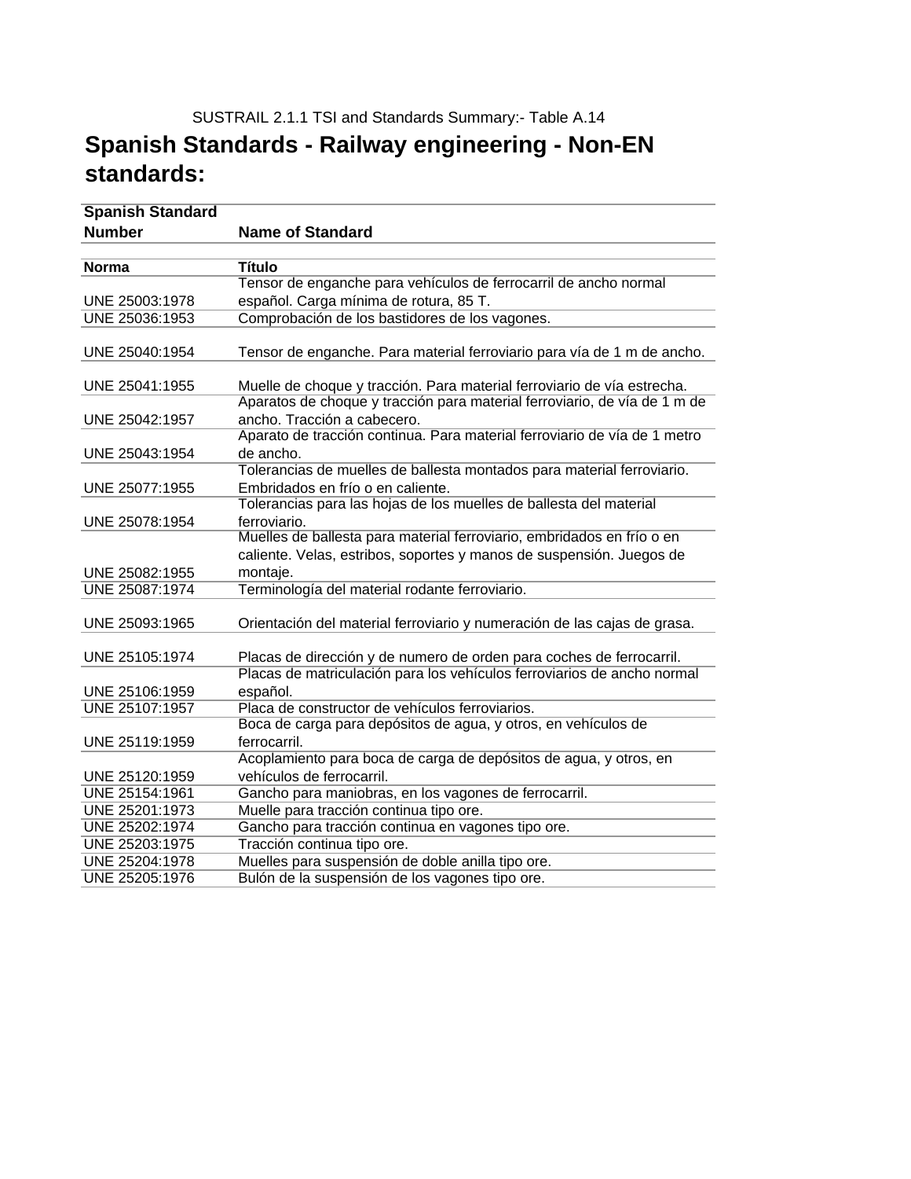SUSTRAIL 2.1.1 TSI and Standards Summary:- Table A.14

# Spanish Standards - Railway engineering - Non-EN standards:

| Spanish Standard Number | Name of Standard |
|---|---|
| **Norma** | **Título** |
| UNE 25003:1978 | Tensor de enganche para vehículos de ferrocarril de ancho normal español. Carga mínima de rotura, 85 T. |
| UNE 25036:1953 | Comprobación de los bastidores de los vagones. |
| UNE 25040:1954 | Tensor de enganche. Para material ferroviario para vía de 1 m de ancho. |
| UNE 25041:1955 | Muelle de choque y tracción. Para material ferroviario de vía estrecha. |
| UNE 25042:1957 | Aparatos de choque y tracción para material ferroviario, de vía de 1 m de ancho. Tracción a cabecero. |
| UNE 25043:1954 | Aparato de tracción continua. Para material ferroviario de vía de 1 metro de ancho. |
| UNE 25077:1955 | Tolerancias de muelles de ballesta montados para material ferroviario. Embridados en frío o en caliente. |
| UNE 25078:1954 | Tolerancias para las hojas de los muelles de ballesta del material ferroviario. |
| UNE 25082:1955 | Muelles de ballesta para material ferroviario, embridados en frío o en caliente. Velas, estribos, soportes y manos de suspensión. Juegos de montaje. |
| UNE 25087:1974 | Terminología del material rodante ferroviario. |
| UNE 25093:1965 | Orientación del material ferroviario y numeración de las cajas de grasa. |
| UNE 25105:1974 | Placas de dirección y de numero de orden para coches de ferrocarril. |
| UNE 25106:1959 | Placas de matriculación para los vehículos ferroviarios de ancho normal español. |
| UNE 25107:1957 | Placa de constructor de vehículos ferroviarios. |
| UNE 25119:1959 | Boca de carga para depósitos de agua, y otros, en vehículos de ferrocarril. |
| UNE 25120:1959 | Acoplamiento para boca de carga de depósitos de agua, y otros, en vehículos de ferrocarril. |
| UNE 25154:1961 | Gancho para maniobras, en los vagones de ferrocarril. |
| UNE 25201:1973 | Muelle para tracción continua tipo ore. |
| UNE 25202:1974 | Gancho para tracción continua en vagones tipo ore. |
| UNE 25203:1975 | Tracción continua tipo ore. |
| UNE 25204:1978 | Muelles para suspensión de doble anilla tipo ore. |
| UNE 25205:1976 | Bulón de la suspensión de los vagones tipo ore. |